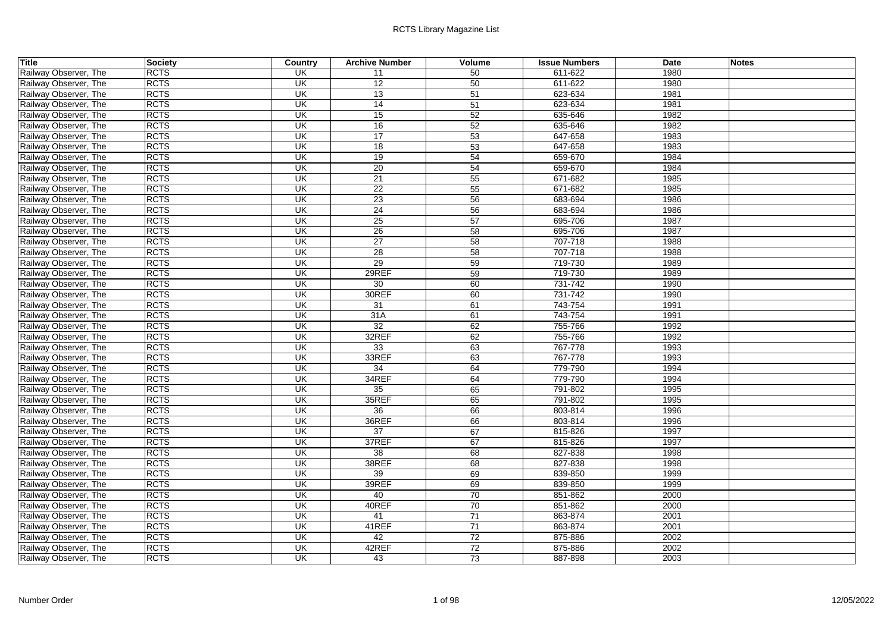| Title | Society | Country | Archive Number | Volume | Issue Numbers | Date | Notes |
|---|---|---|---|---|---|---|---|
| Railway Observer, The | RCTS | UK | 11 | 50 | 611-622 | 1980 | |
| Railway Observer, The | RCTS | UK | 12 | 50 | 611-622 | 1980 | |
| Railway Observer, The | RCTS | UK | 13 | 51 | 623-634 | 1981 | |
| Railway Observer, The | RCTS | UK | 14 | 51 | 623-634 | 1981 | |
| Railway Observer, The | RCTS | UK | 15 | 52 | 635-646 | 1982 | |
| Railway Observer, The | RCTS | UK | 16 | 52 | 635-646 | 1982 | |
| Railway Observer, The | RCTS | UK | 17 | 53 | 647-658 | 1983 | |
| Railway Observer, The | RCTS | UK | 18 | 53 | 647-658 | 1983 | |
| Railway Observer, The | RCTS | UK | 19 | 54 | 659-670 | 1984 | |
| Railway Observer, The | RCTS | UK | 20 | 54 | 659-670 | 1984 | |
| Railway Observer, The | RCTS | UK | 21 | 55 | 671-682 | 1985 | |
| Railway Observer, The | RCTS | UK | 22 | 55 | 671-682 | 1985 | |
| Railway Observer, The | RCTS | UK | 23 | 56 | 683-694 | 1986 | |
| Railway Observer, The | RCTS | UK | 24 | 56 | 683-694 | 1986 | |
| Railway Observer, The | RCTS | UK | 25 | 57 | 695-706 | 1987 | |
| Railway Observer, The | RCTS | UK | 26 | 58 | 695-706 | 1987 | |
| Railway Observer, The | RCTS | UK | 27 | 58 | 707-718 | 1988 | |
| Railway Observer, The | RCTS | UK | 28 | 58 | 707-718 | 1988 | |
| Railway Observer, The | RCTS | UK | 29 | 59 | 719-730 | 1989 | |
| Railway Observer, The | RCTS | UK | 29REF | 59 | 719-730 | 1989 | |
| Railway Observer, The | RCTS | UK | 30 | 60 | 731-742 | 1990 | |
| Railway Observer, The | RCTS | UK | 30REF | 60 | 731-742 | 1990 | |
| Railway Observer, The | RCTS | UK | 31 | 61 | 743-754 | 1991 | |
| Railway Observer, The | RCTS | UK | 31A | 61 | 743-754 | 1991 | |
| Railway Observer, The | RCTS | UK | 32 | 62 | 755-766 | 1992 | |
| Railway Observer, The | RCTS | UK | 32REF | 62 | 755-766 | 1992 | |
| Railway Observer, The | RCTS | UK | 33 | 63 | 767-778 | 1993 | |
| Railway Observer, The | RCTS | UK | 33REF | 63 | 767-778 | 1993 | |
| Railway Observer, The | RCTS | UK | 34 | 64 | 779-790 | 1994 | |
| Railway Observer, The | RCTS | UK | 34REF | 64 | 779-790 | 1994 | |
| Railway Observer, The | RCTS | UK | 35 | 65 | 791-802 | 1995 | |
| Railway Observer, The | RCTS | UK | 35REF | 65 | 791-802 | 1995 | |
| Railway Observer, The | RCTS | UK | 36 | 66 | 803-814 | 1996 | |
| Railway Observer, The | RCTS | UK | 36REF | 66 | 803-814 | 1996 | |
| Railway Observer, The | RCTS | UK | 37 | 67 | 815-826 | 1997 | |
| Railway Observer, The | RCTS | UK | 37REF | 67 | 815-826 | 1997 | |
| Railway Observer, The | RCTS | UK | 38 | 68 | 827-838 | 1998 | |
| Railway Observer, The | RCTS | UK | 38REF | 68 | 827-838 | 1998 | |
| Railway Observer, The | RCTS | UK | 39 | 69 | 839-850 | 1999 | |
| Railway Observer, The | RCTS | UK | 39REF | 69 | 839-850 | 1999 | |
| Railway Observer, The | RCTS | UK | 40 | 70 | 851-862 | 2000 | |
| Railway Observer, The | RCTS | UK | 40REF | 70 | 851-862 | 2000 | |
| Railway Observer, The | RCTS | UK | 41 | 71 | 863-874 | 2001 | |
| Railway Observer, The | RCTS | UK | 41REF | 71 | 863-874 | 2001 | |
| Railway Observer, The | RCTS | UK | 42 | 72 | 875-886 | 2002 | |
| Railway Observer, The | RCTS | UK | 42REF | 72 | 875-886 | 2002 | |
| Railway Observer, The | RCTS | UK | 43 | 73 | 887-898 | 2003 | |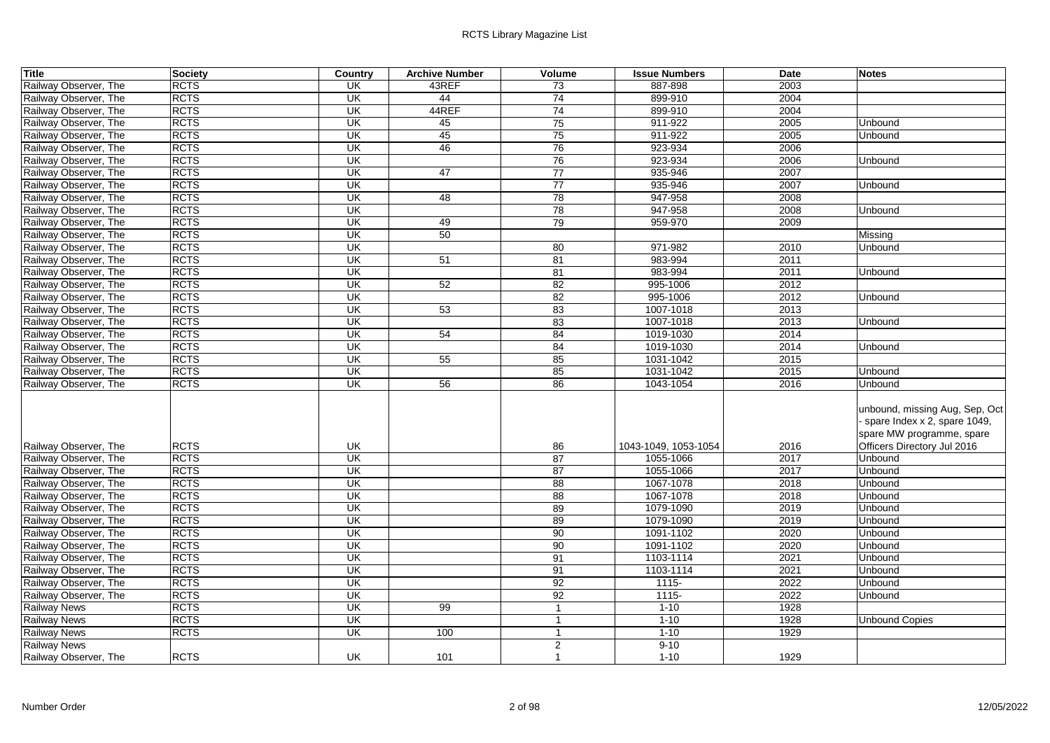| Title | Society | Country | Archive Number | Volume | Issue Numbers | Date | Notes |
|---|---|---|---|---|---|---|---|
| Railway Observer, The | RCTS | UK | 43REF | 73 | 887-898 | 2003 | |
| Railway Observer, The | RCTS | UK | 44 | 74 | 899-910 | 2004 | |
| Railway Observer, The | RCTS | UK | 44REF | 74 | 899-910 | 2004 | |
| Railway Observer, The | RCTS | UK | 45 | 75 | 911-922 | 2005 | Unbound |
| Railway Observer, The | RCTS | UK | 45 | 75 | 911-922 | 2005 | Unbound |
| Railway Observer, The | RCTS | UK | 46 | 76 | 923-934 | 2006 | |
| Railway Observer, The | RCTS | UK | | 76 | 923-934 | 2006 | Unbound |
| Railway Observer, The | RCTS | UK | 47 | 77 | 935-946 | 2007 | |
| Railway Observer, The | RCTS | UK | | 77 | 935-946 | 2007 | Unbound |
| Railway Observer, The | RCTS | UK | 48 | 78 | 947-958 | 2008 | |
| Railway Observer, The | RCTS | UK | | 78 | 947-958 | 2008 | Unbound |
| Railway Observer, The | RCTS | UK | 49 | 79 | 959-970 | 2009 | |
| Railway Observer, The | RCTS | UK | 50 | | | | Missing |
| Railway Observer, The | RCTS | UK | | 80 | 971-982 | 2010 | Unbound |
| Railway Observer, The | RCTS | UK | 51 | 81 | 983-994 | 2011 | |
| Railway Observer, The | RCTS | UK | | 81 | 983-994 | 2011 | Unbound |
| Railway Observer, The | RCTS | UK | 52 | 82 | 995-1006 | 2012 | |
| Railway Observer, The | RCTS | UK | | 82 | 995-1006 | 2012 | Unbound |
| Railway Observer, The | RCTS | UK | 53 | 83 | 1007-1018 | 2013 | |
| Railway Observer, The | RCTS | UK | | 83 | 1007-1018 | 2013 | Unbound |
| Railway Observer, The | RCTS | UK | 54 | 84 | 1019-1030 | 2014 | |
| Railway Observer, The | RCTS | UK | | 84 | 1019-1030 | 2014 | Unbound |
| Railway Observer, The | RCTS | UK | 55 | 85 | 1031-1042 | 2015 | |
| Railway Observer, The | RCTS | UK | | 85 | 1031-1042 | 2015 | Unbound |
| Railway Observer, The | RCTS | UK | 56 | 86 | 1043-1054 | 2016 | Unbound |
| Railway Observer, The | RCTS | UK | | 86 | 1043-1049, 1053-1054 | 2016 | unbound, missing Aug, Sep, Oct - spare Index x 2, spare 1049, spare MW programme, spare Officers Directory Jul 2016 |
| Railway Observer, The | RCTS | UK | | 87 | 1055-1066 | 2017 | Unbound |
| Railway Observer, The | RCTS | UK | | 87 | 1055-1066 | 2017 | Unbound |
| Railway Observer, The | RCTS | UK | | 88 | 1067-1078 | 2018 | Unbound |
| Railway Observer, The | RCTS | UK | | 88 | 1067-1078 | 2018 | Unbound |
| Railway Observer, The | RCTS | UK | | 89 | 1079-1090 | 2019 | Unbound |
| Railway Observer, The | RCTS | UK | | 89 | 1079-1090 | 2019 | Unbound |
| Railway Observer, The | RCTS | UK | | 90 | 1091-1102 | 2020 | Unbound |
| Railway Observer, The | RCTS | UK | | 90 | 1091-1102 | 2020 | Unbound |
| Railway Observer, The | RCTS | UK | | 91 | 1103-1114 | 2021 | Unbound |
| Railway Observer, The | RCTS | UK | | 91 | 1103-1114 | 2021 | Unbound |
| Railway Observer, The | RCTS | UK | | 92 | 1115- | 2022 | Unbound |
| Railway Observer, The | RCTS | UK | | 92 | 1115- | 2022 | Unbound |
| Railway News | RCTS | UK | 99 | 1 | 1-10 | 1928 | |
| Railway News | RCTS | UK | | 1 | 1-10 | 1928 | Unbound Copies |
| Railway News | RCTS | UK | 100 | 1 | 1-10 | 1929 | |
| Railway News<br>Railway Observer, The | RCTS | UK | 101 | 2<br>1 | 9-10<br>1-10 | 1929 | |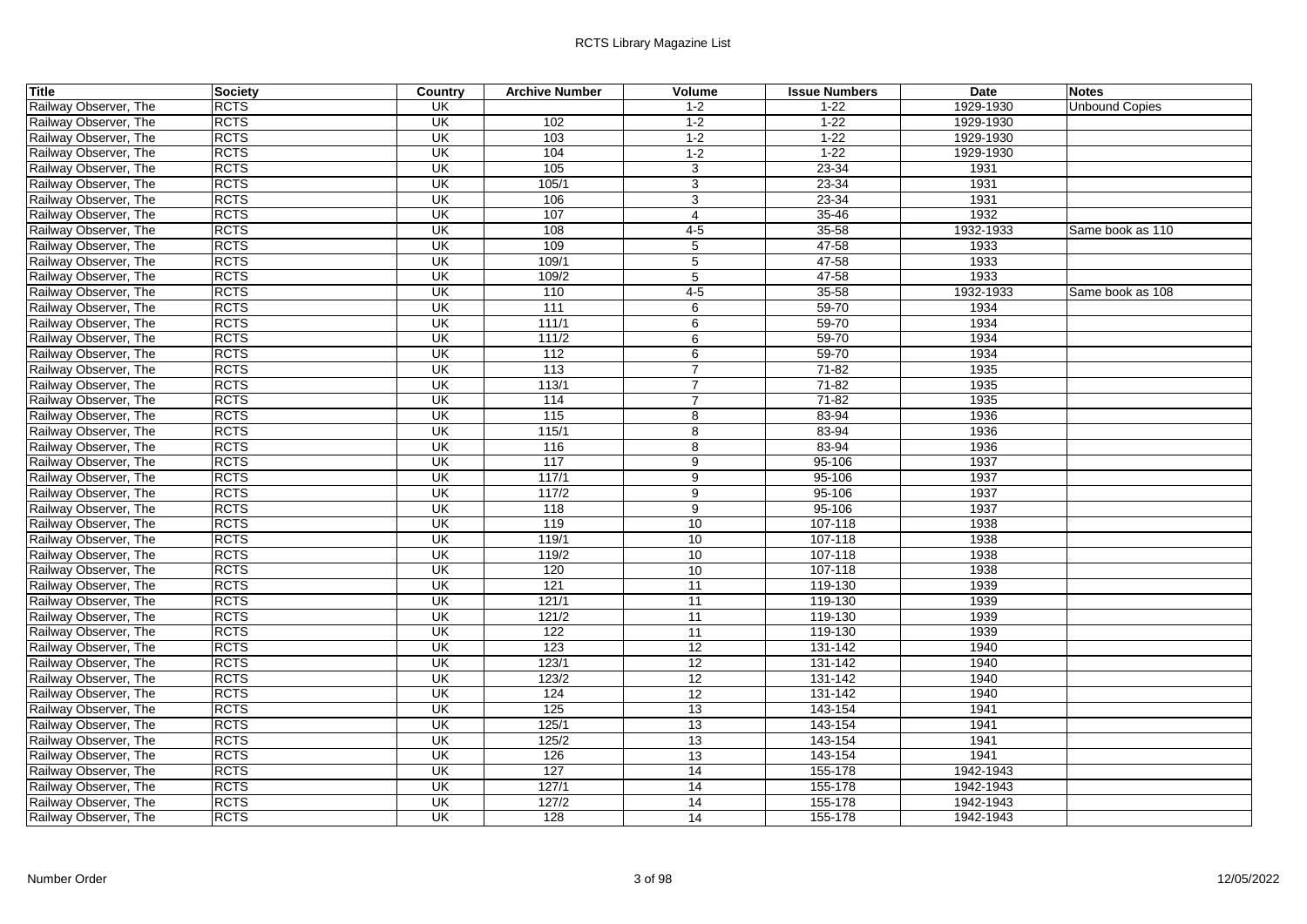| Title | Society | Country | Archive Number | Volume | Issue Numbers | Date | Notes |
|---|---|---|---|---|---|---|---|
| Railway Observer, The | RCTS | UK | | 1-2 | 1-22 | 1929-1930 | Unbound Copies |
| Railway Observer, The | RCTS | UK | 102 | 1-2 | 1-22 | 1929-1930 | |
| Railway Observer, The | RCTS | UK | 103 | 1-2 | 1-22 | 1929-1930 | |
| Railway Observer, The | RCTS | UK | 104 | 1-2 | 1-22 | 1929-1930 | |
| Railway Observer, The | RCTS | UK | 105 | 3 | 23-34 | 1931 | |
| Railway Observer, The | RCTS | UK | 105/1 | 3 | 23-34 | 1931 | |
| Railway Observer, The | RCTS | UK | 106 | 3 | 23-34 | 1931 | |
| Railway Observer, The | RCTS | UK | 107 | 4 | 35-46 | 1932 | |
| Railway Observer, The | RCTS | UK | 108 | 4-5 | 35-58 | 1932-1933 | Same book as 110 |
| Railway Observer, The | RCTS | UK | 109 | 5 | 47-58 | 1933 | |
| Railway Observer, The | RCTS | UK | 109/1 | 5 | 47-58 | 1933 | |
| Railway Observer, The | RCTS | UK | 109/2 | 5 | 47-58 | 1933 | |
| Railway Observer, The | RCTS | UK | 110 | 4-5 | 35-58 | 1932-1933 | Same book as 108 |
| Railway Observer, The | RCTS | UK | 111 | 6 | 59-70 | 1934 | |
| Railway Observer, The | RCTS | UK | 111/1 | 6 | 59-70 | 1934 | |
| Railway Observer, The | RCTS | UK | 111/2 | 6 | 59-70 | 1934 | |
| Railway Observer, The | RCTS | UK | 112 | 6 | 59-70 | 1934 | |
| Railway Observer, The | RCTS | UK | 113 | 7 | 71-82 | 1935 | |
| Railway Observer, The | RCTS | UK | 113/1 | 7 | 71-82 | 1935 | |
| Railway Observer, The | RCTS | UK | 114 | 7 | 71-82 | 1935 | |
| Railway Observer, The | RCTS | UK | 115 | 8 | 83-94 | 1936 | |
| Railway Observer, The | RCTS | UK | 115/1 | 8 | 83-94 | 1936 | |
| Railway Observer, The | RCTS | UK | 116 | 8 | 83-94 | 1936 | |
| Railway Observer, The | RCTS | UK | 117 | 9 | 95-106 | 1937 | |
| Railway Observer, The | RCTS | UK | 117/1 | 9 | 95-106 | 1937 | |
| Railway Observer, The | RCTS | UK | 117/2 | 9 | 95-106 | 1937 | |
| Railway Observer, The | RCTS | UK | 118 | 9 | 95-106 | 1937 | |
| Railway Observer, The | RCTS | UK | 119 | 10 | 107-118 | 1938 | |
| Railway Observer, The | RCTS | UK | 119/1 | 10 | 107-118 | 1938 | |
| Railway Observer, The | RCTS | UK | 119/2 | 10 | 107-118 | 1938 | |
| Railway Observer, The | RCTS | UK | 120 | 10 | 107-118 | 1938 | |
| Railway Observer, The | RCTS | UK | 121 | 11 | 119-130 | 1939 | |
| Railway Observer, The | RCTS | UK | 121/1 | 11 | 119-130 | 1939 | |
| Railway Observer, The | RCTS | UK | 121/2 | 11 | 119-130 | 1939 | |
| Railway Observer, The | RCTS | UK | 122 | 11 | 119-130 | 1939 | |
| Railway Observer, The | RCTS | UK | 123 | 12 | 131-142 | 1940 | |
| Railway Observer, The | RCTS | UK | 123/1 | 12 | 131-142 | 1940 | |
| Railway Observer, The | RCTS | UK | 123/2 | 12 | 131-142 | 1940 | |
| Railway Observer, The | RCTS | UK | 124 | 12 | 131-142 | 1940 | |
| Railway Observer, The | RCTS | UK | 125 | 13 | 143-154 | 1941 | |
| Railway Observer, The | RCTS | UK | 125/1 | 13 | 143-154 | 1941 | |
| Railway Observer, The | RCTS | UK | 125/2 | 13 | 143-154 | 1941 | |
| Railway Observer, The | RCTS | UK | 126 | 13 | 143-154 | 1941 | |
| Railway Observer, The | RCTS | UK | 127 | 14 | 155-178 | 1942-1943 | |
| Railway Observer, The | RCTS | UK | 127/1 | 14 | 155-178 | 1942-1943 | |
| Railway Observer, The | RCTS | UK | 127/2 | 14 | 155-178 | 1942-1943 | |
| Railway Observer, The | RCTS | UK | 128 | 14 | 155-178 | 1942-1943 | |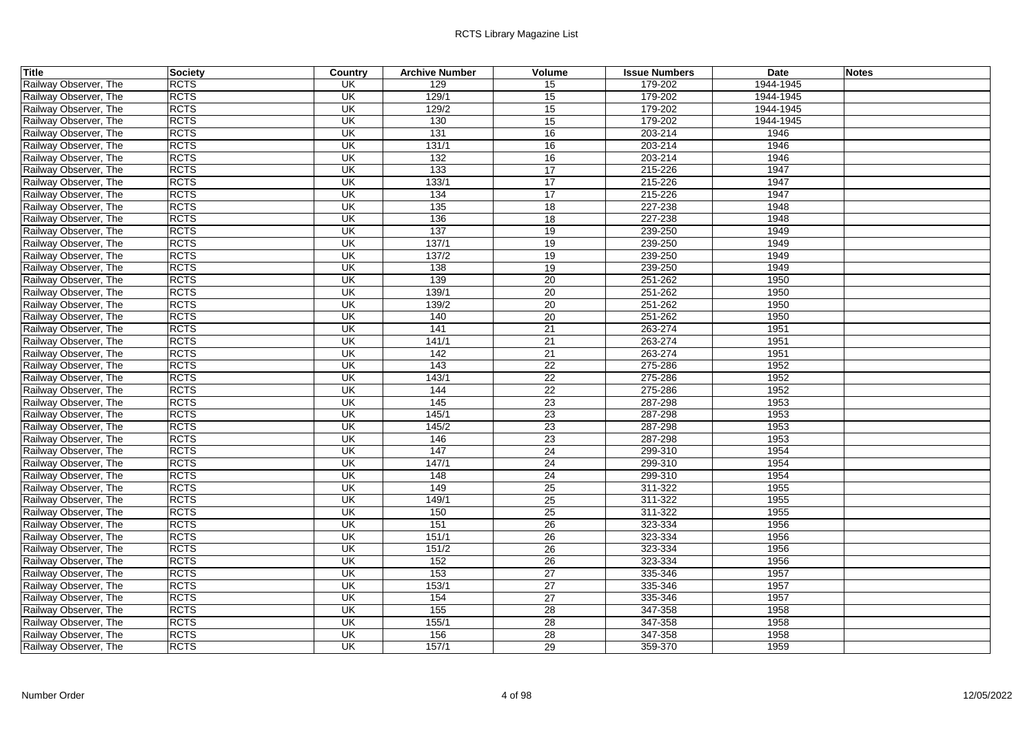| Title | Society | Country | Archive Number | Volume | Issue Numbers | Date | Notes |
|---|---|---|---|---|---|---|---|
| Railway Observer, The | RCTS | UK | 129 | 15 | 179-202 | 1944-1945 | |
| Railway Observer, The | RCTS | UK | 129/1 | 15 | 179-202 | 1944-1945 | |
| Railway Observer, The | RCTS | UK | 129/2 | 15 | 179-202 | 1944-1945 | |
| Railway Observer, The | RCTS | UK | 130 | 15 | 179-202 | 1944-1945 | |
| Railway Observer, The | RCTS | UK | 131 | 16 | 203-214 | 1946 | |
| Railway Observer, The | RCTS | UK | 131/1 | 16 | 203-214 | 1946 | |
| Railway Observer, The | RCTS | UK | 132 | 16 | 203-214 | 1946 | |
| Railway Observer, The | RCTS | UK | 133 | 17 | 215-226 | 1947 | |
| Railway Observer, The | RCTS | UK | 133/1 | 17 | 215-226 | 1947 | |
| Railway Observer, The | RCTS | UK | 134 | 17 | 215-226 | 1947 | |
| Railway Observer, The | RCTS | UK | 135 | 18 | 227-238 | 1948 | |
| Railway Observer, The | RCTS | UK | 136 | 18 | 227-238 | 1948 | |
| Railway Observer, The | RCTS | UK | 137 | 19 | 239-250 | 1949 | |
| Railway Observer, The | RCTS | UK | 137/1 | 19 | 239-250 | 1949 | |
| Railway Observer, The | RCTS | UK | 137/2 | 19 | 239-250 | 1949 | |
| Railway Observer, The | RCTS | UK | 138 | 19 | 239-250 | 1949 | |
| Railway Observer, The | RCTS | UK | 139 | 20 | 251-262 | 1950 | |
| Railway Observer, The | RCTS | UK | 139/1 | 20 | 251-262 | 1950 | |
| Railway Observer, The | RCTS | UK | 139/2 | 20 | 251-262 | 1950 | |
| Railway Observer, The | RCTS | UK | 140 | 20 | 251-262 | 1950 | |
| Railway Observer, The | RCTS | UK | 141 | 21 | 263-274 | 1951 | |
| Railway Observer, The | RCTS | UK | 141/1 | 21 | 263-274 | 1951 | |
| Railway Observer, The | RCTS | UK | 142 | 21 | 263-274 | 1951 | |
| Railway Observer, The | RCTS | UK | 143 | 22 | 275-286 | 1952 | |
| Railway Observer, The | RCTS | UK | 143/1 | 22 | 275-286 | 1952 | |
| Railway Observer, The | RCTS | UK | 144 | 22 | 275-286 | 1952 | |
| Railway Observer, The | RCTS | UK | 145 | 23 | 287-298 | 1953 | |
| Railway Observer, The | RCTS | UK | 145/1 | 23 | 287-298 | 1953 | |
| Railway Observer, The | RCTS | UK | 145/2 | 23 | 287-298 | 1953 | |
| Railway Observer, The | RCTS | UK | 146 | 23 | 287-298 | 1953 | |
| Railway Observer, The | RCTS | UK | 147 | 24 | 299-310 | 1954 | |
| Railway Observer, The | RCTS | UK | 147/1 | 24 | 299-310 | 1954 | |
| Railway Observer, The | RCTS | UK | 148 | 24 | 299-310 | 1954 | |
| Railway Observer, The | RCTS | UK | 149 | 25 | 311-322 | 1955 | |
| Railway Observer, The | RCTS | UK | 149/1 | 25 | 311-322 | 1955 | |
| Railway Observer, The | RCTS | UK | 150 | 25 | 311-322 | 1955 | |
| Railway Observer, The | RCTS | UK | 151 | 26 | 323-334 | 1956 | |
| Railway Observer, The | RCTS | UK | 151/1 | 26 | 323-334 | 1956 | |
| Railway Observer, The | RCTS | UK | 151/2 | 26 | 323-334 | 1956 | |
| Railway Observer, The | RCTS | UK | 152 | 26 | 323-334 | 1956 | |
| Railway Observer, The | RCTS | UK | 153 | 27 | 335-346 | 1957 | |
| Railway Observer, The | RCTS | UK | 153/1 | 27 | 335-346 | 1957 | |
| Railway Observer, The | RCTS | UK | 154 | 27 | 335-346 | 1957 | |
| Railway Observer, The | RCTS | UK | 155 | 28 | 347-358 | 1958 | |
| Railway Observer, The | RCTS | UK | 155/1 | 28 | 347-358 | 1958 | |
| Railway Observer, The | RCTS | UK | 156 | 28 | 347-358 | 1958 | |
| Railway Observer, The | RCTS | UK | 157/1 | 29 | 359-370 | 1959 | |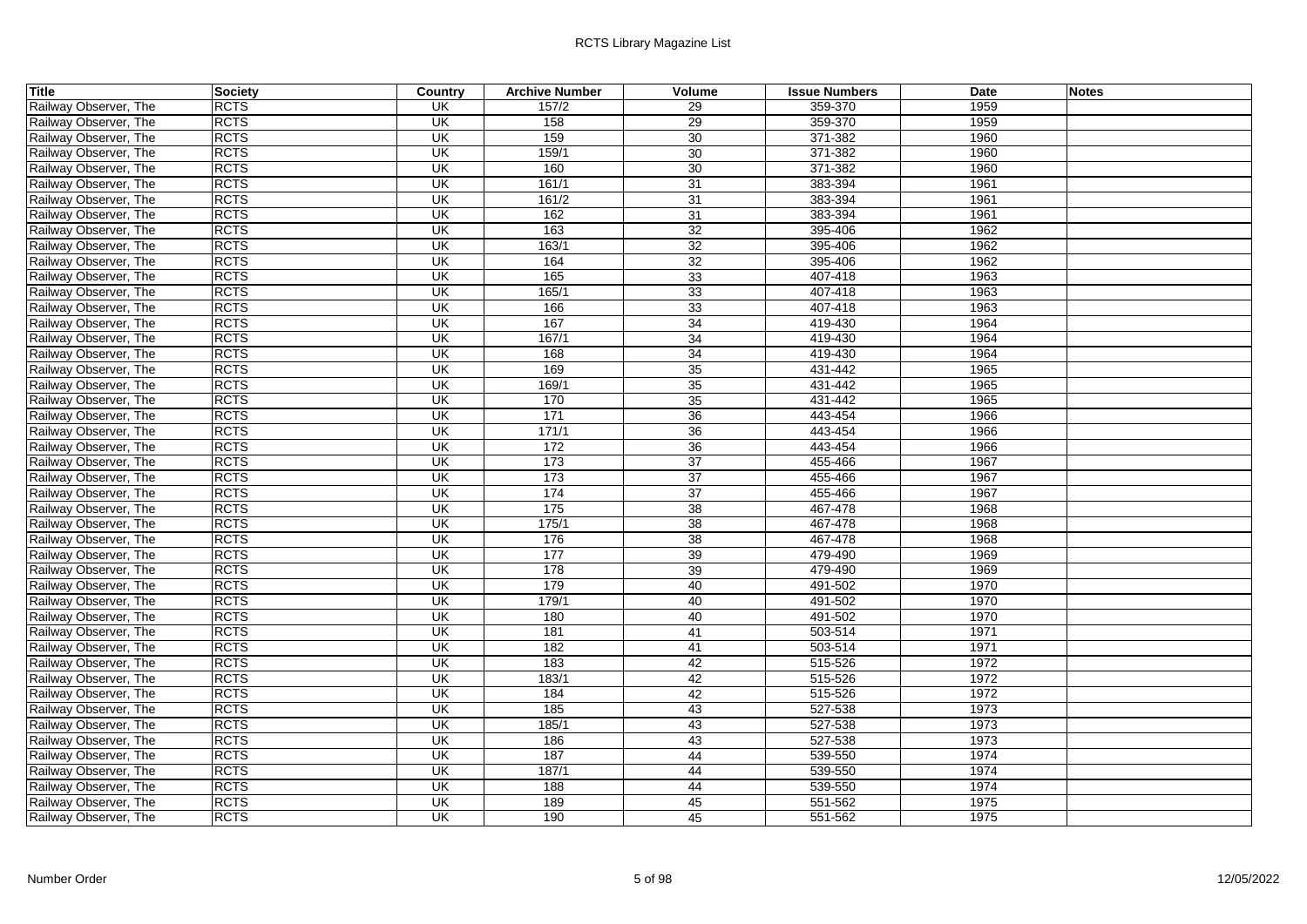| Title | Society | Country | Archive Number | Volume | Issue Numbers | Date | Notes |
|---|---|---|---|---|---|---|---|
| Railway Observer, The | RCTS | UK | 157/2 | 29 | 359-370 | 1959 | |
| Railway Observer, The | RCTS | UK | 158 | 29 | 359-370 | 1959 | |
| Railway Observer, The | RCTS | UK | 159 | 30 | 371-382 | 1960 | |
| Railway Observer, The | RCTS | UK | 159/1 | 30 | 371-382 | 1960 | |
| Railway Observer, The | RCTS | UK | 160 | 30 | 371-382 | 1960 | |
| Railway Observer, The | RCTS | UK | 161/1 | 31 | 383-394 | 1961 | |
| Railway Observer, The | RCTS | UK | 161/2 | 31 | 383-394 | 1961 | |
| Railway Observer, The | RCTS | UK | 162 | 31 | 383-394 | 1961 | |
| Railway Observer, The | RCTS | UK | 163 | 32 | 395-406 | 1962 | |
| Railway Observer, The | RCTS | UK | 163/1 | 32 | 395-406 | 1962 | |
| Railway Observer, The | RCTS | UK | 164 | 32 | 395-406 | 1962 | |
| Railway Observer, The | RCTS | UK | 165 | 33 | 407-418 | 1963 | |
| Railway Observer, The | RCTS | UK | 165/1 | 33 | 407-418 | 1963 | |
| Railway Observer, The | RCTS | UK | 166 | 33 | 407-418 | 1963 | |
| Railway Observer, The | RCTS | UK | 167 | 34 | 419-430 | 1964 | |
| Railway Observer, The | RCTS | UK | 167/1 | 34 | 419-430 | 1964 | |
| Railway Observer, The | RCTS | UK | 168 | 34 | 419-430 | 1964 | |
| Railway Observer, The | RCTS | UK | 169 | 35 | 431-442 | 1965 | |
| Railway Observer, The | RCTS | UK | 169/1 | 35 | 431-442 | 1965 | |
| Railway Observer, The | RCTS | UK | 170 | 35 | 431-442 | 1965 | |
| Railway Observer, The | RCTS | UK | 171 | 36 | 443-454 | 1966 | |
| Railway Observer, The | RCTS | UK | 171/1 | 36 | 443-454 | 1966 | |
| Railway Observer, The | RCTS | UK | 172 | 36 | 443-454 | 1966 | |
| Railway Observer, The | RCTS | UK | 173 | 37 | 455-466 | 1967 | |
| Railway Observer, The | RCTS | UK | 173 | 37 | 455-466 | 1967 | |
| Railway Observer, The | RCTS | UK | 174 | 37 | 455-466 | 1967 | |
| Railway Observer, The | RCTS | UK | 175 | 38 | 467-478 | 1968 | |
| Railway Observer, The | RCTS | UK | 175/1 | 38 | 467-478 | 1968 | |
| Railway Observer, The | RCTS | UK | 176 | 38 | 467-478 | 1968 | |
| Railway Observer, The | RCTS | UK | 177 | 39 | 479-490 | 1969 | |
| Railway Observer, The | RCTS | UK | 178 | 39 | 479-490 | 1969 | |
| Railway Observer, The | RCTS | UK | 179 | 40 | 491-502 | 1970 | |
| Railway Observer, The | RCTS | UK | 179/1 | 40 | 491-502 | 1970 | |
| Railway Observer, The | RCTS | UK | 180 | 40 | 491-502 | 1970 | |
| Railway Observer, The | RCTS | UK | 181 | 41 | 503-514 | 1971 | |
| Railway Observer, The | RCTS | UK | 182 | 41 | 503-514 | 1971 | |
| Railway Observer, The | RCTS | UK | 183 | 42 | 515-526 | 1972 | |
| Railway Observer, The | RCTS | UK | 183/1 | 42 | 515-526 | 1972 | |
| Railway Observer, The | RCTS | UK | 184 | 42 | 515-526 | 1972 | |
| Railway Observer, The | RCTS | UK | 185 | 43 | 527-538 | 1973 | |
| Railway Observer, The | RCTS | UK | 185/1 | 43 | 527-538 | 1973 | |
| Railway Observer, The | RCTS | UK | 186 | 43 | 527-538 | 1973 | |
| Railway Observer, The | RCTS | UK | 187 | 44 | 539-550 | 1974 | |
| Railway Observer, The | RCTS | UK | 187/1 | 44 | 539-550 | 1974 | |
| Railway Observer, The | RCTS | UK | 188 | 44 | 539-550 | 1974 | |
| Railway Observer, The | RCTS | UK | 189 | 45 | 551-562 | 1975 | |
| Railway Observer, The | RCTS | UK | 190 | 45 | 551-562 | 1975 | |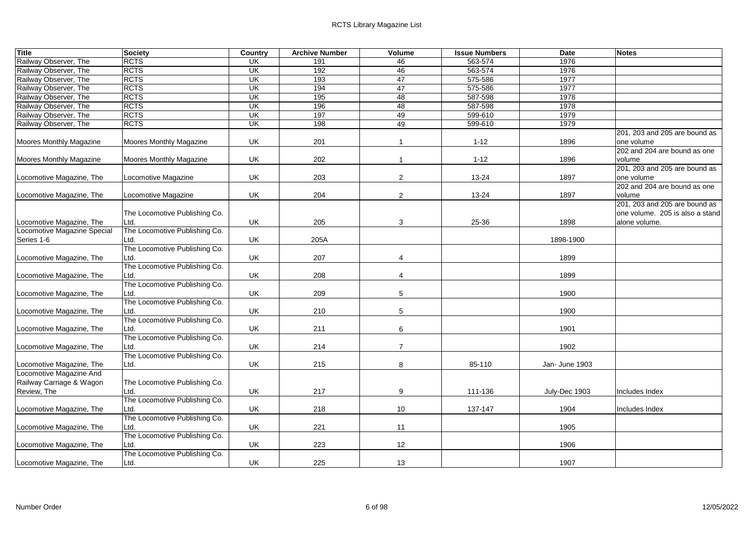| Title | Society | Country | Archive Number | Volume | Issue Numbers | Date | Notes |
|---|---|---|---|---|---|---|---|
| Railway Observer, The | RCTS | UK | 191 | 46 | 563-574 | 1976 | |
| Railway Observer, The | RCTS | UK | 192 | 46 | 563-574 | 1976 | |
| Railway Observer, The | RCTS | UK | 193 | 47 | 575-586 | 1977 | |
| Railway Observer, The | RCTS | UK | 194 | 47 | 575-586 | 1977 | |
| Railway Observer, The | RCTS | UK | 195 | 48 | 587-598 | 1978 | |
| Railway Observer, The | RCTS | UK | 196 | 48 | 587-598 | 1978 | |
| Railway Observer, The | RCTS | UK | 197 | 49 | 599-610 | 1979 | |
| Railway Observer, The | RCTS | UK | 198 | 49 | 599-610 | 1979 | |
| Moores Monthly Magazine | Moores Monthly Magazine | UK | 201 | 1 | 1-12 | 1896 | 201, 203 and 205 are bound as one volume |
| Moores Monthly Magazine | Moores Monthly Magazine | UK | 202 | 1 | 1-12 | 1896 | 202 and 204 are bound as one volume |
| Locomotive Magazine, The | Locomotive Magazine | UK | 203 | 2 | 13-24 | 1897 | 201, 203 and 205 are bound as one volume |
| Locomotive Magazine, The | Locomotive Magazine | UK | 204 | 2 | 13-24 | 1897 | 202 and 204 are bound as one volume |
| Locomotive Magazine, The | The Locomotive Publishing Co. Ltd. | UK | 205 | 3 | 25-36 | 1898 | 201, 203 and 205 are bound as one volume. 205 is also a stand alone volume. |
| Locomotive Magazine Special Series 1-6 | The Locomotive Publishing Co. Ltd. | UK | 205A | | | 1898-1900 | |
| Locomotive Magazine, The | The Locomotive Publishing Co. Ltd. | UK | 207 | 4 | | 1899 | |
| Locomotive Magazine, The | The Locomotive Publishing Co. Ltd. | UK | 208 | 4 | | 1899 | |
| Locomotive Magazine, The | The Locomotive Publishing Co. Ltd. | UK | 209 | 5 | | 1900 | |
| Locomotive Magazine, The | The Locomotive Publishing Co. Ltd. | UK | 210 | 5 | | 1900 | |
| Locomotive Magazine, The | The Locomotive Publishing Co. Ltd. | UK | 211 | 6 | | 1901 | |
| Locomotive Magazine, The | The Locomotive Publishing Co. Ltd. | UK | 214 | 7 | | 1902 | |
| Locomotive Magazine, The | The Locomotive Publishing Co. Ltd. | UK | 215 | 8 | 85-110 | Jan- June 1903 | |
| Locomotive Magazine And Railway Carriage & Wagon Review, The | The Locomotive Publishing Co. Ltd. | UK | 217 | 9 | 111-136 | July-Dec 1903 | Includes Index |
| Locomotive Magazine, The | The Locomotive Publishing Co. Ltd. | UK | 218 | 10 | 137-147 | 1904 | Includes Index |
| Locomotive Magazine, The | The Locomotive Publishing Co. Ltd. | UK | 221 | 11 | | 1905 | |
| Locomotive Magazine, The | The Locomotive Publishing Co. Ltd. | UK | 223 | 12 | | 1906 | |
| Locomotive Magazine, The | The Locomotive Publishing Co. Ltd. | UK | 225 | 13 | | 1907 | |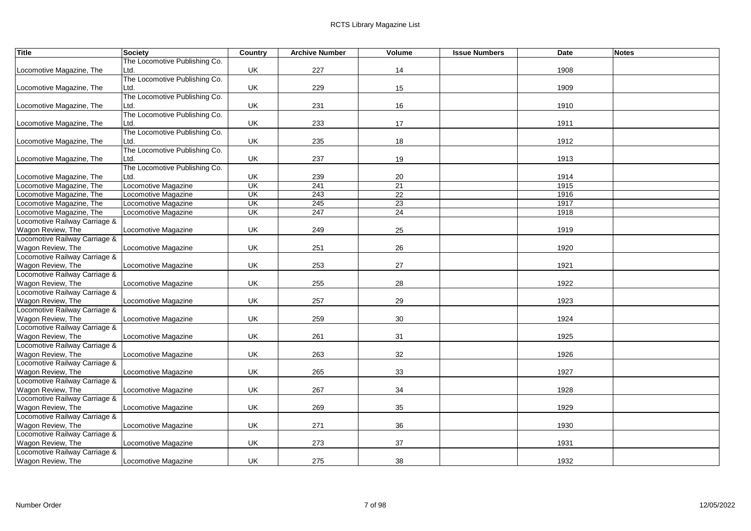| Title | Society | Country | Archive Number | Volume | Issue Numbers | Date | Notes |
| --- | --- | --- | --- | --- | --- | --- | --- |
| Locomotive Magazine, The | The Locomotive Publishing Co. Ltd. | UK | 227 | 14 | | 1908 | |
| Locomotive Magazine, The | The Locomotive Publishing Co. Ltd. | UK | 229 | 15 | | 1909 | |
| Locomotive Magazine, The | The Locomotive Publishing Co. Ltd. | UK | 231 | 16 | | 1910 | |
| Locomotive Magazine, The | The Locomotive Publishing Co. Ltd. | UK | 233 | 17 | | 1911 | |
| Locomotive Magazine, The | The Locomotive Publishing Co. Ltd. | UK | 235 | 18 | | 1912 | |
| Locomotive Magazine, The | The Locomotive Publishing Co. Ltd. | UK | 237 | 19 | | 1913 | |
| Locomotive Magazine, The | The Locomotive Publishing Co. Ltd. | UK | 239 | 20 | | 1914 | |
| Locomotive Magazine, The | Locomotive Magazine | UK | 241 | 21 | | 1915 | |
| Locomotive Magazine, The | Locomotive Magazine | UK | 243 | 22 | | 1916 | |
| Locomotive Magazine, The | Locomotive Magazine | UK | 245 | 23 | | 1917 | |
| Locomotive Magazine, The | Locomotive Magazine | UK | 247 | 24 | | 1918 | |
| Locomotive Railway Carriage & Wagon Review, The | Locomotive Magazine | UK | 249 | 25 | | 1919 | |
| Locomotive Railway Carriage & Wagon Review, The | Locomotive Magazine | UK | 251 | 26 | | 1920 | |
| Locomotive Railway Carriage & Wagon Review, The | Locomotive Magazine | UK | 253 | 27 | | 1921 | |
| Locomotive Railway Carriage & Wagon Review, The | Locomotive Magazine | UK | 255 | 28 | | 1922 | |
| Locomotive Railway Carriage & Wagon Review, The | Locomotive Magazine | UK | 257 | 29 | | 1923 | |
| Locomotive Railway Carriage & Wagon Review, The | Locomotive Magazine | UK | 259 | 30 | | 1924 | |
| Locomotive Railway Carriage & Wagon Review, The | Locomotive Magazine | UK | 261 | 31 | | 1925 | |
| Locomotive Railway Carriage & Wagon Review, The | Locomotive Magazine | UK | 263 | 32 | | 1926 | |
| Locomotive Railway Carriage & Wagon Review, The | Locomotive Magazine | UK | 265 | 33 | | 1927 | |
| Locomotive Railway Carriage & Wagon Review, The | Locomotive Magazine | UK | 267 | 34 | | 1928 | |
| Locomotive Railway Carriage & Wagon Review, The | Locomotive Magazine | UK | 269 | 35 | | 1929 | |
| Locomotive Railway Carriage & Wagon Review, The | Locomotive Magazine | UK | 271 | 36 | | 1930 | |
| Locomotive Railway Carriage & Wagon Review, The | Locomotive Magazine | UK | 273 | 37 | | 1931 | |
| Locomotive Railway Carriage & Wagon Review, The | Locomotive Magazine | UK | 275 | 38 | | 1932 | |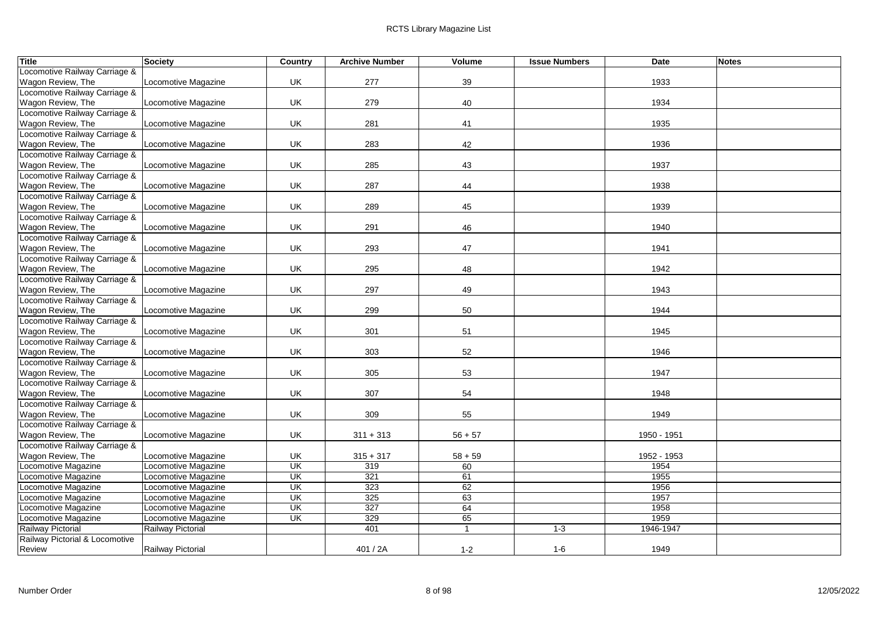| Title | Society | Country | Archive Number | Volume | Issue Numbers | Date | Notes |
|---|---|---|---|---|---|---|---|
| Locomotive Railway Carriage & Wagon Review, The | Locomotive Magazine | UK | 277 | 39 | | 1933 | |
| Locomotive Railway Carriage & Wagon Review, The | Locomotive Magazine | UK | 279 | 40 | | 1934 | |
| Locomotive Railway Carriage & Wagon Review, The | Locomotive Magazine | UK | 281 | 41 | | 1935 | |
| Locomotive Railway Carriage & Wagon Review, The | Locomotive Magazine | UK | 283 | 42 | | 1936 | |
| Locomotive Railway Carriage & Wagon Review, The | Locomotive Magazine | UK | 285 | 43 | | 1937 | |
| Locomotive Railway Carriage & Wagon Review, The | Locomotive Magazine | UK | 287 | 44 | | 1938 | |
| Locomotive Railway Carriage & Wagon Review, The | Locomotive Magazine | UK | 289 | 45 | | 1939 | |
| Locomotive Railway Carriage & Wagon Review, The | Locomotive Magazine | UK | 291 | 46 | | 1940 | |
| Locomotive Railway Carriage & Wagon Review, The | Locomotive Magazine | UK | 293 | 47 | | 1941 | |
| Locomotive Railway Carriage & Wagon Review, The | Locomotive Magazine | UK | 295 | 48 | | 1942 | |
| Locomotive Railway Carriage & Wagon Review, The | Locomotive Magazine | UK | 297 | 49 | | 1943 | |
| Locomotive Railway Carriage & Wagon Review, The | Locomotive Magazine | UK | 299 | 50 | | 1944 | |
| Locomotive Railway Carriage & Wagon Review, The | Locomotive Magazine | UK | 301 | 51 | | 1945 | |
| Locomotive Railway Carriage & Wagon Review, The | Locomotive Magazine | UK | 303 | 52 | | 1946 | |
| Locomotive Railway Carriage & Wagon Review, The | Locomotive Magazine | UK | 305 | 53 | | 1947 | |
| Locomotive Railway Carriage & Wagon Review, The | Locomotive Magazine | UK | 307 | 54 | | 1948 | |
| Locomotive Railway Carriage & Wagon Review, The | Locomotive Magazine | UK | 309 | 55 | | 1949 | |
| Locomotive Railway Carriage & Wagon Review, The | Locomotive Magazine | UK | 311 + 313 | 56 + 57 | | 1950 - 1951 | |
| Locomotive Railway Carriage & Wagon Review, The | Locomotive Magazine | UK | 315 + 317 | 58 + 59 | | 1952 - 1953 | |
| Locomotive Magazine | Locomotive Magazine | UK | 319 | 60 | | 1954 | |
| Locomotive Magazine | Locomotive Magazine | UK | 321 | 61 | | 1955 | |
| Locomotive Magazine | Locomotive Magazine | UK | 323 | 62 | | 1956 | |
| Locomotive Magazine | Locomotive Magazine | UK | 325 | 63 | | 1957 | |
| Locomotive Magazine | Locomotive Magazine | UK | 327 | 64 | | 1958 | |
| Locomotive Magazine | Locomotive Magazine | UK | 329 | 65 | | 1959 | |
| Railway Pictorial | Railway Pictorial | | 401 | 1 | 1-3 | 1946-1947 | |
| Railway Pictorial & Locomotive Review | Railway Pictorial | | 401 / 2A | 1-2 | 1-6 | 1949 | |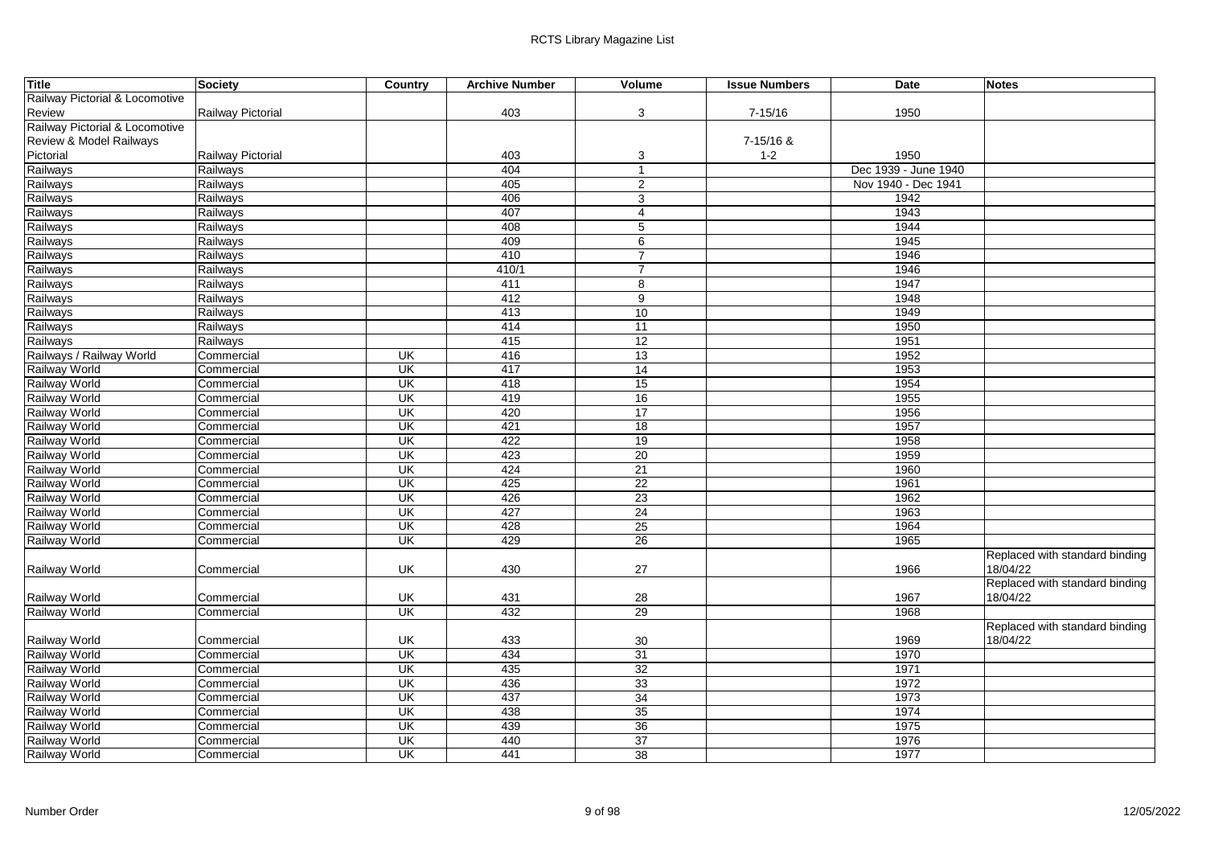| Title | Society | Country | Archive Number | Volume | Issue Numbers | Date | Notes |
|---|---|---|---|---|---|---|---|
| Railway Pictorial & Locomotive Review | Railway Pictorial | | 403 | 3 | 7-15/16 | 1950 | |
| Railway Pictorial & Locomotive Review & Model Railways Pictorial | Railway Pictorial | | 403 | 3 | 7-15/16 & 1-2 | 1950 | |
| Railways | Railways | | 404 | 1 | | Dec 1939 - June 1940 | |
| Railways | Railways | | 405 | 2 | | Nov 1940 - Dec 1941 | |
| Railways | Railways | | 406 | 3 | | 1942 | |
| Railways | Railways | | 407 | 4 | | 1943 | |
| Railways | Railways | | 408 | 5 | | 1944 | |
| Railways | Railways | | 409 | 6 | | 1945 | |
| Railways | Railways | | 410 | 7 | | 1946 | |
| Railways | Railways | | 410/1 | 7 | | 1946 | |
| Railways | Railways | | 411 | 8 | | 1947 | |
| Railways | Railways | | 412 | 9 | | 1948 | |
| Railways | Railways | | 413 | 10 | | 1949 | |
| Railways | Railways | | 414 | 11 | | 1950 | |
| Railways | Railways | | 415 | 12 | | 1951 | |
| Railways / Railway World | Commercial | UK | 416 | 13 | | 1952 | |
| Railway World | Commercial | UK | 417 | 14 | | 1953 | |
| Railway World | Commercial | UK | 418 | 15 | | 1954 | |
| Railway World | Commercial | UK | 419 | 16 | | 1955 | |
| Railway World | Commercial | UK | 420 | 17 | | 1956 | |
| Railway World | Commercial | UK | 421 | 18 | | 1957 | |
| Railway World | Commercial | UK | 422 | 19 | | 1958 | |
| Railway World | Commercial | UK | 423 | 20 | | 1959 | |
| Railway World | Commercial | UK | 424 | 21 | | 1960 | |
| Railway World | Commercial | UK | 425 | 22 | | 1961 | |
| Railway World | Commercial | UK | 426 | 23 | | 1962 | |
| Railway World | Commercial | UK | 427 | 24 | | 1963 | |
| Railway World | Commercial | UK | 428 | 25 | | 1964 | |
| Railway World | Commercial | UK | 429 | 26 | | 1965 | |
| Railway World | Commercial | UK | 430 | 27 | | 1966 | Replaced with standard binding 18/04/22 |
| Railway World | Commercial | UK | 431 | 28 | | 1967 | Replaced with standard binding 18/04/22 |
| Railway World | Commercial | UK | 432 | 29 | | 1968 | |
| Railway World | Commercial | UK | 433 | 30 | | 1969 | Replaced with standard binding 18/04/22 |
| Railway World | Commercial | UK | 434 | 31 | | 1970 | |
| Railway World | Commercial | UK | 435 | 32 | | 1971 | |
| Railway World | Commercial | UK | 436 | 33 | | 1972 | |
| Railway World | Commercial | UK | 437 | 34 | | 1973 | |
| Railway World | Commercial | UK | 438 | 35 | | 1974 | |
| Railway World | Commercial | UK | 439 | 36 | | 1975 | |
| Railway World | Commercial | UK | 440 | 37 | | 1976 | |
| Railway World | Commercial | UK | 441 | 38 | | 1977 | |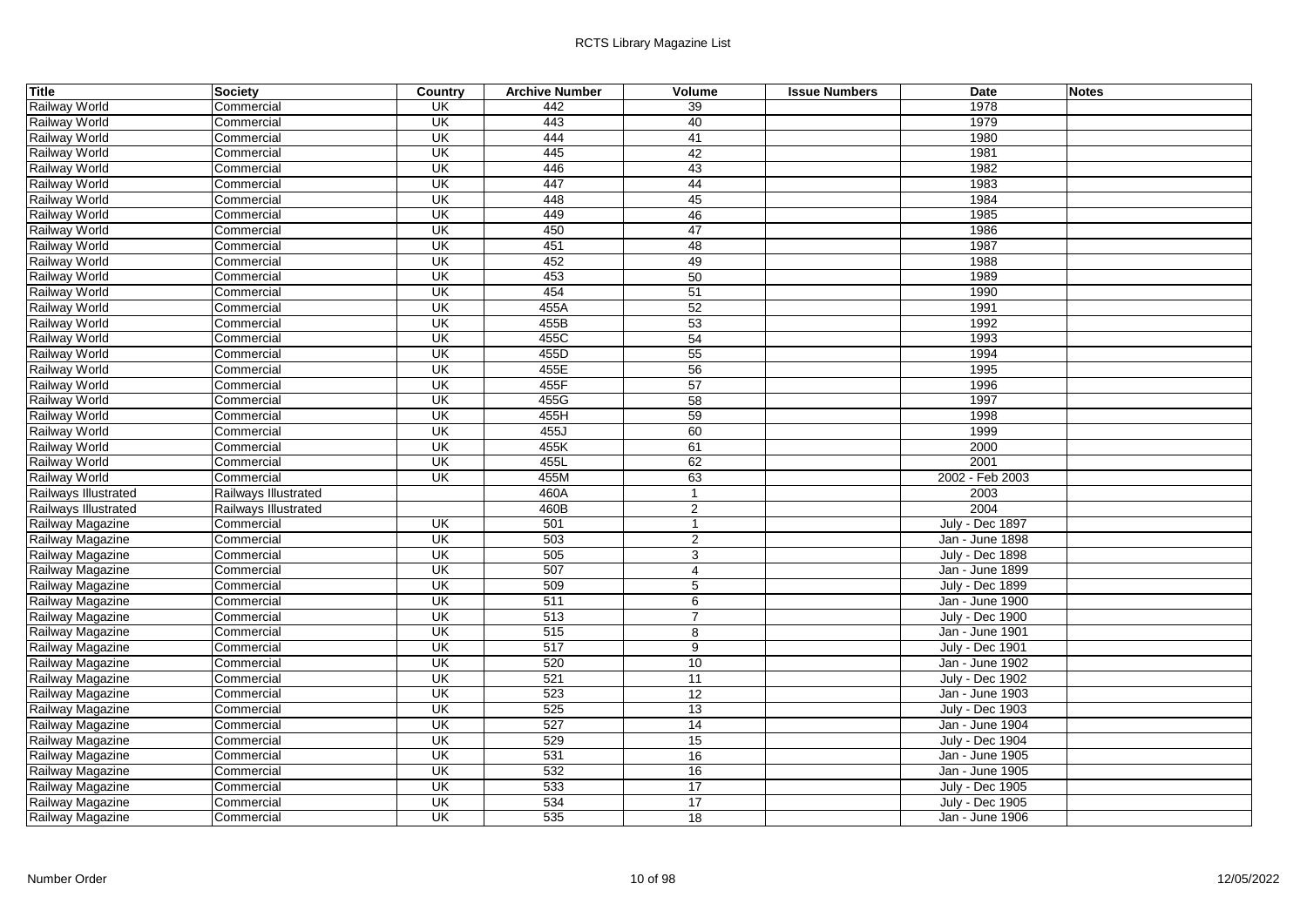| Title | Society | Country | Archive Number | Volume | Issue Numbers | Date | Notes |
|---|---|---|---|---|---|---|---|
| Railway World | Commercial | UK | 442 | 39 | | 1978 | |
| Railway World | Commercial | UK | 443 | 40 | | 1979 | |
| Railway World | Commercial | UK | 444 | 41 | | 1980 | |
| Railway World | Commercial | UK | 445 | 42 | | 1981 | |
| Railway World | Commercial | UK | 446 | 43 | | 1982 | |
| Railway World | Commercial | UK | 447 | 44 | | 1983 | |
| Railway World | Commercial | UK | 448 | 45 | | 1984 | |
| Railway World | Commercial | UK | 449 | 46 | | 1985 | |
| Railway World | Commercial | UK | 450 | 47 | | 1986 | |
| Railway World | Commercial | UK | 451 | 48 | | 1987 | |
| Railway World | Commercial | UK | 452 | 49 | | 1988 | |
| Railway World | Commercial | UK | 453 | 50 | | 1989 | |
| Railway World | Commercial | UK | 454 | 51 | | 1990 | |
| Railway World | Commercial | UK | 455A | 52 | | 1991 | |
| Railway World | Commercial | UK | 455B | 53 | | 1992 | |
| Railway World | Commercial | UK | 455C | 54 | | 1993 | |
| Railway World | Commercial | UK | 455D | 55 | | 1994 | |
| Railway World | Commercial | UK | 455E | 56 | | 1995 | |
| Railway World | Commercial | UK | 455F | 57 | | 1996 | |
| Railway World | Commercial | UK | 455G | 58 | | 1997 | |
| Railway World | Commercial | UK | 455H | 59 | | 1998 | |
| Railway World | Commercial | UK | 455J | 60 | | 1999 | |
| Railway World | Commercial | UK | 455K | 61 | | 2000 | |
| Railway World | Commercial | UK | 455L | 62 | | 2001 | |
| Railway World | Commercial | UK | 455M | 63 | | 2002 - Feb 2003 | |
| Railways Illustrated | Railways Illustrated | | 460A | 1 | | 2003 | |
| Railways Illustrated | Railways Illustrated | | 460B | 2 | | 2004 | |
| Railway Magazine | Commercial | UK | 501 | 1 | | July - Dec 1897 | |
| Railway Magazine | Commercial | UK | 503 | 2 | | Jan - June 1898 | |
| Railway Magazine | Commercial | UK | 505 | 3 | | July - Dec 1898 | |
| Railway Magazine | Commercial | UK | 507 | 4 | | Jan - June 1899 | |
| Railway Magazine | Commercial | UK | 509 | 5 | | July - Dec 1899 | |
| Railway Magazine | Commercial | UK | 511 | 6 | | Jan - June 1900 | |
| Railway Magazine | Commercial | UK | 513 | 7 | | July - Dec 1900 | |
| Railway Magazine | Commercial | UK | 515 | 8 | | Jan - June 1901 | |
| Railway Magazine | Commercial | UK | 517 | 9 | | July - Dec 1901 | |
| Railway Magazine | Commercial | UK | 520 | 10 | | Jan - June 1902 | |
| Railway Magazine | Commercial | UK | 521 | 11 | | July - Dec 1902 | |
| Railway Magazine | Commercial | UK | 523 | 12 | | Jan - June 1903 | |
| Railway Magazine | Commercial | UK | 525 | 13 | | July - Dec 1903 | |
| Railway Magazine | Commercial | UK | 527 | 14 | | Jan - June 1904 | |
| Railway Magazine | Commercial | UK | 529 | 15 | | July - Dec 1904 | |
| Railway Magazine | Commercial | UK | 531 | 16 | | Jan - June 1905 | |
| Railway Magazine | Commercial | UK | 532 | 16 | | Jan - June 1905 | |
| Railway Magazine | Commercial | UK | 533 | 17 | | July - Dec 1905 | |
| Railway Magazine | Commercial | UK | 534 | 17 | | July - Dec 1905 | |
| Railway Magazine | Commercial | UK | 535 | 18 | | Jan - June 1906 | |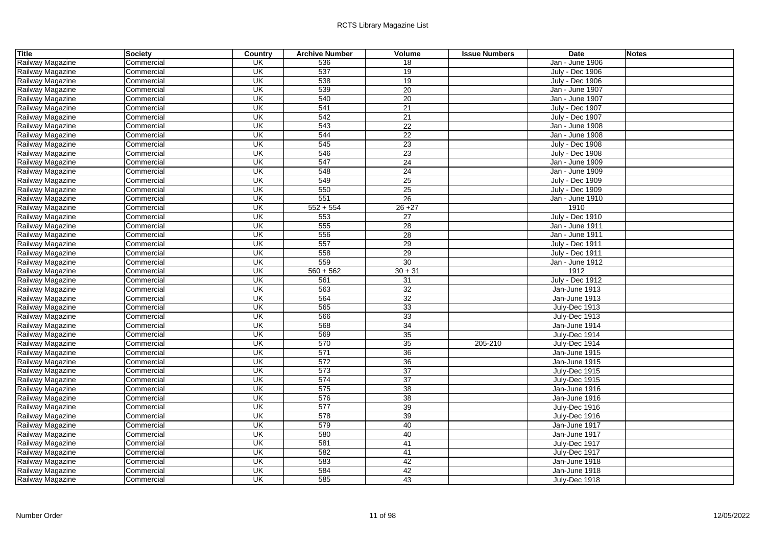| Title | Society | Country | Archive Number | Volume | Issue Numbers | Date | Notes |
|---|---|---|---|---|---|---|---|
| Railway Magazine | Commercial | UK | 536 | 18 | | Jan - June 1906 | |
| Railway Magazine | Commercial | UK | 537 | 19 | | July - Dec 1906 | |
| Railway Magazine | Commercial | UK | 538 | 19 | | July - Dec 1906 | |
| Railway Magazine | Commercial | UK | 539 | 20 | | Jan - June 1907 | |
| Railway Magazine | Commercial | UK | 540 | 20 | | Jan - June 1907 | |
| Railway Magazine | Commercial | UK | 541 | 21 | | July - Dec 1907 | |
| Railway Magazine | Commercial | UK | 542 | 21 | | July - Dec 1907 | |
| Railway Magazine | Commercial | UK | 543 | 22 | | Jan - June 1908 | |
| Railway Magazine | Commercial | UK | 544 | 22 | | Jan - June 1908 | |
| Railway Magazine | Commercial | UK | 545 | 23 | | July - Dec 1908 | |
| Railway Magazine | Commercial | UK | 546 | 23 | | July - Dec 1908 | |
| Railway Magazine | Commercial | UK | 547 | 24 | | Jan - June 1909 | |
| Railway Magazine | Commercial | UK | 548 | 24 | | Jan - June 1909 | |
| Railway Magazine | Commercial | UK | 549 | 25 | | July - Dec 1909 | |
| Railway Magazine | Commercial | UK | 550 | 25 | | July - Dec 1909 | |
| Railway Magazine | Commercial | UK | 551 | 26 | | Jan - June 1910 | |
| Railway Magazine | Commercial | UK | 552 + 554 | 26 +27 | | 1910 | |
| Railway Magazine | Commercial | UK | 553 | 27 | | July - Dec 1910 | |
| Railway Magazine | Commercial | UK | 555 | 28 | | Jan - June 1911 | |
| Railway Magazine | Commercial | UK | 556 | 28 | | Jan - June 1911 | |
| Railway Magazine | Commercial | UK | 557 | 29 | | July - Dec 1911 | |
| Railway Magazine | Commercial | UK | 558 | 29 | | July - Dec 1911 | |
| Railway Magazine | Commercial | UK | 559 | 30 | | Jan - June 1912 | |
| Railway Magazine | Commercial | UK | 560 + 562 | 30 + 31 | | 1912 | |
| Railway Magazine | Commercial | UK | 561 | 31 | | July - Dec 1912 | |
| Railway Magazine | Commercial | UK | 563 | 32 | | Jan-June 1913 | |
| Railway Magazine | Commercial | UK | 564 | 32 | | Jan-June 1913 | |
| Railway Magazine | Commercial | UK | 565 | 33 | | July-Dec 1913 | |
| Railway Magazine | Commercial | UK | 566 | 33 | | July-Dec 1913 | |
| Railway Magazine | Commercial | UK | 568 | 34 | | Jan-June 1914 | |
| Railway Magazine | Commercial | UK | 569 | 35 | | July-Dec 1914 | |
| Railway Magazine | Commercial | UK | 570 | 35 | 205-210 | July-Dec 1914 | |
| Railway Magazine | Commercial | UK | 571 | 36 | | Jan-June 1915 | |
| Railway Magazine | Commercial | UK | 572 | 36 | | Jan-June 1915 | |
| Railway Magazine | Commercial | UK | 573 | 37 | | July-Dec 1915 | |
| Railway Magazine | Commercial | UK | 574 | 37 | | July-Dec 1915 | |
| Railway Magazine | Commercial | UK | 575 | 38 | | Jan-June 1916 | |
| Railway Magazine | Commercial | UK | 576 | 38 | | Jan-June 1916 | |
| Railway Magazine | Commercial | UK | 577 | 39 | | July-Dec 1916 | |
| Railway Magazine | Commercial | UK | 578 | 39 | | July-Dec 1916 | |
| Railway Magazine | Commercial | UK | 579 | 40 | | Jan-June 1917 | |
| Railway Magazine | Commercial | UK | 580 | 40 | | Jan-June 1917 | |
| Railway Magazine | Commercial | UK | 581 | 41 | | July-Dec 1917 | |
| Railway Magazine | Commercial | UK | 582 | 41 | | July-Dec 1917 | |
| Railway Magazine | Commercial | UK | 583 | 42 | | Jan-June 1918 | |
| Railway Magazine | Commercial | UK | 584 | 42 | | Jan-June 1918 | |
| Railway Magazine | Commercial | UK | 585 | 43 | | July-Dec 1918 | |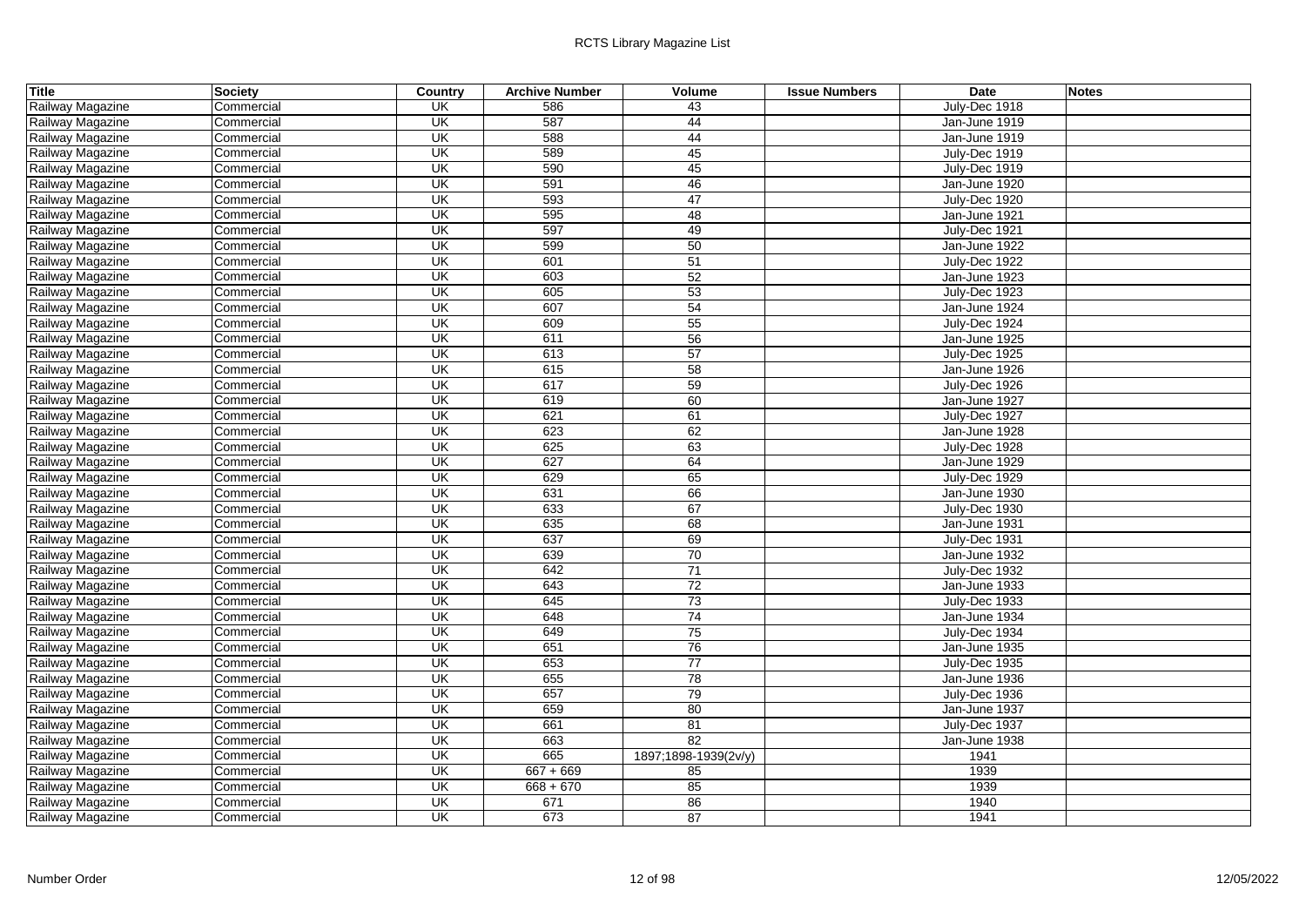| Title | Society | Country | Archive Number | Volume | Issue Numbers | Date | Notes |
|---|---|---|---|---|---|---|---|
| Railway Magazine | Commercial | UK | 586 | 43 | | July-Dec 1918 | |
| Railway Magazine | Commercial | UK | 587 | 44 | | Jan-June 1919 | |
| Railway Magazine | Commercial | UK | 588 | 44 | | Jan-June 1919 | |
| Railway Magazine | Commercial | UK | 589 | 45 | | July-Dec 1919 | |
| Railway Magazine | Commercial | UK | 590 | 45 | | July-Dec 1919 | |
| Railway Magazine | Commercial | UK | 591 | 46 | | Jan-June 1920 | |
| Railway Magazine | Commercial | UK | 593 | 47 | | July-Dec 1920 | |
| Railway Magazine | Commercial | UK | 595 | 48 | | Jan-June 1921 | |
| Railway Magazine | Commercial | UK | 597 | 49 | | July-Dec 1921 | |
| Railway Magazine | Commercial | UK | 599 | 50 | | Jan-June 1922 | |
| Railway Magazine | Commercial | UK | 601 | 51 | | July-Dec 1922 | |
| Railway Magazine | Commercial | UK | 603 | 52 | | Jan-June 1923 | |
| Railway Magazine | Commercial | UK | 605 | 53 | | July-Dec 1923 | |
| Railway Magazine | Commercial | UK | 607 | 54 | | Jan-June 1924 | |
| Railway Magazine | Commercial | UK | 609 | 55 | | July-Dec 1924 | |
| Railway Magazine | Commercial | UK | 611 | 56 | | Jan-June 1925 | |
| Railway Magazine | Commercial | UK | 613 | 57 | | July-Dec 1925 | |
| Railway Magazine | Commercial | UK | 615 | 58 | | Jan-June 1926 | |
| Railway Magazine | Commercial | UK | 617 | 59 | | July-Dec 1926 | |
| Railway Magazine | Commercial | UK | 619 | 60 | | Jan-June 1927 | |
| Railway Magazine | Commercial | UK | 621 | 61 | | July-Dec 1927 | |
| Railway Magazine | Commercial | UK | 623 | 62 | | Jan-June 1928 | |
| Railway Magazine | Commercial | UK | 625 | 63 | | July-Dec 1928 | |
| Railway Magazine | Commercial | UK | 627 | 64 | | Jan-June 1929 | |
| Railway Magazine | Commercial | UK | 629 | 65 | | July-Dec 1929 | |
| Railway Magazine | Commercial | UK | 631 | 66 | | Jan-June 1930 | |
| Railway Magazine | Commercial | UK | 633 | 67 | | July-Dec 1930 | |
| Railway Magazine | Commercial | UK | 635 | 68 | | Jan-June 1931 | |
| Railway Magazine | Commercial | UK | 637 | 69 | | July-Dec 1931 | |
| Railway Magazine | Commercial | UK | 639 | 70 | | Jan-June 1932 | |
| Railway Magazine | Commercial | UK | 642 | 71 | | July-Dec 1932 | |
| Railway Magazine | Commercial | UK | 643 | 72 | | Jan-June 1933 | |
| Railway Magazine | Commercial | UK | 645 | 73 | | July-Dec 1933 | |
| Railway Magazine | Commercial | UK | 648 | 74 | | Jan-June 1934 | |
| Railway Magazine | Commercial | UK | 649 | 75 | | July-Dec 1934 | |
| Railway Magazine | Commercial | UK | 651 | 76 | | Jan-June 1935 | |
| Railway Magazine | Commercial | UK | 653 | 77 | | July-Dec 1935 | |
| Railway Magazine | Commercial | UK | 655 | 78 | | Jan-June 1936 | |
| Railway Magazine | Commercial | UK | 657 | 79 | | July-Dec 1936 | |
| Railway Magazine | Commercial | UK | 659 | 80 | | Jan-June 1937 | |
| Railway Magazine | Commercial | UK | 661 | 81 | | July-Dec 1937 | |
| Railway Magazine | Commercial | UK | 663 | 82 | | Jan-June 1938 | |
| Railway Magazine | Commercial | UK | 665 | 1897;1898-1939(2v/y) | | 1941 | |
| Railway Magazine | Commercial | UK | 667 + 669 | 85 | | 1939 | |
| Railway Magazine | Commercial | UK | 668 + 670 | 85 | | 1939 | |
| Railway Magazine | Commercial | UK | 671 | 86 | | 1940 | |
| Railway Magazine | Commercial | UK | 673 | 87 | | 1941 | |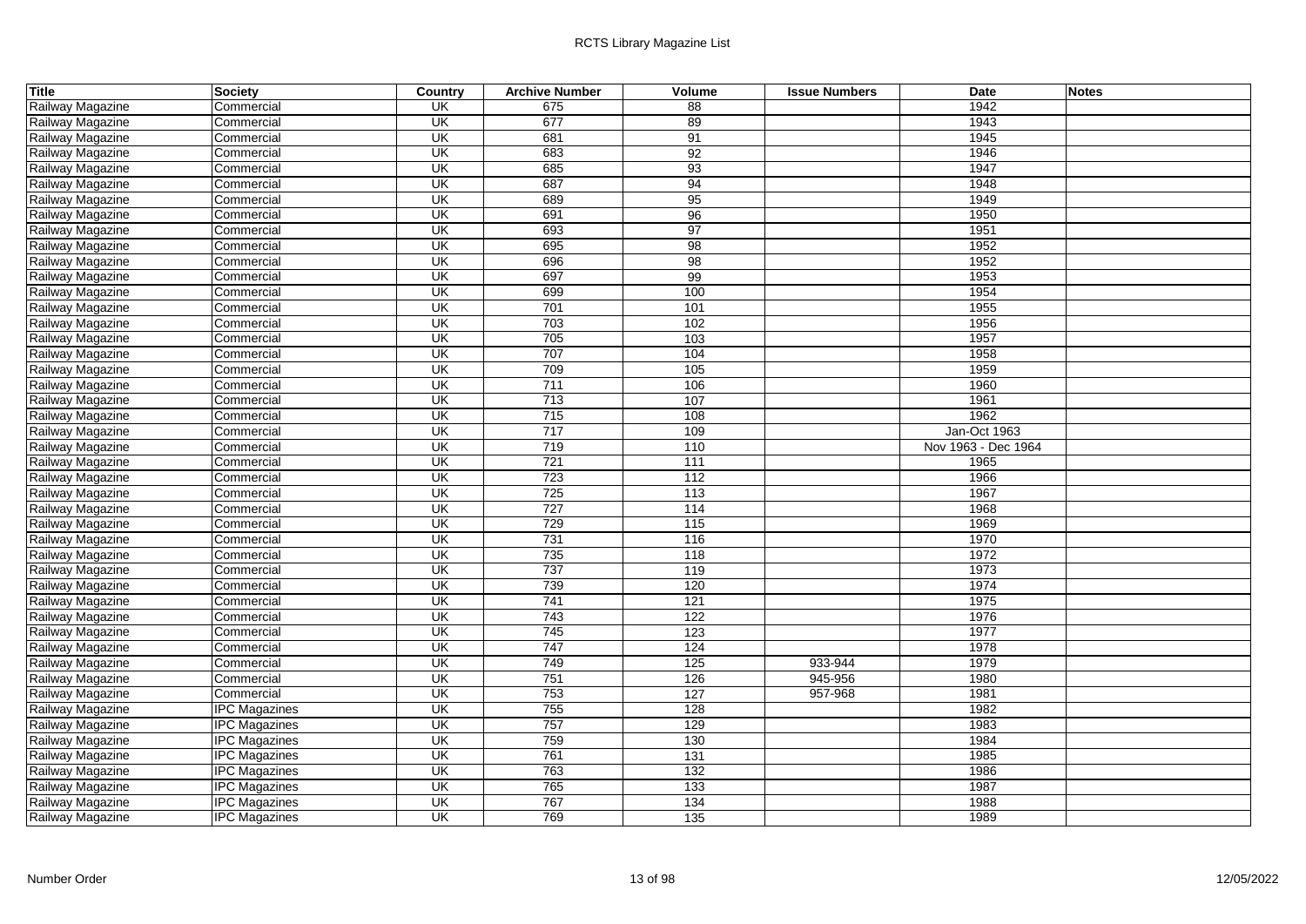| Title | Society | Country | Archive Number | Volume | Issue Numbers | Date | Notes |
|---|---|---|---|---|---|---|---|
| Railway Magazine | Commercial | UK | 675 | 88 | | 1942 | |
| Railway Magazine | Commercial | UK | 677 | 89 | | 1943 | |
| Railway Magazine | Commercial | UK | 681 | 91 | | 1945 | |
| Railway Magazine | Commercial | UK | 683 | 92 | | 1946 | |
| Railway Magazine | Commercial | UK | 685 | 93 | | 1947 | |
| Railway Magazine | Commercial | UK | 687 | 94 | | 1948 | |
| Railway Magazine | Commercial | UK | 689 | 95 | | 1949 | |
| Railway Magazine | Commercial | UK | 691 | 96 | | 1950 | |
| Railway Magazine | Commercial | UK | 693 | 97 | | 1951 | |
| Railway Magazine | Commercial | UK | 695 | 98 | | 1952 | |
| Railway Magazine | Commercial | UK | 696 | 98 | | 1952 | |
| Railway Magazine | Commercial | UK | 697 | 99 | | 1953 | |
| Railway Magazine | Commercial | UK | 699 | 100 | | 1954 | |
| Railway Magazine | Commercial | UK | 701 | 101 | | 1955 | |
| Railway Magazine | Commercial | UK | 703 | 102 | | 1956 | |
| Railway Magazine | Commercial | UK | 705 | 103 | | 1957 | |
| Railway Magazine | Commercial | UK | 707 | 104 | | 1958 | |
| Railway Magazine | Commercial | UK | 709 | 105 | | 1959 | |
| Railway Magazine | Commercial | UK | 711 | 106 | | 1960 | |
| Railway Magazine | Commercial | UK | 713 | 107 | | 1961 | |
| Railway Magazine | Commercial | UK | 715 | 108 | | 1962 | |
| Railway Magazine | Commercial | UK | 717 | 109 | | Jan-Oct 1963 | |
| Railway Magazine | Commercial | UK | 719 | 110 | | Nov 1963 - Dec 1964 | |
| Railway Magazine | Commercial | UK | 721 | 111 | | 1965 | |
| Railway Magazine | Commercial | UK | 723 | 112 | | 1966 | |
| Railway Magazine | Commercial | UK | 725 | 113 | | 1967 | |
| Railway Magazine | Commercial | UK | 727 | 114 | | 1968 | |
| Railway Magazine | Commercial | UK | 729 | 115 | | 1969 | |
| Railway Magazine | Commercial | UK | 731 | 116 | | 1970 | |
| Railway Magazine | Commercial | UK | 735 | 118 | | 1972 | |
| Railway Magazine | Commercial | UK | 737 | 119 | | 1973 | |
| Railway Magazine | Commercial | UK | 739 | 120 | | 1974 | |
| Railway Magazine | Commercial | UK | 741 | 121 | | 1975 | |
| Railway Magazine | Commercial | UK | 743 | 122 | | 1976 | |
| Railway Magazine | Commercial | UK | 745 | 123 | | 1977 | |
| Railway Magazine | Commercial | UK | 747 | 124 | | 1978 | |
| Railway Magazine | Commercial | UK | 749 | 125 | 933-944 | 1979 | |
| Railway Magazine | Commercial | UK | 751 | 126 | 945-956 | 1980 | |
| Railway Magazine | Commercial | UK | 753 | 127 | 957-968 | 1981 | |
| Railway Magazine | IPC Magazines | UK | 755 | 128 | | 1982 | |
| Railway Magazine | IPC Magazines | UK | 757 | 129 | | 1983 | |
| Railway Magazine | IPC Magazines | UK | 759 | 130 | | 1984 | |
| Railway Magazine | IPC Magazines | UK | 761 | 131 | | 1985 | |
| Railway Magazine | IPC Magazines | UK | 763 | 132 | | 1986 | |
| Railway Magazine | IPC Magazines | UK | 765 | 133 | | 1987 | |
| Railway Magazine | IPC Magazines | UK | 767 | 134 | | 1988 | |
| Railway Magazine | IPC Magazines | UK | 769 | 135 | | 1989 | |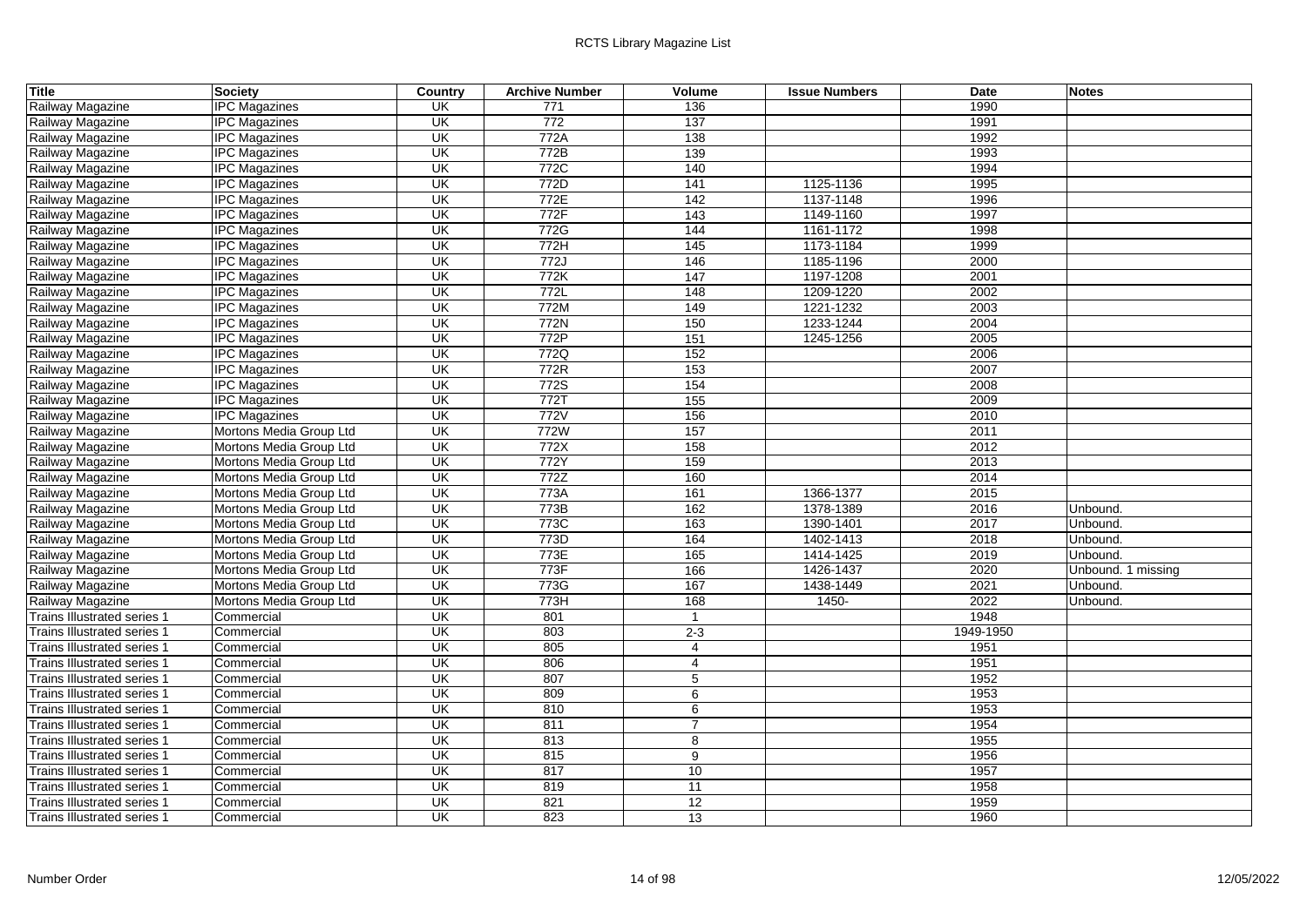| Title | Society | Country | Archive Number | Volume | Issue Numbers | Date | Notes |
|---|---|---|---|---|---|---|---|
| Railway Magazine | IPC Magazines | UK | 771 | 136 | | 1990 | |
| Railway Magazine | IPC Magazines | UK | 772 | 137 | | 1991 | |
| Railway Magazine | IPC Magazines | UK | 772A | 138 | | 1992 | |
| Railway Magazine | IPC Magazines | UK | 772B | 139 | | 1993 | |
| Railway Magazine | IPC Magazines | UK | 772C | 140 | | 1994 | |
| Railway Magazine | IPC Magazines | UK | 772D | 141 | 1125-1136 | 1995 | |
| Railway Magazine | IPC Magazines | UK | 772E | 142 | 1137-1148 | 1996 | |
| Railway Magazine | IPC Magazines | UK | 772F | 143 | 1149-1160 | 1997 | |
| Railway Magazine | IPC Magazines | UK | 772G | 144 | 1161-1172 | 1998 | |
| Railway Magazine | IPC Magazines | UK | 772H | 145 | 1173-1184 | 1999 | |
| Railway Magazine | IPC Magazines | UK | 772J | 146 | 1185-1196 | 2000 | |
| Railway Magazine | IPC Magazines | UK | 772K | 147 | 1197-1208 | 2001 | |
| Railway Magazine | IPC Magazines | UK | 772L | 148 | 1209-1220 | 2002 | |
| Railway Magazine | IPC Magazines | UK | 772M | 149 | 1221-1232 | 2003 | |
| Railway Magazine | IPC Magazines | UK | 772N | 150 | 1233-1244 | 2004 | |
| Railway Magazine | IPC Magazines | UK | 772P | 151 | 1245-1256 | 2005 | |
| Railway Magazine | IPC Magazines | UK | 772Q | 152 | | 2006 | |
| Railway Magazine | IPC Magazines | UK | 772R | 153 | | 2007 | |
| Railway Magazine | IPC Magazines | UK | 772S | 154 | | 2008 | |
| Railway Magazine | IPC Magazines | UK | 772T | 155 | | 2009 | |
| Railway Magazine | IPC Magazines | UK | 772V | 156 | | 2010 | |
| Railway Magazine | Mortons Media Group Ltd | UK | 772W | 157 | | 2011 | |
| Railway Magazine | Mortons Media Group Ltd | UK | 772X | 158 | | 2012 | |
| Railway Magazine | Mortons Media Group Ltd | UK | 772Y | 159 | | 2013 | |
| Railway Magazine | Mortons Media Group Ltd | UK | 772Z | 160 | | 2014 | |
| Railway Magazine | Mortons Media Group Ltd | UK | 773A | 161 | 1366-1377 | 2015 | |
| Railway Magazine | Mortons Media Group Ltd | UK | 773B | 162 | 1378-1389 | 2016 | Unbound. |
| Railway Magazine | Mortons Media Group Ltd | UK | 773C | 163 | 1390-1401 | 2017 | Unbound. |
| Railway Magazine | Mortons Media Group Ltd | UK | 773D | 164 | 1402-1413 | 2018 | Unbound. |
| Railway Magazine | Mortons Media Group Ltd | UK | 773E | 165 | 1414-1425 | 2019 | Unbound. |
| Railway Magazine | Mortons Media Group Ltd | UK | 773F | 166 | 1426-1437 | 2020 | Unbound. 1 missing |
| Railway Magazine | Mortons Media Group Ltd | UK | 773G | 167 | 1438-1449 | 2021 | Unbound. |
| Railway Magazine | Mortons Media Group Ltd | UK | 773H | 168 | 1450- | 2022 | Unbound. |
| Trains Illustrated series 1 | Commercial | UK | 801 | 1 | | 1948 | |
| Trains Illustrated series 1 | Commercial | UK | 803 | 2-3 | | 1949-1950 | |
| Trains Illustrated series 1 | Commercial | UK | 805 | 4 | | 1951 | |
| Trains Illustrated series 1 | Commercial | UK | 806 | 4 | | 1951 | |
| Trains Illustrated series 1 | Commercial | UK | 807 | 5 | | 1952 | |
| Trains Illustrated series 1 | Commercial | UK | 809 | 6 | | 1953 | |
| Trains Illustrated series 1 | Commercial | UK | 810 | 6 | | 1953 | |
| Trains Illustrated series 1 | Commercial | UK | 811 | 7 | | 1954 | |
| Trains Illustrated series 1 | Commercial | UK | 813 | 8 | | 1955 | |
| Trains Illustrated series 1 | Commercial | UK | 815 | 9 | | 1956 | |
| Trains Illustrated series 1 | Commercial | UK | 817 | 10 | | 1957 | |
| Trains Illustrated series 1 | Commercial | UK | 819 | 11 | | 1958 | |
| Trains Illustrated series 1 | Commercial | UK | 821 | 12 | | 1959 | |
| Trains Illustrated series 1 | Commercial | UK | 823 | 13 | | 1960 | |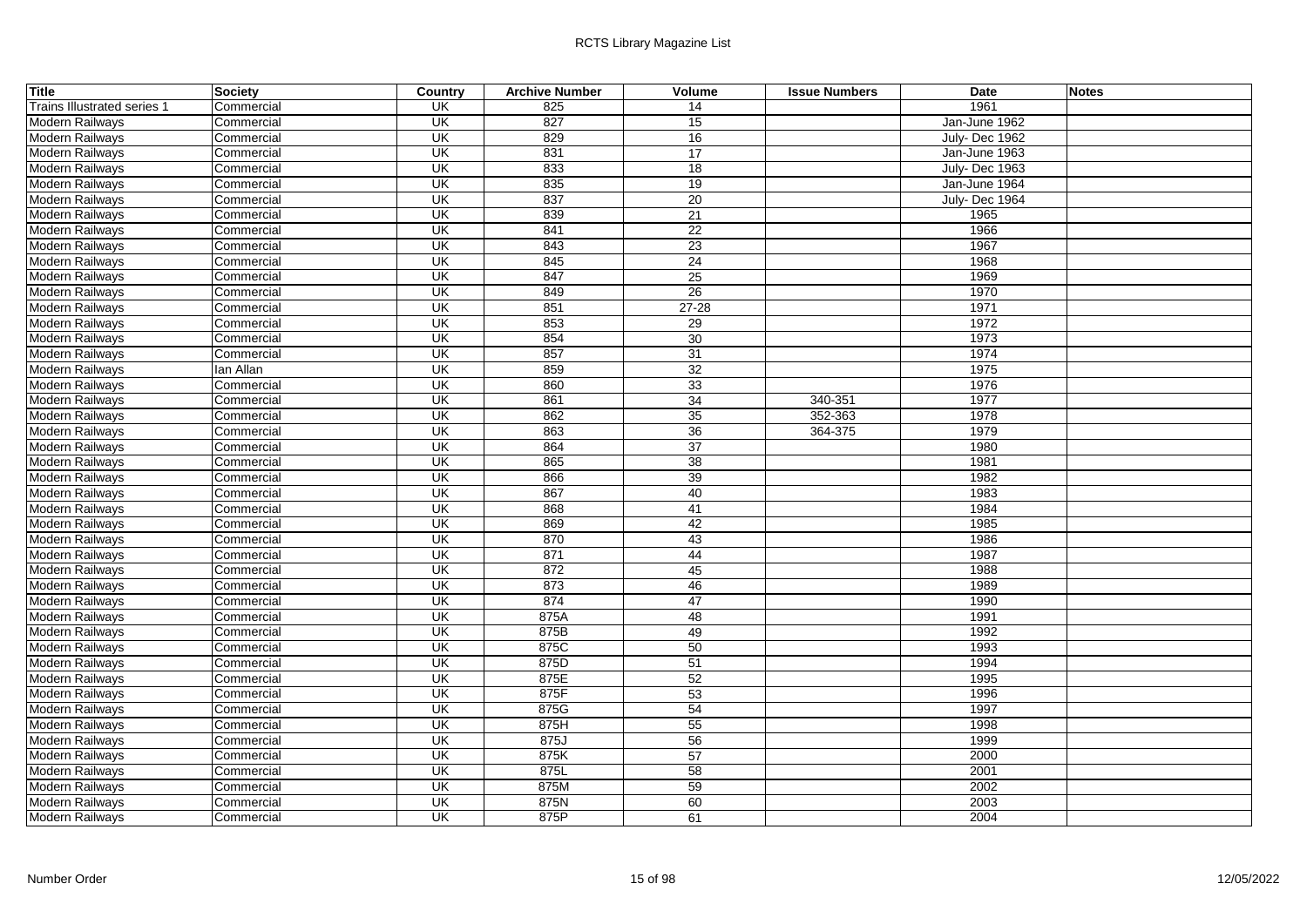| Title | Society | Country | Archive Number | Volume | Issue Numbers | Date | Notes |
|---|---|---|---|---|---|---|---|
| Trains Illustrated series 1 | Commercial | UK | 825 | 14 | | 1961 | |
| Modern Railways | Commercial | UK | 827 | 15 | | Jan-June 1962 | |
| Modern Railways | Commercial | UK | 829 | 16 | | July- Dec 1962 | |
| Modern Railways | Commercial | UK | 831 | 17 | | Jan-June 1963 | |
| Modern Railways | Commercial | UK | 833 | 18 | | July- Dec 1963 | |
| Modern Railways | Commercial | UK | 835 | 19 | | Jan-June 1964 | |
| Modern Railways | Commercial | UK | 837 | 20 | | July- Dec 1964 | |
| Modern Railways | Commercial | UK | 839 | 21 | | 1965 | |
| Modern Railways | Commercial | UK | 841 | 22 | | 1966 | |
| Modern Railways | Commercial | UK | 843 | 23 | | 1967 | |
| Modern Railways | Commercial | UK | 845 | 24 | | 1968 | |
| Modern Railways | Commercial | UK | 847 | 25 | | 1969 | |
| Modern Railways | Commercial | UK | 849 | 26 | | 1970 | |
| Modern Railways | Commercial | UK | 851 | 27-28 | | 1971 | |
| Modern Railways | Commercial | UK | 853 | 29 | | 1972 | |
| Modern Railways | Commercial | UK | 854 | 30 | | 1973 | |
| Modern Railways | Commercial | UK | 857 | 31 | | 1974 | |
| Modern Railways | Ian Allan | UK | 859 | 32 | | 1975 | |
| Modern Railways | Commercial | UK | 860 | 33 | | 1976 | |
| Modern Railways | Commercial | UK | 861 | 34 | 340-351 | 1977 | |
| Modern Railways | Commercial | UK | 862 | 35 | 352-363 | 1978 | |
| Modern Railways | Commercial | UK | 863 | 36 | 364-375 | 1979 | |
| Modern Railways | Commercial | UK | 864 | 37 | | 1980 | |
| Modern Railways | Commercial | UK | 865 | 38 | | 1981 | |
| Modern Railways | Commercial | UK | 866 | 39 | | 1982 | |
| Modern Railways | Commercial | UK | 867 | 40 | | 1983 | |
| Modern Railways | Commercial | UK | 868 | 41 | | 1984 | |
| Modern Railways | Commercial | UK | 869 | 42 | | 1985 | |
| Modern Railways | Commercial | UK | 870 | 43 | | 1986 | |
| Modern Railways | Commercial | UK | 871 | 44 | | 1987 | |
| Modern Railways | Commercial | UK | 872 | 45 | | 1988 | |
| Modern Railways | Commercial | UK | 873 | 46 | | 1989 | |
| Modern Railways | Commercial | UK | 874 | 47 | | 1990 | |
| Modern Railways | Commercial | UK | 875A | 48 | | 1991 | |
| Modern Railways | Commercial | UK | 875B | 49 | | 1992 | |
| Modern Railways | Commercial | UK | 875C | 50 | | 1993 | |
| Modern Railways | Commercial | UK | 875D | 51 | | 1994 | |
| Modern Railways | Commercial | UK | 875E | 52 | | 1995 | |
| Modern Railways | Commercial | UK | 875F | 53 | | 1996 | |
| Modern Railways | Commercial | UK | 875G | 54 | | 1997 | |
| Modern Railways | Commercial | UK | 875H | 55 | | 1998 | |
| Modern Railways | Commercial | UK | 875J | 56 | | 1999 | |
| Modern Railways | Commercial | UK | 875K | 57 | | 2000 | |
| Modern Railways | Commercial | UK | 875L | 58 | | 2001 | |
| Modern Railways | Commercial | UK | 875M | 59 | | 2002 | |
| Modern Railways | Commercial | UK | 875N | 60 | | 2003 | |
| Modern Railways | Commercial | UK | 875P | 61 | | 2004 | |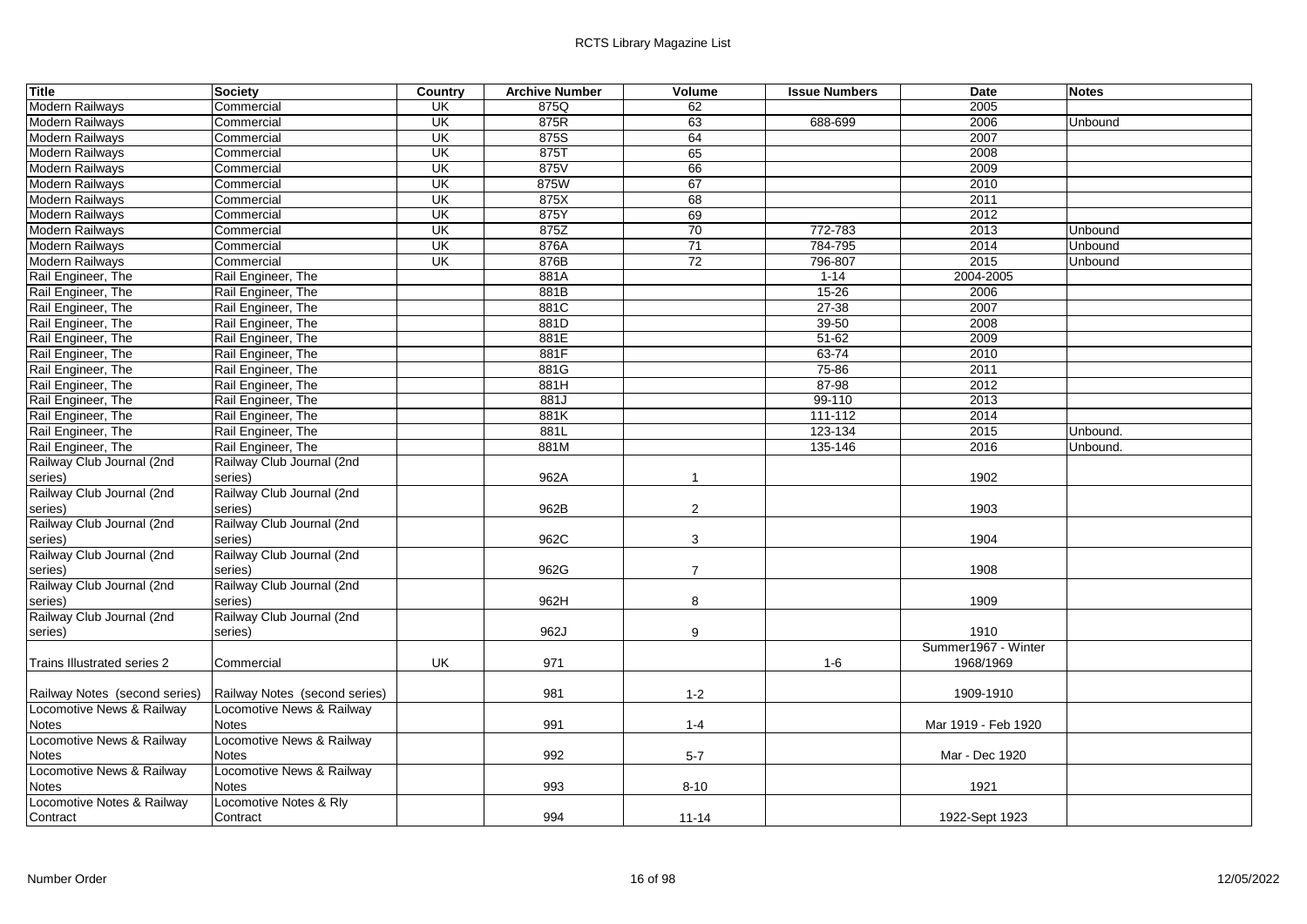| Title | Society | Country | Archive Number | Volume | Issue Numbers | Date | Notes |
|---|---|---|---|---|---|---|---|
| Modern Railways | Commercial | UK | 875Q | 62 | | 2005 | |
| Modern Railways | Commercial | UK | 875R | 63 | 688-699 | 2006 | Unbound |
| Modern Railways | Commercial | UK | 875S | 64 | | 2007 | |
| Modern Railways | Commercial | UK | 875T | 65 | | 2008 | |
| Modern Railways | Commercial | UK | 875V | 66 | | 2009 | |
| Modern Railways | Commercial | UK | 875W | 67 | | 2010 | |
| Modern Railways | Commercial | UK | 875X | 68 | | 2011 | |
| Modern Railways | Commercial | UK | 875Y | 69 | | 2012 | |
| Modern Railways | Commercial | UK | 875Z | 70 | 772-783 | 2013 | Unbound |
| Modern Railways | Commercial | UK | 876A | 71 | 784-795 | 2014 | Unbound |
| Modern Railways | Commercial | UK | 876B | 72 | 796-807 | 2015 | Unbound |
| Rail Engineer, The | Rail Engineer, The | | 881A | | 1-14 | 2004-2005 | |
| Rail Engineer, The | Rail Engineer, The | | 881B | | 15-26 | 2006 | |
| Rail Engineer, The | Rail Engineer, The | | 881C | | 27-38 | 2007 | |
| Rail Engineer, The | Rail Engineer, The | | 881D | | 39-50 | 2008 | |
| Rail Engineer, The | Rail Engineer, The | | 881E | | 51-62 | 2009 | |
| Rail Engineer, The | Rail Engineer, The | | 881F | | 63-74 | 2010 | |
| Rail Engineer, The | Rail Engineer, The | | 881G | | 75-86 | 2011 | |
| Rail Engineer, The | Rail Engineer, The | | 881H | | 87-98 | 2012 | |
| Rail Engineer, The | Rail Engineer, The | | 881J | | 99-110 | 2013 | |
| Rail Engineer, The | Rail Engineer, The | | 881K | | 111-112 | 2014 | |
| Rail Engineer, The | Rail Engineer, The | | 881L | | 123-134 | 2015 | Unbound. |
| Rail Engineer, The | Rail Engineer, The | | 881M | | 135-146 | 2016 | Unbound. |
| Railway Club Journal (2nd series) | Railway Club Journal (2nd series) | | 962A | 1 | | 1902 | |
| Railway Club Journal (2nd series) | Railway Club Journal (2nd series) | | 962B | 2 | | 1903 | |
| Railway Club Journal (2nd series) | Railway Club Journal (2nd series) | | 962C | 3 | | 1904 | |
| Railway Club Journal (2nd series) | Railway Club Journal (2nd series) | | 962G | 7 | | 1908 | |
| Railway Club Journal (2nd series) | Railway Club Journal (2nd series) | | 962H | 8 | | 1909 | |
| Railway Club Journal (2nd series) | Railway Club Journal (2nd series) | | 962J | 9 | | 1910 | |
| Trains Illustrated series 2 | Commercial | UK | 971 | | 1-6 | Summer1967 - Winter 1968/1969 | |
| Railway Notes (second series) | Railway Notes (second series) | | 981 | 1-2 | | 1909-1910 | |
| Locomotive News & Railway Notes | Locomotive News & Railway Notes | | 991 | 1-4 | | Mar 1919 - Feb 1920 | |
| Locomotive News & Railway Notes | Locomotive News & Railway Notes | | 992 | 5-7 | | Mar - Dec 1920 | |
| Locomotive News & Railway Notes | Locomotive News & Railway Notes | | 993 | 8-10 | | 1921 | |
| Locomotive Notes & Railway Contract | Locomotive Notes & Rly Contract | | 994 | 11-14 | | 1922-Sept 1923 | |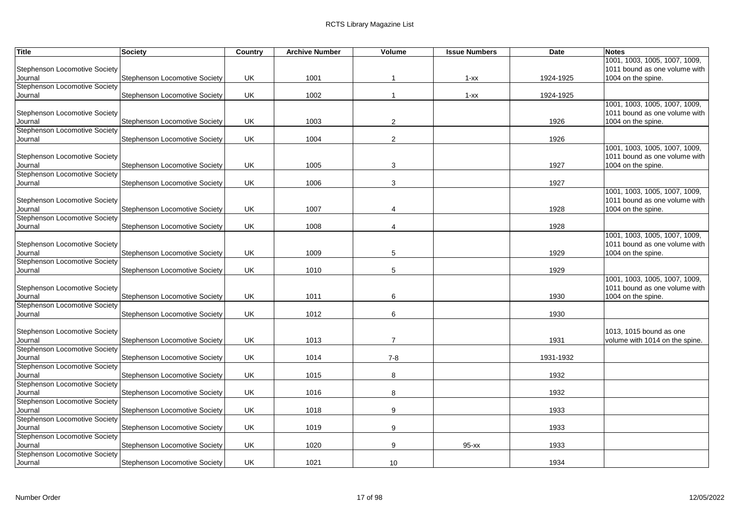| Title | Society | Country | Archive Number | Volume | Issue Numbers | Date | Notes |
|---|---|---|---|---|---|---|---|
| Stephenson Locomotive Society Journal | Stephenson Locomotive Society | UK | 1001 | 1 | 1-xx | 1924-1925 | 1001, 1003, 1005, 1007, 1009, 1011 bound as one volume with 1004 on the spine. |
| Stephenson Locomotive Society Journal | Stephenson Locomotive Society | UK | 1002 | 1 | 1-xx | 1924-1925 | |
| Stephenson Locomotive Society Journal | Stephenson Locomotive Society | UK | 1003 | 2 | | 1926 | 1001, 1003, 1005, 1007, 1009, 1011 bound as one volume with 1004 on the spine. |
| Stephenson Locomotive Society Journal | Stephenson Locomotive Society | UK | 1004 | 2 | | 1926 | |
| Stephenson Locomotive Society Journal | Stephenson Locomotive Society | UK | 1005 | 3 | | 1927 | 1001, 1003, 1005, 1007, 1009, 1011 bound as one volume with 1004 on the spine. |
| Stephenson Locomotive Society Journal | Stephenson Locomotive Society | UK | 1006 | 3 | | 1927 | |
| Stephenson Locomotive Society Journal | Stephenson Locomotive Society | UK | 1007 | 4 | | 1928 | 1001, 1003, 1005, 1007, 1009, 1011 bound as one volume with 1004 on the spine. |
| Stephenson Locomotive Society Journal | Stephenson Locomotive Society | UK | 1008 | 4 | | 1928 | |
| Stephenson Locomotive Society Journal | Stephenson Locomotive Society | UK | 1009 | 5 | | 1929 | 1001, 1003, 1005, 1007, 1009, 1011 bound as one volume with 1004 on the spine. |
| Stephenson Locomotive Society Journal | Stephenson Locomotive Society | UK | 1010 | 5 | | 1929 | |
| Stephenson Locomotive Society Journal | Stephenson Locomotive Society | UK | 1011 | 6 | | 1930 | 1001, 1003, 1005, 1007, 1009, 1011 bound as one volume with 1004 on the spine. |
| Stephenson Locomotive Society Journal | Stephenson Locomotive Society | UK | 1012 | 6 | | 1930 | |
| Stephenson Locomotive Society Journal | Stephenson Locomotive Society | UK | 1013 | 7 | | 1931 | 1013, 1015 bound as one volume with 1014 on the spine. |
| Stephenson Locomotive Society Journal | Stephenson Locomotive Society | UK | 1014 | 7-8 | | 1931-1932 | |
| Stephenson Locomotive Society Journal | Stephenson Locomotive Society | UK | 1015 | 8 | | 1932 | |
| Stephenson Locomotive Society Journal | Stephenson Locomotive Society | UK | 1016 | 8 | | 1932 | |
| Stephenson Locomotive Society Journal | Stephenson Locomotive Society | UK | 1018 | 9 | | 1933 | |
| Stephenson Locomotive Society Journal | Stephenson Locomotive Society | UK | 1019 | 9 | | 1933 | |
| Stephenson Locomotive Society Journal | Stephenson Locomotive Society | UK | 1020 | 9 | 95-xx | 1933 | |
| Stephenson Locomotive Society Journal | Stephenson Locomotive Society | UK | 1021 | 10 | | 1934 | |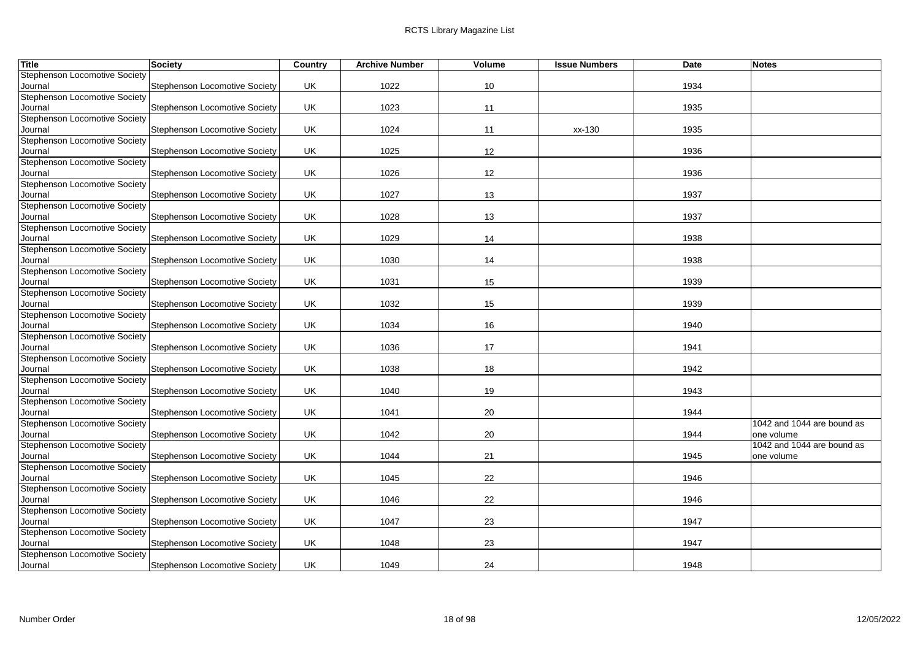| Title | Society | Country | Archive Number | Volume | Issue Numbers | Date | Notes |
|---|---|---|---|---|---|---|---|
| Stephenson Locomotive Society Journal | Stephenson Locomotive Society | UK | 1022 | 10 | | 1934 | |
| Stephenson Locomotive Society Journal | Stephenson Locomotive Society | UK | 1023 | 11 | | 1935 | |
| Stephenson Locomotive Society Journal | Stephenson Locomotive Society | UK | 1024 | 11 | xx-130 | 1935 | |
| Stephenson Locomotive Society Journal | Stephenson Locomotive Society | UK | 1025 | 12 | | 1936 | |
| Stephenson Locomotive Society Journal | Stephenson Locomotive Society | UK | 1026 | 12 | | 1936 | |
| Stephenson Locomotive Society Journal | Stephenson Locomotive Society | UK | 1027 | 13 | | 1937 | |
| Stephenson Locomotive Society Journal | Stephenson Locomotive Society | UK | 1028 | 13 | | 1937 | |
| Stephenson Locomotive Society Journal | Stephenson Locomotive Society | UK | 1029 | 14 | | 1938 | |
| Stephenson Locomotive Society Journal | Stephenson Locomotive Society | UK | 1030 | 14 | | 1938 | |
| Stephenson Locomotive Society Journal | Stephenson Locomotive Society | UK | 1031 | 15 | | 1939 | |
| Stephenson Locomotive Society Journal | Stephenson Locomotive Society | UK | 1032 | 15 | | 1939 | |
| Stephenson Locomotive Society Journal | Stephenson Locomotive Society | UK | 1034 | 16 | | 1940 | |
| Stephenson Locomotive Society Journal | Stephenson Locomotive Society | UK | 1036 | 17 | | 1941 | |
| Stephenson Locomotive Society Journal | Stephenson Locomotive Society | UK | 1038 | 18 | | 1942 | |
| Stephenson Locomotive Society Journal | Stephenson Locomotive Society | UK | 1040 | 19 | | 1943 | |
| Stephenson Locomotive Society Journal | Stephenson Locomotive Society | UK | 1041 | 20 | | 1944 | |
| Stephenson Locomotive Society Journal | Stephenson Locomotive Society | UK | 1042 | 20 | | 1944 | 1042 and 1044 are bound as one volume |
| Stephenson Locomotive Society Journal | Stephenson Locomotive Society | UK | 1044 | 21 | | 1945 | 1042 and 1044 are bound as one volume |
| Stephenson Locomotive Society Journal | Stephenson Locomotive Society | UK | 1045 | 22 | | 1946 | |
| Stephenson Locomotive Society Journal | Stephenson Locomotive Society | UK | 1046 | 22 | | 1946 | |
| Stephenson Locomotive Society Journal | Stephenson Locomotive Society | UK | 1047 | 23 | | 1947 | |
| Stephenson Locomotive Society Journal | Stephenson Locomotive Society | UK | 1048 | 23 | | 1947 | |
| Stephenson Locomotive Society Journal | Stephenson Locomotive Society | UK | 1049 | 24 | | 1948 | |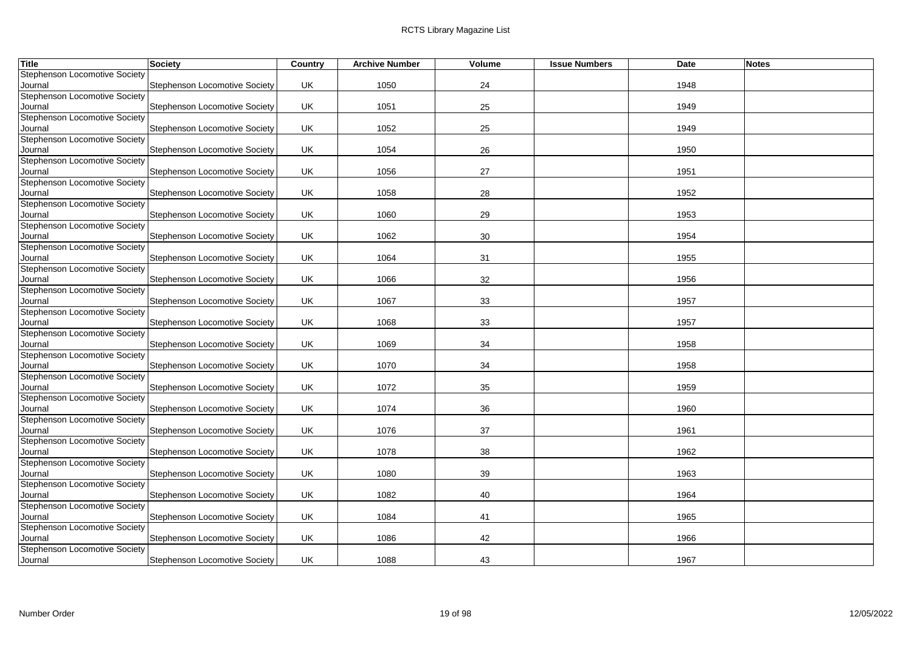| Title | Society | Country | Archive Number | Volume | Issue Numbers | Date | Notes |
| --- | --- | --- | --- | --- | --- | --- | --- |
| Stephenson Locomotive Society Journal | Stephenson Locomotive Society | UK | 1050 | 24 | | 1948 | |
| Stephenson Locomotive Society Journal | Stephenson Locomotive Society | UK | 1051 | 25 | | 1949 | |
| Stephenson Locomotive Society Journal | Stephenson Locomotive Society | UK | 1052 | 25 | | 1949 | |
| Stephenson Locomotive Society Journal | Stephenson Locomotive Society | UK | 1054 | 26 | | 1950 | |
| Stephenson Locomotive Society Journal | Stephenson Locomotive Society | UK | 1056 | 27 | | 1951 | |
| Stephenson Locomotive Society Journal | Stephenson Locomotive Society | UK | 1058 | 28 | | 1952 | |
| Stephenson Locomotive Society Journal | Stephenson Locomotive Society | UK | 1060 | 29 | | 1953 | |
| Stephenson Locomotive Society Journal | Stephenson Locomotive Society | UK | 1062 | 30 | | 1954 | |
| Stephenson Locomotive Society Journal | Stephenson Locomotive Society | UK | 1064 | 31 | | 1955 | |
| Stephenson Locomotive Society Journal | Stephenson Locomotive Society | UK | 1066 | 32 | | 1956 | |
| Stephenson Locomotive Society Journal | Stephenson Locomotive Society | UK | 1067 | 33 | | 1957 | |
| Stephenson Locomotive Society Journal | Stephenson Locomotive Society | UK | 1068 | 33 | | 1957 | |
| Stephenson Locomotive Society Journal | Stephenson Locomotive Society | UK | 1069 | 34 | | 1958 | |
| Stephenson Locomotive Society Journal | Stephenson Locomotive Society | UK | 1070 | 34 | | 1958 | |
| Stephenson Locomotive Society Journal | Stephenson Locomotive Society | UK | 1072 | 35 | | 1959 | |
| Stephenson Locomotive Society Journal | Stephenson Locomotive Society | UK | 1074 | 36 | | 1960 | |
| Stephenson Locomotive Society Journal | Stephenson Locomotive Society | UK | 1076 | 37 | | 1961 | |
| Stephenson Locomotive Society Journal | Stephenson Locomotive Society | UK | 1078 | 38 | | 1962 | |
| Stephenson Locomotive Society Journal | Stephenson Locomotive Society | UK | 1080 | 39 | | 1963 | |
| Stephenson Locomotive Society Journal | Stephenson Locomotive Society | UK | 1082 | 40 | | 1964 | |
| Stephenson Locomotive Society Journal | Stephenson Locomotive Society | UK | 1084 | 41 | | 1965 | |
| Stephenson Locomotive Society Journal | Stephenson Locomotive Society | UK | 1086 | 42 | | 1966 | |
| Stephenson Locomotive Society Journal | Stephenson Locomotive Society | UK | 1088 | 43 | | 1967 | |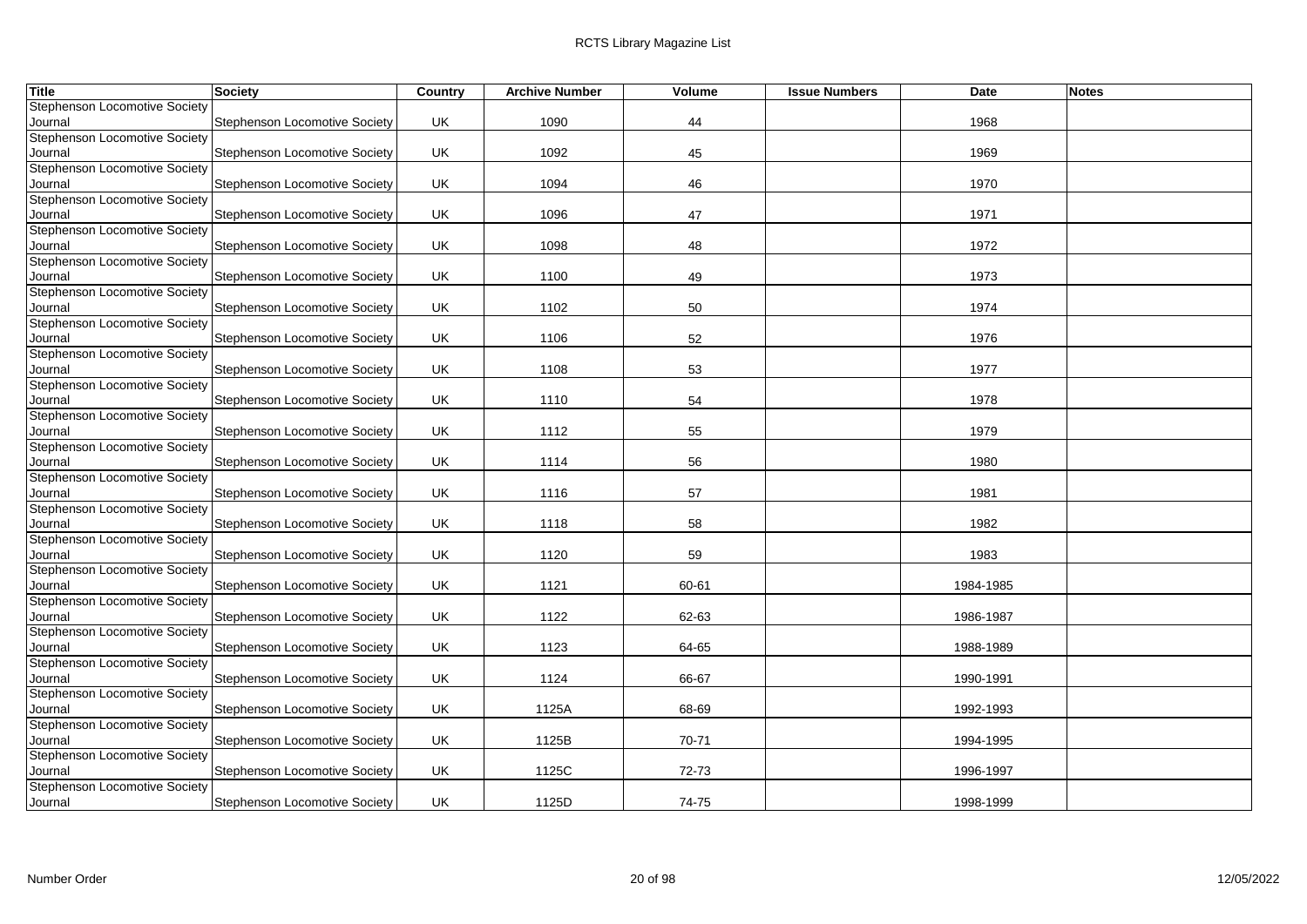| Title | Society | Country | Archive Number | Volume | Issue Numbers | Date | Notes |
|---|---|---|---|---|---|---|---|
| Stephenson Locomotive Society Journal | Stephenson Locomotive Society | UK | 1090 | 44 | | 1968 | |
| Stephenson Locomotive Society Journal | Stephenson Locomotive Society | UK | 1092 | 45 | | 1969 | |
| Stephenson Locomotive Society Journal | Stephenson Locomotive Society | UK | 1094 | 46 | | 1970 | |
| Stephenson Locomotive Society Journal | Stephenson Locomotive Society | UK | 1096 | 47 | | 1971 | |
| Stephenson Locomotive Society Journal | Stephenson Locomotive Society | UK | 1098 | 48 | | 1972 | |
| Stephenson Locomotive Society Journal | Stephenson Locomotive Society | UK | 1100 | 49 | | 1973 | |
| Stephenson Locomotive Society Journal | Stephenson Locomotive Society | UK | 1102 | 50 | | 1974 | |
| Stephenson Locomotive Society Journal | Stephenson Locomotive Society | UK | 1106 | 52 | | 1976 | |
| Stephenson Locomotive Society Journal | Stephenson Locomotive Society | UK | 1108 | 53 | | 1977 | |
| Stephenson Locomotive Society Journal | Stephenson Locomotive Society | UK | 1110 | 54 | | 1978 | |
| Stephenson Locomotive Society Journal | Stephenson Locomotive Society | UK | 1112 | 55 | | 1979 | |
| Stephenson Locomotive Society Journal | Stephenson Locomotive Society | UK | 1114 | 56 | | 1980 | |
| Stephenson Locomotive Society Journal | Stephenson Locomotive Society | UK | 1116 | 57 | | 1981 | |
| Stephenson Locomotive Society Journal | Stephenson Locomotive Society | UK | 1118 | 58 | | 1982 | |
| Stephenson Locomotive Society Journal | Stephenson Locomotive Society | UK | 1120 | 59 | | 1983 | |
| Stephenson Locomotive Society Journal | Stephenson Locomotive Society | UK | 1121 | 60-61 | | 1984-1985 | |
| Stephenson Locomotive Society Journal | Stephenson Locomotive Society | UK | 1122 | 62-63 | | 1986-1987 | |
| Stephenson Locomotive Society Journal | Stephenson Locomotive Society | UK | 1123 | 64-65 | | 1988-1989 | |
| Stephenson Locomotive Society Journal | Stephenson Locomotive Society | UK | 1124 | 66-67 | | 1990-1991 | |
| Stephenson Locomotive Society Journal | Stephenson Locomotive Society | UK | 1125A | 68-69 | | 1992-1993 | |
| Stephenson Locomotive Society Journal | Stephenson Locomotive Society | UK | 1125B | 70-71 | | 1994-1995 | |
| Stephenson Locomotive Society Journal | Stephenson Locomotive Society | UK | 1125C | 72-73 | | 1996-1997 | |
| Stephenson Locomotive Society Journal | Stephenson Locomotive Society | UK | 1125D | 74-75 | | 1998-1999 | |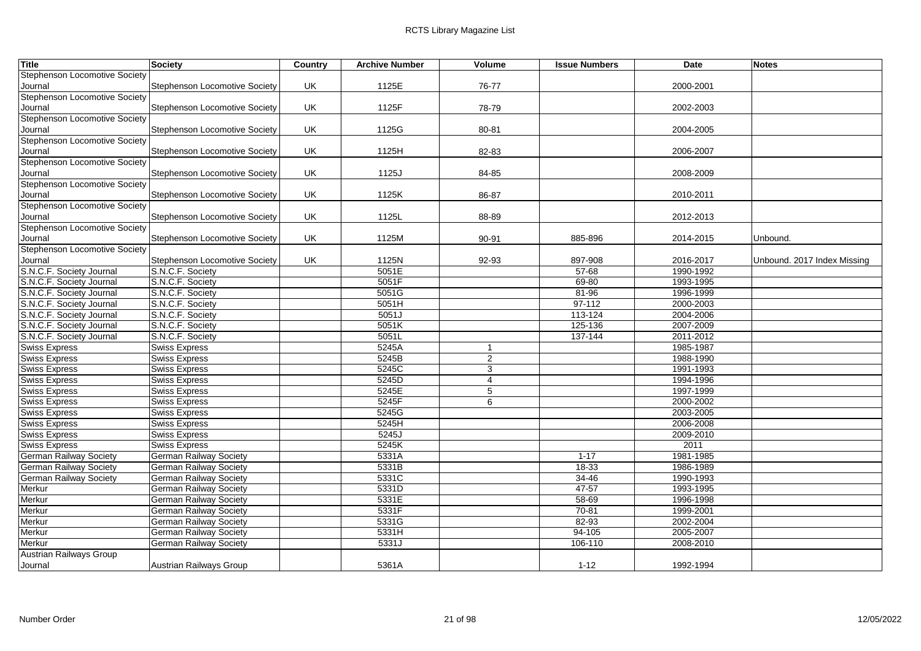| Title | Society | Country | Archive Number | Volume | Issue Numbers | Date | Notes |
|---|---|---|---|---|---|---|---|
| Stephenson Locomotive Society Journal | Stephenson Locomotive Society | UK | 1125E | 76-77 | | 2000-2001 | |
| Stephenson Locomotive Society Journal | Stephenson Locomotive Society | UK | 1125F | 78-79 | | 2002-2003 | |
| Stephenson Locomotive Society Journal | Stephenson Locomotive Society | UK | 1125G | 80-81 | | 2004-2005 | |
| Stephenson Locomotive Society Journal | Stephenson Locomotive Society | UK | 1125H | 82-83 | | 2006-2007 | |
| Stephenson Locomotive Society Journal | Stephenson Locomotive Society | UK | 1125J | 84-85 | | 2008-2009 | |
| Stephenson Locomotive Society Journal | Stephenson Locomotive Society | UK | 1125K | 86-87 | | 2010-2011 | |
| Stephenson Locomotive Society Journal | Stephenson Locomotive Society | UK | 1125L | 88-89 | | 2012-2013 | |
| Stephenson Locomotive Society Journal | Stephenson Locomotive Society | UK | 1125M | 90-91 | 885-896 | 2014-2015 | Unbound. |
| Stephenson Locomotive Society Journal | Stephenson Locomotive Society | UK | 1125N | 92-93 | 897-908 | 2016-2017 | Unbound. 2017 Index Missing |
| S.N.C.F. Society Journal | S.N.C.F. Society | | 5051E | | 57-68 | 1990-1992 | |
| S.N.C.F. Society Journal | S.N.C.F. Society | | 5051F | | 69-80 | 1993-1995 | |
| S.N.C.F. Society Journal | S.N.C.F. Society | | 5051G | | 81-96 | 1996-1999 | |
| S.N.C.F. Society Journal | S.N.C.F. Society | | 5051H | | 97-112 | 2000-2003 | |
| S.N.C.F. Society Journal | S.N.C.F. Society | | 5051J | | 113-124 | 2004-2006 | |
| S.N.C.F. Society Journal | S.N.C.F. Society | | 5051K | | 125-136 | 2007-2009 | |
| S.N.C.F. Society Journal | S.N.C.F. Society | | 5051L | | 137-144 | 2011-2012 | |
| Swiss Express | Swiss Express | | 5245A | 1 | | 1985-1987 | |
| Swiss Express | Swiss Express | | 5245B | 2 | | 1988-1990 | |
| Swiss Express | Swiss Express | | 5245C | 3 | | 1991-1993 | |
| Swiss Express | Swiss Express | | 5245D | 4 | | 1994-1996 | |
| Swiss Express | Swiss Express | | 5245E | 5 | | 1997-1999 | |
| Swiss Express | Swiss Express | | 5245F | 6 | | 2000-2002 | |
| Swiss Express | Swiss Express | | 5245G | | | 2003-2005 | |
| Swiss Express | Swiss Express | | 5245H | | | 2006-2008 | |
| Swiss Express | Swiss Express | | 5245J | | | 2009-2010 | |
| Swiss Express | Swiss Express | | 5245K | | | 2011 | |
| German Railway Society | German Railway Society | | 5331A | | 1-17 | 1981-1985 | |
| German Railway Society | German Railway Society | | 5331B | | 18-33 | 1986-1989 | |
| German Railway Society | German Railway Society | | 5331C | | 34-46 | 1990-1993 | |
| Merkur | German Railway Society | | 5331D | | 47-57 | 1993-1995 | |
| Merkur | German Railway Society | | 5331E | | 58-69 | 1996-1998 | |
| Merkur | German Railway Society | | 5331F | | 70-81 | 1999-2001 | |
| Merkur | German Railway Society | | 5331G | | 82-93 | 2002-2004 | |
| Merkur | German Railway Society | | 5331H | | 94-105 | 2005-2007 | |
| Merkur | German Railway Society | | 5331J | | 106-110 | 2008-2010 | |
| Austrian Railways Group Journal | Austrian Railways Group | | 5361A | | 1-12 | 1992-1994 | |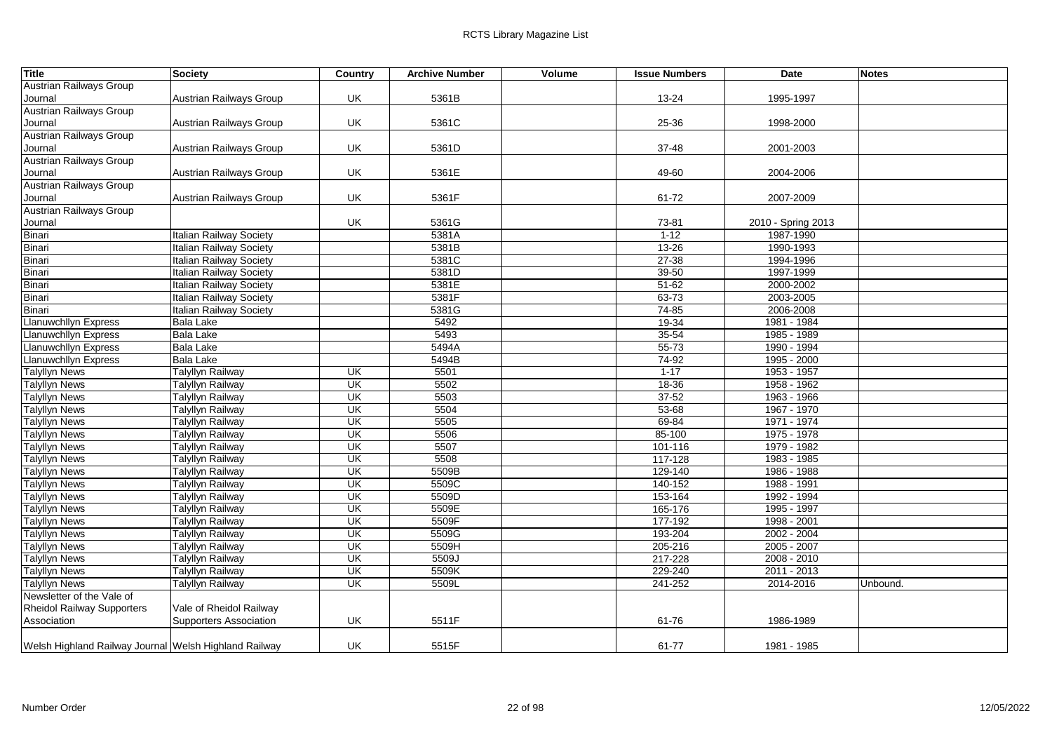| Title | Society | Country | Archive Number | Volume | Issue Numbers | Date | Notes |
|---|---|---|---|---|---|---|---|
| Austrian Railways Group Journal | Austrian Railways Group | UK | 5361B | | 13-24 | 1995-1997 | |
| Austrian Railways Group Journal | Austrian Railways Group | UK | 5361C | | 25-36 | 1998-2000 | |
| Austrian Railways Group Journal | Austrian Railways Group | UK | 5361D | | 37-48 | 2001-2003 | |
| Austrian Railways Group Journal | Austrian Railways Group | UK | 5361E | | 49-60 | 2004-2006 | |
| Austrian Railways Group Journal | Austrian Railways Group | UK | 5361F | | 61-72 | 2007-2009 | |
| Austrian Railways Group Journal | | UK | 5361G | | 73-81 | 2010 - Spring 2013 | |
| Binari | Italian Railway Society | | 5381A | | 1-12 | 1987-1990 | |
| Binari | Italian Railway Society | | 5381B | | 13-26 | 1990-1993 | |
| Binari | Italian Railway Society | | 5381C | | 27-38 | 1994-1996 | |
| Binari | Italian Railway Society | | 5381D | | 39-50 | 1997-1999 | |
| Binari | Italian Railway Society | | 5381E | | 51-62 | 2000-2002 | |
| Binari | Italian Railway Society | | 5381F | | 63-73 | 2003-2005 | |
| Binari | Italian Railway Society | | 5381G | | 74-85 | 2006-2008 | |
| Llanuwchllyn Express | Bala Lake | | 5492 | | 19-34 | 1981 - 1984 | |
| Llanuwchllyn Express | Bala Lake | | 5493 | | 35-54 | 1985 - 1989 | |
| Llanuwchllyn Express | Bala Lake | | 5494A | | 55-73 | 1990 - 1994 | |
| Llanuwchllyn Express | Bala Lake | | 5494B | | 74-92 | 1995 - 2000 | |
| Talyllyn News | Talyllyn Railway | UK | 5501 | | 1-17 | 1953 - 1957 | |
| Talyllyn News | Talyllyn Railway | UK | 5502 | | 18-36 | 1958 - 1962 | |
| Talyllyn News | Talyllyn Railway | UK | 5503 | | 37-52 | 1963 - 1966 | |
| Talyllyn News | Talyllyn Railway | UK | 5504 | | 53-68 | 1967 - 1970 | |
| Talyllyn News | Talyllyn Railway | UK | 5505 | | 69-84 | 1971 - 1974 | |
| Talyllyn News | Talyllyn Railway | UK | 5506 | | 85-100 | 1975 - 1978 | |
| Talyllyn News | Talyllyn Railway | UK | 5507 | | 101-116 | 1979 - 1982 | |
| Talyllyn News | Talyllyn Railway | UK | 5508 | | 117-128 | 1983 - 1985 | |
| Talyllyn News | Talyllyn Railway | UK | 5509B | | 129-140 | 1986 - 1988 | |
| Talyllyn News | Talyllyn Railway | UK | 5509C | | 140-152 | 1988 - 1991 | |
| Talyllyn News | Talyllyn Railway | UK | 5509D | | 153-164 | 1992 - 1994 | |
| Talyllyn News | Talyllyn Railway | UK | 5509E | | 165-176 | 1995 - 1997 | |
| Talyllyn News | Talyllyn Railway | UK | 5509F | | 177-192 | 1998 - 2001 | |
| Talyllyn News | Talyllyn Railway | UK | 5509G | | 193-204 | 2002 - 2004 | |
| Talyllyn News | Talyllyn Railway | UK | 5509H | | 205-216 | 2005 - 2007 | |
| Talyllyn News | Talyllyn Railway | UK | 5509J | | 217-228 | 2008 - 2010 | |
| Talyllyn News | Talyllyn Railway | UK | 5509K | | 229-240 | 2011 - 2013 | |
| Talyllyn News | Talyllyn Railway | UK | 5509L | | 241-252 | 2014-2016 | Unbound. |
| Newsletter of the Vale of Rheidol Railway Supporters Association | Vale of Rheidol Railway Supporters Association | UK | 5511F | | 61-76 | 1986-1989 | |
| Welsh Highland Railway Journal | Welsh Highland Railway | UK | 5515F | | 61-77 | 1981 - 1985 | |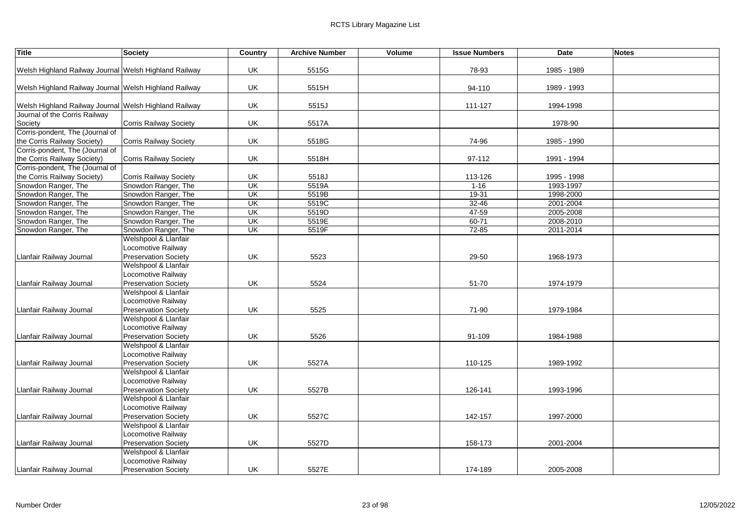| Title | Society | Country | Archive Number | Volume | Issue Numbers | Date | Notes |
|---|---|---|---|---|---|---|---|
| Welsh Highland Railway Journal | Welsh Highland Railway | UK | 5515G | | 78-93 | 1985 - 1989 | |
| Welsh Highland Railway Journal | Welsh Highland Railway | UK | 5515H | | 94-110 | 1989 - 1993 | |
| Welsh Highland Railway Journal | Welsh Highland Railway | UK | 5515J | | 111-127 | 1994-1998 | |
| Journal of the Corris Railway Society | Corris Railway Society | UK | 5517A | | | 1978-90 | |
| Corris-pondent, The (Journal of the Corris Railway Society) | Corris Railway Society | UK | 5518G | | 74-96 | 1985 - 1990 | |
| Corris-pondent, The (Journal of the Corris Railway Society) | Corris Railway Society | UK | 5518H | | 97-112 | 1991 - 1994 | |
| Corris-pondent, The (Journal of the Corris Railway Society) | Corris Railway Society | UK | 5518J | | 113-126 | 1995 - 1998 | |
| Snowdon Ranger, The | Snowdon Ranger, The | UK | 5519A | | 1-16 | 1993-1997 | |
| Snowdon Ranger, The | Snowdon Ranger, The | UK | 5519B | | 19-31 | 1998-2000 | |
| Snowdon Ranger, The | Snowdon Ranger, The | UK | 5519C | | 32-46 | 2001-2004 | |
| Snowdon Ranger, The | Snowdon Ranger, The | UK | 5519D | | 47-59 | 2005-2008 | |
| Snowdon Ranger, The | Snowdon Ranger, The | UK | 5519E | | 60-71 | 2008-2010 | |
| Snowdon Ranger, The | Snowdon Ranger, The | UK | 5519F | | 72-85 | 2011-2014 | |
| Llanfair Railway Journal | Welshpool & Llanfair Locomotive Railway Preservation Society | UK | 5523 | | 29-50 | 1968-1973 | |
| Llanfair Railway Journal | Welshpool & Llanfair Locomotive Railway Preservation Society | UK | 5524 | | 51-70 | 1974-1979 | |
| Llanfair Railway Journal | Welshpool & Llanfair Locomotive Railway Preservation Society | UK | 5525 | | 71-90 | 1979-1984 | |
| Llanfair Railway Journal | Welshpool & Llanfair Locomotive Railway Preservation Society | UK | 5526 | | 91-109 | 1984-1988 | |
| Llanfair Railway Journal | Welshpool & Llanfair Locomotive Railway Preservation Society | UK | 5527A | | 110-125 | 1989-1992 | |
| Llanfair Railway Journal | Welshpool & Llanfair Locomotive Railway Preservation Society | UK | 5527B | | 126-141 | 1993-1996 | |
| Llanfair Railway Journal | Welshpool & Llanfair Locomotive Railway Preservation Society | UK | 5527C | | 142-157 | 1997-2000 | |
| Llanfair Railway Journal | Welshpool & Llanfair Locomotive Railway Preservation Society | UK | 5527D | | 158-173 | 2001-2004 | |
| Llanfair Railway Journal | Welshpool & Llanfair Locomotive Railway Preservation Society | UK | 5527E | | 174-189 | 2005-2008 | |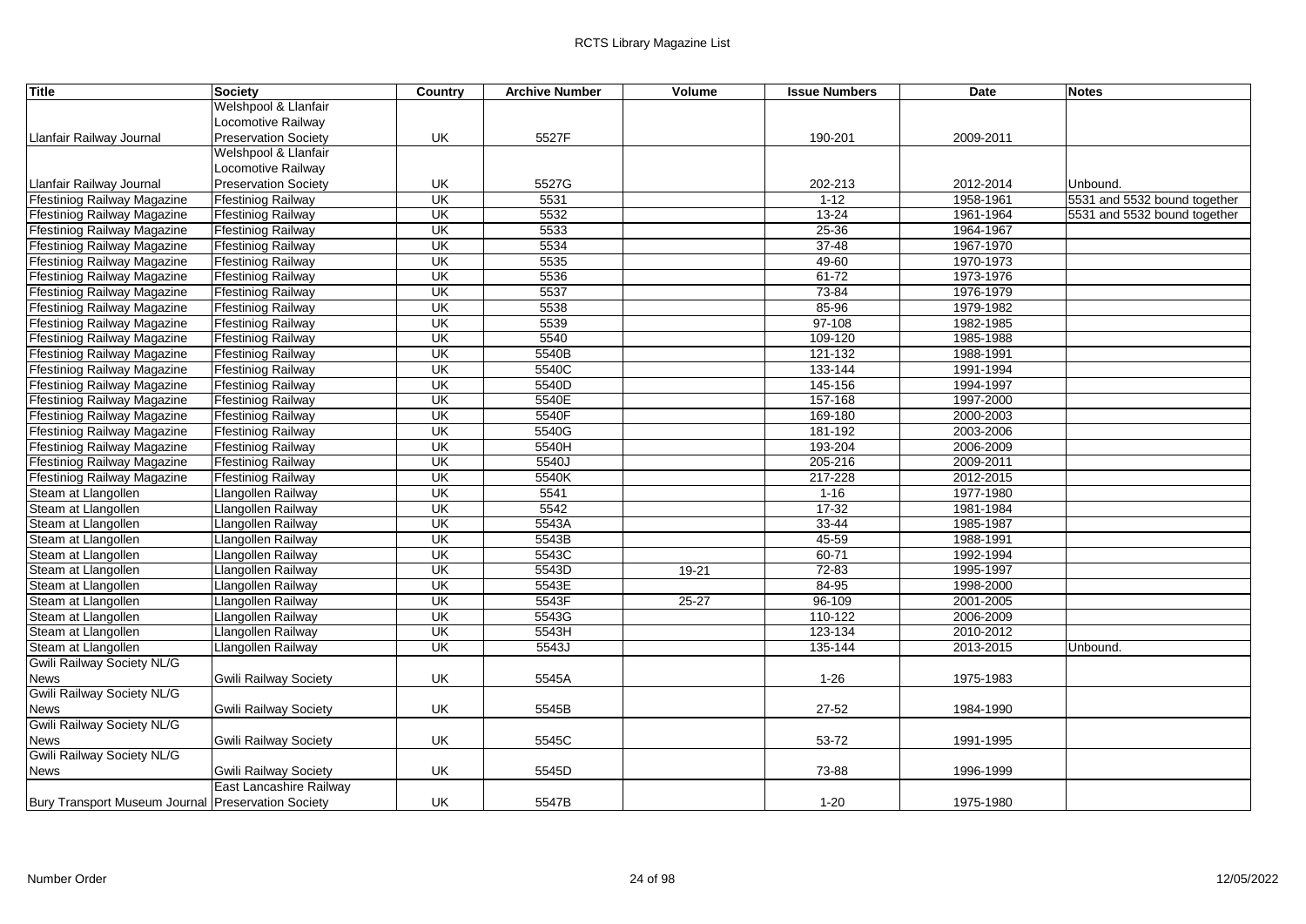| Title | Society | Country | Archive Number | Volume | Issue Numbers | Date | Notes |
|---|---|---|---|---|---|---|---|
| Llanfair Railway Journal | Welshpool & Llanfair Locomotive Railway Preservation Society | UK | 5527F | | 190-201 | 2009-2011 | |
| Llanfair Railway Journal | Welshpool & Llanfair Locomotive Railway Preservation Society | UK | 5527G | | 202-213 | 2012-2014 | Unbound. |
| Ffestiniog Railway Magazine | Ffestiniog Railway | UK | 5531 | | 1-12 | 1958-1961 | 5531 and 5532 bound together |
| Ffestiniog Railway Magazine | Ffestiniog Railway | UK | 5532 | | 13-24 | 1961-1964 | 5531 and 5532 bound together |
| Ffestiniog Railway Magazine | Ffestiniog Railway | UK | 5533 | | 25-36 | 1964-1967 | |
| Ffestiniog Railway Magazine | Ffestiniog Railway | UK | 5534 | | 37-48 | 1967-1970 | |
| Ffestiniog Railway Magazine | Ffestiniog Railway | UK | 5535 | | 49-60 | 1970-1973 | |
| Ffestiniog Railway Magazine | Ffestiniog Railway | UK | 5536 | | 61-72 | 1973-1976 | |
| Ffestiniog Railway Magazine | Ffestiniog Railway | UK | 5537 | | 73-84 | 1976-1979 | |
| Ffestiniog Railway Magazine | Ffestiniog Railway | UK | 5538 | | 85-96 | 1979-1982 | |
| Ffestiniog Railway Magazine | Ffestiniog Railway | UK | 5539 | | 97-108 | 1982-1985 | |
| Ffestiniog Railway Magazine | Ffestiniog Railway | UK | 5540 | | 109-120 | 1985-1988 | |
| Ffestiniog Railway Magazine | Ffestiniog Railway | UK | 5540B | | 121-132 | 1988-1991 | |
| Ffestiniog Railway Magazine | Ffestiniog Railway | UK | 5540C | | 133-144 | 1991-1994 | |
| Ffestiniog Railway Magazine | Ffestiniog Railway | UK | 5540D | | 145-156 | 1994-1997 | |
| Ffestiniog Railway Magazine | Ffestiniog Railway | UK | 5540E | | 157-168 | 1997-2000 | |
| Ffestiniog Railway Magazine | Ffestiniog Railway | UK | 5540F | | 169-180 | 2000-2003 | |
| Ffestiniog Railway Magazine | Ffestiniog Railway | UK | 5540G | | 181-192 | 2003-2006 | |
| Ffestiniog Railway Magazine | Ffestiniog Railway | UK | 5540H | | 193-204 | 2006-2009 | |
| Ffestiniog Railway Magazine | Ffestiniog Railway | UK | 5540J | | 205-216 | 2009-2011 | |
| Ffestiniog Railway Magazine | Ffestiniog Railway | UK | 5540K | | 217-228 | 2012-2015 | |
| Steam at Llangollen | Llangollen Railway | UK | 5541 | | 1-16 | 1977-1980 | |
| Steam at Llangollen | Llangollen Railway | UK | 5542 | | 17-32 | 1981-1984 | |
| Steam at Llangollen | Llangollen Railway | UK | 5543A | | 33-44 | 1985-1987 | |
| Steam at Llangollen | Llangollen Railway | UK | 5543B | | 45-59 | 1988-1991 | |
| Steam at Llangollen | Llangollen Railway | UK | 5543C | | 60-71 | 1992-1994 | |
| Steam at Llangollen | Llangollen Railway | UK | 5543D | 19-21 | 72-83 | 1995-1997 | |
| Steam at Llangollen | Llangollen Railway | UK | 5543E | | 84-95 | 1998-2000 | |
| Steam at Llangollen | Llangollen Railway | UK | 5543F | 25-27 | 96-109 | 2001-2005 | |
| Steam at Llangollen | Llangollen Railway | UK | 5543G | | 110-122 | 2006-2009 | |
| Steam at Llangollen | Llangollen Railway | UK | 5543H | | 123-134 | 2010-2012 | |
| Steam at Llangollen | Llangollen Railway | UK | 5543J | | 135-144 | 2013-2015 | Unbound. |
| Gwili Railway Society NL/G News | Gwili Railway Society | UK | 5545A | | 1-26 | 1975-1983 | |
| Gwili Railway Society NL/G News | Gwili Railway Society | UK | 5545B | | 27-52 | 1984-1990 | |
| Gwili Railway Society NL/G News | Gwili Railway Society | UK | 5545C | | 53-72 | 1991-1995 | |
| Gwili Railway Society NL/G News | Gwili Railway Society | UK | 5545D | | 73-88 | 1996-1999 | |
| Bury Transport Museum Journal | East Lancashire Railway Preservation Society | UK | 5547B | | 1-20 | 1975-1980 | |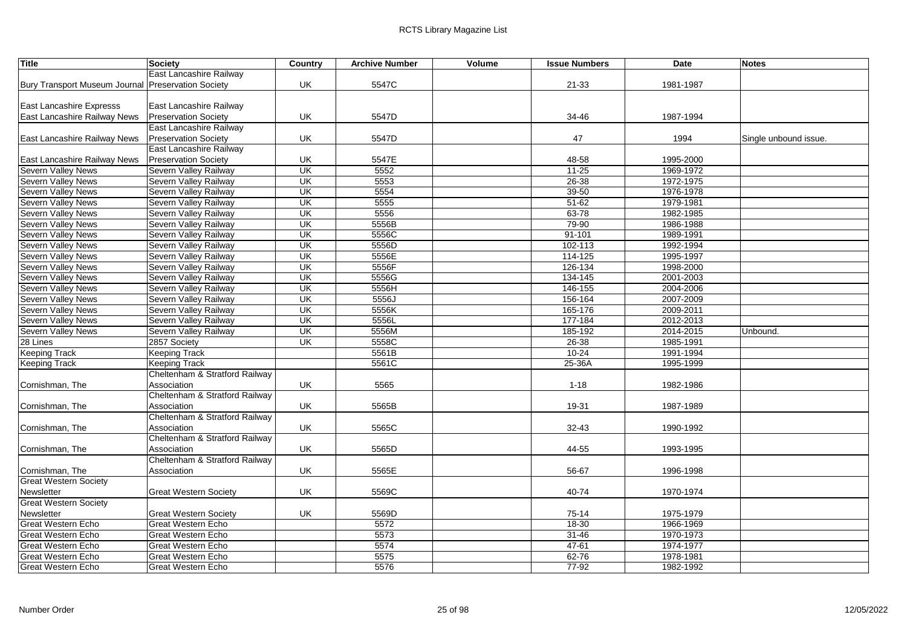| Title | Society | Country | Archive Number | Volume | Issue Numbers | Date | Notes |
|---|---|---|---|---|---|---|---|
| Bury Transport Museum Journal | East Lancashire Railway Preservation Society | UK | 5547C | | 21-33 | 1981-1987 | |
| East Lancashire Expresss East Lancashire Railway News | East Lancashire Railway Preservation Society | UK | 5547D | | 34-46 | 1987-1994 | |
| East Lancashire Railway News | East Lancashire Railway Preservation Society | UK | 5547D | | 47 | 1994 | Single unbound issue. |
| East Lancashire Railway News | East Lancashire Railway Preservation Society | UK | 5547E | | 48-58 | 1995-2000 | |
| Severn Valley News | Severn Valley Railway | UK | 5552 | | 11-25 | 1969-1972 | |
| Severn Valley News | Severn Valley Railway | UK | 5553 | | 26-38 | 1972-1975 | |
| Severn Valley News | Severn Valley Railway | UK | 5554 | | 39-50 | 1976-1978 | |
| Severn Valley News | Severn Valley Railway | UK | 5555 | | 51-62 | 1979-1981 | |
| Severn Valley News | Severn Valley Railway | UK | 5556 | | 63-78 | 1982-1985 | |
| Severn Valley News | Severn Valley Railway | UK | 5556B | | 79-90 | 1986-1988 | |
| Severn Valley News | Severn Valley Railway | UK | 5556C | | 91-101 | 1989-1991 | |
| Severn Valley News | Severn Valley Railway | UK | 5556D | | 102-113 | 1992-1994 | |
| Severn Valley News | Severn Valley Railway | UK | 5556E | | 114-125 | 1995-1997 | |
| Severn Valley News | Severn Valley Railway | UK | 5556F | | 126-134 | 1998-2000 | |
| Severn Valley News | Severn Valley Railway | UK | 5556G | | 134-145 | 2001-2003 | |
| Severn Valley News | Severn Valley Railway | UK | 5556H | | 146-155 | 2004-2006 | |
| Severn Valley News | Severn Valley Railway | UK | 5556J | | 156-164 | 2007-2009 | |
| Severn Valley News | Severn Valley Railway | UK | 5556K | | 165-176 | 2009-2011 | |
| Severn Valley News | Severn Valley Railway | UK | 5556L | | 177-184 | 2012-2013 | |
| Severn Valley News | Severn Valley Railway | UK | 5556M | | 185-192 | 2014-2015 | Unbound. |
| 28 Lines | 2857 Society | UK | 5558C | | 26-38 | 1985-1991 | |
| Keeping Track | Keeping Track | | 5561B | | 10-24 | 1991-1994 | |
| Keeping Track | Keeping Track | | 5561C | | 25-36A | 1995-1999 | |
| Cornishman, The | Cheltenham & Stratford Railway Association | UK | 5565 | | 1-18 | 1982-1986 | |
| Cornishman, The | Cheltenham & Stratford Railway Association | UK | 5565B | | 19-31 | 1987-1989 | |
| Cornishman, The | Cheltenham & Stratford Railway Association | UK | 5565C | | 32-43 | 1990-1992 | |
| Cornishman, The | Cheltenham & Stratford Railway Association | UK | 5565D | | 44-55 | 1993-1995 | |
| Cornishman, The | Cheltenham & Stratford Railway Association | UK | 5565E | | 56-67 | 1996-1998 | |
| Great Western Society Newsletter | Great Western Society | UK | 5569C | | 40-74 | 1970-1974 | |
| Great Western Society Newsletter | Great Western Society | UK | 5569D | | 75-14 | 1975-1979 | |
| Great Western Echo | Great Western Echo | | 5572 | | 18-30 | 1966-1969 | |
| Great Western Echo | Great Western Echo | | 5573 | | 31-46 | 1970-1973 | |
| Great Western Echo | Great Western Echo | | 5574 | | 47-61 | 1974-1977 | |
| Great Western Echo | Great Western Echo | | 5575 | | 62-76 | 1978-1981 | |
| Great Western Echo | Great Western Echo | | 5576 | | 77-92 | 1982-1992 | |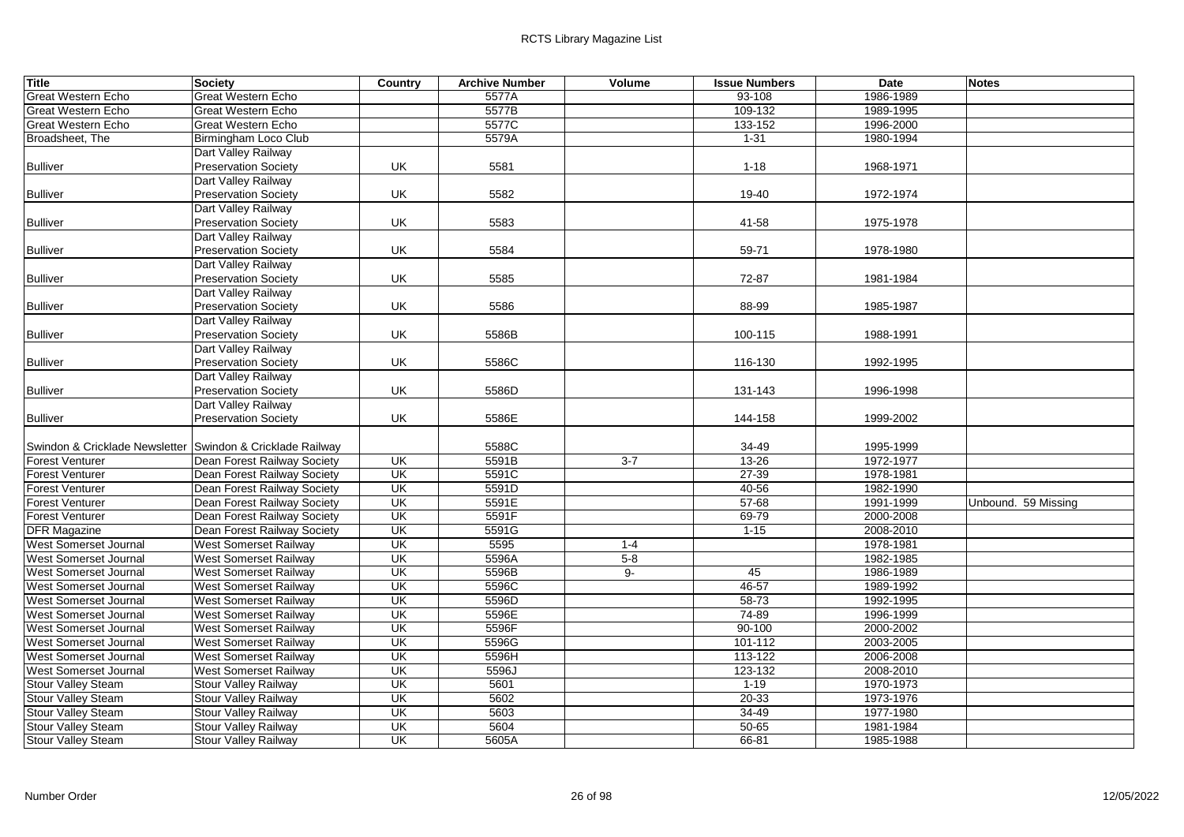| Title | Society | Country | Archive Number | Volume | Issue Numbers | Date | Notes |
|---|---|---|---|---|---|---|---|
| Great Western Echo | Great Western Echo | | 5577A | | 93-108 | 1986-1989 | |
| Great Western Echo | Great Western Echo | | 5577B | | 109-132 | 1989-1995 | |
| Great Western Echo | Great Western Echo | | 5577C | | 133-152 | 1996-2000 | |
| Broadsheet, The | Birmingham Loco Club | | 5579A | | 1-31 | 1980-1994 | |
| Bulliver | Dart Valley Railway Preservation Society | UK | 5581 | | 1-18 | 1968-1971 | |
| Bulliver | Dart Valley Railway Preservation Society | UK | 5582 | | 19-40 | 1972-1974 | |
| Bulliver | Dart Valley Railway Preservation Society | UK | 5583 | | 41-58 | 1975-1978 | |
| Bulliver | Dart Valley Railway Preservation Society | UK | 5584 | | 59-71 | 1978-1980 | |
| Bulliver | Dart Valley Railway Preservation Society | UK | 5585 | | 72-87 | 1981-1984 | |
| Bulliver | Dart Valley Railway Preservation Society | UK | 5586 | | 88-99 | 1985-1987 | |
| Bulliver | Dart Valley Railway Preservation Society | UK | 5586B | | 100-115 | 1988-1991 | |
| Bulliver | Dart Valley Railway Preservation Society | UK | 5586C | | 116-130 | 1992-1995 | |
| Bulliver | Dart Valley Railway Preservation Society | UK | 5586D | | 131-143 | 1996-1998 | |
| Bulliver | Dart Valley Railway Preservation Society | UK | 5586E | | 144-158 | 1999-2002 | |
| Swindon & Cricklade Newsletter | Swindon & Cricklade Railway | | 5588C | | 34-49 | 1995-1999 | |
| Forest Venturer | Dean Forest Railway Society | UK | 5591B | 3-7 | 13-26 | 1972-1977 | |
| Forest Venturer | Dean Forest Railway Society | UK | 5591C | | 27-39 | 1978-1981 | |
| Forest Venturer | Dean Forest Railway Society | UK | 5591D | | 40-56 | 1982-1990 | |
| Forest Venturer | Dean Forest Railway Society | UK | 5591E | | 57-68 | 1991-1999 | Unbound. 59 Missing |
| Forest Venturer | Dean Forest Railway Society | UK | 5591F | | 69-79 | 2000-2008 | |
| DFR Magazine | Dean Forest Railway Society | UK | 5591G | | 1-15 | 2008-2010 | |
| West Somerset Journal | West Somerset Railway | UK | 5595 | 1-4 | | 1978-1981 | |
| West Somerset Journal | West Somerset Railway | UK | 5596A | 5-8 | | 1982-1985 | |
| West Somerset Journal | West Somerset Railway | UK | 5596B | 9- | 45 | 1986-1989 | |
| West Somerset Journal | West Somerset Railway | UK | 5596C | | 46-57 | 1989-1992 | |
| West Somerset Journal | West Somerset Railway | UK | 5596D | | 58-73 | 1992-1995 | |
| West Somerset Journal | West Somerset Railway | UK | 5596E | | 74-89 | 1996-1999 | |
| West Somerset Journal | West Somerset Railway | UK | 5596F | | 90-100 | 2000-2002 | |
| West Somerset Journal | West Somerset Railway | UK | 5596G | | 101-112 | 2003-2005 | |
| West Somerset Journal | West Somerset Railway | UK | 5596H | | 113-122 | 2006-2008 | |
| West Somerset Journal | West Somerset Railway | UK | 5596J | | 123-132 | 2008-2010 | |
| Stour Valley Steam | Stour Valley Railway | UK | 5601 | | 1-19 | 1970-1973 | |
| Stour Valley Steam | Stour Valley Railway | UK | 5602 | | 20-33 | 1973-1976 | |
| Stour Valley Steam | Stour Valley Railway | UK | 5603 | | 34-49 | 1977-1980 | |
| Stour Valley Steam | Stour Valley Railway | UK | 5604 | | 50-65 | 1981-1984 | |
| Stour Valley Steam | Stour Valley Railway | UK | 5605A | | 66-81 | 1985-1988 | |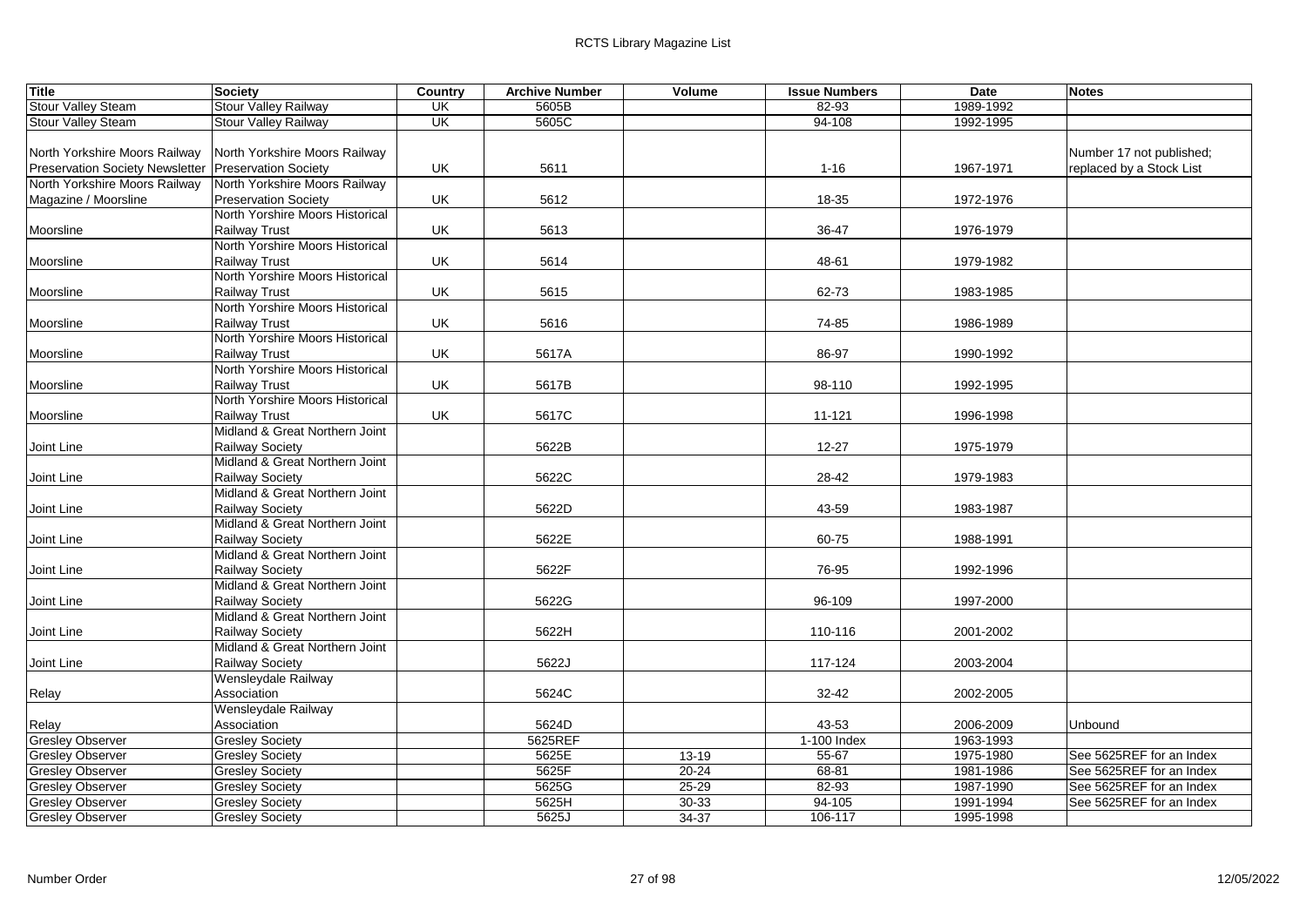| Title | Society | Country | Archive Number | Volume | Issue Numbers | Date | Notes |
|---|---|---|---|---|---|---|---|
| Stour Valley Steam | Stour Valley Railway | UK | 5605B | | 82-93 | 1989-1992 | |
| Stour Valley Steam | Stour Valley Railway | UK | 5605C | | 94-108 | 1992-1995 | |
| North Yorkshire Moors Railway Preservation Society Newsletter | North Yorkshire Moors Railway Preservation Society | UK | 5611 | | 1-16 | 1967-1971 | Number 17 not published; replaced by a Stock List |
| North Yorkshire Moors Railway Magazine / Moorsline | North Yorkshire Moors Railway Preservation Society | UK | 5612 | | 18-35 | 1972-1976 | |
| Moorsline | North Yorshire Moors Historical Railway Trust | UK | 5613 | | 36-47 | 1976-1979 | |
| Moorsline | North Yorshire Moors Historical Railway Trust | UK | 5614 | | 48-61 | 1979-1982 | |
| Moorsline | North Yorshire Moors Historical Railway Trust | UK | 5615 | | 62-73 | 1983-1985 | |
| Moorsline | North Yorshire Moors Historical Railway Trust | UK | 5616 | | 74-85 | 1986-1989 | |
| Moorsline | North Yorshire Moors Historical Railway Trust | UK | 5617A | | 86-97 | 1990-1992 | |
| Moorsline | North Yorshire Moors Historical Railway Trust | UK | 5617B | | 98-110 | 1992-1995 | |
| Moorsline | North Yorshire Moors Historical Railway Trust | UK | 5617C | | 11-121 | 1996-1998 | |
| Joint Line | Midland & Great Northern Joint Railway Society | | 5622B | | 12-27 | 1975-1979 | |
| Joint Line | Midland & Great Northern Joint Railway Society | | 5622C | | 28-42 | 1979-1983 | |
| Joint Line | Midland & Great Northern Joint Railway Society | | 5622D | | 43-59 | 1983-1987 | |
| Joint Line | Midland & Great Northern Joint Railway Society | | 5622E | | 60-75 | 1988-1991 | |
| Joint Line | Midland & Great Northern Joint Railway Society | | 5622F | | 76-95 | 1992-1996 | |
| Joint Line | Midland & Great Northern Joint Railway Society | | 5622G | | 96-109 | 1997-2000 | |
| Joint Line | Midland & Great Northern Joint Railway Society | | 5622H | | 110-116 | 2001-2002 | |
| Joint Line | Midland & Great Northern Joint Railway Society | | 5622J | | 117-124 | 2003-2004 | |
| Relay | Wensleydale Railway Association | | 5624C | | 32-42 | 2002-2005 | |
| Relay | Wensleydale Railway Association | | 5624D | | 43-53 | 2006-2009 | Unbound |
| Gresley Observer | Gresley Society | | 5625REF | | 1-100 Index | 1963-1993 | |
| Gresley Observer | Gresley Society | | 5625E | 13-19 | 55-67 | 1975-1980 | See 5625REF for an Index |
| Gresley Observer | Gresley Society | | 5625F | 20-24 | 68-81 | 1981-1986 | See 5625REF for an Index |
| Gresley Observer | Gresley Society | | 5625G | 25-29 | 82-93 | 1987-1990 | See 5625REF for an Index |
| Gresley Observer | Gresley Society | | 5625H | 30-33 | 94-105 | 1991-1994 | See 5625REF for an Index |
| Gresley Observer | Gresley Society | | 5625J | 34-37 | 106-117 | 1995-1998 | |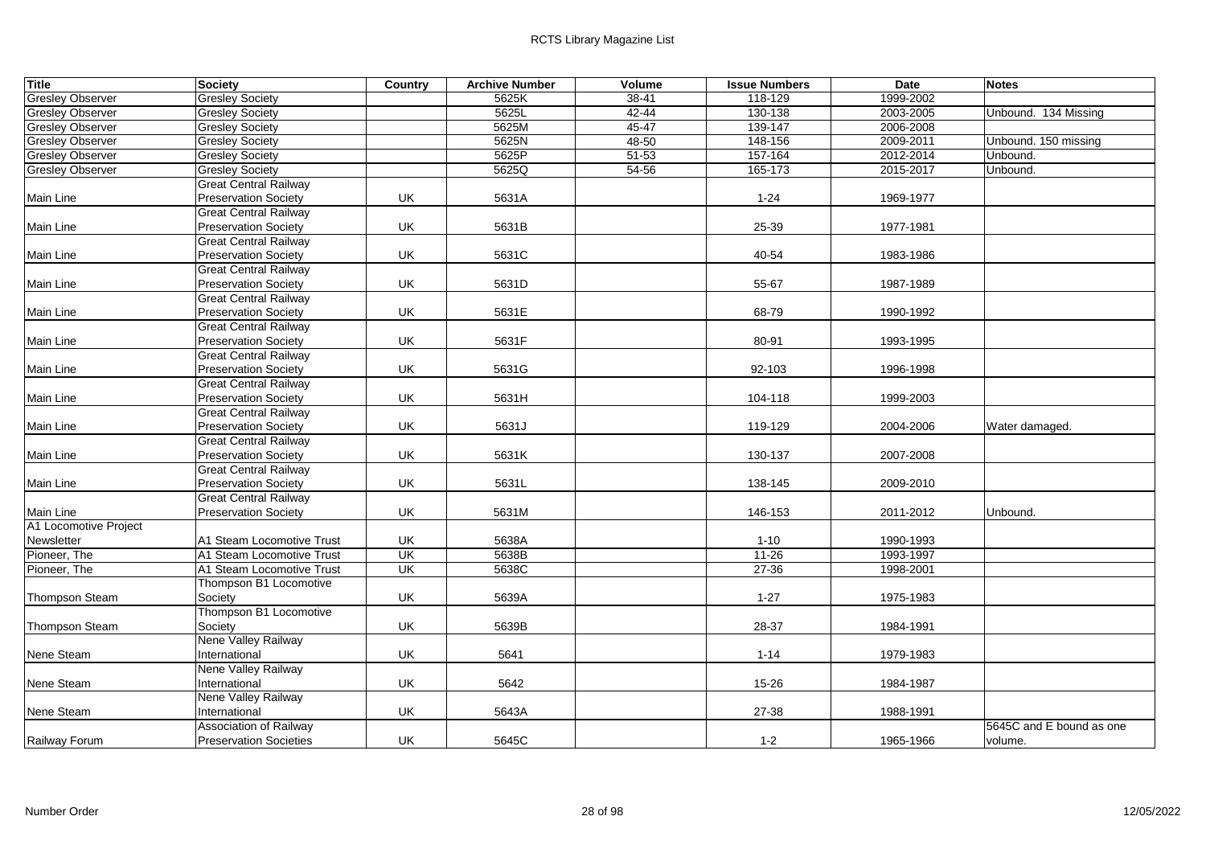| Title | Society | Country | Archive Number | Volume | Issue Numbers | Date | Notes |
|---|---|---|---|---|---|---|---|
| Gresley Observer | Gresley Society | | 5625K | 38-41 | 118-129 | 1999-2002 | |
| Gresley Observer | Gresley Society | | 5625L | 42-44 | 130-138 | 2003-2005 | Unbound. 134 Missing |
| Gresley Observer | Gresley Society | | 5625M | 45-47 | 139-147 | 2006-2008 | |
| Gresley Observer | Gresley Society | | 5625N | 48-50 | 148-156 | 2009-2011 | Unbound. 150 missing |
| Gresley Observer | Gresley Society | | 5625P | 51-53 | 157-164 | 2012-2014 | Unbound. |
| Gresley Observer | Gresley Society | | 5625Q | 54-56 | 165-173 | 2015-2017 | Unbound. |
| Main Line | Great Central Railway Preservation Society | UK | 5631A | | 1-24 | 1969-1977 | |
| Main Line | Great Central Railway Preservation Society | UK | 5631B | | 25-39 | 1977-1981 | |
| Main Line | Great Central Railway Preservation Society | UK | 5631C | | 40-54 | 1983-1986 | |
| Main Line | Great Central Railway Preservation Society | UK | 5631D | | 55-67 | 1987-1989 | |
| Main Line | Great Central Railway Preservation Society | UK | 5631E | | 68-79 | 1990-1992 | |
| Main Line | Great Central Railway Preservation Society | UK | 5631F | | 80-91 | 1993-1995 | |
| Main Line | Great Central Railway Preservation Society | UK | 5631G | | 92-103 | 1996-1998 | |
| Main Line | Great Central Railway Preservation Society | UK | 5631H | | 104-118 | 1999-2003 | |
| Main Line | Great Central Railway Preservation Society | UK | 5631J | | 119-129 | 2004-2006 | Water damaged. |
| Main Line | Great Central Railway Preservation Society | UK | 5631K | | 130-137 | 2007-2008 | |
| Main Line | Great Central Railway Preservation Society | UK | 5631L | | 138-145 | 2009-2010 | |
| Main Line | Great Central Railway Preservation Society | UK | 5631M | | 146-153 | 2011-2012 | Unbound. |
| A1 Locomotive Project Newsletter | A1 Steam Locomotive Trust | UK | 5638A | | 1-10 | 1990-1993 | |
| Pioneer, The | A1 Steam Locomotive Trust | UK | 5638B | | 11-26 | 1993-1997 | |
| Pioneer, The | A1 Steam Locomotive Trust | UK | 5638C | | 27-36 | 1998-2001 | |
| Thompson Steam | Thompson B1 Locomotive Society | UK | 5639A | | 1-27 | 1975-1983 | |
| Thompson Steam | Thompson B1 Locomotive Society | UK | 5639B | | 28-37 | 1984-1991 | |
| Nene Steam | Nene Valley Railway International | UK | 5641 | | 1-14 | 1979-1983 | |
| Nene Steam | Nene Valley Railway International | UK | 5642 | | 15-26 | 1984-1987 | |
| Nene Steam | Nene Valley Railway International | UK | 5643A | | 27-38 | 1988-1991 | |
| Railway Forum | Association of Railway Preservation Societies | UK | 5645C | | 1-2 | 1965-1966 | 5645C and E bound as one volume. |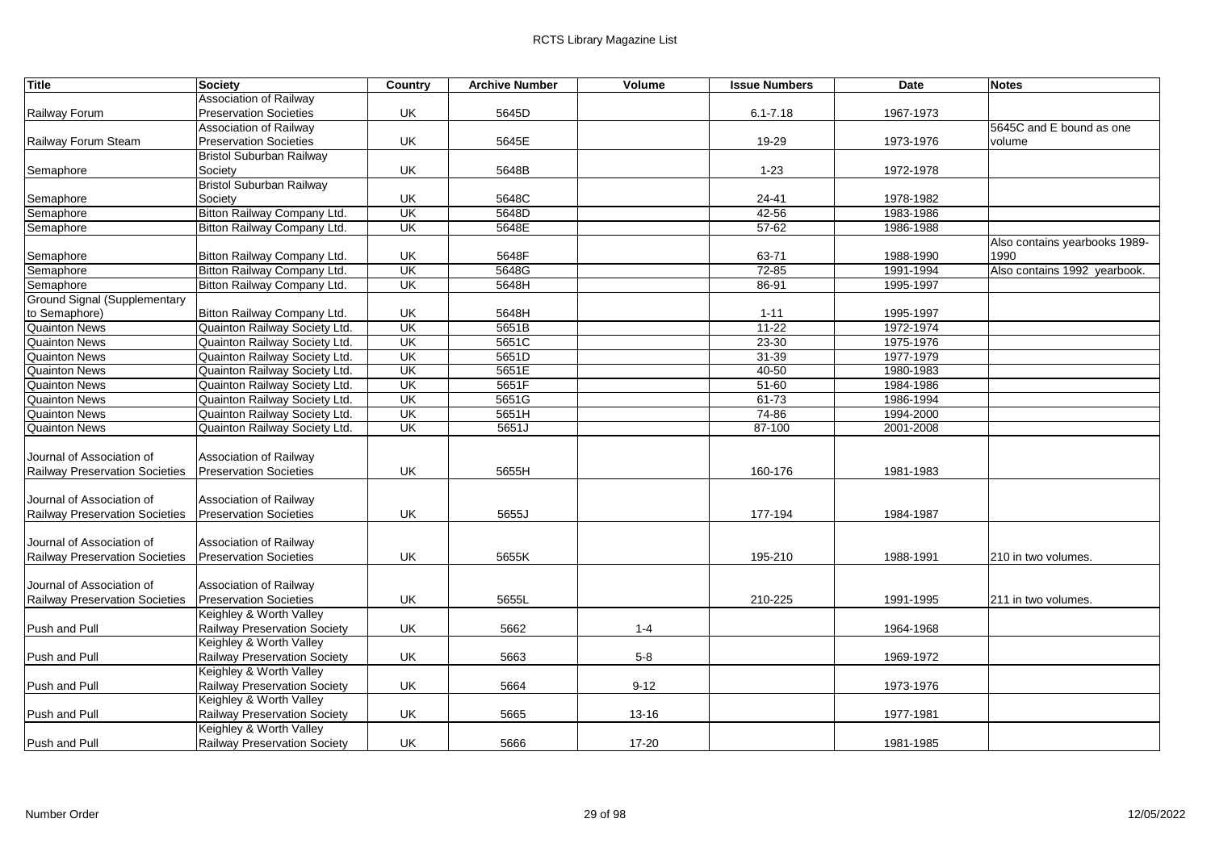| Title | Society | Country | Archive Number | Volume | Issue Numbers | Date | Notes |
|---|---|---|---|---|---|---|---|
| Railway Forum | Association of Railway Preservation Societies | UK | 5645D | | 6.1-7.18 | 1967-1973 | |
| Railway Forum Steam | Association of Railway Preservation Societies | UK | 5645E | | 19-29 | 1973-1976 | 5645C and E bound as one volume |
| Semaphore | Bristol Suburban Railway Society | UK | 5648B | | 1-23 | 1972-1978 | |
| Semaphore | Bristol Suburban Railway Society | UK | 5648C | | 24-41 | 1978-1982 | |
| Semaphore | Bitton Railway Company Ltd. | UK | 5648D | | 42-56 | 1983-1986 | |
| Semaphore | Bitton Railway Company Ltd. | UK | 5648E | | 57-62 | 1986-1988 | |
| Semaphore | Bitton Railway Company Ltd. | UK | 5648F | | 63-71 | 1988-1990 | Also contains yearbooks 1989-1990 |
| Semaphore | Bitton Railway Company Ltd. | UK | 5648G | | 72-85 | 1991-1994 | Also contains 1992 yearbook. |
| Semaphore | Bitton Railway Company Ltd. | UK | 5648H | | 86-91 | 1995-1997 | |
| Ground Signal (Supplementary to Semaphore) | Bitton Railway Company Ltd. | UK | 5648H | | 1-11 | 1995-1997 | |
| Quainton News | Quainton Railway Society Ltd. | UK | 5651B | | 11-22 | 1972-1974 | |
| Quainton News | Quainton Railway Society Ltd. | UK | 5651C | | 23-30 | 1975-1976 | |
| Quainton News | Quainton Railway Society Ltd. | UK | 5651D | | 31-39 | 1977-1979 | |
| Quainton News | Quainton Railway Society Ltd. | UK | 5651E | | 40-50 | 1980-1983 | |
| Quainton News | Quainton Railway Society Ltd. | UK | 5651F | | 51-60 | 1984-1986 | |
| Quainton News | Quainton Railway Society Ltd. | UK | 5651G | | 61-73 | 1986-1994 | |
| Quainton News | Quainton Railway Society Ltd. | UK | 5651H | | 74-86 | 1994-2000 | |
| Quainton News | Quainton Railway Society Ltd. | UK | 5651J | | 87-100 | 2001-2008 | |
| Journal of Association of Railway Preservation Societies | Association of Railway Preservation Societies | UK | 5655H | | 160-176 | 1981-1983 | |
| Journal of Association of Railway Preservation Societies | Association of Railway Preservation Societies | UK | 5655J | | 177-194 | 1984-1987 | |
| Journal of Association of Railway Preservation Societies | Association of Railway Preservation Societies | UK | 5655K | | 195-210 | 1988-1991 | 210 in two volumes. |
| Journal of Association of Railway Preservation Societies | Association of Railway Preservation Societies | UK | 5655L | | 210-225 | 1991-1995 | 211 in two volumes. |
| Push and Pull | Keighley & Worth Valley Railway Preservation Society | UK | 5662 | 1-4 | | 1964-1968 | |
| Push and Pull | Keighley & Worth Valley Railway Preservation Society | UK | 5663 | 5-8 | | 1969-1972 | |
| Push and Pull | Keighley & Worth Valley Railway Preservation Society | UK | 5664 | 9-12 | | 1973-1976 | |
| Push and Pull | Keighley & Worth Valley Railway Preservation Society | UK | 5665 | 13-16 | | 1977-1981 | |
| Push and Pull | Keighley & Worth Valley Railway Preservation Society | UK | 5666 | 17-20 | | 1981-1985 | |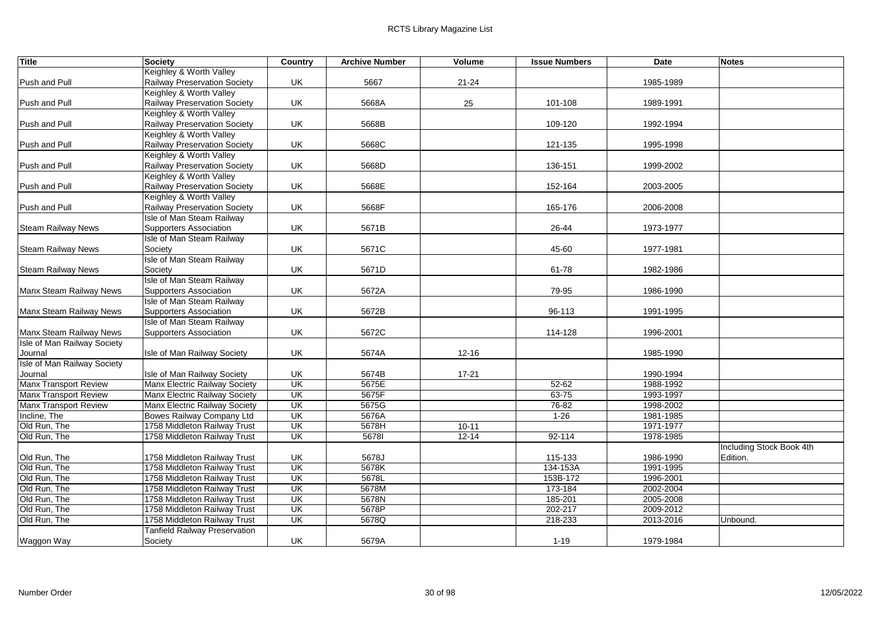| Title | Society | Country | Archive Number | Volume | Issue Numbers | Date | Notes |
|---|---|---|---|---|---|---|---|
| Push and Pull | Keighley & Worth Valley Railway Preservation Society | UK | 5667 | 21-24 | | 1985-1989 | |
| Push and Pull | Keighley & Worth Valley Railway Preservation Society | UK | 5668A | 25 | 101-108 | 1989-1991 | |
| Push and Pull | Keighley & Worth Valley Railway Preservation Society | UK | 5668B | | 109-120 | 1992-1994 | |
| Push and Pull | Keighley & Worth Valley Railway Preservation Society | UK | 5668C | | 121-135 | 1995-1998 | |
| Push and Pull | Keighley & Worth Valley Railway Preservation Society | UK | 5668D | | 136-151 | 1999-2002 | |
| Push and Pull | Keighley & Worth Valley Railway Preservation Society | UK | 5668E | | 152-164 | 2003-2005 | |
| Push and Pull | Keighley & Worth Valley Railway Preservation Society | UK | 5668F | | 165-176 | 2006-2008 | |
| Steam Railway News | Isle of Man Steam Railway Supporters Association | UK | 5671B | | 26-44 | 1973-1977 | |
| Steam Railway News | Isle of Man Steam Railway Society | UK | 5671C | | 45-60 | 1977-1981 | |
| Steam Railway News | Isle of Man Steam Railway Society | UK | 5671D | | 61-78 | 1982-1986 | |
| Manx Steam Railway News | Isle of Man Steam Railway Supporters Association | UK | 5672A | | 79-95 | 1986-1990 | |
| Manx Steam Railway News | Isle of Man Steam Railway Supporters Association | UK | 5672B | | 96-113 | 1991-1995 | |
| Manx Steam Railway News | Isle of Man Steam Railway Supporters Association | UK | 5672C | | 114-128 | 1996-2001 | |
| Isle of Man Railway Society Journal | Isle of Man Railway Society | UK | 5674A | 12-16 | | 1985-1990 | |
| Isle of Man Railway Society Journal | Isle of Man Railway Society | UK | 5674B | 17-21 | | 1990-1994 | |
| Manx Transport Review | Manx Electric Railway Society | UK | 5675E | | 52-62 | 1988-1992 | |
| Manx Transport Review | Manx Electric Railway Society | UK | 5675F | | 63-75 | 1993-1997 | |
| Manx Transport Review | Manx Electric Railway Society | UK | 5675G | | 76-82 | 1998-2002 | |
| Incline, The | Bowes Railway Company Ltd | UK | 5676A | | 1-26 | 1981-1985 | |
| Old Run, The | 1758 Middleton Railway Trust | UK | 5678H | 10-11 | | 1971-1977 | |
| Old Run, The | 1758 Middleton Railway Trust | UK | 5678I | 12-14 | 92-114 | 1978-1985 | |
| Old Run, The | 1758 Middleton Railway Trust | UK | 5678J | | 115-133 | 1986-1990 | Including Stock Book 4th Edition. |
| Old Run, The | 1758 Middleton Railway Trust | UK | 5678K | | 134-153A | 1991-1995 | |
| Old Run, The | 1758 Middleton Railway Trust | UK | 5678L | | 153B-172 | 1996-2001 | |
| Old Run, The | 1758 Middleton Railway Trust | UK | 5678M | | 173-184 | 2002-2004 | |
| Old Run, The | 1758 Middleton Railway Trust | UK | 5678N | | 185-201 | 2005-2008 | |
| Old Run, The | 1758 Middleton Railway Trust | UK | 5678P | | 202-217 | 2009-2012 | |
| Old Run, The | 1758 Middleton Railway Trust | UK | 5678Q | | 218-233 | 2013-2016 | Unbound. |
| Waggon Way | Tanfield Railway Preservation Society | UK | 5679A | | 1-19 | 1979-1984 | |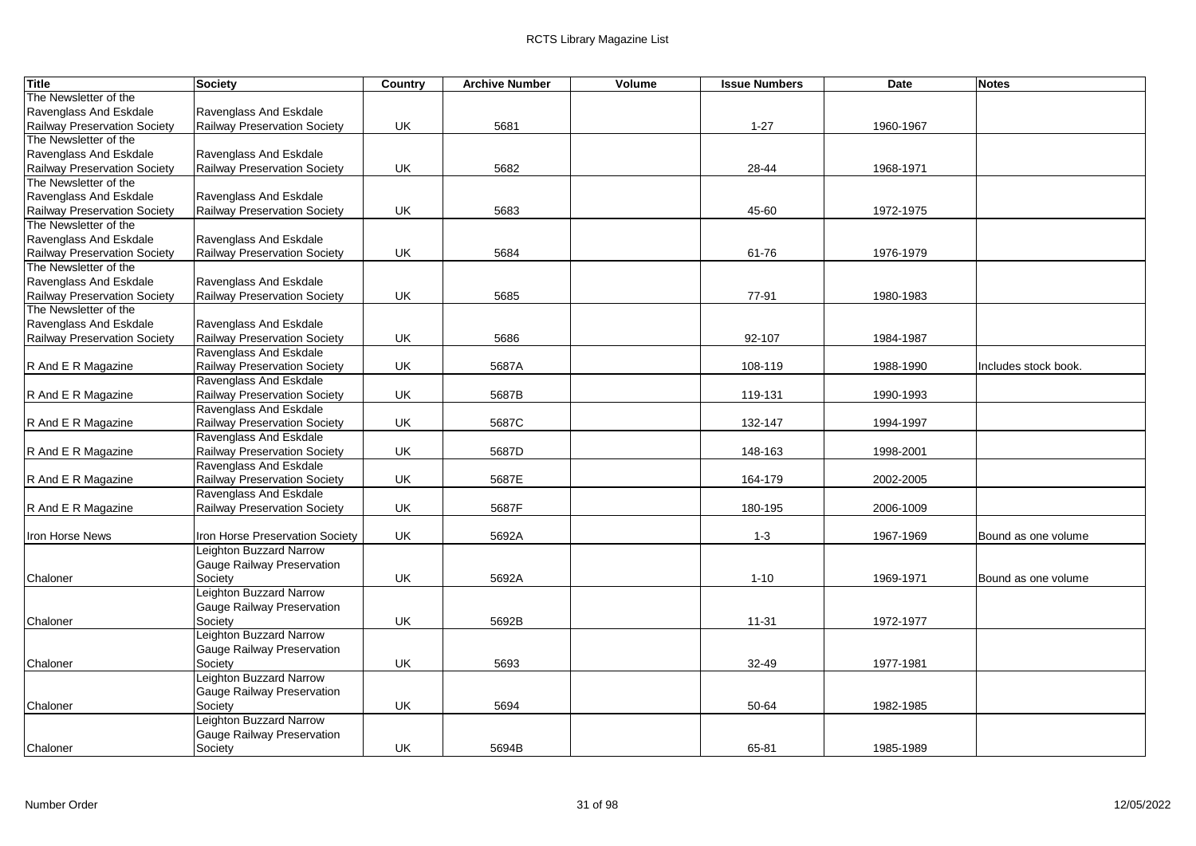| Title | Society | Country | Archive Number | Volume | Issue Numbers | Date | Notes |
|---|---|---|---|---|---|---|---|
| The Newsletter of the Ravenglass And Eskdale Railway Preservation Society | Ravenglass And Eskdale Railway Preservation Society | UK | 5681 | | 1-27 | 1960-1967 | |
| The Newsletter of the Ravenglass And Eskdale Railway Preservation Society | Ravenglass And Eskdale Railway Preservation Society | UK | 5682 | | 28-44 | 1968-1971 | |
| The Newsletter of the Ravenglass And Eskdale Railway Preservation Society | Ravenglass And Eskdale Railway Preservation Society | UK | 5683 | | 45-60 | 1972-1975 | |
| The Newsletter of the Ravenglass And Eskdale Railway Preservation Society | Ravenglass And Eskdale Railway Preservation Society | UK | 5684 | | 61-76 | 1976-1979 | |
| The Newsletter of the Ravenglass And Eskdale Railway Preservation Society | Ravenglass And Eskdale Railway Preservation Society | UK | 5685 | | 77-91 | 1980-1983 | |
| The Newsletter of the Ravenglass And Eskdale Railway Preservation Society | Ravenglass And Eskdale Railway Preservation Society | UK | 5686 | | 92-107 | 1984-1987 | |
| R And E R Magazine | Ravenglass And Eskdale Railway Preservation Society | UK | 5687A | | 108-119 | 1988-1990 | Includes stock book. |
| R And E R Magazine | Ravenglass And Eskdale Railway Preservation Society | UK | 5687B | | 119-131 | 1990-1993 | |
| R And E R Magazine | Ravenglass And Eskdale Railway Preservation Society | UK | 5687C | | 132-147 | 1994-1997 | |
| R And E R Magazine | Ravenglass And Eskdale Railway Preservation Society | UK | 5687D | | 148-163 | 1998-2001 | |
| R And E R Magazine | Ravenglass And Eskdale Railway Preservation Society | UK | 5687E | | 164-179 | 2002-2005 | |
| R And E R Magazine | Ravenglass And Eskdale Railway Preservation Society | UK | 5687F | | 180-195 | 2006-1009 | |
| Iron Horse News | Iron Horse Preservation Society | UK | 5692A | | 1-3 | 1967-1969 | Bound as one volume |
| Chaloner | Leighton Buzzard Narrow Gauge Railway Preservation Society | UK | 5692A | | 1-10 | 1969-1971 | Bound as one volume |
| Chaloner | Leighton Buzzard Narrow Gauge Railway Preservation Society | UK | 5692B | | 11-31 | 1972-1977 | |
| Chaloner | Leighton Buzzard Narrow Gauge Railway Preservation Society | UK | 5693 | | 32-49 | 1977-1981 | |
| Chaloner | Leighton Buzzard Narrow Gauge Railway Preservation Society | UK | 5694 | | 50-64 | 1982-1985 | |
| Chaloner | Leighton Buzzard Narrow Gauge Railway Preservation Society | UK | 5694B | | 65-81 | 1985-1989 | |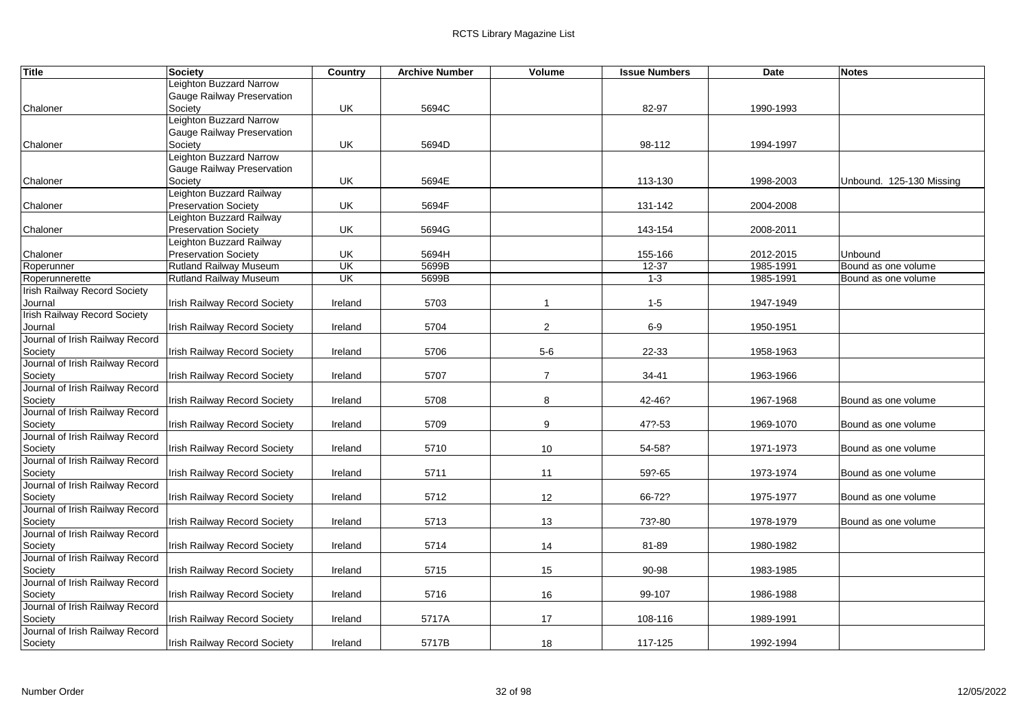| Title | Society | Country | Archive Number | Volume | Issue Numbers | Date | Notes |
|---|---|---|---|---|---|---|---|
| Chaloner | Leighton Buzzard Narrow Gauge Railway Preservation Society | UK | 5694C | | 82-97 | 1990-1993 | |
| Chaloner | Leighton Buzzard Narrow Gauge Railway Preservation Society | UK | 5694D | | 98-112 | 1994-1997 | |
| Chaloner | Leighton Buzzard Narrow Gauge Railway Preservation Society | UK | 5694E | | 113-130 | 1998-2003 | Unbound. 125-130 Missing |
| Chaloner | Leighton Buzzard Railway Preservation Society | UK | 5694F | | 131-142 | 2004-2008 | |
| Chaloner | Leighton Buzzard Railway Preservation Society | UK | 5694G | | 143-154 | 2008-2011 | |
| Chaloner | Leighton Buzzard Railway Preservation Society | UK | 5694H | | 155-166 | 2012-2015 | Unbound |
| Roperunner | Rutland Railway Museum | UK | 5699B | | 12-37 | 1985-1991 | Bound as one volume |
| Roperunnerette | Rutland Railway Museum | UK | 5699B | | 1-3 | 1985-1991 | Bound as one volume |
| Irish Railway Record Society Journal | Irish Railway Record Society | Ireland | 5703 | 1 | 1-5 | 1947-1949 | |
| Irish Railway Record Society Journal | Irish Railway Record Society | Ireland | 5704 | 2 | 6-9 | 1950-1951 | |
| Journal of Irish Railway Record Society | Irish Railway Record Society | Ireland | 5706 | 5-6 | 22-33 | 1958-1963 | |
| Journal of Irish Railway Record Society | Irish Railway Record Society | Ireland | 5707 | 7 | 34-41 | 1963-1966 | |
| Journal of Irish Railway Record Society | Irish Railway Record Society | Ireland | 5708 | 8 | 42-46? | 1967-1968 | Bound as one volume |
| Journal of Irish Railway Record Society | Irish Railway Record Society | Ireland | 5709 | 9 | 47?-53 | 1969-1070 | Bound as one volume |
| Journal of Irish Railway Record Society | Irish Railway Record Society | Ireland | 5710 | 10 | 54-58? | 1971-1973 | Bound as one volume |
| Journal of Irish Railway Record Society | Irish Railway Record Society | Ireland | 5711 | 11 | 59?-65 | 1973-1974 | Bound as one volume |
| Journal of Irish Railway Record Society | Irish Railway Record Society | Ireland | 5712 | 12 | 66-72? | 1975-1977 | Bound as one volume |
| Journal of Irish Railway Record Society | Irish Railway Record Society | Ireland | 5713 | 13 | 73?-80 | 1978-1979 | Bound as one volume |
| Journal of Irish Railway Record Society | Irish Railway Record Society | Ireland | 5714 | 14 | 81-89 | 1980-1982 | |
| Journal of Irish Railway Record Society | Irish Railway Record Society | Ireland | 5715 | 15 | 90-98 | 1983-1985 | |
| Journal of Irish Railway Record Society | Irish Railway Record Society | Ireland | 5716 | 16 | 99-107 | 1986-1988 | |
| Journal of Irish Railway Record Society | Irish Railway Record Society | Ireland | 5717A | 17 | 108-116 | 1989-1991 | |
| Journal of Irish Railway Record Society | Irish Railway Record Society | Ireland | 5717B | 18 | 117-125 | 1992-1994 | |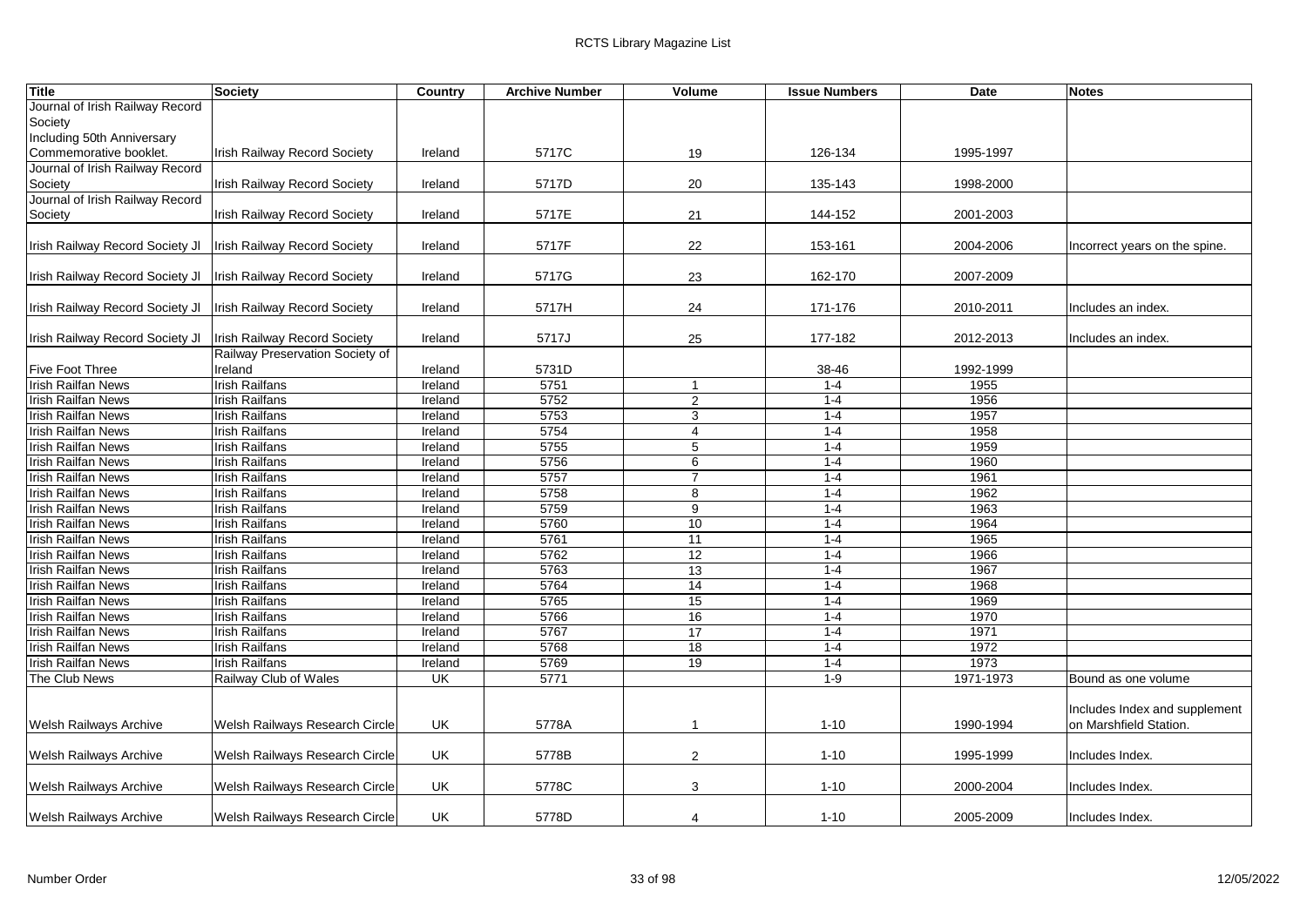| Title | Society | Country | Archive Number | Volume | Issue Numbers | Date | Notes |
|---|---|---|---|---|---|---|---|
| Journal of Irish Railway Record Society Including 50th Anniversary Commemorative booklet. | Irish Railway Record Society | Ireland | 5717C | 19 | 126-134 | 1995-1997 | |
| Journal of Irish Railway Record Society | Irish Railway Record Society | Ireland | 5717D | 20 | 135-143 | 1998-2000 | |
| Journal of Irish Railway Record Society | Irish Railway Record Society | Ireland | 5717E | 21 | 144-152 | 2001-2003 | |
| Irish Railway Record Society Jl | Irish Railway Record Society | Ireland | 5717F | 22 | 153-161 | 2004-2006 | Incorrect years on the spine. |
| Irish Railway Record Society Jl | Irish Railway Record Society | Ireland | 5717G | 23 | 162-170 | 2007-2009 | |
| Irish Railway Record Society Jl | Irish Railway Record Society | Ireland | 5717H | 24 | 171-176 | 2010-2011 | Includes an index. |
| Irish Railway Record Society Jl | Irish Railway Record Society | Ireland | 5717J | 25 | 177-182 | 2012-2013 | Includes an index. |
| Five Foot Three | Railway Preservation Society of Ireland | Ireland | 5731D | | 38-46 | 1992-1999 | |
| Irish Railfan News | Irish Railfans | Ireland | 5751 | 1 | 1-4 | 1955 | |
| Irish Railfan News | Irish Railfans | Ireland | 5752 | 2 | 1-4 | 1956 | |
| Irish Railfan News | Irish Railfans | Ireland | 5753 | 3 | 1-4 | 1957 | |
| Irish Railfan News | Irish Railfans | Ireland | 5754 | 4 | 1-4 | 1958 | |
| Irish Railfan News | Irish Railfans | Ireland | 5755 | 5 | 1-4 | 1959 | |
| Irish Railfan News | Irish Railfans | Ireland | 5756 | 6 | 1-4 | 1960 | |
| Irish Railfan News | Irish Railfans | Ireland | 5757 | 7 | 1-4 | 1961 | |
| Irish Railfan News | Irish Railfans | Ireland | 5758 | 8 | 1-4 | 1962 | |
| Irish Railfan News | Irish Railfans | Ireland | 5759 | 9 | 1-4 | 1963 | |
| Irish Railfan News | Irish Railfans | Ireland | 5760 | 10 | 1-4 | 1964 | |
| Irish Railfan News | Irish Railfans | Ireland | 5761 | 11 | 1-4 | 1965 | |
| Irish Railfan News | Irish Railfans | Ireland | 5762 | 12 | 1-4 | 1966 | |
| Irish Railfan News | Irish Railfans | Ireland | 5763 | 13 | 1-4 | 1967 | |
| Irish Railfan News | Irish Railfans | Ireland | 5764 | 14 | 1-4 | 1968 | |
| Irish Railfan News | Irish Railfans | Ireland | 5765 | 15 | 1-4 | 1969 | |
| Irish Railfan News | Irish Railfans | Ireland | 5766 | 16 | 1-4 | 1970 | |
| Irish Railfan News | Irish Railfans | Ireland | 5767 | 17 | 1-4 | 1971 | |
| Irish Railfan News | Irish Railfans | Ireland | 5768 | 18 | 1-4 | 1972 | |
| Irish Railfan News | Irish Railfans | Ireland | 5769 | 19 | 1-4 | 1973 | |
| The Club News | Railway Club of Wales | UK | 5771 | | 1-9 | 1971-1973 | Bound as one volume |
| Welsh Railways Archive | Welsh Railways Research Circle | UK | 5778A | 1 | 1-10 | 1990-1994 | Includes Index and supplement on Marshfield Station. |
| Welsh Railways Archive | Welsh Railways Research Circle | UK | 5778B | 2 | 1-10 | 1995-1999 | Includes Index. |
| Welsh Railways Archive | Welsh Railways Research Circle | UK | 5778C | 3 | 1-10 | 2000-2004 | Includes Index. |
| Welsh Railways Archive | Welsh Railways Research Circle | UK | 5778D | 4 | 1-10 | 2005-2009 | Includes Index. |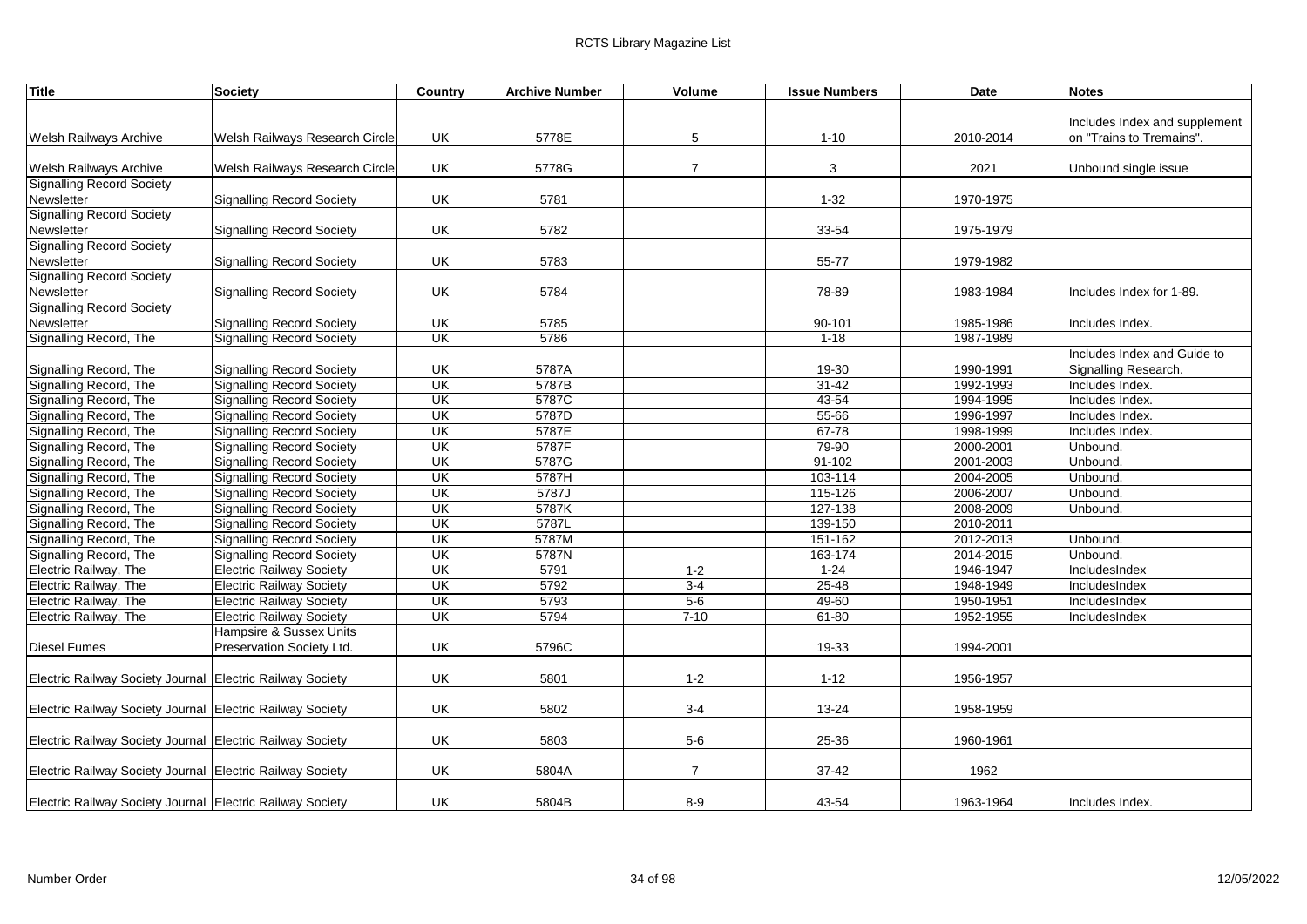| Title | Society | Country | Archive Number | Volume | Issue Numbers | Date | Notes |
|---|---|---|---|---|---|---|---|
| Welsh Railways Archive | Welsh Railways Research Circle | UK | 5778E | 5 | 1-10 | 2010-2014 | Includes Index and supplement on "Trains to Tremains". |
| Welsh Railways Archive | Welsh Railways Research Circle | UK | 5778G | 7 | 3 | 2021 | Unbound single issue |
| Signalling Record Society Newsletter | Signalling Record Society | UK | 5781 | | 1-32 | 1970-1975 | |
| Signalling Record Society Newsletter | Signalling Record Society | UK | 5782 | | 33-54 | 1975-1979 | |
| Signalling Record Society Newsletter | Signalling Record Society | UK | 5783 | | 55-77 | 1979-1982 | |
| Signalling Record Society Newsletter | Signalling Record Society | UK | 5784 | | 78-89 | 1983-1984 | Includes Index for 1-89. |
| Signalling Record Society Newsletter | Signalling Record Society | UK | 5785 | | 90-101 | 1985-1986 | Includes Index. |
| Signalling Record, The | Signalling Record Society | UK | 5786 | | 1-18 | 1987-1989 | |
| Signalling Record, The | Signalling Record Society | UK | 5787A | | 19-30 | 1990-1991 | Includes Index and Guide to Signalling Research. |
| Signalling Record, The | Signalling Record Society | UK | 5787B | | 31-42 | 1992-1993 | Includes Index. |
| Signalling Record, The | Signalling Record Society | UK | 5787C | | 43-54 | 1994-1995 | Includes Index. |
| Signalling Record, The | Signalling Record Society | UK | 5787D | | 55-66 | 1996-1997 | Includes Index. |
| Signalling Record, The | Signalling Record Society | UK | 5787E | | 67-78 | 1998-1999 | Includes Index. |
| Signalling Record, The | Signalling Record Society | UK | 5787F | | 79-90 | 2000-2001 | Unbound. |
| Signalling Record, The | Signalling Record Society | UK | 5787G | | 91-102 | 2001-2003 | Unbound. |
| Signalling Record, The | Signalling Record Society | UK | 5787H | | 103-114 | 2004-2005 | Unbound. |
| Signalling Record, The | Signalling Record Society | UK | 5787J | | 115-126 | 2006-2007 | Unbound. |
| Signalling Record, The | Signalling Record Society | UK | 5787K | | 127-138 | 2008-2009 | Unbound. |
| Signalling Record, The | Signalling Record Society | UK | 5787L | | 139-150 | 2010-2011 | |
| Signalling Record, The | Signalling Record Society | UK | 5787M | | 151-162 | 2012-2013 | Unbound. |
| Signalling Record, The | Signalling Record Society | UK | 5787N | | 163-174 | 2014-2015 | Unbound. |
| Electric Railway, The | Electric Railway Society | UK | 5791 | 1-2 | 1-24 | 1946-1947 | IncludesIndex |
| Electric Railway, The | Electric Railway Society | UK | 5792 | 3-4 | 25-48 | 1948-1949 | IncludesIndex |
| Electric Railway, The | Electric Railway Society | UK | 5793 | 5-6 | 49-60 | 1950-1951 | IncludesIndex |
| Electric Railway, The | Electric Railway Society | UK | 5794 | 7-10 | 61-80 | 1952-1955 | IncludesIndex |
| Diesel Fumes | Hampsire & Sussex Units Preservation Society Ltd. | UK | 5796C | | 19-33 | 1994-2001 | |
| Electric Railway Society Journal | Electric Railway Society | UK | 5801 | 1-2 | 1-12 | 1956-1957 | |
| Electric Railway Society Journal | Electric Railway Society | UK | 5802 | 3-4 | 13-24 | 1958-1959 | |
| Electric Railway Society Journal | Electric Railway Society | UK | 5803 | 5-6 | 25-36 | 1960-1961 | |
| Electric Railway Society Journal | Electric Railway Society | UK | 5804A | 7 | 37-42 | 1962 | |
| Electric Railway Society Journal | Electric Railway Society | UK | 5804B | 8-9 | 43-54 | 1963-1964 | Includes Index. |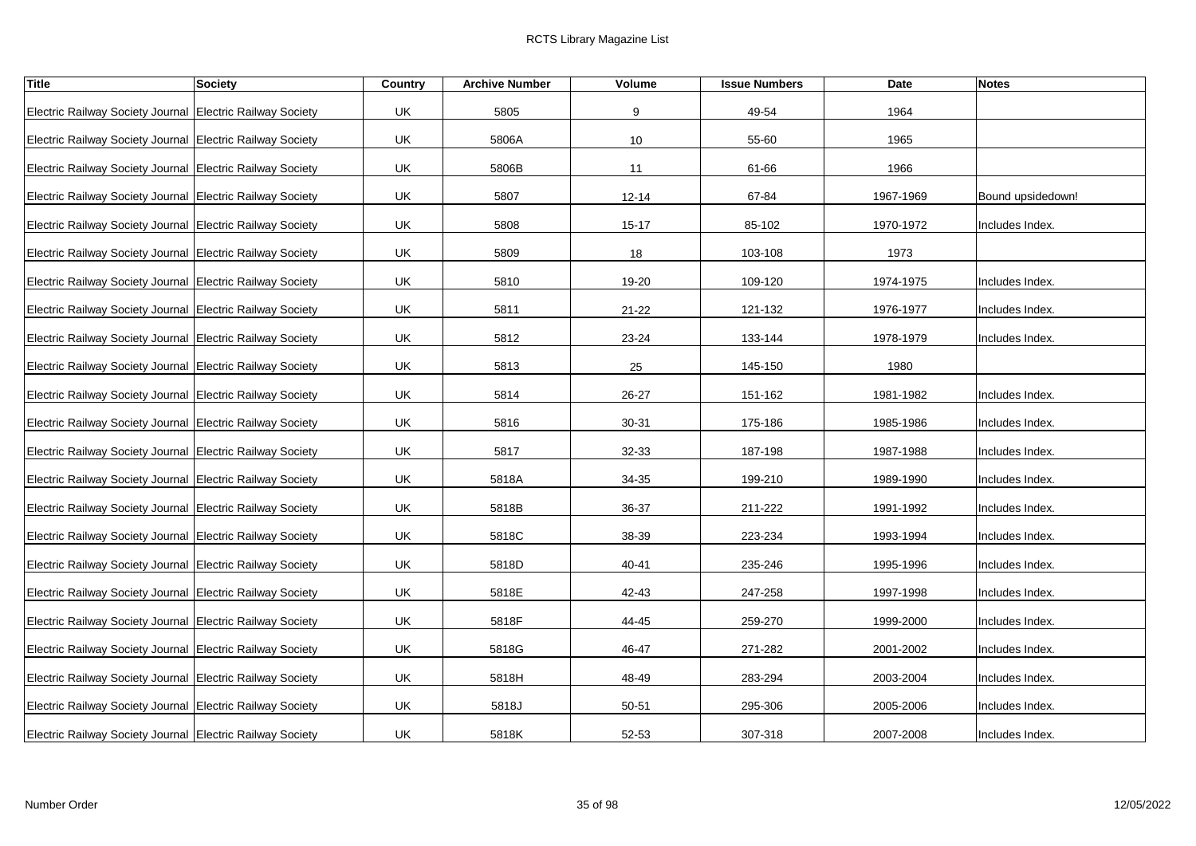| Title | Society | Country | Archive Number | Volume | Issue Numbers | Date | Notes |
|---|---|---|---|---|---|---|---|
| Electric Railway Society Journal | Electric Railway Society | UK | 5805 | 9 | 49-54 | 1964 | |
| Electric Railway Society Journal | Electric Railway Society | UK | 5806A | 10 | 55-60 | 1965 | |
| Electric Railway Society Journal | Electric Railway Society | UK | 5806B | 11 | 61-66 | 1966 | |
| Electric Railway Society Journal | Electric Railway Society | UK | 5807 | 12-14 | 67-84 | 1967-1969 | Bound upsidedown! |
| Electric Railway Society Journal | Electric Railway Society | UK | 5808 | 15-17 | 85-102 | 1970-1972 | Includes Index. |
| Electric Railway Society Journal | Electric Railway Society | UK | 5809 | 18 | 103-108 | 1973 | |
| Electric Railway Society Journal | Electric Railway Society | UK | 5810 | 19-20 | 109-120 | 1974-1975 | Includes Index. |
| Electric Railway Society Journal | Electric Railway Society | UK | 5811 | 21-22 | 121-132 | 1976-1977 | Includes Index. |
| Electric Railway Society Journal | Electric Railway Society | UK | 5812 | 23-24 | 133-144 | 1978-1979 | Includes Index. |
| Electric Railway Society Journal | Electric Railway Society | UK | 5813 | 25 | 145-150 | 1980 | |
| Electric Railway Society Journal | Electric Railway Society | UK | 5814 | 26-27 | 151-162 | 1981-1982 | Includes Index. |
| Electric Railway Society Journal | Electric Railway Society | UK | 5816 | 30-31 | 175-186 | 1985-1986 | Includes Index. |
| Electric Railway Society Journal | Electric Railway Society | UK | 5817 | 32-33 | 187-198 | 1987-1988 | Includes Index. |
| Electric Railway Society Journal | Electric Railway Society | UK | 5818A | 34-35 | 199-210 | 1989-1990 | Includes Index. |
| Electric Railway Society Journal | Electric Railway Society | UK | 5818B | 36-37 | 211-222 | 1991-1992 | Includes Index. |
| Electric Railway Society Journal | Electric Railway Society | UK | 5818C | 38-39 | 223-234 | 1993-1994 | Includes Index. |
| Electric Railway Society Journal | Electric Railway Society | UK | 5818D | 40-41 | 235-246 | 1995-1996 | Includes Index. |
| Electric Railway Society Journal | Electric Railway Society | UK | 5818E | 42-43 | 247-258 | 1997-1998 | Includes Index. |
| Electric Railway Society Journal | Electric Railway Society | UK | 5818F | 44-45 | 259-270 | 1999-2000 | Includes Index. |
| Electric Railway Society Journal | Electric Railway Society | UK | 5818G | 46-47 | 271-282 | 2001-2002 | Includes Index. |
| Electric Railway Society Journal | Electric Railway Society | UK | 5818H | 48-49 | 283-294 | 2003-2004 | Includes Index. |
| Electric Railway Society Journal | Electric Railway Society | UK | 5818J | 50-51 | 295-306 | 2005-2006 | Includes Index. |
| Electric Railway Society Journal | Electric Railway Society | UK | 5818K | 52-53 | 307-318 | 2007-2008 | Includes Index. |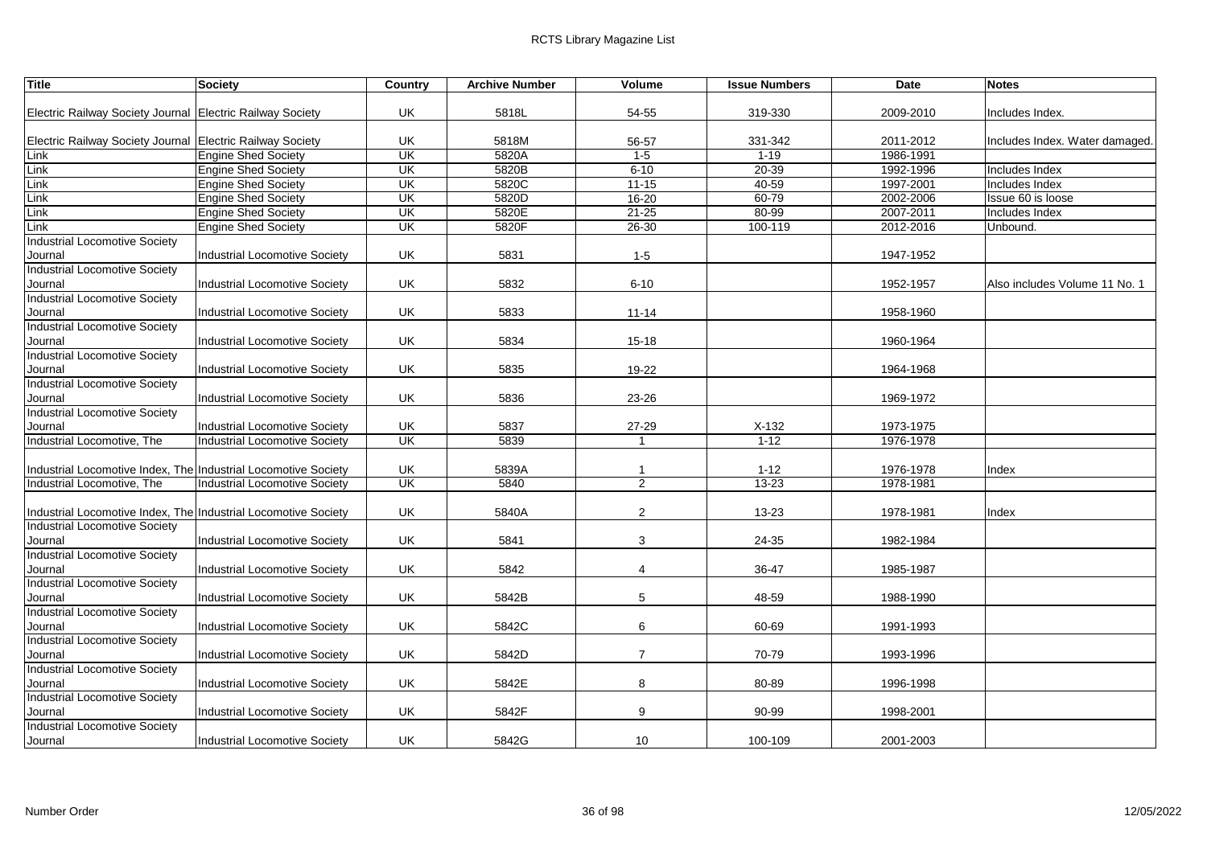| Title | Society | Country | Archive Number | Volume | Issue Numbers | Date | Notes |
|---|---|---|---|---|---|---|---|
| Electric Railway Society Journal | Electric Railway Society | UK | 5818L | 54-55 | 319-330 | 2009-2010 | Includes Index. |
| Electric Railway Society Journal | Electric Railway Society | UK | 5818M | 56-57 | 331-342 | 2011-2012 | Includes Index. Water damaged. |
| Link | Engine Shed Society | UK | 5820A | 1-5 | 1-19 | 1986-1991 | |
| Link | Engine Shed Society | UK | 5820B | 6-10 | 20-39 | 1992-1996 | Includes Index |
| Link | Engine Shed Society | UK | 5820C | 11-15 | 40-59 | 1997-2001 | Includes Index |
| Link | Engine Shed Society | UK | 5820D | 16-20 | 60-79 | 2002-2006 | Issue 60 is loose |
| Link | Engine Shed Society | UK | 5820E | 21-25 | 80-99 | 2007-2011 | Includes Index |
| Link | Engine Shed Society | UK | 5820F | 26-30 | 100-119 | 2012-2016 | Unbound. |
| Industrial Locomotive Society Journal | Industrial Locomotive Society | UK | 5831 | 1-5 | | 1947-1952 | |
| Industrial Locomotive Society Journal | Industrial Locomotive Society | UK | 5832 | 6-10 | | 1952-1957 | Also includes Volume 11 No. 1 |
| Industrial Locomotive Society Journal | Industrial Locomotive Society | UK | 5833 | 11-14 | | 1958-1960 | |
| Industrial Locomotive Society Journal | Industrial Locomotive Society | UK | 5834 | 15-18 | | 1960-1964 | |
| Industrial Locomotive Society Journal | Industrial Locomotive Society | UK | 5835 | 19-22 | | 1964-1968 | |
| Industrial Locomotive Society Journal | Industrial Locomotive Society | UK | 5836 | 23-26 | | 1969-1972 | |
| Industrial Locomotive Society Journal | Industrial Locomotive Society | UK | 5837 | 27-29 | X-132 | 1973-1975 | |
| Industrial Locomotive, The | Industrial Locomotive Society | UK | 5839 | 1 | 1-12 | 1976-1978 | |
| Industrial Locomotive Index, The | Industrial Locomotive Society | UK | 5839A | 1 | 1-12 | 1976-1978 | Index |
| Industrial Locomotive, The | Industrial Locomotive Society | UK | 5840 | 2 | 13-23 | 1978-1981 | |
| Industrial Locomotive Index, The | Industrial Locomotive Society | UK | 5840A | 2 | 13-23 | 1978-1981 | Index |
| Industrial Locomotive Society Journal | Industrial Locomotive Society | UK | 5841 | 3 | 24-35 | 1982-1984 | |
| Industrial Locomotive Society Journal | Industrial Locomotive Society | UK | 5842 | 4 | 36-47 | 1985-1987 | |
| Industrial Locomotive Society Journal | Industrial Locomotive Society | UK | 5842B | 5 | 48-59 | 1988-1990 | |
| Industrial Locomotive Society Journal | Industrial Locomotive Society | UK | 5842C | 6 | 60-69 | 1991-1993 | |
| Industrial Locomotive Society Journal | Industrial Locomotive Society | UK | 5842D | 7 | 70-79 | 1993-1996 | |
| Industrial Locomotive Society Journal | Industrial Locomotive Society | UK | 5842E | 8 | 80-89 | 1996-1998 | |
| Industrial Locomotive Society Journal | Industrial Locomotive Society | UK | 5842F | 9 | 90-99 | 1998-2001 | |
| Industrial Locomotive Society Journal | Industrial Locomotive Society | UK | 5842G | 10 | 100-109 | 2001-2003 | |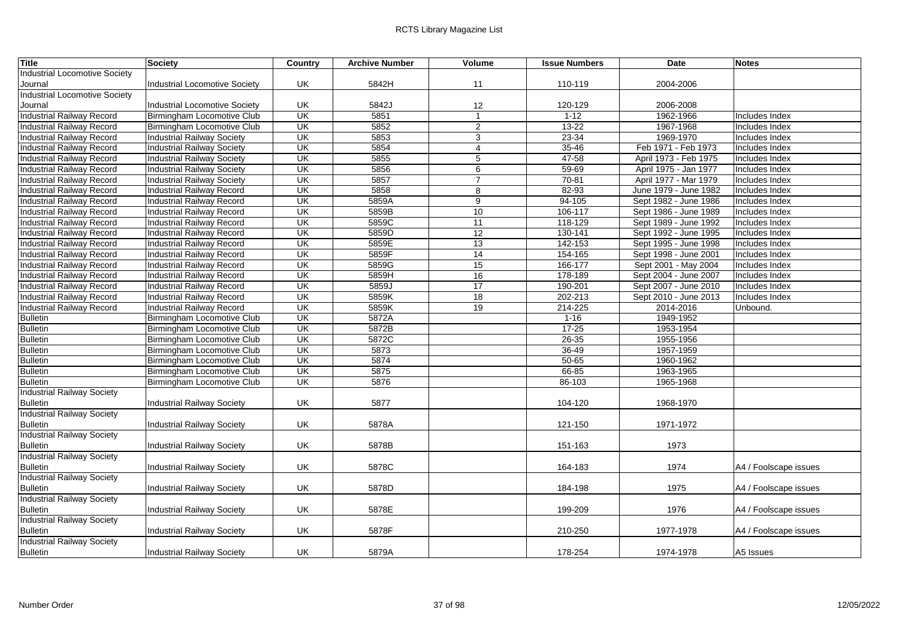| Title | Society | Country | Archive Number | Volume | Issue Numbers | Date | Notes |
|---|---|---|---|---|---|---|---|
| Industrial Locomotive Society Journal | Industrial Locomotive Society | UK | 5842H | 11 | 110-119 | 2004-2006 | |
| Industrial Locomotive Society Journal | Industrial Locomotive Society | UK | 5842J | 12 | 120-129 | 2006-2008 | |
| Industrial Railway Record | Birmingham Locomotive Club | UK | 5851 | 1 | 1-12 | 1962-1966 | Includes Index |
| Industrial Railway Record | Birmingham Locomotive Club | UK | 5852 | 2 | 13-22 | 1967-1968 | Includes Index |
| Industrial Railway Record | Industrial Railway Society | UK | 5853 | 3 | 23-34 | 1969-1970 | Includes Index |
| Industrial Railway Record | Industrial Railway Society | UK | 5854 | 4 | 35-46 | Feb 1971 - Feb 1973 | Includes Index |
| Industrial Railway Record | Industrial Railway Society | UK | 5855 | 5 | 47-58 | April 1973 - Feb 1975 | Includes Index |
| Industrial Railway Record | Industrial Railway Society | UK | 5856 | 6 | 59-69 | April 1975 - Jan 1977 | Includes Index |
| Industrial Railway Record | Industrial Railway Society | UK | 5857 | 7 | 70-81 | April 1977 - Mar 1979 | Includes Index |
| Industrial Railway Record | Industrial Railway Record | UK | 5858 | 8 | 82-93 | June 1979 - June 1982 | Includes Index |
| Industrial Railway Record | Industrial Railway Record | UK | 5859A | 9 | 94-105 | Sept 1982 - June 1986 | Includes Index |
| Industrial Railway Record | Industrial Railway Record | UK | 5859B | 10 | 106-117 | Sept 1986 - June 1989 | Includes Index |
| Industrial Railway Record | Industrial Railway Record | UK | 5859C | 11 | 118-129 | Sept 1989 - June 1992 | Includes Index |
| Industrial Railway Record | Industrial Railway Record | UK | 5859D | 12 | 130-141 | Sept 1992 - June 1995 | Includes Index |
| Industrial Railway Record | Industrial Railway Record | UK | 5859E | 13 | 142-153 | Sept 1995 - June 1998 | Includes Index |
| Industrial Railway Record | Industrial Railway Record | UK | 5859F | 14 | 154-165 | Sept 1998 - June 2001 | Includes Index |
| Industrial Railway Record | Industrial Railway Record | UK | 5859G | 15 | 166-177 | Sept 2001 - May 2004 | Includes Index |
| Industrial Railway Record | Industrial Railway Record | UK | 5859H | 16 | 178-189 | Sept 2004 - June 2007 | Includes Index |
| Industrial Railway Record | Industrial Railway Record | UK | 5859J | 17 | 190-201 | Sept 2007 - June 2010 | Includes Index |
| Industrial Railway Record | Industrial Railway Record | UK | 5859K | 18 | 202-213 | Sept 2010 - June 2013 | Includes Index |
| Industrial Railway Record | Industrial Railway Record | UK | 5859K | 19 | 214-225 | 2014-2016 | Unbound. |
| Bulletin | Birmingham Locomotive Club | UK | 5872A | | 1-16 | 1949-1952 | |
| Bulletin | Birmingham Locomotive Club | UK | 5872B | | 17-25 | 1953-1954 | |
| Bulletin | Birmingham Locomotive Club | UK | 5872C | | 26-35 | 1955-1956 | |
| Bulletin | Birmingham Locomotive Club | UK | 5873 | | 36-49 | 1957-1959 | |
| Bulletin | Birmingham Locomotive Club | UK | 5874 | | 50-65 | 1960-1962 | |
| Bulletin | Birmingham Locomotive Club | UK | 5875 | | 66-85 | 1963-1965 | |
| Bulletin | Birmingham Locomotive Club | UK | 5876 | | 86-103 | 1965-1968 | |
| Industrial Railway Society Bulletin | Industrial Railway Society | UK | 5877 | | 104-120 | 1968-1970 | |
| Industrial Railway Society Bulletin | Industrial Railway Society | UK | 5878A | | 121-150 | 1971-1972 | |
| Industrial Railway Society Bulletin | Industrial Railway Society | UK | 5878B | | 151-163 | 1973 | |
| Industrial Railway Society Bulletin | Industrial Railway Society | UK | 5878C | | 164-183 | 1974 | A4 / Foolscape issues |
| Industrial Railway Society Bulletin | Industrial Railway Society | UK | 5878D | | 184-198 | 1975 | A4 / Foolscape issues |
| Industrial Railway Society Bulletin | Industrial Railway Society | UK | 5878E | | 199-209 | 1976 | A4 / Foolscape issues |
| Industrial Railway Society Bulletin | Industrial Railway Society | UK | 5878F | | 210-250 | 1977-1978 | A4 / Foolscape issues |
| Industrial Railway Society Bulletin | Industrial Railway Society | UK | 5879A | | 178-254 | 1974-1978 | A5 Issues |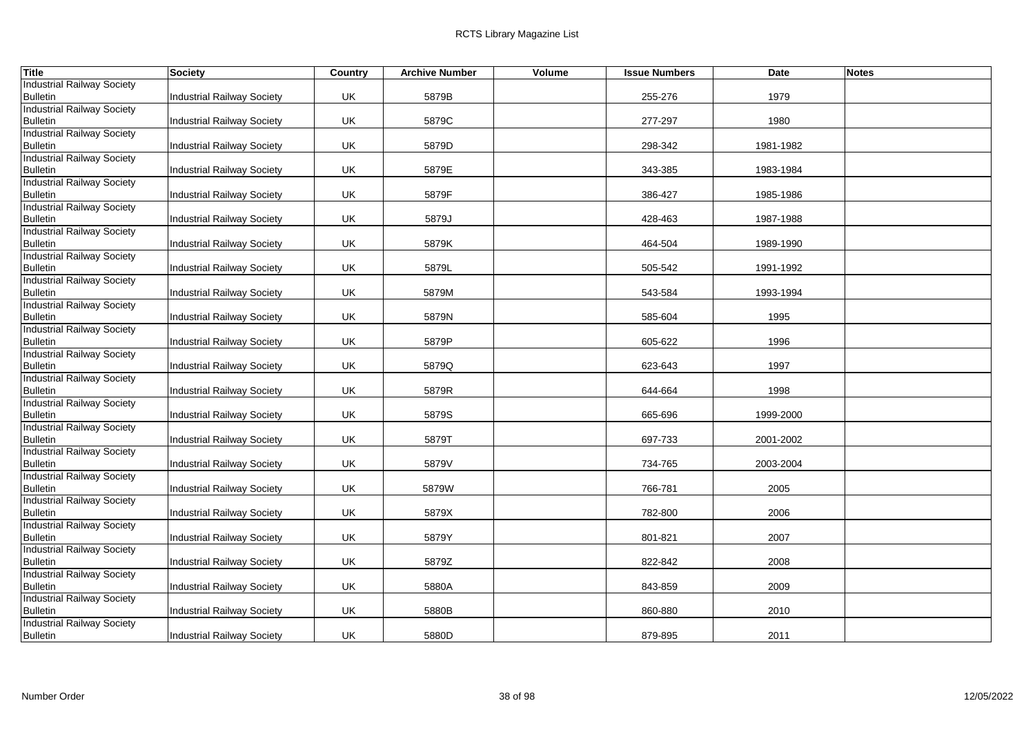| Title | Society | Country | Archive Number | Volume | Issue Numbers | Date | Notes |
|---|---|---|---|---|---|---|---|
| Industrial Railway Society Bulletin | Industrial Railway Society | UK | 5879B | | 255-276 | 1979 | |
| Industrial Railway Society Bulletin | Industrial Railway Society | UK | 5879C | | 277-297 | 1980 | |
| Industrial Railway Society Bulletin | Industrial Railway Society | UK | 5879D | | 298-342 | 1981-1982 | |
| Industrial Railway Society Bulletin | Industrial Railway Society | UK | 5879E | | 343-385 | 1983-1984 | |
| Industrial Railway Society Bulletin | Industrial Railway Society | UK | 5879F | | 386-427 | 1985-1986 | |
| Industrial Railway Society Bulletin | Industrial Railway Society | UK | 5879J | | 428-463 | 1987-1988 | |
| Industrial Railway Society Bulletin | Industrial Railway Society | UK | 5879K | | 464-504 | 1989-1990 | |
| Industrial Railway Society Bulletin | Industrial Railway Society | UK | 5879L | | 505-542 | 1991-1992 | |
| Industrial Railway Society Bulletin | Industrial Railway Society | UK | 5879M | | 543-584 | 1993-1994 | |
| Industrial Railway Society Bulletin | Industrial Railway Society | UK | 5879N | | 585-604 | 1995 | |
| Industrial Railway Society Bulletin | Industrial Railway Society | UK | 5879P | | 605-622 | 1996 | |
| Industrial Railway Society Bulletin | Industrial Railway Society | UK | 5879Q | | 623-643 | 1997 | |
| Industrial Railway Society Bulletin | Industrial Railway Society | UK | 5879R | | 644-664 | 1998 | |
| Industrial Railway Society Bulletin | Industrial Railway Society | UK | 5879S | | 665-696 | 1999-2000 | |
| Industrial Railway Society Bulletin | Industrial Railway Society | UK | 5879T | | 697-733 | 2001-2002 | |
| Industrial Railway Society Bulletin | Industrial Railway Society | UK | 5879V | | 734-765 | 2003-2004 | |
| Industrial Railway Society Bulletin | Industrial Railway Society | UK | 5879W | | 766-781 | 2005 | |
| Industrial Railway Society Bulletin | Industrial Railway Society | UK | 5879X | | 782-800 | 2006 | |
| Industrial Railway Society Bulletin | Industrial Railway Society | UK | 5879Y | | 801-821 | 2007 | |
| Industrial Railway Society Bulletin | Industrial Railway Society | UK | 5879Z | | 822-842 | 2008 | |
| Industrial Railway Society Bulletin | Industrial Railway Society | UK | 5880A | | 843-859 | 2009 | |
| Industrial Railway Society Bulletin | Industrial Railway Society | UK | 5880B | | 860-880 | 2010 | |
| Industrial Railway Society Bulletin | Industrial Railway Society | UK | 5880D | | 879-895 | 2011 | |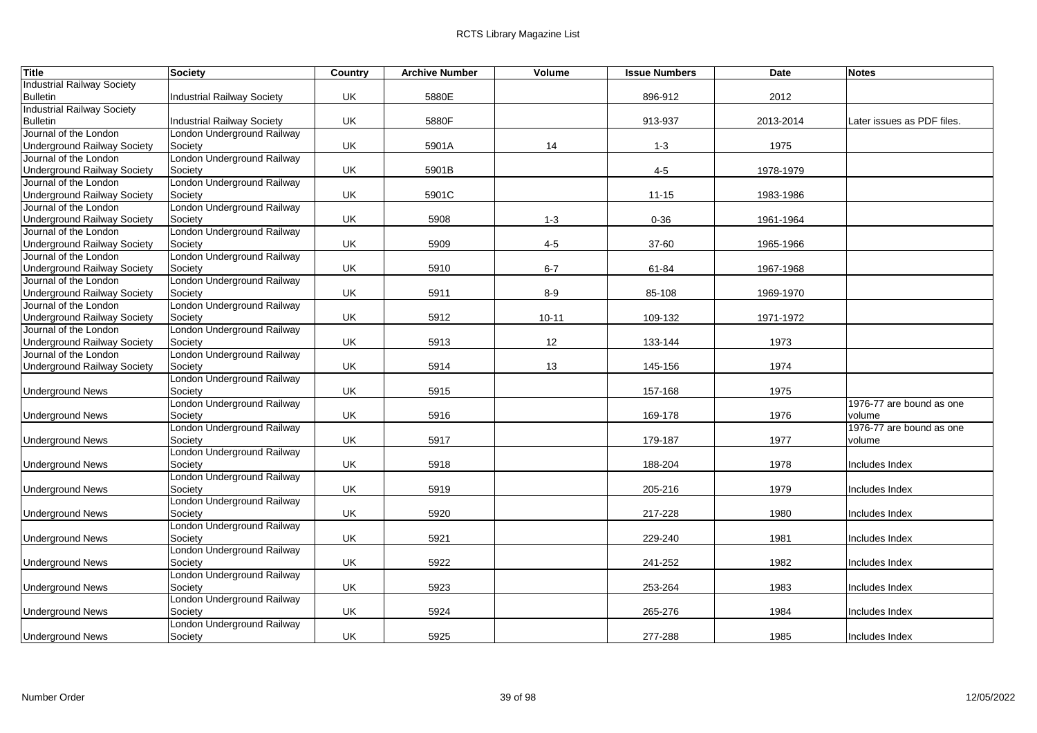| Title | Society | Country | Archive Number | Volume | Issue Numbers | Date | Notes |
|---|---|---|---|---|---|---|---|
| Industrial Railway Society Bulletin | Industrial Railway Society | UK | 5880E | | 896-912 | 2012 | |
| Industrial Railway Society Bulletin | Industrial Railway Society | UK | 5880F | | 913-937 | 2013-2014 | Later issues as PDF files. |
| Journal of the London Underground Railway Society | London Underground Railway Society | UK | 5901A | 14 | 1-3 | 1975 | |
| Journal of the London Underground Railway Society | London Underground Railway Society | UK | 5901B | | 4-5 | 1978-1979 | |
| Journal of the London Underground Railway Society | London Underground Railway Society | UK | 5901C | | 11-15 | 1983-1986 | |
| Journal of the London Underground Railway Society | London Underground Railway Society | UK | 5908 | 1-3 | 0-36 | 1961-1964 | |
| Journal of the London Underground Railway Society | London Underground Railway Society | UK | 5909 | 4-5 | 37-60 | 1965-1966 | |
| Journal of the London Underground Railway Society | London Underground Railway Society | UK | 5910 | 6-7 | 61-84 | 1967-1968 | |
| Journal of the London Underground Railway Society | London Underground Railway Society | UK | 5911 | 8-9 | 85-108 | 1969-1970 | |
| Journal of the London Underground Railway Society | London Underground Railway Society | UK | 5912 | 10-11 | 109-132 | 1971-1972 | |
| Journal of the London Underground Railway Society | London Underground Railway Society | UK | 5913 | 12 | 133-144 | 1973 | |
| Journal of the London Underground Railway Society | London Underground Railway Society | UK | 5914 | 13 | 145-156 | 1974 | |
| Underground News | London Underground Railway Society | UK | 5915 | | 157-168 | 1975 | |
| Underground News | London Underground Railway Society | UK | 5916 | | 169-178 | 1976 | 1976-77 are bound as one volume |
| Underground News | London Underground Railway Society | UK | 5917 | | 179-187 | 1977 | 1976-77 are bound as one volume |
| Underground News | London Underground Railway Society | UK | 5918 | | 188-204 | 1978 | Includes Index |
| Underground News | London Underground Railway Society | UK | 5919 | | 205-216 | 1979 | Includes Index |
| Underground News | London Underground Railway Society | UK | 5920 | | 217-228 | 1980 | Includes Index |
| Underground News | London Underground Railway Society | UK | 5921 | | 229-240 | 1981 | Includes Index |
| Underground News | London Underground Railway Society | UK | 5922 | | 241-252 | 1982 | Includes Index |
| Underground News | London Underground Railway Society | UK | 5923 | | 253-264 | 1983 | Includes Index |
| Underground News | London Underground Railway Society | UK | 5924 | | 265-276 | 1984 | Includes Index |
| Underground News | London Underground Railway Society | UK | 5925 | | 277-288 | 1985 | Includes Index |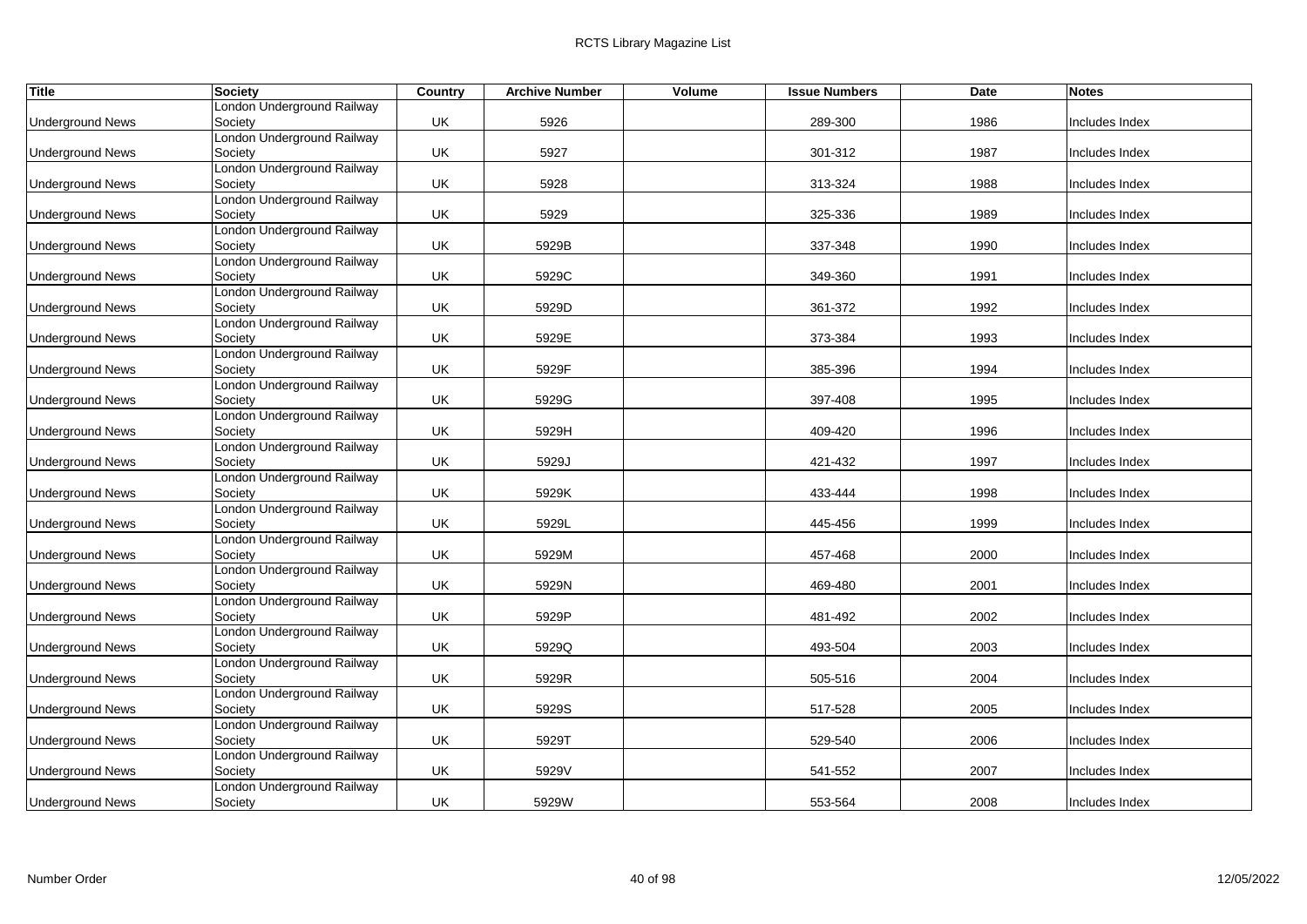| Title | Society | Country | Archive Number | Volume | Issue Numbers | Date | Notes |
|---|---|---|---|---|---|---|---|
| Underground News | London Underground Railway Society | UK | 5926 | | 289-300 | 1986 | Includes Index |
| Underground News | London Underground Railway Society | UK | 5927 | | 301-312 | 1987 | Includes Index |
| Underground News | London Underground Railway Society | UK | 5928 | | 313-324 | 1988 | Includes Index |
| Underground News | London Underground Railway Society | UK | 5929 | | 325-336 | 1989 | Includes Index |
| Underground News | London Underground Railway Society | UK | 5929B | | 337-348 | 1990 | Includes Index |
| Underground News | London Underground Railway Society | UK | 5929C | | 349-360 | 1991 | Includes Index |
| Underground News | London Underground Railway Society | UK | 5929D | | 361-372 | 1992 | Includes Index |
| Underground News | London Underground Railway Society | UK | 5929E | | 373-384 | 1993 | Includes Index |
| Underground News | London Underground Railway Society | UK | 5929F | | 385-396 | 1994 | Includes Index |
| Underground News | London Underground Railway Society | UK | 5929G | | 397-408 | 1995 | Includes Index |
| Underground News | London Underground Railway Society | UK | 5929H | | 409-420 | 1996 | Includes Index |
| Underground News | London Underground Railway Society | UK | 5929J | | 421-432 | 1997 | Includes Index |
| Underground News | London Underground Railway Society | UK | 5929K | | 433-444 | 1998 | Includes Index |
| Underground News | London Underground Railway Society | UK | 5929L | | 445-456 | 1999 | Includes Index |
| Underground News | London Underground Railway Society | UK | 5929M | | 457-468 | 2000 | Includes Index |
| Underground News | London Underground Railway Society | UK | 5929N | | 469-480 | 2001 | Includes Index |
| Underground News | London Underground Railway Society | UK | 5929P | | 481-492 | 2002 | Includes Index |
| Underground News | London Underground Railway Society | UK | 5929Q | | 493-504 | 2003 | Includes Index |
| Underground News | London Underground Railway Society | UK | 5929R | | 505-516 | 2004 | Includes Index |
| Underground News | London Underground Railway Society | UK | 5929S | | 517-528 | 2005 | Includes Index |
| Underground News | London Underground Railway Society | UK | 5929T | | 529-540 | 2006 | Includes Index |
| Underground News | London Underground Railway Society | UK | 5929V | | 541-552 | 2007 | Includes Index |
| Underground News | London Underground Railway Society | UK | 5929W | | 553-564 | 2008 | Includes Index |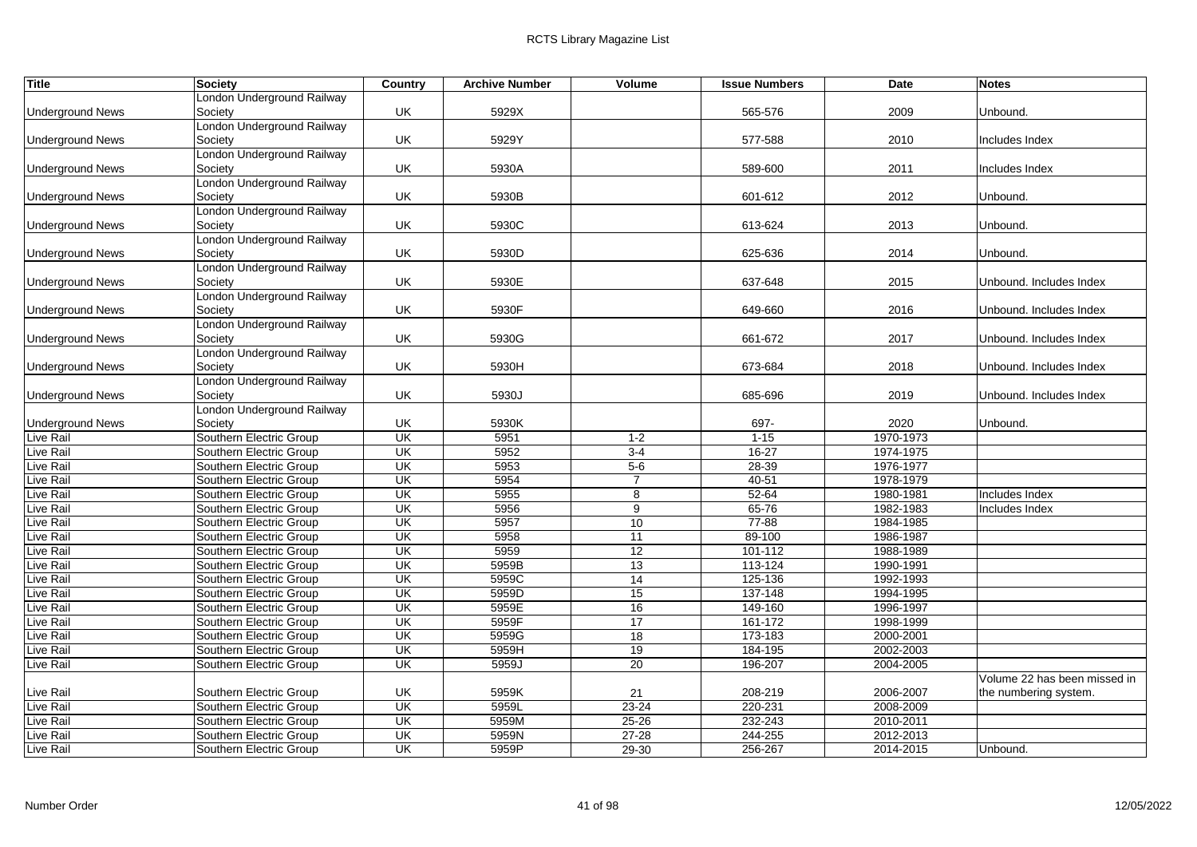| Title | Society | Country | Archive Number | Volume | Issue Numbers | Date | Notes |
|---|---|---|---|---|---|---|---|
| Underground News | London Underground Railway Society | UK | 5929X | | 565-576 | 2009 | Unbound. |
| Underground News | London Underground Railway Society | UK | 5929Y | | 577-588 | 2010 | Includes Index |
| Underground News | London Underground Railway Society | UK | 5930A | | 589-600 | 2011 | Includes Index |
| Underground News | London Underground Railway Society | UK | 5930B | | 601-612 | 2012 | Unbound. |
| Underground News | London Underground Railway Society | UK | 5930C | | 613-624 | 2013 | Unbound. |
| Underground News | London Underground Railway Society | UK | 5930D | | 625-636 | 2014 | Unbound. |
| Underground News | London Underground Railway Society | UK | 5930E | | 637-648 | 2015 | Unbound. Includes Index |
| Underground News | London Underground Railway Society | UK | 5930F | | 649-660 | 2016 | Unbound. Includes Index |
| Underground News | London Underground Railway Society | UK | 5930G | | 661-672 | 2017 | Unbound. Includes Index |
| Underground News | London Underground Railway Society | UK | 5930H | | 673-684 | 2018 | Unbound. Includes Index |
| Underground News | London Underground Railway Society | UK | 5930J | | 685-696 | 2019 | Unbound. Includes Index |
| Underground News | London Underground Railway Society | UK | 5930K | | 697- | 2020 | Unbound. |
| Live Rail | Southern Electric Group | UK | 5951 | 1-2 | 1-15 | 1970-1973 | |
| Live Rail | Southern Electric Group | UK | 5952 | 3-4 | 16-27 | 1974-1975 | |
| Live Rail | Southern Electric Group | UK | 5953 | 5-6 | 28-39 | 1976-1977 | |
| Live Rail | Southern Electric Group | UK | 5954 | 7 | 40-51 | 1978-1979 | |
| Live Rail | Southern Electric Group | UK | 5955 | 8 | 52-64 | 1980-1981 | Includes Index |
| Live Rail | Southern Electric Group | UK | 5956 | 9 | 65-76 | 1982-1983 | Includes Index |
| Live Rail | Southern Electric Group | UK | 5957 | 10 | 77-88 | 1984-1985 | |
| Live Rail | Southern Electric Group | UK | 5958 | 11 | 89-100 | 1986-1987 | |
| Live Rail | Southern Electric Group | UK | 5959 | 12 | 101-112 | 1988-1989 | |
| Live Rail | Southern Electric Group | UK | 5959B | 13 | 113-124 | 1990-1991 | |
| Live Rail | Southern Electric Group | UK | 5959C | 14 | 125-136 | 1992-1993 | |
| Live Rail | Southern Electric Group | UK | 5959D | 15 | 137-148 | 1994-1995 | |
| Live Rail | Southern Electric Group | UK | 5959E | 16 | 149-160 | 1996-1997 | |
| Live Rail | Southern Electric Group | UK | 5959F | 17 | 161-172 | 1998-1999 | |
| Live Rail | Southern Electric Group | UK | 5959G | 18 | 173-183 | 2000-2001 | |
| Live Rail | Southern Electric Group | UK | 5959H | 19 | 184-195 | 2002-2003 | |
| Live Rail | Southern Electric Group | UK | 5959J | 20 | 196-207 | 2004-2005 | |
| Live Rail | Southern Electric Group | UK | 5959K | 21 | 208-219 | 2006-2007 | Volume 22 has been missed in the numbering system. |
| Live Rail | Southern Electric Group | UK | 5959L | 23-24 | 220-231 | 2008-2009 | |
| Live Rail | Southern Electric Group | UK | 5959M | 25-26 | 232-243 | 2010-2011 | |
| Live Rail | Southern Electric Group | UK | 5959N | 27-28 | 244-255 | 2012-2013 | |
| Live Rail | Southern Electric Group | UK | 5959P | 29-30 | 256-267 | 2014-2015 | Unbound. |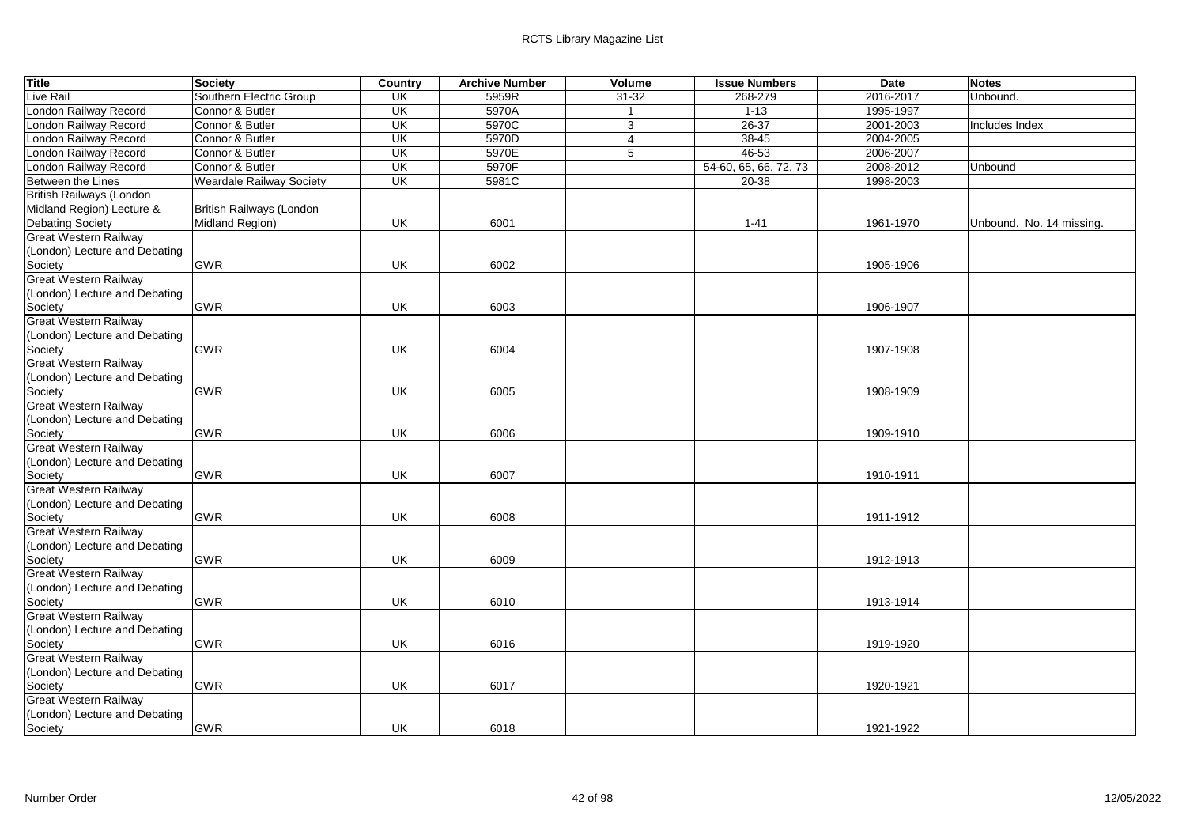| Title | Society | Country | Archive Number | Volume | Issue Numbers | Date | Notes |
|---|---|---|---|---|---|---|---|
| Live Rail | Southern Electric Group | UK | 5959R | 31-32 | 268-279 | 2016-2017 | Unbound. |
| London Railway Record | Connor & Butler | UK | 5970A | 1 | 1-13 | 1995-1997 | |
| London Railway Record | Connor & Butler | UK | 5970C | 3 | 26-37 | 2001-2003 | Includes Index |
| London Railway Record | Connor & Butler | UK | 5970D | 4 | 38-45 | 2004-2005 | |
| London Railway Record | Connor & Butler | UK | 5970E | 5 | 46-53 | 2006-2007 | |
| London Railway Record | Connor & Butler | UK | 5970F | | 54-60, 65, 66, 72, 73 | 2008-2012 | Unbound |
| Between the Lines | Weardale Railway Society | UK | 5981C | | 20-38 | 1998-2003 | |
| British Railways (London Midland Region) Lecture & Debating Society | British Railways (London Midland Region) | UK | 6001 | | 1-41 | 1961-1970 | Unbound. No. 14 missing. |
| Great Western Railway (London) Lecture and Debating Society | GWR | UK | 6002 | | | 1905-1906 | |
| Great Western Railway (London) Lecture and Debating Society | GWR | UK | 6003 | | | 1906-1907 | |
| Great Western Railway (London) Lecture and Debating Society | GWR | UK | 6004 | | | 1907-1908 | |
| Great Western Railway (London) Lecture and Debating Society | GWR | UK | 6005 | | | 1908-1909 | |
| Great Western Railway (London) Lecture and Debating Society | GWR | UK | 6006 | | | 1909-1910 | |
| Great Western Railway (London) Lecture and Debating Society | GWR | UK | 6007 | | | 1910-1911 | |
| Great Western Railway (London) Lecture and Debating Society | GWR | UK | 6008 | | | 1911-1912 | |
| Great Western Railway (London) Lecture and Debating Society | GWR | UK | 6009 | | | 1912-1913 | |
| Great Western Railway (London) Lecture and Debating Society | GWR | UK | 6010 | | | 1913-1914 | |
| Great Western Railway (London) Lecture and Debating Society | GWR | UK | 6016 | | | 1919-1920 | |
| Great Western Railway (London) Lecture and Debating Society | GWR | UK | 6017 | | | 1920-1921 | |
| Great Western Railway (London) Lecture and Debating Society | GWR | UK | 6018 | | | 1921-1922 | |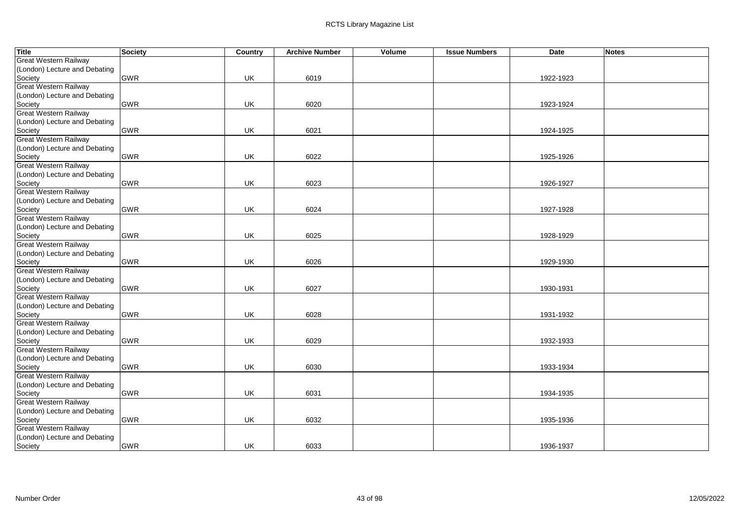| Title | Society | Country | Archive Number | Volume | Issue Numbers | Date | Notes |
|---|---|---|---|---|---|---|---|
| Great Western Railway (London) Lecture and Debating Society | GWR | UK | 6019 | | | 1922-1923 | |
| Great Western Railway (London) Lecture and Debating Society | GWR | UK | 6020 | | | 1923-1924 | |
| Great Western Railway (London) Lecture and Debating Society | GWR | UK | 6021 | | | 1924-1925 | |
| Great Western Railway (London) Lecture and Debating Society | GWR | UK | 6022 | | | 1925-1926 | |
| Great Western Railway (London) Lecture and Debating Society | GWR | UK | 6023 | | | 1926-1927 | |
| Great Western Railway (London) Lecture and Debating Society | GWR | UK | 6024 | | | 1927-1928 | |
| Great Western Railway (London) Lecture and Debating Society | GWR | UK | 6025 | | | 1928-1929 | |
| Great Western Railway (London) Lecture and Debating Society | GWR | UK | 6026 | | | 1929-1930 | |
| Great Western Railway (London) Lecture and Debating Society | GWR | UK | 6027 | | | 1930-1931 | |
| Great Western Railway (London) Lecture and Debating Society | GWR | UK | 6028 | | | 1931-1932 | |
| Great Western Railway (London) Lecture and Debating Society | GWR | UK | 6029 | | | 1932-1933 | |
| Great Western Railway (London) Lecture and Debating Society | GWR | UK | 6030 | | | 1933-1934 | |
| Great Western Railway (London) Lecture and Debating Society | GWR | UK | 6031 | | | 1934-1935 | |
| Great Western Railway (London) Lecture and Debating Society | GWR | UK | 6032 | | | 1935-1936 | |
| Great Western Railway (London) Lecture and Debating Society | GWR | UK | 6033 | | | 1936-1937 | |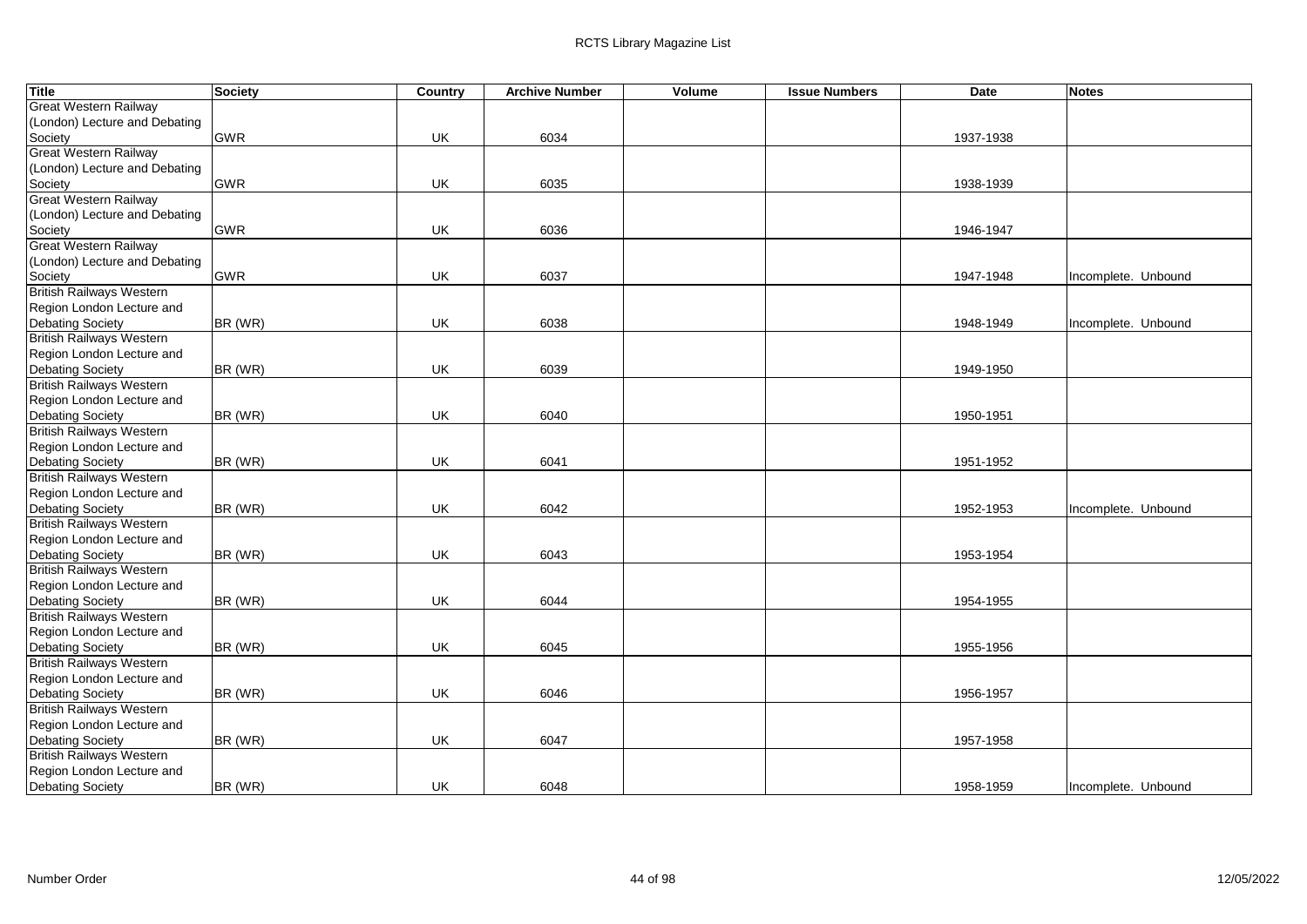| Title | Society | Country | Archive Number | Volume | Issue Numbers | Date | Notes |
|---|---|---|---|---|---|---|---|
| Great Western Railway (London) Lecture and Debating Society | GWR | UK | 6034 | | | 1937-1938 | |
| Great Western Railway (London) Lecture and Debating Society | GWR | UK | 6035 | | | 1938-1939 | |
| Great Western Railway (London) Lecture and Debating Society | GWR | UK | 6036 | | | 1946-1947 | |
| Great Western Railway (London) Lecture and Debating Society | GWR | UK | 6037 | | | 1947-1948 | Incomplete. Unbound |
| British Railways Western Region London Lecture and Debating Society | BR (WR) | UK | 6038 | | | 1948-1949 | Incomplete. Unbound |
| British Railways Western Region London Lecture and Debating Society | BR (WR) | UK | 6039 | | | 1949-1950 | |
| British Railways Western Region London Lecture and Debating Society | BR (WR) | UK | 6040 | | | 1950-1951 | |
| British Railways Western Region London Lecture and Debating Society | BR (WR) | UK | 6041 | | | 1951-1952 | |
| British Railways Western Region London Lecture and Debating Society | BR (WR) | UK | 6042 | | | 1952-1953 | Incomplete. Unbound |
| British Railways Western Region London Lecture and Debating Society | BR (WR) | UK | 6043 | | | 1953-1954 | |
| British Railways Western Region London Lecture and Debating Society | BR (WR) | UK | 6044 | | | 1954-1955 | |
| British Railways Western Region London Lecture and Debating Society | BR (WR) | UK | 6045 | | | 1955-1956 | |
| British Railways Western Region London Lecture and Debating Society | BR (WR) | UK | 6046 | | | 1956-1957 | |
| British Railways Western Region London Lecture and Debating Society | BR (WR) | UK | 6047 | | | 1957-1958 | |
| British Railways Western Region London Lecture and Debating Society | BR (WR) | UK | 6048 | | | 1958-1959 | Incomplete. Unbound |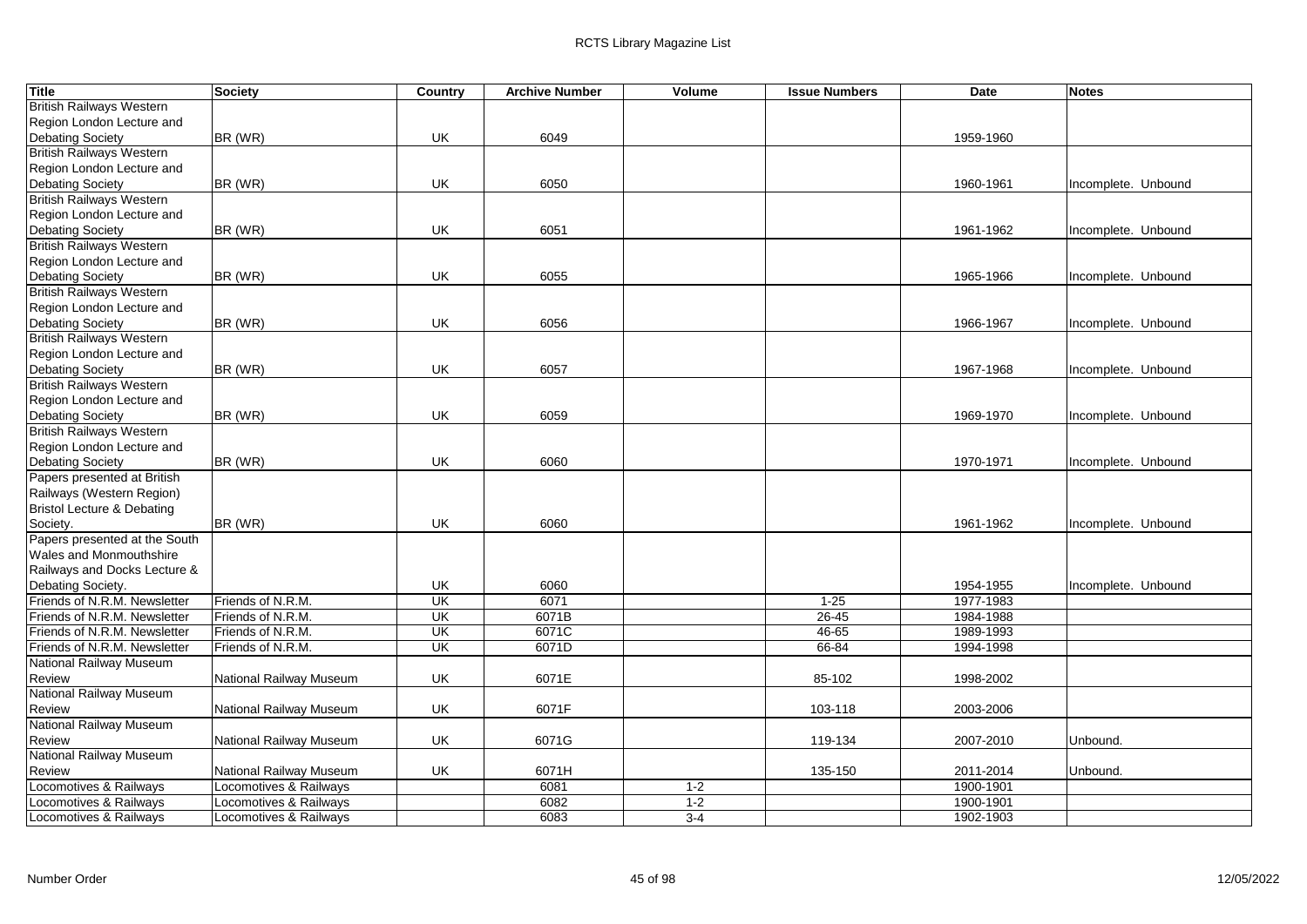| Title | Society | Country | Archive Number | Volume | Issue Numbers | Date | Notes |
|---|---|---|---|---|---|---|---|
| British Railways Western Region London Lecture and Debating Society | BR (WR) | UK | 6049 | | | 1959-1960 | |
| British Railways Western Region London Lecture and Debating Society | BR (WR) | UK | 6050 | | | 1960-1961 | Incomplete. Unbound |
| British Railways Western Region London Lecture and Debating Society | BR (WR) | UK | 6051 | | | 1961-1962 | Incomplete. Unbound |
| British Railways Western Region London Lecture and Debating Society | BR (WR) | UK | 6055 | | | 1965-1966 | Incomplete. Unbound |
| British Railways Western Region London Lecture and Debating Society | BR (WR) | UK | 6056 | | | 1966-1967 | Incomplete. Unbound |
| British Railways Western Region London Lecture and Debating Society | BR (WR) | UK | 6057 | | | 1967-1968 | Incomplete. Unbound |
| British Railways Western Region London Lecture and Debating Society | BR (WR) | UK | 6059 | | | 1969-1970 | Incomplete. Unbound |
| British Railways Western Region London Lecture and Debating Society | BR (WR) | UK | 6060 | | | 1970-1971 | Incomplete. Unbound |
| Papers presented at British Railways (Western Region) Bristol Lecture & Debating Society. | BR (WR) | UK | 6060 | | | 1961-1962 | Incomplete. Unbound |
| Papers presented at the South Wales and Monmouthshire Railways and Docks Lecture & Debating Society. | | UK | 6060 | | | 1954-1955 | Incomplete. Unbound |
| Friends of N.R.M. Newsletter | Friends of N.R.M. | UK | 6071 | | 1-25 | 1977-1983 | |
| Friends of N.R.M. Newsletter | Friends of N.R.M. | UK | 6071B | | 26-45 | 1984-1988 | |
| Friends of N.R.M. Newsletter | Friends of N.R.M. | UK | 6071C | | 46-65 | 1989-1993 | |
| Friends of N.R.M. Newsletter | Friends of N.R.M. | UK | 6071D | | 66-84 | 1994-1998 | |
| National Railway Museum Review | National Railway Museum | UK | 6071E | | 85-102 | 1998-2002 | |
| National Railway Museum Review | National Railway Museum | UK | 6071F | | 103-118 | 2003-2006 | |
| National Railway Museum Review | National Railway Museum | UK | 6071G | | 119-134 | 2007-2010 | Unbound. |
| National Railway Museum Review | National Railway Museum | UK | 6071H | | 135-150 | 2011-2014 | Unbound. |
| Locomotives & Railways | Locomotives & Railways | | 6081 | 1-2 | | 1900-1901 | |
| Locomotives & Railways | Locomotives & Railways | | 6082 | 1-2 | | 1900-1901 | |
| Locomotives & Railways | Locomotives & Railways | | 6083 | 3-4 | | 1902-1903 | |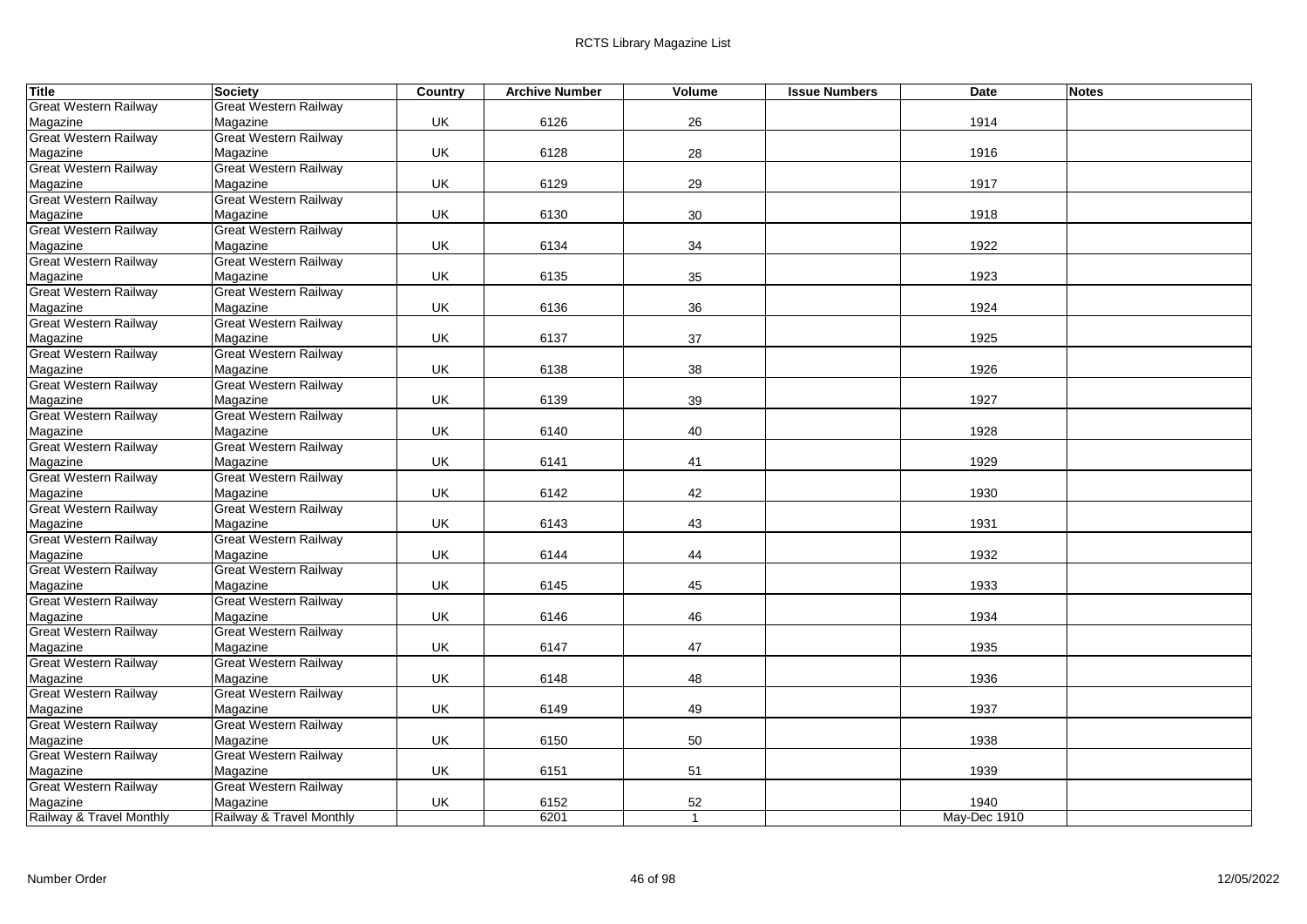| Title | Society | Country | Archive Number | Volume | Issue Numbers | Date | Notes |
|---|---|---|---|---|---|---|---|
| Great Western Railway Magazine | Great Western Railway Magazine | UK | 6126 | 26 | | 1914 | |
| Great Western Railway Magazine | Great Western Railway Magazine | UK | 6128 | 28 | | 1916 | |
| Great Western Railway Magazine | Great Western Railway Magazine | UK | 6129 | 29 | | 1917 | |
| Great Western Railway Magazine | Great Western Railway Magazine | UK | 6130 | 30 | | 1918 | |
| Great Western Railway Magazine | Great Western Railway Magazine | UK | 6134 | 34 | | 1922 | |
| Great Western Railway Magazine | Great Western Railway Magazine | UK | 6135 | 35 | | 1923 | |
| Great Western Railway Magazine | Great Western Railway Magazine | UK | 6136 | 36 | | 1924 | |
| Great Western Railway Magazine | Great Western Railway Magazine | UK | 6137 | 37 | | 1925 | |
| Great Western Railway Magazine | Great Western Railway Magazine | UK | 6138 | 38 | | 1926 | |
| Great Western Railway Magazine | Great Western Railway Magazine | UK | 6139 | 39 | | 1927 | |
| Great Western Railway Magazine | Great Western Railway Magazine | UK | 6140 | 40 | | 1928 | |
| Great Western Railway Magazine | Great Western Railway Magazine | UK | 6141 | 41 | | 1929 | |
| Great Western Railway Magazine | Great Western Railway Magazine | UK | 6142 | 42 | | 1930 | |
| Great Western Railway Magazine | Great Western Railway Magazine | UK | 6143 | 43 | | 1931 | |
| Great Western Railway Magazine | Great Western Railway Magazine | UK | 6144 | 44 | | 1932 | |
| Great Western Railway Magazine | Great Western Railway Magazine | UK | 6145 | 45 | | 1933 | |
| Great Western Railway Magazine | Great Western Railway Magazine | UK | 6146 | 46 | | 1934 | |
| Great Western Railway Magazine | Great Western Railway Magazine | UK | 6147 | 47 | | 1935 | |
| Great Western Railway Magazine | Great Western Railway Magazine | UK | 6148 | 48 | | 1936 | |
| Great Western Railway Magazine | Great Western Railway Magazine | UK | 6149 | 49 | | 1937 | |
| Great Western Railway Magazine | Great Western Railway Magazine | UK | 6150 | 50 | | 1938 | |
| Great Western Railway Magazine | Great Western Railway Magazine | UK | 6151 | 51 | | 1939 | |
| Great Western Railway Magazine | Great Western Railway Magazine | UK | 6152 | 52 | | 1940 | |
| Railway & Travel Monthly | Railway & Travel Monthly | | 6201 | 1 | | May-Dec 1910 | |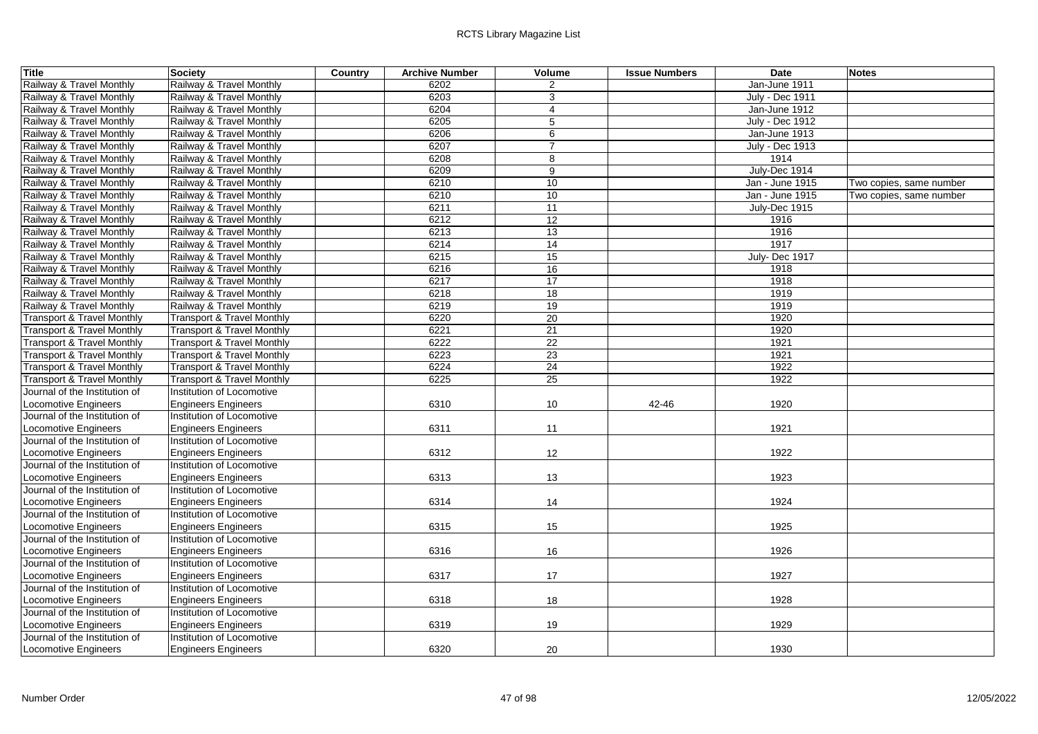| Title | Society | Country | Archive Number | Volume | Issue Numbers | Date | Notes |
|---|---|---|---|---|---|---|---|
| Railway & Travel Monthly | Railway & Travel Monthly | | 6202 | 2 | | Jan-June 1911 | |
| Railway & Travel Monthly | Railway & Travel Monthly | | 6203 | 3 | | July - Dec 1911 | |
| Railway & Travel Monthly | Railway & Travel Monthly | | 6204 | 4 | | Jan-June 1912 | |
| Railway & Travel Monthly | Railway & Travel Monthly | | 6205 | 5 | | July - Dec 1912 | |
| Railway & Travel Monthly | Railway & Travel Monthly | | 6206 | 6 | | Jan-June 1913 | |
| Railway & Travel Monthly | Railway & Travel Monthly | | 6207 | 7 | | July - Dec 1913 | |
| Railway & Travel Monthly | Railway & Travel Monthly | | 6208 | 8 | | 1914 | |
| Railway & Travel Monthly | Railway & Travel Monthly | | 6209 | 9 | | July-Dec 1914 | |
| Railway & Travel Monthly | Railway & Travel Monthly | | 6210 | 10 | | Jan - June 1915 | Two copies, same number |
| Railway & Travel Monthly | Railway & Travel Monthly | | 6210 | 10 | | Jan - June 1915 | Two copies, same number |
| Railway & Travel Monthly | Railway & Travel Monthly | | 6211 | 11 | | July-Dec 1915 | |
| Railway & Travel Monthly | Railway & Travel Monthly | | 6212 | 12 | | 1916 | |
| Railway & Travel Monthly | Railway & Travel Monthly | | 6213 | 13 | | 1916 | |
| Railway & Travel Monthly | Railway & Travel Monthly | | 6214 | 14 | | 1917 | |
| Railway & Travel Monthly | Railway & Travel Monthly | | 6215 | 15 | | July- Dec 1917 | |
| Railway & Travel Monthly | Railway & Travel Monthly | | 6216 | 16 | | 1918 | |
| Railway & Travel Monthly | Railway & Travel Monthly | | 6217 | 17 | | 1918 | |
| Railway & Travel Monthly | Railway & Travel Monthly | | 6218 | 18 | | 1919 | |
| Railway & Travel Monthly | Railway & Travel Monthly | | 6219 | 19 | | 1919 | |
| Transport & Travel Monthly | Transport & Travel Monthly | | 6220 | 20 | | 1920 | |
| Transport & Travel Monthly | Transport & Travel Monthly | | 6221 | 21 | | 1920 | |
| Transport & Travel Monthly | Transport & Travel Monthly | | 6222 | 22 | | 1921 | |
| Transport & Travel Monthly | Transport & Travel Monthly | | 6223 | 23 | | 1921 | |
| Transport & Travel Monthly | Transport & Travel Monthly | | 6224 | 24 | | 1922 | |
| Transport & Travel Monthly | Transport & Travel Monthly | | 6225 | 25 | | 1922 | |
| Journal of the Institution of Locomotive Engineers | Institution of Locomotive Engineers Engineers | | 6310 | 10 | 42-46 | 1920 | |
| Journal of the Institution of Locomotive Engineers | Institution of Locomotive Engineers Engineers | | 6311 | 11 | | 1921 | |
| Journal of the Institution of Locomotive Engineers | Institution of Locomotive Engineers Engineers | | 6312 | 12 | | 1922 | |
| Journal of the Institution of Locomotive Engineers | Institution of Locomotive Engineers Engineers | | 6313 | 13 | | 1923 | |
| Journal of the Institution of Locomotive Engineers | Institution of Locomotive Engineers Engineers | | 6314 | 14 | | 1924 | |
| Journal of the Institution of Locomotive Engineers | Institution of Locomotive Engineers Engineers | | 6315 | 15 | | 1925 | |
| Journal of the Institution of Locomotive Engineers | Institution of Locomotive Engineers Engineers | | 6316 | 16 | | 1926 | |
| Journal of the Institution of Locomotive Engineers | Institution of Locomotive Engineers Engineers | | 6317 | 17 | | 1927 | |
| Journal of the Institution of Locomotive Engineers | Institution of Locomotive Engineers Engineers | | 6318 | 18 | | 1928 | |
| Journal of the Institution of Locomotive Engineers | Institution of Locomotive Engineers Engineers | | 6319 | 19 | | 1929 | |
| Journal of the Institution of Locomotive Engineers | Institution of Locomotive Engineers Engineers | | 6320 | 20 | | 1930 | |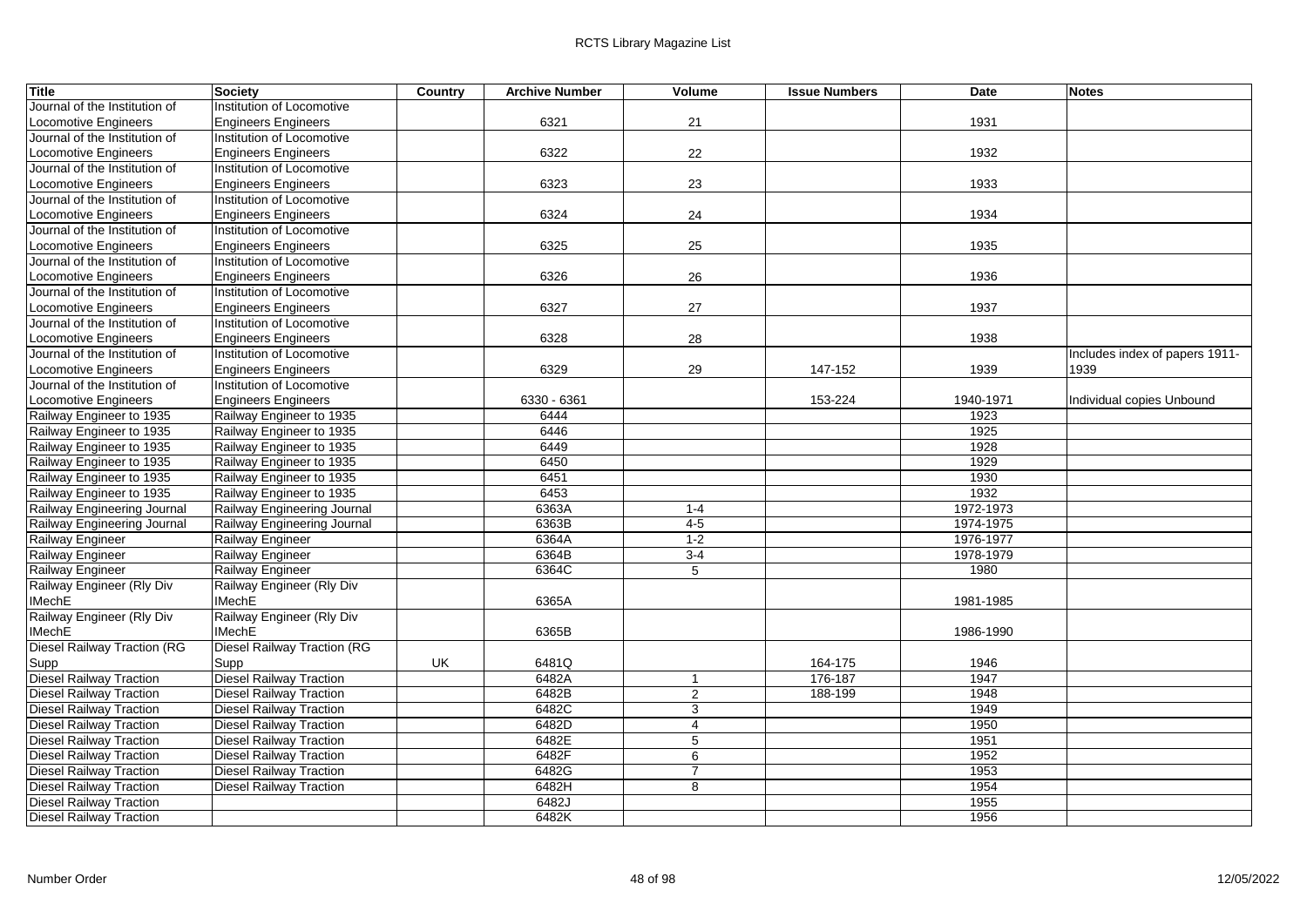| Title | Society | Country | Archive Number | Volume | Issue Numbers | Date | Notes |
|---|---|---|---|---|---|---|---|
| Journal of the Institution of Locomotive Engineers | Institution of Locomotive Engineers Engineers | | 6321 | 21 | | 1931 | |
| Journal of the Institution of Locomotive Engineers | Institution of Locomotive Engineers Engineers | | 6322 | 22 | | 1932 | |
| Journal of the Institution of Locomotive Engineers | Institution of Locomotive Engineers Engineers | | 6323 | 23 | | 1933 | |
| Journal of the Institution of Locomotive Engineers | Institution of Locomotive Engineers Engineers | | 6324 | 24 | | 1934 | |
| Journal of the Institution of Locomotive Engineers | Institution of Locomotive Engineers Engineers | | 6325 | 25 | | 1935 | |
| Journal of the Institution of Locomotive Engineers | Institution of Locomotive Engineers Engineers | | 6326 | 26 | | 1936 | |
| Journal of the Institution of Locomotive Engineers | Institution of Locomotive Engineers Engineers | | 6327 | 27 | | 1937 | |
| Journal of the Institution of Locomotive Engineers | Institution of Locomotive Engineers Engineers | | 6328 | 28 | | 1938 | |
| Journal of the Institution of Locomotive Engineers | Institution of Locomotive Engineers Engineers | | 6329 | 29 | 147-152 | 1939 | Includes index of papers 1911-1939 |
| Journal of the Institution of Locomotive Engineers | Institution of Locomotive Engineers Engineers | | 6330 - 6361 | | 153-224 | 1940-1971 | Individual copies Unbound |
| Railway Engineer to 1935 | Railway Engineer to 1935 | | 6444 | | | 1923 | |
| Railway Engineer to 1935 | Railway Engineer to 1935 | | 6446 | | | 1925 | |
| Railway Engineer to 1935 | Railway Engineer to 1935 | | 6449 | | | 1928 | |
| Railway Engineer to 1935 | Railway Engineer to 1935 | | 6450 | | | 1929 | |
| Railway Engineer to 1935 | Railway Engineer to 1935 | | 6451 | | | 1930 | |
| Railway Engineer to 1935 | Railway Engineer to 1935 | | 6453 | | | 1932 | |
| Railway Engineering Journal | Railway Engineering Journal | | 6363A | 1-4 | | 1972-1973 | |
| Railway Engineering Journal | Railway Engineering Journal | | 6363B | 4-5 | | 1974-1975 | |
| Railway Engineer | Railway Engineer | | 6364A | 1-2 | | 1976-1977 | |
| Railway Engineer | Railway Engineer | | 6364B | 3-4 | | 1978-1979 | |
| Railway Engineer | Railway Engineer | | 6364C | 5 | | 1980 | |
| Railway Engineer (Rly Div IMechE | Railway Engineer (Rly Div IMechE | | 6365A | | | 1981-1985 | |
| Railway Engineer (Rly Div IMechE | Railway Engineer (Rly Div IMechE | | 6365B | | | 1986-1990 | |
| Diesel Railway Traction (RG Supp | Diesel Railway Traction (RG Supp | UK | 6481Q | | 164-175 | 1946 | |
| Diesel Railway Traction | Diesel Railway Traction | | 6482A | 1 | 176-187 | 1947 | |
| Diesel Railway Traction | Diesel Railway Traction | | 6482B | 2 | 188-199 | 1948 | |
| Diesel Railway Traction | Diesel Railway Traction | | 6482C | 3 | | 1949 | |
| Diesel Railway Traction | Diesel Railway Traction | | 6482D | 4 | | 1950 | |
| Diesel Railway Traction | Diesel Railway Traction | | 6482E | 5 | | 1951 | |
| Diesel Railway Traction | Diesel Railway Traction | | 6482F | 6 | | 1952 | |
| Diesel Railway Traction | Diesel Railway Traction | | 6482G | 7 | | 1953 | |
| Diesel Railway Traction | Diesel Railway Traction | | 6482H | 8 | | 1954 | |
| Diesel Railway Traction | | | 6482J | | | 1955 | |
| Diesel Railway Traction | | | 6482K | | | 1956 | |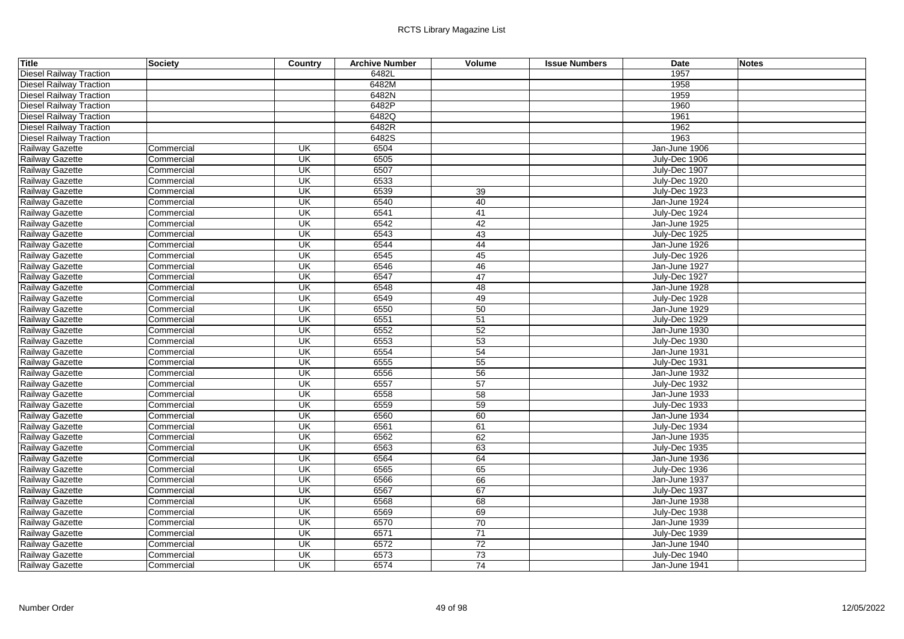| Title | Society | Country | Archive Number | Volume | Issue Numbers | Date | Notes |
|---|---|---|---|---|---|---|---|
| Diesel Railway Traction | | | 6482L | | | 1957 | |
| Diesel Railway Traction | | | 6482M | | | 1958 | |
| Diesel Railway Traction | | | 6482N | | | 1959 | |
| Diesel Railway Traction | | | 6482P | | | 1960 | |
| Diesel Railway Traction | | | 6482Q | | | 1961 | |
| Diesel Railway Traction | | | 6482R | | | 1962 | |
| Diesel Railway Traction | | | 6482S | | | 1963 | |
| Railway Gazette | Commercial | UK | 6504 | | | Jan-June 1906 | |
| Railway Gazette | Commercial | UK | 6505 | | | July-Dec 1906 | |
| Railway Gazette | Commercial | UK | 6507 | | | July-Dec 1907 | |
| Railway Gazette | Commercial | UK | 6533 | | | July-Dec 1920 | |
| Railway Gazette | Commercial | UK | 6539 | 39 | | July-Dec 1923 | |
| Railway Gazette | Commercial | UK | 6540 | 40 | | Jan-June 1924 | |
| Railway Gazette | Commercial | UK | 6541 | 41 | | July-Dec 1924 | |
| Railway Gazette | Commercial | UK | 6542 | 42 | | Jan-June 1925 | |
| Railway Gazette | Commercial | UK | 6543 | 43 | | July-Dec 1925 | |
| Railway Gazette | Commercial | UK | 6544 | 44 | | Jan-June 1926 | |
| Railway Gazette | Commercial | UK | 6545 | 45 | | July-Dec 1926 | |
| Railway Gazette | Commercial | UK | 6546 | 46 | | Jan-June 1927 | |
| Railway Gazette | Commercial | UK | 6547 | 47 | | July-Dec 1927 | |
| Railway Gazette | Commercial | UK | 6548 | 48 | | Jan-June 1928 | |
| Railway Gazette | Commercial | UK | 6549 | 49 | | July-Dec 1928 | |
| Railway Gazette | Commercial | UK | 6550 | 50 | | Jan-June 1929 | |
| Railway Gazette | Commercial | UK | 6551 | 51 | | July-Dec 1929 | |
| Railway Gazette | Commercial | UK | 6552 | 52 | | Jan-June 1930 | |
| Railway Gazette | Commercial | UK | 6553 | 53 | | July-Dec 1930 | |
| Railway Gazette | Commercial | UK | 6554 | 54 | | Jan-June 1931 | |
| Railway Gazette | Commercial | UK | 6555 | 55 | | July-Dec 1931 | |
| Railway Gazette | Commercial | UK | 6556 | 56 | | Jan-June 1932 | |
| Railway Gazette | Commercial | UK | 6557 | 57 | | July-Dec 1932 | |
| Railway Gazette | Commercial | UK | 6558 | 58 | | Jan-June 1933 | |
| Railway Gazette | Commercial | UK | 6559 | 59 | | July-Dec 1933 | |
| Railway Gazette | Commercial | UK | 6560 | 60 | | Jan-June 1934 | |
| Railway Gazette | Commercial | UK | 6561 | 61 | | July-Dec 1934 | |
| Railway Gazette | Commercial | UK | 6562 | 62 | | Jan-June 1935 | |
| Railway Gazette | Commercial | UK | 6563 | 63 | | July-Dec 1935 | |
| Railway Gazette | Commercial | UK | 6564 | 64 | | Jan-June 1936 | |
| Railway Gazette | Commercial | UK | 6565 | 65 | | July-Dec 1936 | |
| Railway Gazette | Commercial | UK | 6566 | 66 | | Jan-June 1937 | |
| Railway Gazette | Commercial | UK | 6567 | 67 | | July-Dec 1937 | |
| Railway Gazette | Commercial | UK | 6568 | 68 | | Jan-June 1938 | |
| Railway Gazette | Commercial | UK | 6569 | 69 | | July-Dec 1938 | |
| Railway Gazette | Commercial | UK | 6570 | 70 | | Jan-June 1939 | |
| Railway Gazette | Commercial | UK | 6571 | 71 | | July-Dec 1939 | |
| Railway Gazette | Commercial | UK | 6572 | 72 | | Jan-June 1940 | |
| Railway Gazette | Commercial | UK | 6573 | 73 | | July-Dec 1940 | |
| Railway Gazette | Commercial | UK | 6574 | 74 | | Jan-June 1941 | |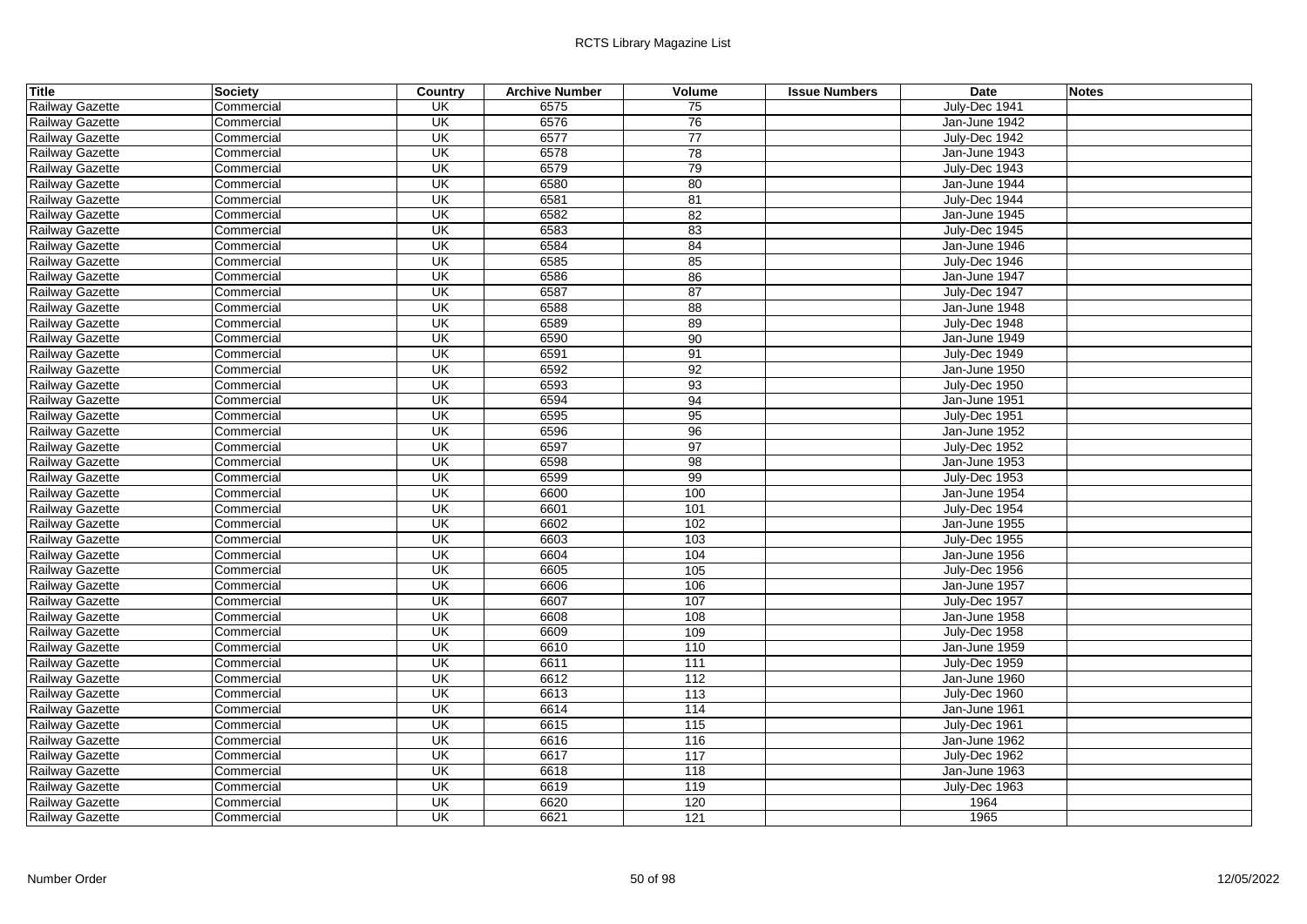| Title | Society | Country | Archive Number | Volume | Issue Numbers | Date | Notes |
|---|---|---|---|---|---|---|---|
| Railway Gazette | Commercial | UK | 6575 | 75 | | July-Dec 1941 | |
| Railway Gazette | Commercial | UK | 6576 | 76 | | Jan-June 1942 | |
| Railway Gazette | Commercial | UK | 6577 | 77 | | July-Dec 1942 | |
| Railway Gazette | Commercial | UK | 6578 | 78 | | Jan-June 1943 | |
| Railway Gazette | Commercial | UK | 6579 | 79 | | July-Dec 1943 | |
| Railway Gazette | Commercial | UK | 6580 | 80 | | Jan-June 1944 | |
| Railway Gazette | Commercial | UK | 6581 | 81 | | July-Dec 1944 | |
| Railway Gazette | Commercial | UK | 6582 | 82 | | Jan-June 1945 | |
| Railway Gazette | Commercial | UK | 6583 | 83 | | July-Dec 1945 | |
| Railway Gazette | Commercial | UK | 6584 | 84 | | Jan-June 1946 | |
| Railway Gazette | Commercial | UK | 6585 | 85 | | July-Dec 1946 | |
| Railway Gazette | Commercial | UK | 6586 | 86 | | Jan-June 1947 | |
| Railway Gazette | Commercial | UK | 6587 | 87 | | July-Dec 1947 | |
| Railway Gazette | Commercial | UK | 6588 | 88 | | Jan-June 1948 | |
| Railway Gazette | Commercial | UK | 6589 | 89 | | July-Dec 1948 | |
| Railway Gazette | Commercial | UK | 6590 | 90 | | Jan-June 1949 | |
| Railway Gazette | Commercial | UK | 6591 | 91 | | July-Dec 1949 | |
| Railway Gazette | Commercial | UK | 6592 | 92 | | Jan-June 1950 | |
| Railway Gazette | Commercial | UK | 6593 | 93 | | July-Dec 1950 | |
| Railway Gazette | Commercial | UK | 6594 | 94 | | Jan-June 1951 | |
| Railway Gazette | Commercial | UK | 6595 | 95 | | July-Dec 1951 | |
| Railway Gazette | Commercial | UK | 6596 | 96 | | Jan-June 1952 | |
| Railway Gazette | Commercial | UK | 6597 | 97 | | July-Dec 1952 | |
| Railway Gazette | Commercial | UK | 6598 | 98 | | Jan-June 1953 | |
| Railway Gazette | Commercial | UK | 6599 | 99 | | July-Dec 1953 | |
| Railway Gazette | Commercial | UK | 6600 | 100 | | Jan-June 1954 | |
| Railway Gazette | Commercial | UK | 6601 | 101 | | July-Dec 1954 | |
| Railway Gazette | Commercial | UK | 6602 | 102 | | Jan-June 1955 | |
| Railway Gazette | Commercial | UK | 6603 | 103 | | July-Dec 1955 | |
| Railway Gazette | Commercial | UK | 6604 | 104 | | Jan-June 1956 | |
| Railway Gazette | Commercial | UK | 6605 | 105 | | July-Dec 1956 | |
| Railway Gazette | Commercial | UK | 6606 | 106 | | Jan-June 1957 | |
| Railway Gazette | Commercial | UK | 6607 | 107 | | July-Dec 1957 | |
| Railway Gazette | Commercial | UK | 6608 | 108 | | Jan-June 1958 | |
| Railway Gazette | Commercial | UK | 6609 | 109 | | July-Dec 1958 | |
| Railway Gazette | Commercial | UK | 6610 | 110 | | Jan-June 1959 | |
| Railway Gazette | Commercial | UK | 6611 | 111 | | July-Dec 1959 | |
| Railway Gazette | Commercial | UK | 6612 | 112 | | Jan-June 1960 | |
| Railway Gazette | Commercial | UK | 6613 | 113 | | July-Dec 1960 | |
| Railway Gazette | Commercial | UK | 6614 | 114 | | Jan-June 1961 | |
| Railway Gazette | Commercial | UK | 6615 | 115 | | July-Dec 1961 | |
| Railway Gazette | Commercial | UK | 6616 | 116 | | Jan-June 1962 | |
| Railway Gazette | Commercial | UK | 6617 | 117 | | July-Dec 1962 | |
| Railway Gazette | Commercial | UK | 6618 | 118 | | Jan-June 1963 | |
| Railway Gazette | Commercial | UK | 6619 | 119 | | July-Dec 1963 | |
| Railway Gazette | Commercial | UK | 6620 | 120 | | 1964 | |
| Railway Gazette | Commercial | UK | 6621 | 121 | | 1965 | |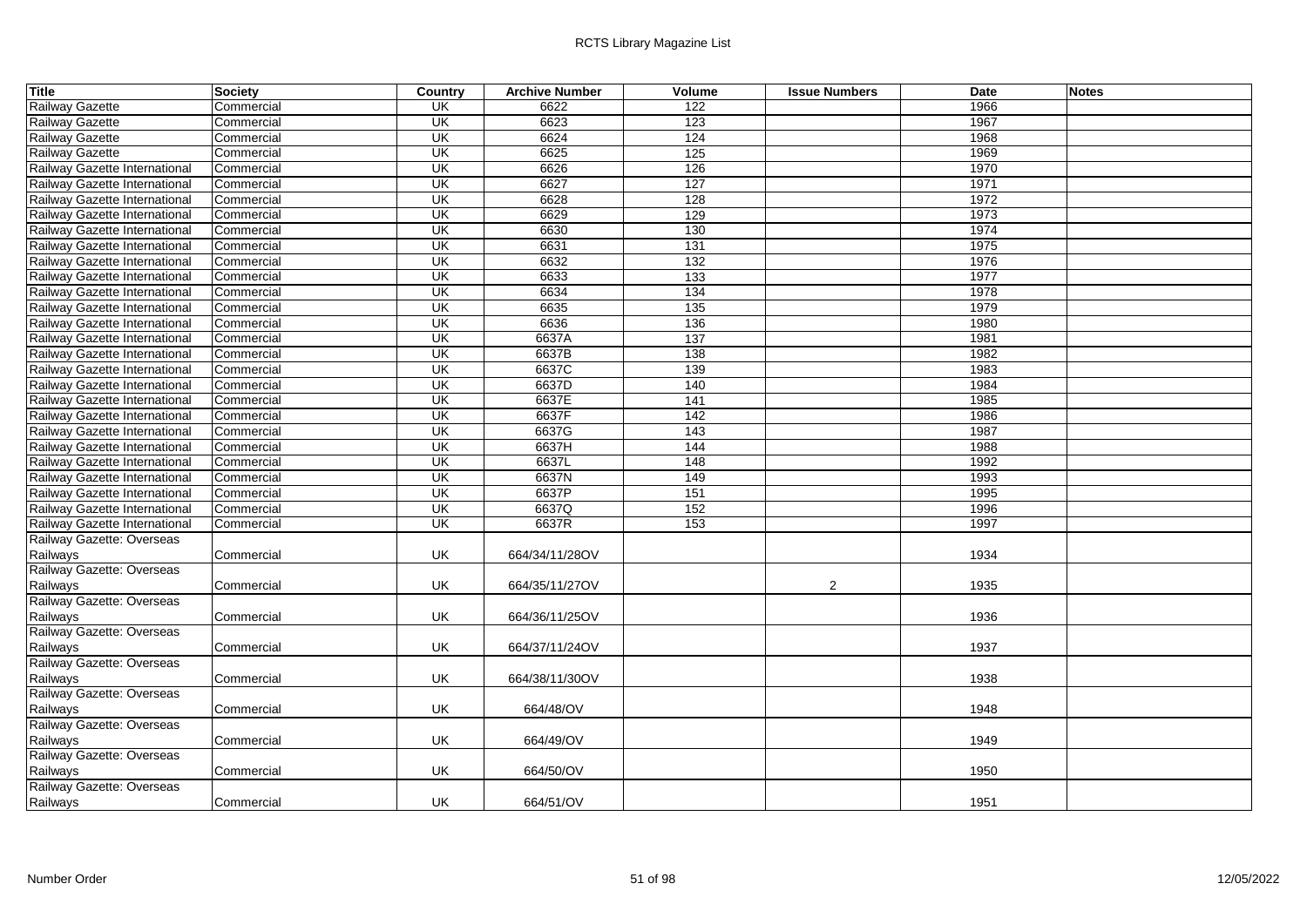| Title | Society | Country | Archive Number | Volume | Issue Numbers | Date | Notes |
|---|---|---|---|---|---|---|---|
| Railway Gazette | Commercial | UK | 6622 | 122 | | 1966 | |
| Railway Gazette | Commercial | UK | 6623 | 123 | | 1967 | |
| Railway Gazette | Commercial | UK | 6624 | 124 | | 1968 | |
| Railway Gazette | Commercial | UK | 6625 | 125 | | 1969 | |
| Railway Gazette International | Commercial | UK | 6626 | 126 | | 1970 | |
| Railway Gazette International | Commercial | UK | 6627 | 127 | | 1971 | |
| Railway Gazette International | Commercial | UK | 6628 | 128 | | 1972 | |
| Railway Gazette International | Commercial | UK | 6629 | 129 | | 1973 | |
| Railway Gazette International | Commercial | UK | 6630 | 130 | | 1974 | |
| Railway Gazette International | Commercial | UK | 6631 | 131 | | 1975 | |
| Railway Gazette International | Commercial | UK | 6632 | 132 | | 1976 | |
| Railway Gazette International | Commercial | UK | 6633 | 133 | | 1977 | |
| Railway Gazette International | Commercial | UK | 6634 | 134 | | 1978 | |
| Railway Gazette International | Commercial | UK | 6635 | 135 | | 1979 | |
| Railway Gazette International | Commercial | UK | 6636 | 136 | | 1980 | |
| Railway Gazette International | Commercial | UK | 6637A | 137 | | 1981 | |
| Railway Gazette International | Commercial | UK | 6637B | 138 | | 1982 | |
| Railway Gazette International | Commercial | UK | 6637C | 139 | | 1983 | |
| Railway Gazette International | Commercial | UK | 6637D | 140 | | 1984 | |
| Railway Gazette International | Commercial | UK | 6637E | 141 | | 1985 | |
| Railway Gazette International | Commercial | UK | 6637F | 142 | | 1986 | |
| Railway Gazette International | Commercial | UK | 6637G | 143 | | 1987 | |
| Railway Gazette International | Commercial | UK | 6637H | 144 | | 1988 | |
| Railway Gazette International | Commercial | UK | 6637L | 148 | | 1992 | |
| Railway Gazette International | Commercial | UK | 6637N | 149 | | 1993 | |
| Railway Gazette International | Commercial | UK | 6637P | 151 | | 1995 | |
| Railway Gazette International | Commercial | UK | 6637Q | 152 | | 1996 | |
| Railway Gazette International | Commercial | UK | 6637R | 153 | | 1997 | |
| Railway Gazette: Overseas Railways | Commercial | UK | 664/34/11/28OV | | | 1934 | |
| Railway Gazette: Overseas Railways | Commercial | UK | 664/35/11/27OV | | 2 | 1935 | |
| Railway Gazette: Overseas Railways | Commercial | UK | 664/36/11/25OV | | | 1936 | |
| Railway Gazette: Overseas Railways | Commercial | UK | 664/37/11/24OV | | | 1937 | |
| Railway Gazette: Overseas Railways | Commercial | UK | 664/38/11/30OV | | | 1938 | |
| Railway Gazette: Overseas Railways | Commercial | UK | 664/48/OV | | | 1948 | |
| Railway Gazette: Overseas Railways | Commercial | UK | 664/49/OV | | | 1949 | |
| Railway Gazette: Overseas Railways | Commercial | UK | 664/50/OV | | | 1950 | |
| Railway Gazette: Overseas Railways | Commercial | UK | 664/51/OV | | | 1951 | |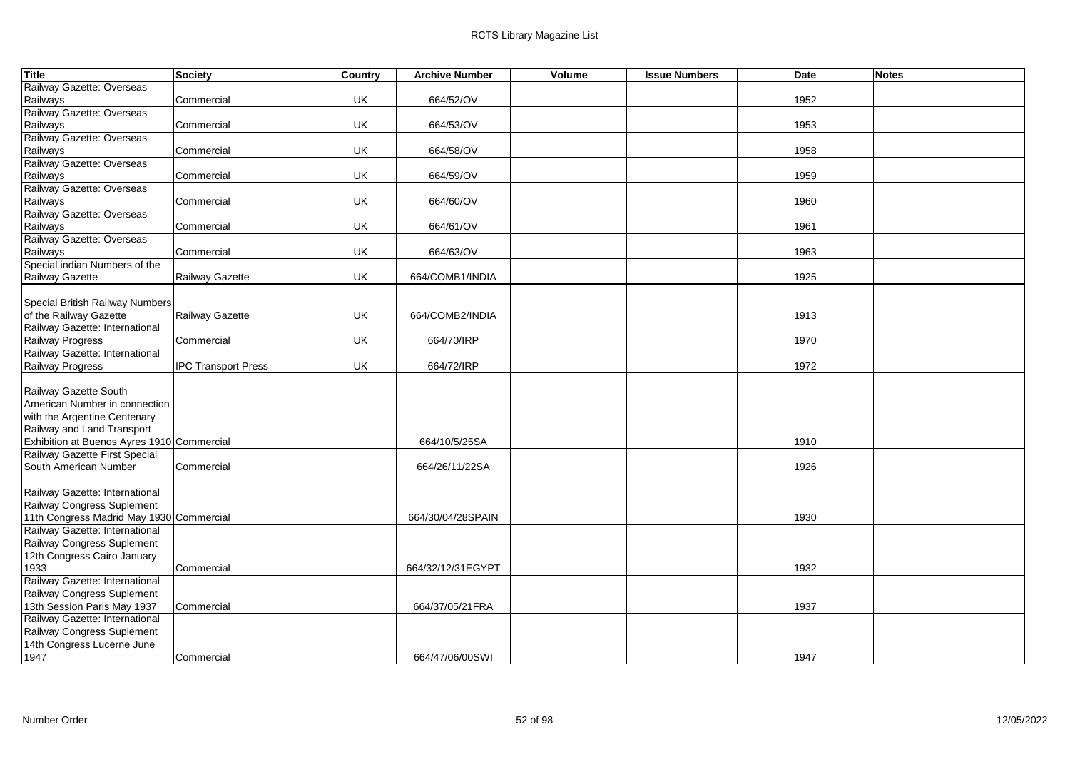| Title | Society | Country | Archive Number | Volume | Issue Numbers | Date | Notes |
|---|---|---|---|---|---|---|---|
| Railway Gazette: Overseas Railways | Commercial | UK | 664/52/OV | | | 1952 | |
| Railway Gazette: Overseas Railways | Commercial | UK | 664/53/OV | | | 1953 | |
| Railway Gazette: Overseas Railways | Commercial | UK | 664/58/OV | | | 1958 | |
| Railway Gazette: Overseas Railways | Commercial | UK | 664/59/OV | | | 1959 | |
| Railway Gazette: Overseas Railways | Commercial | UK | 664/60/OV | | | 1960 | |
| Railway Gazette: Overseas Railways | Commercial | UK | 664/61/OV | | | 1961 | |
| Railway Gazette: Overseas Railways | Commercial | UK | 664/63/OV | | | 1963 | |
| Special indian Numbers of the Railway Gazette | Railway Gazette | UK | 664/COMB1/INDIA | | | 1925 | |
| Special British Railway Numbers of the Railway Gazette | Railway Gazette | UK | 664/COMB2/INDIA | | | 1913 | |
| Railway Gazette: International Railway Progress | Commercial | UK | 664/70/IRP | | | 1970 | |
| Railway Gazette: International Railway Progress | IPC Transport Press | UK | 664/72/IRP | | | 1972 | |
| Railway Gazette South American Number in connection with the Argentine Centenary Railway and Land Transport Exhibition at Buenos Ayres 1910 | Commercial | | 664/10/5/25SA | | | 1910 | |
| Railway Gazette First Special South American Number | Commercial | | 664/26/11/22SA | | | 1926 | |
| Railway Gazette: International Railway Congress Suplement 11th Congress Madrid May 1930 | Commercial | | 664/30/04/28SPAIN | | | 1930 | |
| Railway Gazette: International Railway Congress Suplement 12th Congress Cairo January 1933 | Commercial | | 664/32/12/31EGYPT | | | 1932 | |
| Railway Gazette: International Railway Congress Suplement 13th Session Paris May 1937 | Commercial | | 664/37/05/21FRA | | | 1937 | |
| Railway Gazette: International Railway Congress Suplement 14th Congress Lucerne June 1947 | Commercial | | 664/47/06/00SWI | | | 1947 | |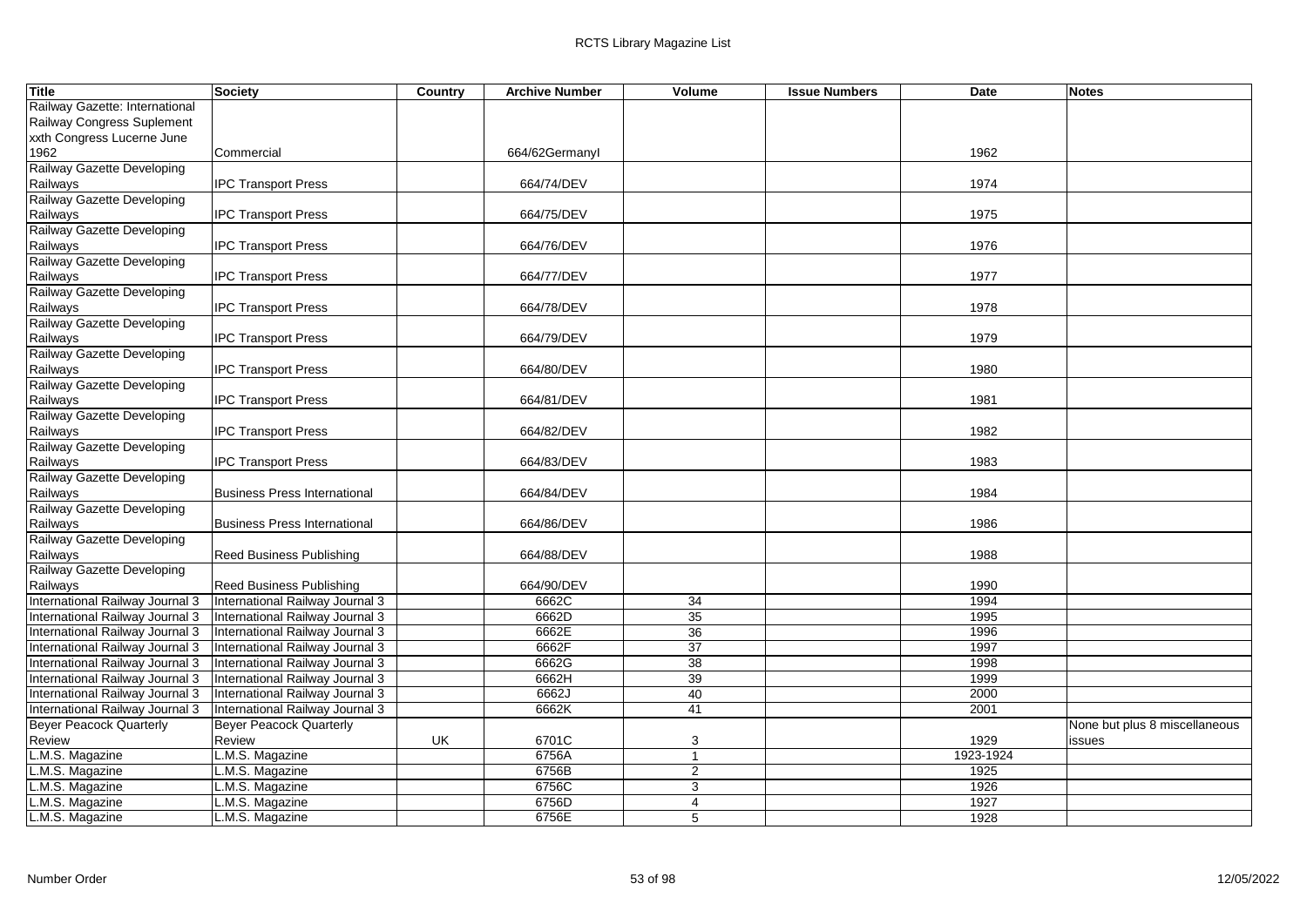| Title | Society | Country | Archive Number | Volume | Issue Numbers | Date | Notes |
|---|---|---|---|---|---|---|---|
| Railway Gazette: International Railway Congress Suplement xxth Congress Lucerne June 1962 | Commercial | | 664/62Germanyl | | | 1962 | |
| Railway Gazette Developing Railways | IPC Transport Press | | 664/74/DEV | | | 1974 | |
| Railway Gazette Developing Railways | IPC Transport Press | | 664/75/DEV | | | 1975 | |
| Railway Gazette Developing Railways | IPC Transport Press | | 664/76/DEV | | | 1976 | |
| Railway Gazette Developing Railways | IPC Transport Press | | 664/77/DEV | | | 1977 | |
| Railway Gazette Developing Railways | IPC Transport Press | | 664/78/DEV | | | 1978 | |
| Railway Gazette Developing Railways | IPC Transport Press | | 664/79/DEV | | | 1979 | |
| Railway Gazette Developing Railways | IPC Transport Press | | 664/80/DEV | | | 1980 | |
| Railway Gazette Developing Railways | IPC Transport Press | | 664/81/DEV | | | 1981 | |
| Railway Gazette Developing Railways | IPC Transport Press | | 664/82/DEV | | | 1982 | |
| Railway Gazette Developing Railways | IPC Transport Press | | 664/83/DEV | | | 1983 | |
| Railway Gazette Developing Railways | Business Press International | | 664/84/DEV | | | 1984 | |
| Railway Gazette Developing Railways | Business Press International | | 664/86/DEV | | | 1986 | |
| Railway Gazette Developing Railways | Reed Business Publishing | | 664/88/DEV | | | 1988 | |
| Railway Gazette Developing Railways | Reed Business Publishing | | 664/90/DEV | | | 1990 | |
| International Railway Journal 3 | International Railway Journal 3 | | 6662C | 34 | | 1994 | |
| International Railway Journal 3 | International Railway Journal 3 | | 6662D | 35 | | 1995 | |
| International Railway Journal 3 | International Railway Journal 3 | | 6662E | 36 | | 1996 | |
| International Railway Journal 3 | International Railway Journal 3 | | 6662F | 37 | | 1997 | |
| International Railway Journal 3 | International Railway Journal 3 | | 6662G | 38 | | 1998 | |
| International Railway Journal 3 | International Railway Journal 3 | | 6662H | 39 | | 1999 | |
| International Railway Journal 3 | International Railway Journal 3 | | 6662J | 40 | | 2000 | |
| International Railway Journal 3 | International Railway Journal 3 | | 6662K | 41 | | 2001 | |
| Beyer Peacock Quarterly Review | Beyer Peacock Quarterly Review | UK | 6701C | 3 | | 1929 | None but plus 8 miscellaneous issues |
| L.M.S. Magazine | L.M.S. Magazine | | 6756A | 1 | | 1923-1924 | |
| L.M.S. Magazine | L.M.S. Magazine | | 6756B | 2 | | 1925 | |
| L.M.S. Magazine | L.M.S. Magazine | | 6756C | 3 | | 1926 | |
| L.M.S. Magazine | L.M.S. Magazine | | 6756D | 4 | | 1927 | |
| L.M.S. Magazine | L.M.S. Magazine | | 6756E | 5 | | 1928 | |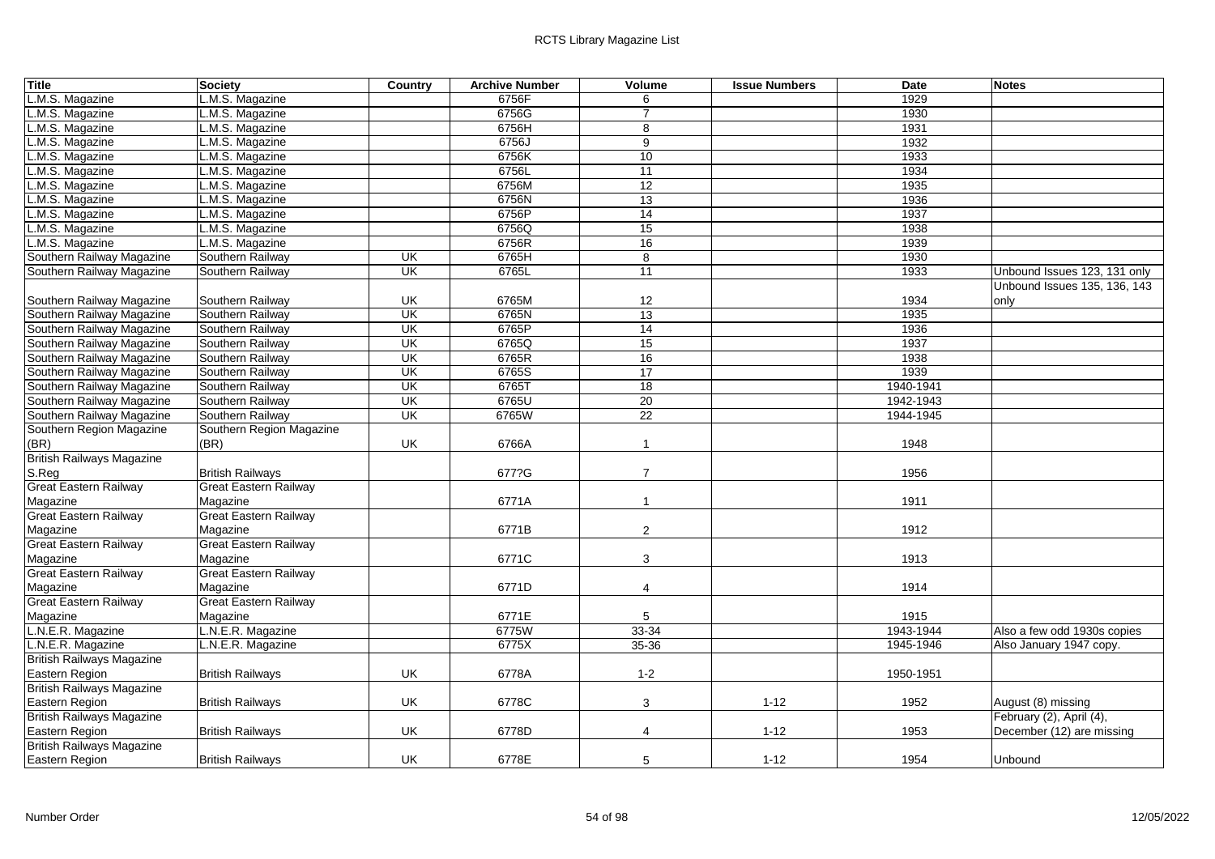| Title | Society | Country | Archive Number | Volume | Issue Numbers | Date | Notes |
|---|---|---|---|---|---|---|---|
| L.M.S. Magazine | L.M.S. Magazine | | 6756F | 6 | | 1929 | |
| L.M.S. Magazine | L.M.S. Magazine | | 6756G | 7 | | 1930 | |
| L.M.S. Magazine | L.M.S. Magazine | | 6756H | 8 | | 1931 | |
| L.M.S. Magazine | L.M.S. Magazine | | 6756J | 9 | | 1932 | |
| L.M.S. Magazine | L.M.S. Magazine | | 6756K | 10 | | 1933 | |
| L.M.S. Magazine | L.M.S. Magazine | | 6756L | 11 | | 1934 | |
| L.M.S. Magazine | L.M.S. Magazine | | 6756M | 12 | | 1935 | |
| L.M.S. Magazine | L.M.S. Magazine | | 6756N | 13 | | 1936 | |
| L.M.S. Magazine | L.M.S. Magazine | | 6756P | 14 | | 1937 | |
| L.M.S. Magazine | L.M.S. Magazine | | 6756Q | 15 | | 1938 | |
| L.M.S. Magazine | L.M.S. Magazine | | 6756R | 16 | | 1939 | |
| Southern Railway Magazine | Southern Railway | UK | 6765H | 8 | | 1930 | |
| Southern Railway Magazine | Southern Railway | UK | 6765L | 11 | | 1933 | Unbound Issues 123, 131 only |
| Southern Railway Magazine | Southern Railway | UK | 6765M | 12 | | 1934 | Unbound Issues 135, 136, 143 only |
| Southern Railway Magazine | Southern Railway | UK | 6765N | 13 | | 1935 | |
| Southern Railway Magazine | Southern Railway | UK | 6765P | 14 | | 1936 | |
| Southern Railway Magazine | Southern Railway | UK | 6765Q | 15 | | 1937 | |
| Southern Railway Magazine | Southern Railway | UK | 6765R | 16 | | 1938 | |
| Southern Railway Magazine | Southern Railway | UK | 6765S | 17 | | 1939 | |
| Southern Railway Magazine | Southern Railway | UK | 6765T | 18 | | 1940-1941 | |
| Southern Railway Magazine | Southern Railway | UK | 6765U | 20 | | 1942-1943 | |
| Southern Railway Magazine | Southern Railway | UK | 6765W | 22 | | 1944-1945 | |
| Southern Region Magazine (BR) | Southern Region Magazine (BR) | UK | 6766A | 1 | | 1948 | |
| British Railways Magazine S.Reg | British Railways | | 677?G | 7 | | 1956 | |
| Great Eastern Railway Magazine | Great Eastern Railway Magazine | | 6771A | 1 | | 1911 | |
| Great Eastern Railway Magazine | Great Eastern Railway Magazine | | 6771B | 2 | | 1912 | |
| Great Eastern Railway Magazine | Great Eastern Railway Magazine | | 6771C | 3 | | 1913 | |
| Great Eastern Railway Magazine | Great Eastern Railway Magazine | | 6771D | 4 | | 1914 | |
| Great Eastern Railway Magazine | Great Eastern Railway Magazine | | 6771E | 5 | | 1915 | |
| L.N.E.R. Magazine | L.N.E.R. Magazine | | 6775W | 33-34 | | 1943-1944 | Also a few odd 1930s copies |
| L.N.E.R. Magazine | L.N.E.R. Magazine | | 6775X | 35-36 | | 1945-1946 | Also January 1947 copy. |
| British Railways Magazine Eastern Region | British Railways | UK | 6778A | 1-2 | | 1950-1951 | |
| British Railways Magazine Eastern Region | British Railways | UK | 6778C | 3 | 1-12 | 1952 | August (8) missing |
| British Railways Magazine Eastern Region | British Railways | UK | 6778D | 4 | 1-12 | 1953 | February (2), April (4), December (12) are missing |
| British Railways Magazine Eastern Region | British Railways | UK | 6778E | 5 | 1-12 | 1954 | Unbound |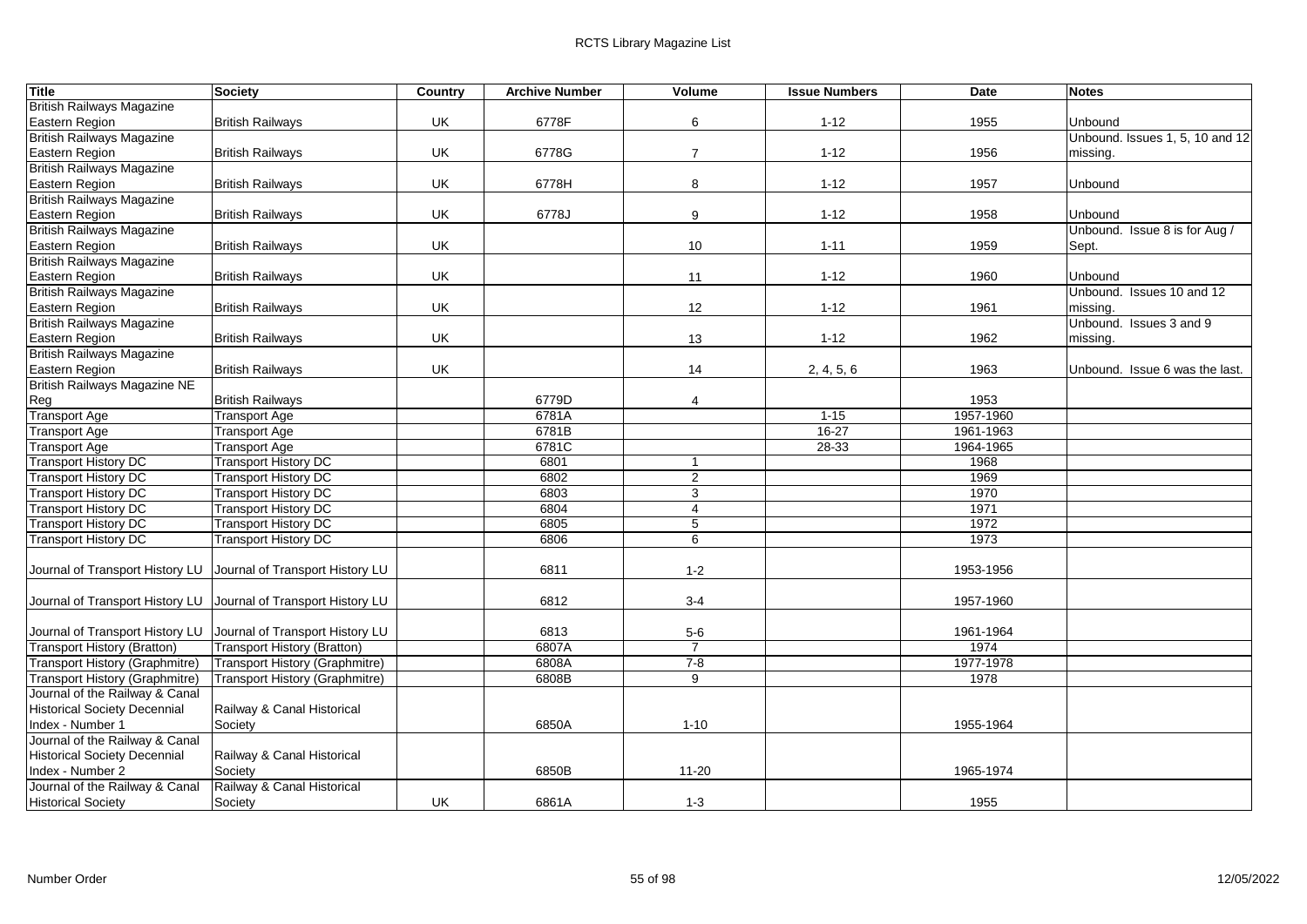| Title | Society | Country | Archive Number | Volume | Issue Numbers | Date | Notes |
|---|---|---|---|---|---|---|---|
| British Railways Magazine Eastern Region | British Railways | UK | 6778F | 6 | 1-12 | 1955 | Unbound |
| British Railways Magazine Eastern Region | British Railways | UK | 6778G | 7 | 1-12 | 1956 | Unbound. Issues 1, 5, 10 and 12 missing. |
| British Railways Magazine Eastern Region | British Railways | UK | 6778H | 8 | 1-12 | 1957 | Unbound |
| British Railways Magazine Eastern Region | British Railways | UK | 6778J | 9 | 1-12 | 1958 | Unbound |
| British Railways Magazine Eastern Region | British Railways | UK | | 10 | 1-11 | 1959 | Unbound. Issue 8 is for Aug / Sept. |
| British Railways Magazine Eastern Region | British Railways | UK | | 11 | 1-12 | 1960 | Unbound |
| British Railways Magazine Eastern Region | British Railways | UK | | 12 | 1-12 | 1961 | Unbound. Issues 10 and 12 missing. |
| British Railways Magazine Eastern Region | British Railways | UK | | 13 | 1-12 | 1962 | Unbound. Issues 3 and 9 missing. |
| British Railways Magazine Eastern Region | British Railways | UK | | 14 | 2, 4, 5, 6 | 1963 | Unbound. Issue 6 was the last. |
| British Railways Magazine NE Reg | British Railways | | 6779D | 4 | | 1953 | |
| Transport Age | Transport Age | | 6781A | | 1-15 | 1957-1960 | |
| Transport Age | Transport Age | | 6781B | | 16-27 | 1961-1963 | |
| Transport Age | Transport Age | | 6781C | | 28-33 | 1964-1965 | |
| Transport History DC | Transport History DC | | 6801 | 1 | | 1968 | |
| Transport History DC | Transport History DC | | 6802 | 2 | | 1969 | |
| Transport History DC | Transport History DC | | 6803 | 3 | | 1970 | |
| Transport History DC | Transport History DC | | 6804 | 4 | | 1971 | |
| Transport History DC | Transport History DC | | 6805 | 5 | | 1972 | |
| Transport History DC | Transport History DC | | 6806 | 6 | | 1973 | |
| Journal of Transport History LU | Journal of Transport History LU | | 6811 | 1-2 | | 1953-1956 | |
| Journal of Transport History LU | Journal of Transport History LU | | 6812 | 3-4 | | 1957-1960 | |
| Journal of Transport History LU | Journal of Transport History LU | | 6813 | 5-6 | | 1961-1964 | |
| Transport History (Bratton) | Transport History (Bratton) | | 6807A | 7 | | 1974 | |
| Transport History (Graphmitre) | Transport History (Graphmitre) | | 6808A | 7-8 | | 1977-1978 | |
| Transport History (Graphmitre) | Transport History (Graphmitre) | | 6808B | 9 | | 1978 | |
| Journal of the Railway & Canal Historical Society Decennial Index - Number 1 | Railway & Canal Historical Society | | 6850A | 1-10 | | 1955-1964 | |
| Journal of the Railway & Canal Historical Society Decennial Index - Number 2 | Railway & Canal Historical Society | | 6850B | 11-20 | | 1965-1974 | |
| Journal of the Railway & Canal Historical Society | Railway & Canal Historical Society | UK | 6861A | 1-3 | | 1955 | |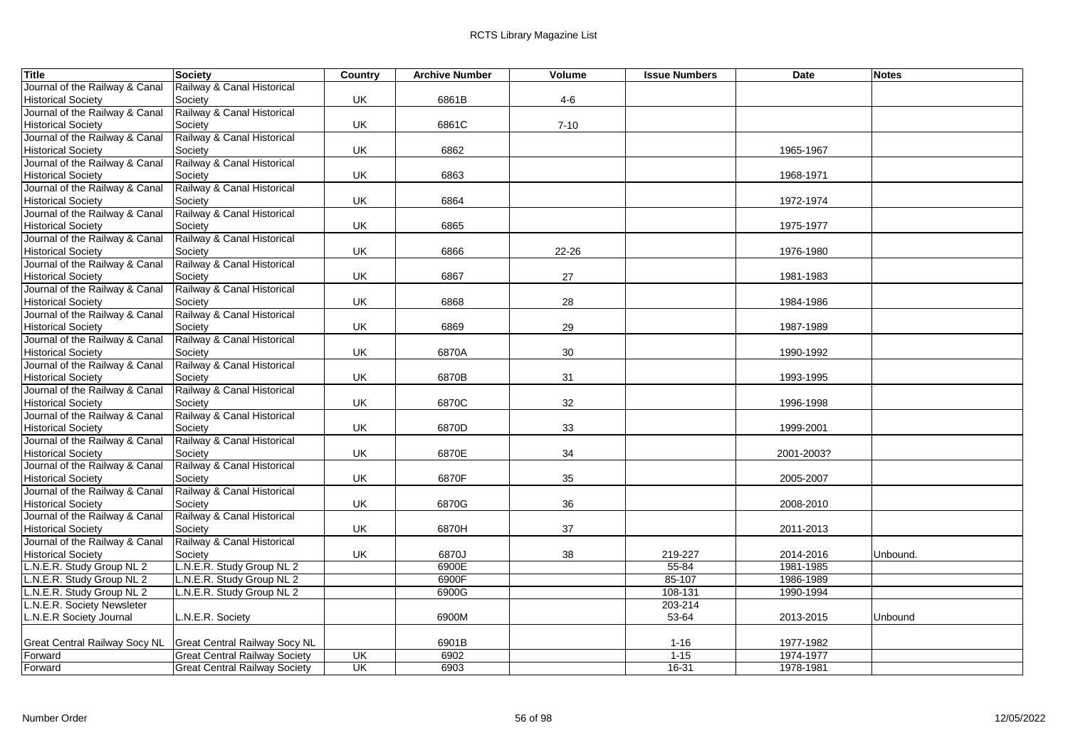| Title | Society | Country | Archive Number | Volume | Issue Numbers | Date | Notes |
|---|---|---|---|---|---|---|---|
| Journal of the Railway & Canal Historical Society | Railway & Canal Historical Society | UK | 6861B | 4-6 | | | |
| Journal of the Railway & Canal Historical Society | Railway & Canal Historical Society | UK | 6861C | 7-10 | | | |
| Journal of the Railway & Canal Historical Society | Railway & Canal Historical Society | UK | 6862 | | | 1965-1967 | |
| Journal of the Railway & Canal Historical Society | Railway & Canal Historical Society | UK | 6863 | | | 1968-1971 | |
| Journal of the Railway & Canal Historical Society | Railway & Canal Historical Society | UK | 6864 | | | 1972-1974 | |
| Journal of the Railway & Canal Historical Society | Railway & Canal Historical Society | UK | 6865 | | | 1975-1977 | |
| Journal of the Railway & Canal Historical Society | Railway & Canal Historical Society | UK | 6866 | 22-26 | | 1976-1980 | |
| Journal of the Railway & Canal Historical Society | Railway & Canal Historical Society | UK | 6867 | 27 | | 1981-1983 | |
| Journal of the Railway & Canal Historical Society | Railway & Canal Historical Society | UK | 6868 | 28 | | 1984-1986 | |
| Journal of the Railway & Canal Historical Society | Railway & Canal Historical Society | UK | 6869 | 29 | | 1987-1989 | |
| Journal of the Railway & Canal Historical Society | Railway & Canal Historical Society | UK | 6870A | 30 | | 1990-1992 | |
| Journal of the Railway & Canal Historical Society | Railway & Canal Historical Society | UK | 6870B | 31 | | 1993-1995 | |
| Journal of the Railway & Canal Historical Society | Railway & Canal Historical Society | UK | 6870C | 32 | | 1996-1998 | |
| Journal of the Railway & Canal Historical Society | Railway & Canal Historical Society | UK | 6870D | 33 | | 1999-2001 | |
| Journal of the Railway & Canal Historical Society | Railway & Canal Historical Society | UK | 6870E | 34 | | 2001-2003? | |
| Journal of the Railway & Canal Historical Society | Railway & Canal Historical Society | UK | 6870F | 35 | | 2005-2007 | |
| Journal of the Railway & Canal Historical Society | Railway & Canal Historical Society | UK | 6870G | 36 | | 2008-2010 | |
| Journal of the Railway & Canal Historical Society | Railway & Canal Historical Society | UK | 6870H | 37 | | 2011-2013 | |
| Journal of the Railway & Canal Historical Society | Railway & Canal Historical Society | UK | 6870J | 38 | 219-227 | 2014-2016 | Unbound. |
| L.N.E.R. Study Group NL 2 | L.N.E.R. Study Group NL 2 | | 6900E | | 55-84 | 1981-1985 | |
| L.N.E.R. Study Group NL 2 | L.N.E.R. Study Group NL 2 | | 6900F | | 85-107 | 1986-1989 | |
| L.N.E.R. Study Group NL 2 | L.N.E.R. Study Group NL 2 | | 6900G | | 108-131 | 1990-1994 | |
| L.N.E.R. Society Newsleter L.N.E.R Society Journal | L.N.E.R. Society | | 6900M | | 203-214 53-64 | 2013-2015 | Unbound |
| Great Central Railway Socy NL | Great Central Railway Socy NL | | 6901B | | 1-16 | 1977-1982 | |
| Forward | Great Central Railway Society | UK | 6902 | | 1-15 | 1974-1977 | |
| Forward | Great Central Railway Society | UK | 6903 | | 16-31 | 1978-1981 | |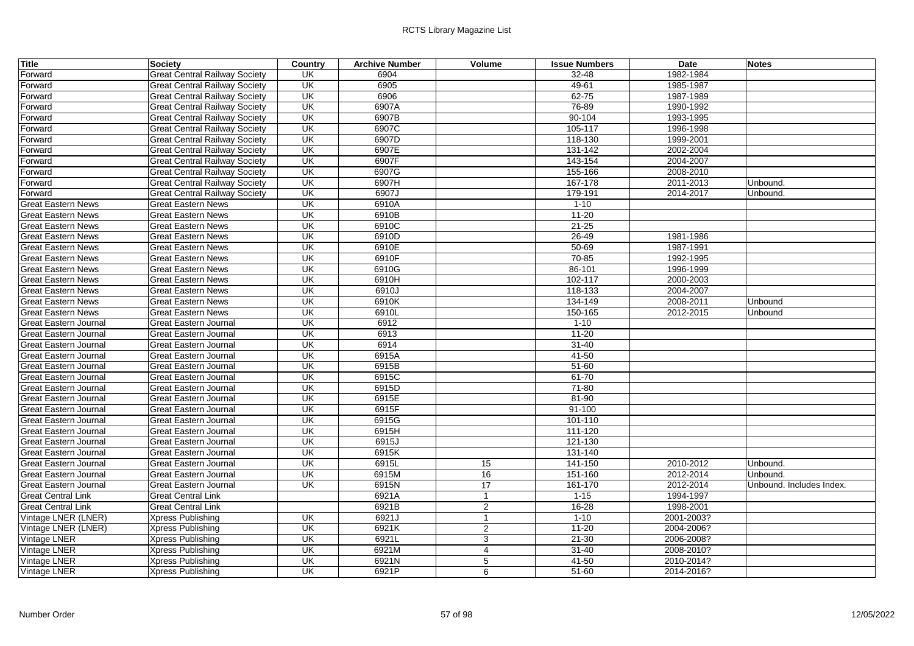| Title | Society | Country | Archive Number | Volume | Issue Numbers | Date | Notes |
|---|---|---|---|---|---|---|---|
| Forward | Great Central Railway Society | UK | 6904 | | 32-48 | 1982-1984 | |
| Forward | Great Central Railway Society | UK | 6905 | | 49-61 | 1985-1987 | |
| Forward | Great Central Railway Society | UK | 6906 | | 62-75 | 1987-1989 | |
| Forward | Great Central Railway Society | UK | 6907A | | 76-89 | 1990-1992 | |
| Forward | Great Central Railway Society | UK | 6907B | | 90-104 | 1993-1995 | |
| Forward | Great Central Railway Society | UK | 6907C | | 105-117 | 1996-1998 | |
| Forward | Great Central Railway Society | UK | 6907D | | 118-130 | 1999-2001 | |
| Forward | Great Central Railway Society | UK | 6907E | | 131-142 | 2002-2004 | |
| Forward | Great Central Railway Society | UK | 6907F | | 143-154 | 2004-2007 | |
| Forward | Great Central Railway Society | UK | 6907G | | 155-166 | 2008-2010 | |
| Forward | Great Central Railway Society | UK | 6907H | | 167-178 | 2011-2013 | Unbound. |
| Forward | Great Central Railway Society | UK | 6907J | | 179-191 | 2014-2017 | Unbound. |
| Great Eastern News | Great Eastern News | UK | 6910A | | 1-10 | | |
| Great Eastern News | Great Eastern News | UK | 6910B | | 11-20 | | |
| Great Eastern News | Great Eastern News | UK | 6910C | | 21-25 | | |
| Great Eastern News | Great Eastern News | UK | 6910D | | 26-49 | 1981-1986 | |
| Great Eastern News | Great Eastern News | UK | 6910E | | 50-69 | 1987-1991 | |
| Great Eastern News | Great Eastern News | UK | 6910F | | 70-85 | 1992-1995 | |
| Great Eastern News | Great Eastern News | UK | 6910G | | 86-101 | 1996-1999 | |
| Great Eastern News | Great Eastern News | UK | 6910H | | 102-117 | 2000-2003 | |
| Great Eastern News | Great Eastern News | UK | 6910J | | 118-133 | 2004-2007 | |
| Great Eastern News | Great Eastern News | UK | 6910K | | 134-149 | 2008-2011 | Unbound |
| Great Eastern News | Great Eastern News | UK | 6910L | | 150-165 | 2012-2015 | Unbound |
| Great Eastern Journal | Great Eastern Journal | UK | 6912 | | 1-10 | | |
| Great Eastern Journal | Great Eastern Journal | UK | 6913 | | 11-20 | | |
| Great Eastern Journal | Great Eastern Journal | UK | 6914 | | 31-40 | | |
| Great Eastern Journal | Great Eastern Journal | UK | 6915A | | 41-50 | | |
| Great Eastern Journal | Great Eastern Journal | UK | 6915B | | 51-60 | | |
| Great Eastern Journal | Great Eastern Journal | UK | 6915C | | 61-70 | | |
| Great Eastern Journal | Great Eastern Journal | UK | 6915D | | 71-80 | | |
| Great Eastern Journal | Great Eastern Journal | UK | 6915E | | 81-90 | | |
| Great Eastern Journal | Great Eastern Journal | UK | 6915F | | 91-100 | | |
| Great Eastern Journal | Great Eastern Journal | UK | 6915G | | 101-110 | | |
| Great Eastern Journal | Great Eastern Journal | UK | 6915H | | 111-120 | | |
| Great Eastern Journal | Great Eastern Journal | UK | 6915J | | 121-130 | | |
| Great Eastern Journal | Great Eastern Journal | UK | 6915K | | 131-140 | | |
| Great Eastern Journal | Great Eastern Journal | UK | 6915L | 15 | 141-150 | 2010-2012 | Unbound. |
| Great Eastern Journal | Great Eastern Journal | UK | 6915M | 16 | 151-160 | 2012-2014 | Unbound. |
| Great Eastern Journal | Great Eastern Journal | UK | 6915N | 17 | 161-170 | 2012-2014 | Unbound. Includes Index. |
| Great Central Link | Great Central Link | | 6921A | 1 | 1-15 | 1994-1997 | |
| Great Central Link | Great Central Link | | 6921B | 2 | 16-28 | 1998-2001 | |
| Vintage LNER (LNER) | Xpress Publishing | UK | 6921J | 1 | 1-10 | 2001-2003? | |
| Vintage LNER (LNER) | Xpress Publishing | UK | 6921K | 2 | 11-20 | 2004-2006? | |
| Vintage LNER | Xpress Publishing | UK | 6921L | 3 | 21-30 | 2006-2008? | |
| Vintage LNER | Xpress Publishing | UK | 6921M | 4 | 31-40 | 2008-2010? | |
| Vintage LNER | Xpress Publishing | UK | 6921N | 5 | 41-50 | 2010-2014? | |
| Vintage LNER | Xpress Publishing | UK | 6921P | 6 | 51-60 | 2014-2016? | |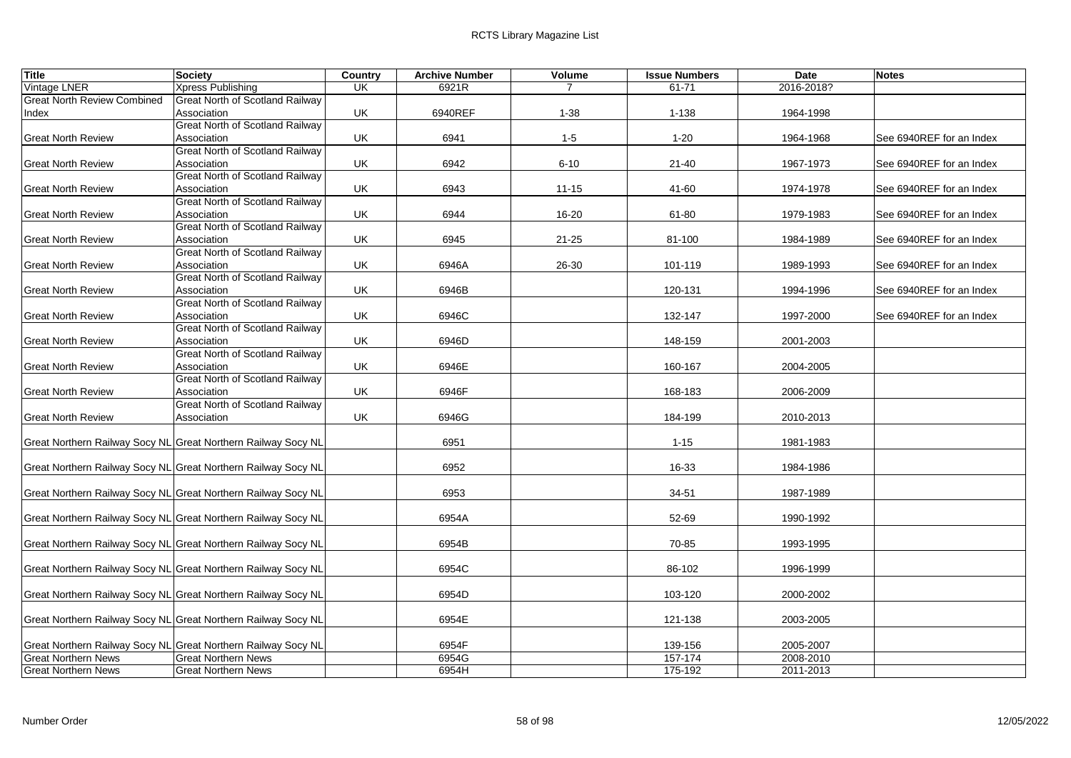| Title | Society | Country | Archive Number | Volume | Issue Numbers | Date | Notes |
|---|---|---|---|---|---|---|---|
| Vintage LNER | Xpress Publishing | UK | 6921R | 7 | 61-71 | 2016-2018? | |
| Great North Review Combined Index | Great North of Scotland Railway Association | UK | 6940REF | 1-38 | 1-138 | 1964-1998 | |
| Great North Review | Great North of Scotland Railway Association | UK | 6941 | 1-5 | 1-20 | 1964-1968 | See 6940REF for an Index |
| Great North Review | Great North of Scotland Railway Association | UK | 6942 | 6-10 | 21-40 | 1967-1973 | See 6940REF for an Index |
| Great North Review | Great North of Scotland Railway Association | UK | 6943 | 11-15 | 41-60 | 1974-1978 | See 6940REF for an Index |
| Great North Review | Great North of Scotland Railway Association | UK | 6944 | 16-20 | 61-80 | 1979-1983 | See 6940REF for an Index |
| Great North Review | Great North of Scotland Railway Association | UK | 6945 | 21-25 | 81-100 | 1984-1989 | See 6940REF for an Index |
| Great North Review | Great North of Scotland Railway Association | UK | 6946A | 26-30 | 101-119 | 1989-1993 | See 6940REF for an Index |
| Great North Review | Great North of Scotland Railway Association | UK | 6946B | | 120-131 | 1994-1996 | See 6940REF for an Index |
| Great North Review | Great North of Scotland Railway Association | UK | 6946C | | 132-147 | 1997-2000 | See 6940REF for an Index |
| Great North Review | Great North of Scotland Railway Association | UK | 6946D | | 148-159 | 2001-2003 | |
| Great North Review | Great North of Scotland Railway Association | UK | 6946E | | 160-167 | 2004-2005 | |
| Great North Review | Great North of Scotland Railway Association | UK | 6946F | | 168-183 | 2006-2009 | |
| Great North Review | Great North of Scotland Railway Association | UK | 6946G | | 184-199 | 2010-2013 | |
| Great Northern Railway Socy NL | Great Northern Railway Socy NL | | 6951 | | 1-15 | 1981-1983 | |
| Great Northern Railway Socy NL | Great Northern Railway Socy NL | | 6952 | | 16-33 | 1984-1986 | |
| Great Northern Railway Socy NL | Great Northern Railway Socy NL | | 6953 | | 34-51 | 1987-1989 | |
| Great Northern Railway Socy NL | Great Northern Railway Socy NL | | 6954A | | 52-69 | 1990-1992 | |
| Great Northern Railway Socy NL | Great Northern Railway Socy NL | | 6954B | | 70-85 | 1993-1995 | |
| Great Northern Railway Socy NL | Great Northern Railway Socy NL | | 6954C | | 86-102 | 1996-1999 | |
| Great Northern Railway Socy NL | Great Northern Railway Socy NL | | 6954D | | 103-120 | 2000-2002 | |
| Great Northern Railway Socy NL | Great Northern Railway Socy NL | | 6954E | | 121-138 | 2003-2005 | |
| Great Northern Railway Socy NL | Great Northern Railway Socy NL | | 6954F | | 139-156 | 2005-2007 | |
| Great Northern News | Great Northern News | | 6954G | | 157-174 | 2008-2010 | |
| Great Northern News | Great Northern News | | 6954H | | 175-192 | 2011-2013 | |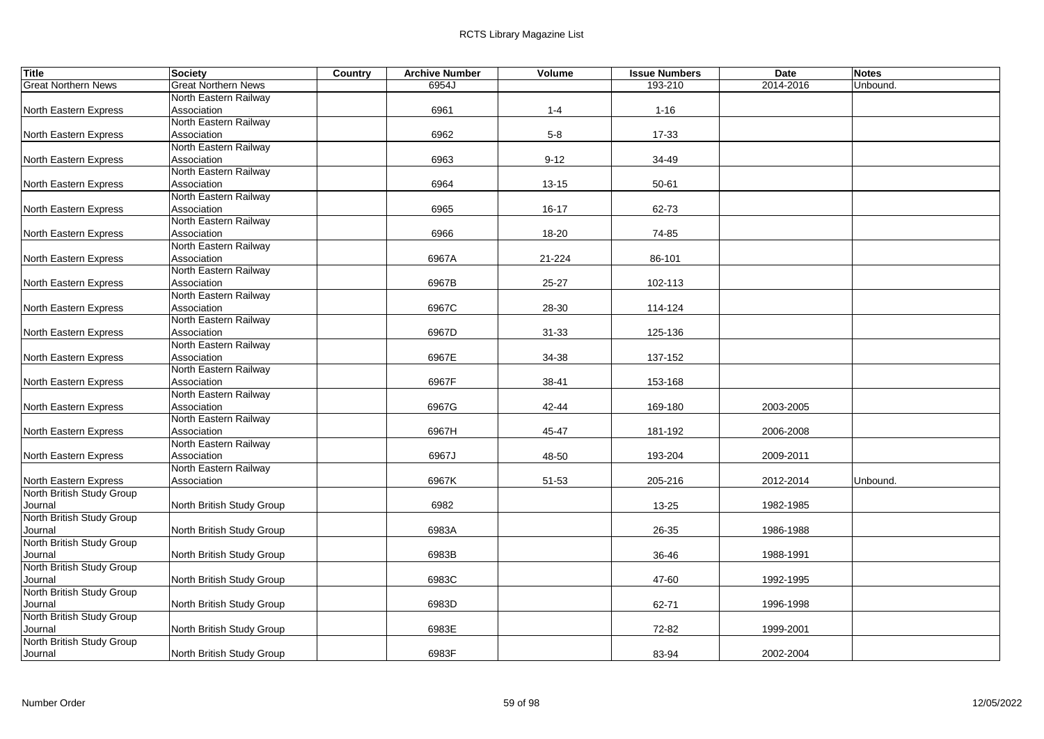| Title | Society | Country | Archive Number | Volume | Issue Numbers | Date | Notes |
|---|---|---|---|---|---|---|---|
| Great Northern News | Great Northern News | | 6954J | | 193-210 | 2014-2016 | Unbound. |
| North Eastern Express | North Eastern Railway Association | | 6961 | 1-4 | 1-16 | | |
| North Eastern Express | North Eastern Railway Association | | 6962 | 5-8 | 17-33 | | |
| North Eastern Express | North Eastern Railway Association | | 6963 | 9-12 | 34-49 | | |
| North Eastern Express | North Eastern Railway Association | | 6964 | 13-15 | 50-61 | | |
| North Eastern Express | North Eastern Railway Association | | 6965 | 16-17 | 62-73 | | |
| North Eastern Express | North Eastern Railway Association | | 6966 | 18-20 | 74-85 | | |
| North Eastern Express | North Eastern Railway Association | | 6967A | 21-224 | 86-101 | | |
| North Eastern Express | North Eastern Railway Association | | 6967B | 25-27 | 102-113 | | |
| North Eastern Express | North Eastern Railway Association | | 6967C | 28-30 | 114-124 | | |
| North Eastern Express | North Eastern Railway Association | | 6967D | 31-33 | 125-136 | | |
| North Eastern Express | North Eastern Railway Association | | 6967E | 34-38 | 137-152 | | |
| North Eastern Express | North Eastern Railway Association | | 6967F | 38-41 | 153-168 | | |
| North Eastern Express | North Eastern Railway Association | | 6967G | 42-44 | 169-180 | 2003-2005 | |
| North Eastern Express | North Eastern Railway Association | | 6967H | 45-47 | 181-192 | 2006-2008 | |
| North Eastern Express | North Eastern Railway Association | | 6967J | 48-50 | 193-204 | 2009-2011 | |
| North Eastern Express | North Eastern Railway Association | | 6967K | 51-53 | 205-216 | 2012-2014 | Unbound. |
| North British Study Group Journal | North British Study Group | | 6982 | | 13-25 | 1982-1985 | |
| North British Study Group Journal | North British Study Group | | 6983A | | 26-35 | 1986-1988 | |
| North British Study Group Journal | North British Study Group | | 6983B | | 36-46 | 1988-1991 | |
| North British Study Group Journal | North British Study Group | | 6983C | | 47-60 | 1992-1995 | |
| North British Study Group Journal | North British Study Group | | 6983D | | 62-71 | 1996-1998 | |
| North British Study Group Journal | North British Study Group | | 6983E | | 72-82 | 1999-2001 | |
| North British Study Group Journal | North British Study Group | | 6983F | | 83-94 | 2002-2004 | |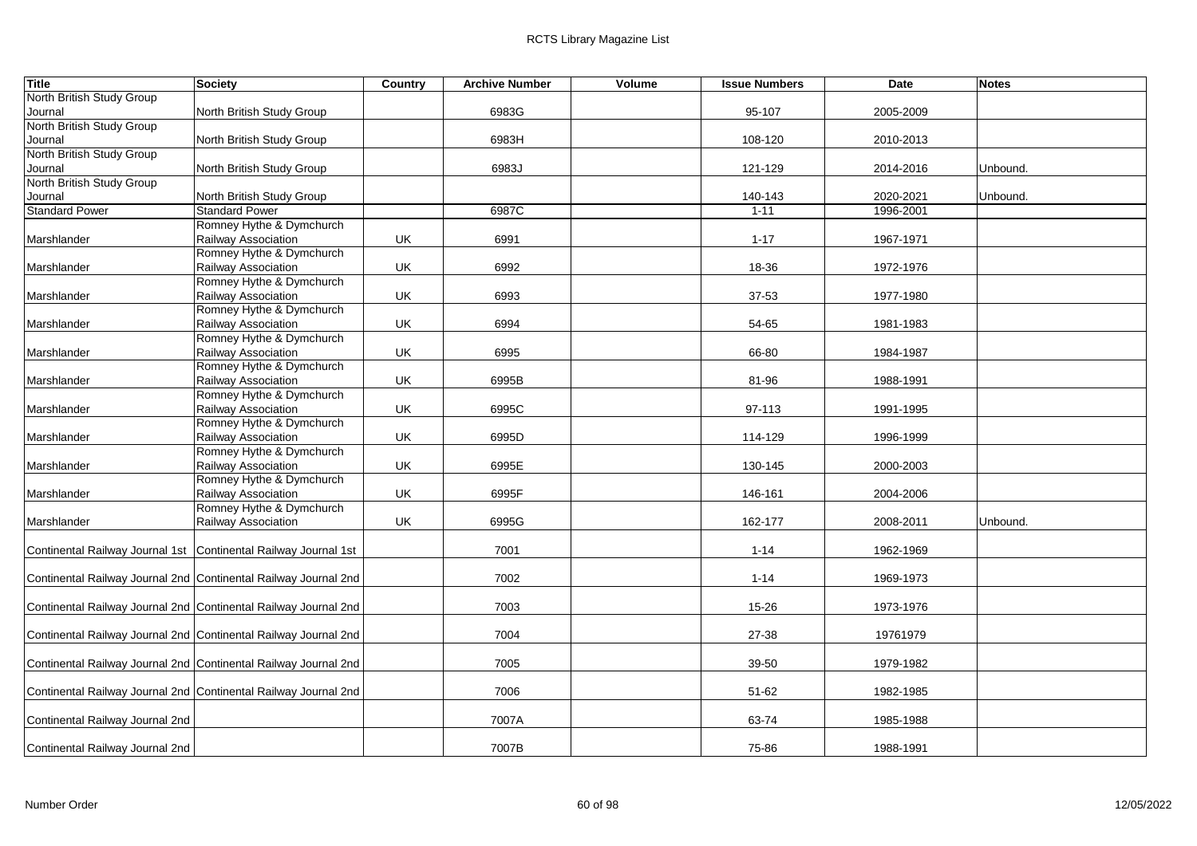| Title | Society | Country | Archive Number | Volume | Issue Numbers | Date | Notes |
|---|---|---|---|---|---|---|---|
| North British Study Group Journal | North British Study Group | | 6983G | | 95-107 | 2005-2009 | |
| North British Study Group Journal | North British Study Group | | 6983H | | 108-120 | 2010-2013 | |
| North British Study Group Journal | North British Study Group | | 6983J | | 121-129 | 2014-2016 | Unbound. |
| North British Study Group Journal | North British Study Group | | | | 140-143 | 2020-2021 | Unbound. |
| Standard Power | Standard Power | | 6987C | | 1-11 | 1996-2001 | |
| Marshlander | Romney Hythe & Dymchurch Railway Association | UK | 6991 | | 1-17 | 1967-1971 | |
| Marshlander | Romney Hythe & Dymchurch Railway Association | UK | 6992 | | 18-36 | 1972-1976 | |
| Marshlander | Romney Hythe & Dymchurch Railway Association | UK | 6993 | | 37-53 | 1977-1980 | |
| Marshlander | Romney Hythe & Dymchurch Railway Association | UK | 6994 | | 54-65 | 1981-1983 | |
| Marshlander | Romney Hythe & Dymchurch Railway Association | UK | 6995 | | 66-80 | 1984-1987 | |
| Marshlander | Romney Hythe & Dymchurch Railway Association | UK | 6995B | | 81-96 | 1988-1991 | |
| Marshlander | Romney Hythe & Dymchurch Railway Association | UK | 6995C | | 97-113 | 1991-1995 | |
| Marshlander | Romney Hythe & Dymchurch Railway Association | UK | 6995D | | 114-129 | 1996-1999 | |
| Marshlander | Romney Hythe & Dymchurch Railway Association | UK | 6995E | | 130-145 | 2000-2003 | |
| Marshlander | Romney Hythe & Dymchurch Railway Association | UK | 6995F | | 146-161 | 2004-2006 | |
| Marshlander | Romney Hythe & Dymchurch Railway Association | UK | 6995G | | 162-177 | 2008-2011 | Unbound. |
| Continental Railway Journal 1st | Continental Railway Journal 1st | | 7001 | | 1-14 | 1962-1969 | |
| Continental Railway Journal 2nd | Continental Railway Journal 2nd | | 7002 | | 1-14 | 1969-1973 | |
| Continental Railway Journal 2nd | Continental Railway Journal 2nd | | 7003 | | 15-26 | 1973-1976 | |
| Continental Railway Journal 2nd | Continental Railway Journal 2nd | | 7004 | | 27-38 | 19761979 | |
| Continental Railway Journal 2nd | Continental Railway Journal 2nd | | 7005 | | 39-50 | 1979-1982 | |
| Continental Railway Journal 2nd | Continental Railway Journal 2nd | | 7006 | | 51-62 | 1982-1985 | |
| Continental Railway Journal 2nd | | | 7007A | | 63-74 | 1985-1988 | |
| Continental Railway Journal 2nd | | | 7007B | | 75-86 | 1988-1991 | |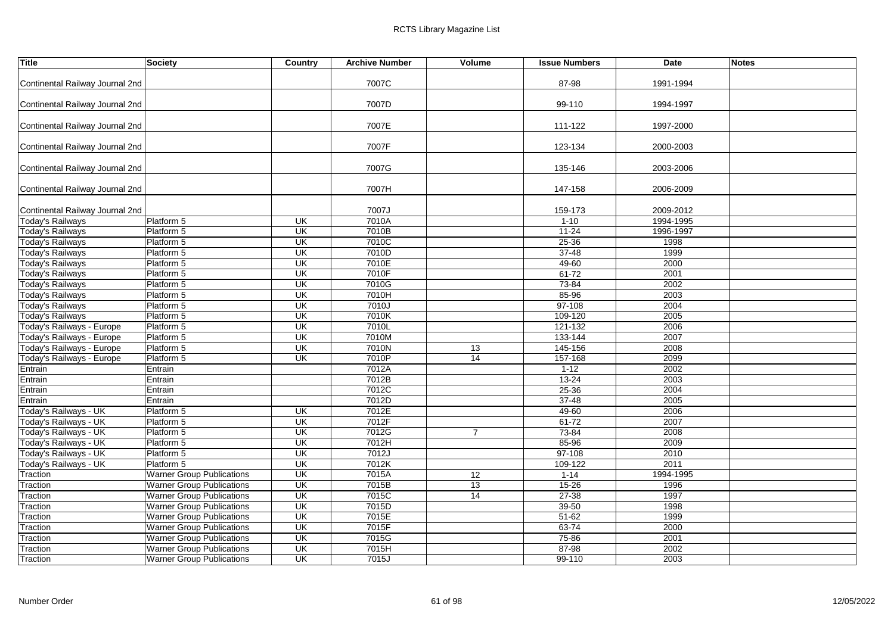| Title | Society | Country | Archive Number | Volume | Issue Numbers | Date | Notes |
|---|---|---|---|---|---|---|---|
| Continental Railway Journal 2nd | | | 7007C | | 87-98 | 1991-1994 | |
| Continental Railway Journal 2nd | | | 7007D | | 99-110 | 1994-1997 | |
| Continental Railway Journal 2nd | | | 7007E | | 111-122 | 1997-2000 | |
| Continental Railway Journal 2nd | | | 7007F | | 123-134 | 2000-2003 | |
| Continental Railway Journal 2nd | | | 7007G | | 135-146 | 2003-2006 | |
| Continental Railway Journal 2nd | | | 7007H | | 147-158 | 2006-2009 | |
| Continental Railway Journal 2nd | | | 7007J | | 159-173 | 2009-2012 | |
| Today's Railways | Platform 5 | UK | 7010A | | 1-10 | 1994-1995 | |
| Today's Railways | Platform 5 | UK | 7010B | | 11-24 | 1996-1997 | |
| Today's Railways | Platform 5 | UK | 7010C | | 25-36 | 1998 | |
| Today's Railways | Platform 5 | UK | 7010D | | 37-48 | 1999 | |
| Today's Railways | Platform 5 | UK | 7010E | | 49-60 | 2000 | |
| Today's Railways | Platform 5 | UK | 7010F | | 61-72 | 2001 | |
| Today's Railways | Platform 5 | UK | 7010G | | 73-84 | 2002 | |
| Today's Railways | Platform 5 | UK | 7010H | | 85-96 | 2003 | |
| Today's Railways | Platform 5 | UK | 7010J | | 97-108 | 2004 | |
| Today's Railways | Platform 5 | UK | 7010K | | 109-120 | 2005 | |
| Today's Railways - Europe | Platform 5 | UK | 7010L | | 121-132 | 2006 | |
| Today's Railways - Europe | Platform 5 | UK | 7010M | | 133-144 | 2007 | |
| Today's Railways - Europe | Platform 5 | UK | 7010N | 13 | 145-156 | 2008 | |
| Today's Railways - Europe | Platform 5 | UK | 7010P | 14 | 157-168 | 2099 | |
| Entrain | Entrain | | 7012A | | 1-12 | 2002 | |
| Entrain | Entrain | | 7012B | | 13-24 | 2003 | |
| Entrain | Entrain | | 7012C | | 25-36 | 2004 | |
| Entrain | Entrain | | 7012D | | 37-48 | 2005 | |
| Today's Railways - UK | Platform 5 | UK | 7012E | | 49-60 | 2006 | |
| Today's Railways - UK | Platform 5 | UK | 7012F | | 61-72 | 2007 | |
| Today's Railways - UK | Platform 5 | UK | 7012G | 7 | 73-84 | 2008 | |
| Today's Railways - UK | Platform 5 | UK | 7012H | | 85-96 | 2009 | |
| Today's Railways - UK | Platform 5 | UK | 7012J | | 97-108 | 2010 | |
| Today's Railways - UK | Platform 5 | UK | 7012K | | 109-122 | 2011 | |
| Traction | Warner Group Publications | UK | 7015A | 12 | 1-14 | 1994-1995 | |
| Traction | Warner Group Publications | UK | 7015B | 13 | 15-26 | 1996 | |
| Traction | Warner Group Publications | UK | 7015C | 14 | 27-38 | 1997 | |
| Traction | Warner Group Publications | UK | 7015D | | 39-50 | 1998 | |
| Traction | Warner Group Publications | UK | 7015E | | 51-62 | 1999 | |
| Traction | Warner Group Publications | UK | 7015F | | 63-74 | 2000 | |
| Traction | Warner Group Publications | UK | 7015G | | 75-86 | 2001 | |
| Traction | Warner Group Publications | UK | 7015H | | 87-98 | 2002 | |
| Traction | Warner Group Publications | UK | 7015J | | 99-110 | 2003 | |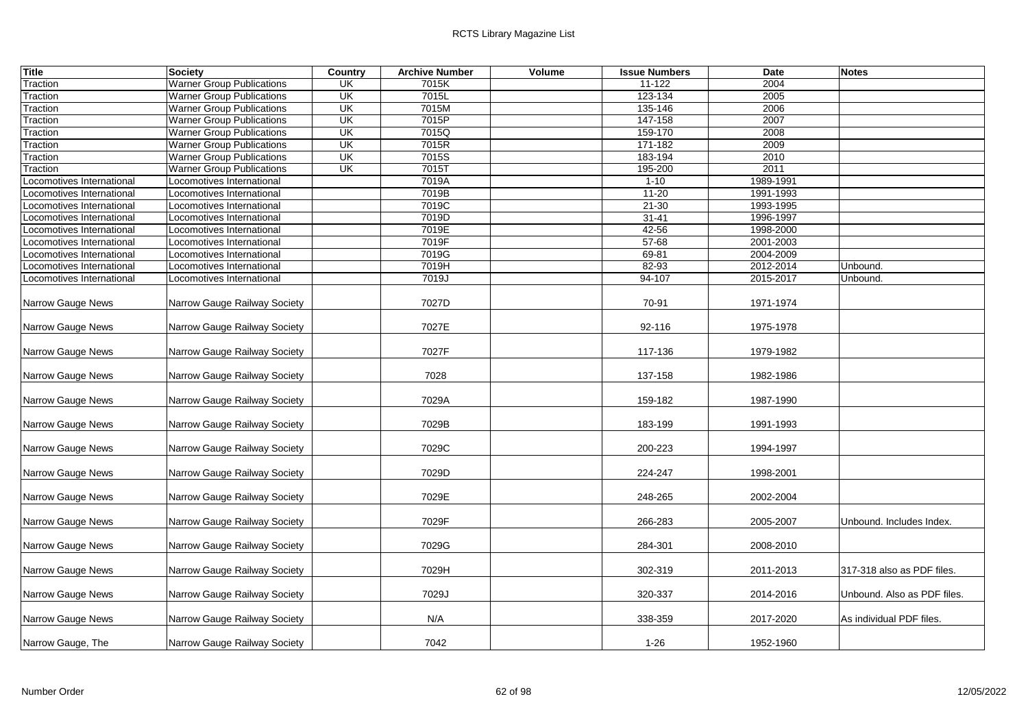| Title | Society | Country | Archive Number | Volume | Issue Numbers | Date | Notes |
|---|---|---|---|---|---|---|---|
| Traction | Warner Group Publications | UK | 7015K | | 11-122 | 2004 | |
| Traction | Warner Group Publications | UK | 7015L | | 123-134 | 2005 | |
| Traction | Warner Group Publications | UK | 7015M | | 135-146 | 2006 | |
| Traction | Warner Group Publications | UK | 7015P | | 147-158 | 2007 | |
| Traction | Warner Group Publications | UK | 7015Q | | 159-170 | 2008 | |
| Traction | Warner Group Publications | UK | 7015R | | 171-182 | 2009 | |
| Traction | Warner Group Publications | UK | 7015S | | 183-194 | 2010 | |
| Traction | Warner Group Publications | UK | 7015T | | 195-200 | 2011 | |
| Locomotives International | Locomotives International | | 7019A | | 1-10 | 1989-1991 | |
| Locomotives International | Locomotives International | | 7019B | | 11-20 | 1991-1993 | |
| Locomotives International | Locomotives International | | 7019C | | 21-30 | 1993-1995 | |
| Locomotives International | Locomotives International | | 7019D | | 31-41 | 1996-1997 | |
| Locomotives International | Locomotives International | | 7019E | | 42-56 | 1998-2000 | |
| Locomotives International | Locomotives International | | 7019F | | 57-68 | 2001-2003 | |
| Locomotives International | Locomotives International | | 7019G | | 69-81 | 2004-2009 | |
| Locomotives International | Locomotives International | | 7019H | | 82-93 | 2012-2014 | Unbound. |
| Locomotives International | Locomotives International | | 7019J | | 94-107 | 2015-2017 | Unbound. |
| Narrow Gauge News | Narrow Gauge Railway Society | | 7027D | | 70-91 | 1971-1974 | |
| Narrow Gauge News | Narrow Gauge Railway Society | | 7027E | | 92-116 | 1975-1978 | |
| Narrow Gauge News | Narrow Gauge Railway Society | | 7027F | | 117-136 | 1979-1982 | |
| Narrow Gauge News | Narrow Gauge Railway Society | | 7028 | | 137-158 | 1982-1986 | |
| Narrow Gauge News | Narrow Gauge Railway Society | | 7029A | | 159-182 | 1987-1990 | |
| Narrow Gauge News | Narrow Gauge Railway Society | | 7029B | | 183-199 | 1991-1993 | |
| Narrow Gauge News | Narrow Gauge Railway Society | | 7029C | | 200-223 | 1994-1997 | |
| Narrow Gauge News | Narrow Gauge Railway Society | | 7029D | | 224-247 | 1998-2001 | |
| Narrow Gauge News | Narrow Gauge Railway Society | | 7029E | | 248-265 | 2002-2004 | |
| Narrow Gauge News | Narrow Gauge Railway Society | | 7029F | | 266-283 | 2005-2007 | Unbound. Includes Index. |
| Narrow Gauge News | Narrow Gauge Railway Society | | 7029G | | 284-301 | 2008-2010 | |
| Narrow Gauge News | Narrow Gauge Railway Society | | 7029H | | 302-319 | 2011-2013 | 317-318 also as PDF files. |
| Narrow Gauge News | Narrow Gauge Railway Society | | 7029J | | 320-337 | 2014-2016 | Unbound. Also as PDF files. |
| Narrow Gauge News | Narrow Gauge Railway Society | | N/A | | 338-359 | 2017-2020 | As individual PDF files. |
| Narrow Gauge, The | Narrow Gauge Railway Society | | 7042 | | 1-26 | 1952-1960 | |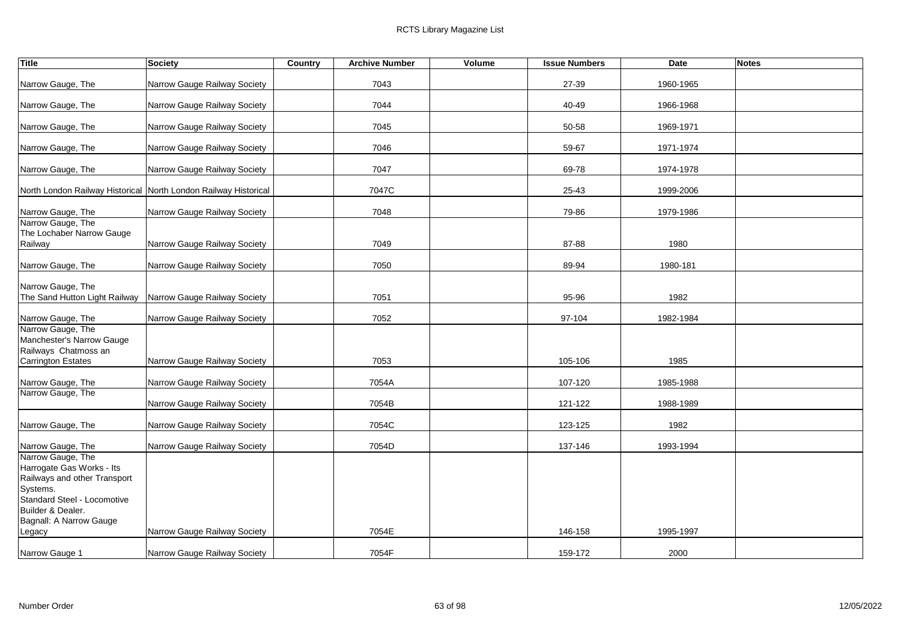| Title | Society | Country | Archive Number | Volume | Issue Numbers | Date | Notes |
|---|---|---|---|---|---|---|---|
| Narrow Gauge, The | Narrow Gauge Railway Society | | 7043 | | 27-39 | 1960-1965 | |
| Narrow Gauge, The | Narrow Gauge Railway Society | | 7044 | | 40-49 | 1966-1968 | |
| Narrow Gauge, The | Narrow Gauge Railway Society | | 7045 | | 50-58 | 1969-1971 | |
| Narrow Gauge, The | Narrow Gauge Railway Society | | 7046 | | 59-67 | 1971-1974 | |
| Narrow Gauge, The | Narrow Gauge Railway Society | | 7047 | | 69-78 | 1974-1978 | |
| North London Railway Historical | North London Railway Historical | | 7047C | | 25-43 | 1999-2006 | |
| Narrow Gauge, The | Narrow Gauge Railway Society | | 7048 | | 79-86 | 1979-1986 | |
| Narrow Gauge, The<br>The Lochaber Narrow Gauge Railway | Narrow Gauge Railway Society | | 7049 | | 87-88 | 1980 | |
| Narrow Gauge, The | Narrow Gauge Railway Society | | 7050 | | 89-94 | 1980-181 | |
| Narrow Gauge, The<br>The Sand Hutton Light Railway | Narrow Gauge Railway Society | | 7051 | | 95-96 | 1982 | |
| Narrow Gauge, The | Narrow Gauge Railway Society | | 7052 | | 97-104 | 1982-1984 | |
| Narrow Gauge, The<br>Manchester's Narrow Gauge Railways Chatmoss an Carrington Estates | Narrow Gauge Railway Society | | 7053 | | 105-106 | 1985 | |
| Narrow Gauge, The | Narrow Gauge Railway Society | | 7054A | | 107-120 | 1985-1988 | |
| Narrow Gauge, The | Narrow Gauge Railway Society | | 7054B | | 121-122 | 1988-1989 | |
| Narrow Gauge, The | Narrow Gauge Railway Society | | 7054C | | 123-125 | 1982 | |
| Narrow Gauge, The | Narrow Gauge Railway Society | | 7054D | | 137-146 | 1993-1994 | |
| Narrow Gauge, The<br>Harrogate Gas Works - Its Railways and other Transport Systems.<br>Standard Steel - Locomotive Builder & Dealer.<br>Bagnall: A Narrow Gauge Legacy | Narrow Gauge Railway Society | | 7054E | | 146-158 | 1995-1997 | |
| Narrow Gauge 1 | Narrow Gauge Railway Society | | 7054F | | 159-172 | 2000 | |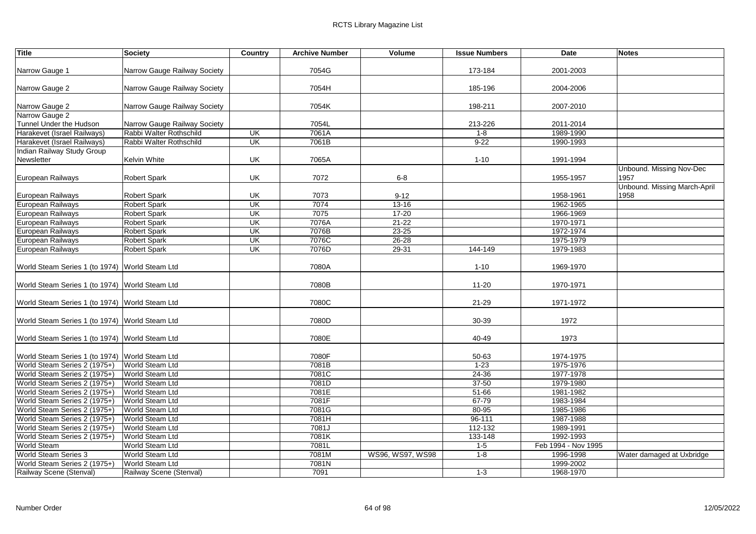| Title | Society | Country | Archive Number | Volume | Issue Numbers | Date | Notes |
|---|---|---|---|---|---|---|---|
| Narrow Gauge 1 | Narrow Gauge Railway Society | | 7054G | | 173-184 | 2001-2003 | |
| Narrow Gauge 2 | Narrow Gauge Railway Society | | 7054H | | 185-196 | 2004-2006 | |
| Narrow Gauge 2 | Narrow Gauge Railway Society | | 7054K | | 198-211 | 2007-2010 | |
| Narrow Gauge 2 Tunnel Under the Hudson | Narrow Gauge Railway Society | | 7054L | | 213-226 | 2011-2014 | |
| Harakevet (Israel Railways) | Rabbi Walter Rothschild | UK | 7061A | | 1-8 | 1989-1990 | |
| Harakevet (Israel Railways) | Rabbi Walter Rothschild | UK | 7061B | | 9-22 | 1990-1993 | |
| Indian Railway Study Group Newsletter | Kelvin White | UK | 7065A | | 1-10 | 1991-1994 | |
| European Railways | Robert Spark | UK | 7072 | 6-8 | | 1955-1957 | Unbound. Missing Nov-Dec 1957 |
| European Railways | Robert Spark | UK | 7073 | 9-12 | | 1958-1961 | Unbound. Missing March-April 1958 |
| European Railways | Robert Spark | UK | 7074 | 13-16 | | 1962-1965 | |
| European Railways | Robert Spark | UK | 7075 | 17-20 | | 1966-1969 | |
| European Railways | Robert Spark | UK | 7076A | 21-22 | | 1970-1971 | |
| European Railways | Robert Spark | UK | 7076B | 23-25 | | 1972-1974 | |
| European Railways | Robert Spark | UK | 7076C | 26-28 | | 1975-1979 | |
| European Railways | Robert Spark | UK | 7076D | 29-31 | 144-149 | 1979-1983 | |
| World Steam Series 1 (to 1974) | World Steam Ltd | | 7080A | | 1-10 | 1969-1970 | |
| World Steam Series 1 (to 1974) | World Steam Ltd | | 7080B | | 11-20 | 1970-1971 | |
| World Steam Series 1 (to 1974) | World Steam Ltd | | 7080C | | 21-29 | 1971-1972 | |
| World Steam Series 1 (to 1974) | World Steam Ltd | | 7080D | | 30-39 | 1972 | |
| World Steam Series 1 (to 1974) | World Steam Ltd | | 7080E | | 40-49 | 1973 | |
| World Steam Series 1 (to 1974) | World Steam Ltd | | 7080F | | 50-63 | 1974-1975 | |
| World Steam Series 2 (1975+) | World Steam Ltd | | 7081B | | 1-23 | 1975-1976 | |
| World Steam Series 2 (1975+) | World Steam Ltd | | 7081C | | 24-36 | 1977-1978 | |
| World Steam Series 2 (1975+) | World Steam Ltd | | 7081D | | 37-50 | 1979-1980 | |
| World Steam Series 2 (1975+) | World Steam Ltd | | 7081E | | 51-66 | 1981-1982 | |
| World Steam Series 2 (1975+) | World Steam Ltd | | 7081F | | 67-79 | 1983-1984 | |
| World Steam Series 2 (1975+) | World Steam Ltd | | 7081G | | 80-95 | 1985-1986 | |
| World Steam Series 2 (1975+) | World Steam Ltd | | 7081H | | 96-111 | 1987-1988 | |
| World Steam Series 2 (1975+) | World Steam Ltd | | 7081J | | 112-132 | 1989-1991 | |
| World Steam Series 2 (1975+) | World Steam Ltd | | 7081K | | 133-148 | 1992-1993 | |
| World Steam | World Steam Ltd | | 7081L | | 1-5 | Feb 1994 - Nov 1995 | |
| World Steam Series 3 | World Steam Ltd | | 7081M | WS96, WS97, WS98 | 1-8 | 1996-1998 | Water damaged at Uxbridge |
| World Steam Series 2 (1975+) | World Steam Ltd | | 7081N | | | 1999-2002 | |
| Railway Scene (Stenval) | Railway Scene (Stenval) | | 7091 | | 1-3 | 1968-1970 | |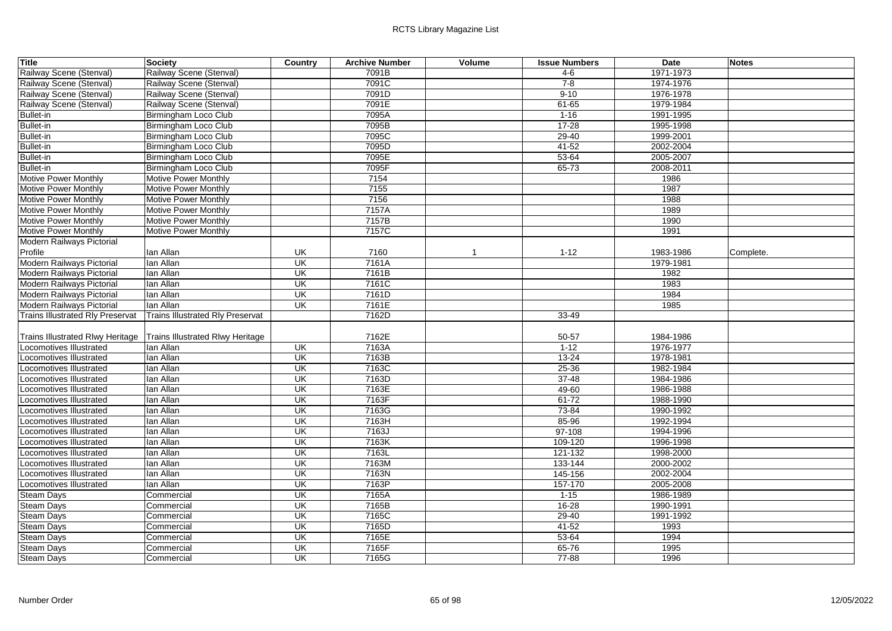| Title | Society | Country | Archive Number | Volume | Issue Numbers | Date | Notes |
|---|---|---|---|---|---|---|---|
| Railway Scene (Stenval) | Railway Scene (Stenval) | | 7091B | | 4-6 | 1971-1973 | |
| Railway Scene (Stenval) | Railway Scene (Stenval) | | 7091C | | 7-8 | 1974-1976 | |
| Railway Scene (Stenval) | Railway Scene (Stenval) | | 7091D | | 9-10 | 1976-1978 | |
| Railway Scene (Stenval) | Railway Scene (Stenval) | | 7091E | | 61-65 | 1979-1984 | |
| Bullet-in | Birmingham Loco Club | | 7095A | | 1-16 | 1991-1995 | |
| Bullet-in | Birmingham Loco Club | | 7095B | | 17-28 | 1995-1998 | |
| Bullet-in | Birmingham Loco Club | | 7095C | | 29-40 | 1999-2001 | |
| Bullet-in | Birmingham Loco Club | | 7095D | | 41-52 | 2002-2004 | |
| Bullet-in | Birmingham Loco Club | | 7095E | | 53-64 | 2005-2007 | |
| Bullet-in | Birmingham Loco Club | | 7095F | | 65-73 | 2008-2011 | |
| Motive Power Monthly | Motive Power Monthly | | 7154 | | | 1986 | |
| Motive Power Monthly | Motive Power Monthly | | 7155 | | | 1987 | |
| Motive Power Monthly | Motive Power Monthly | | 7156 | | | 1988 | |
| Motive Power Monthly | Motive Power Monthly | | 7157A | | | 1989 | |
| Motive Power Monthly | Motive Power Monthly | | 7157B | | | 1990 | |
| Motive Power Monthly | Motive Power Monthly | | 7157C | | | 1991 | |
| Modern Railways Pictorial Profile | Ian Allan | UK | 7160 | 1 | 1-12 | 1983-1986 | Complete. |
| Modern Railways Pictorial | Ian Allan | UK | 7161A | | | 1979-1981 | |
| Modern Railways Pictorial | Ian Allan | UK | 7161B | | | 1982 | |
| Modern Railways Pictorial | Ian Allan | UK | 7161C | | | 1983 | |
| Modern Railways Pictorial | Ian Allan | UK | 7161D | | | 1984 | |
| Modern Railways Pictorial | Ian Allan | UK | 7161E | | | 1985 | |
| Trains Illustrated Rly Preservat | Trains Illustrated Rly Preservat | | 7162D | | 33-49 | | |
| Trains Illustrated Rlwy Heritage | Trains Illustrated Rlwy Heritage | | 7162E | | 50-57 | 1984-1986 | |
| Locomotives Illustrated | Ian Allan | UK | 7163A | | 1-12 | 1976-1977 | |
| Locomotives Illustrated | Ian Allan | UK | 7163B | | 13-24 | 1978-1981 | |
| Locomotives Illustrated | Ian Allan | UK | 7163C | | 25-36 | 1982-1984 | |
| Locomotives Illustrated | Ian Allan | UK | 7163D | | 37-48 | 1984-1986 | |
| Locomotives Illustrated | Ian Allan | UK | 7163E | | 49-60 | 1986-1988 | |
| Locomotives Illustrated | Ian Allan | UK | 7163F | | 61-72 | 1988-1990 | |
| Locomotives Illustrated | Ian Allan | UK | 7163G | | 73-84 | 1990-1992 | |
| Locomotives Illustrated | Ian Allan | UK | 7163H | | 85-96 | 1992-1994 | |
| Locomotives Illustrated | Ian Allan | UK | 7163J | | 97-108 | 1994-1996 | |
| Locomotives Illustrated | Ian Allan | UK | 7163K | | 109-120 | 1996-1998 | |
| Locomotives Illustrated | Ian Allan | UK | 7163L | | 121-132 | 1998-2000 | |
| Locomotives Illustrated | Ian Allan | UK | 7163M | | 133-144 | 2000-2002 | |
| Locomotives Illustrated | Ian Allan | UK | 7163N | | 145-156 | 2002-2004 | |
| Locomotives Illustrated | Ian Allan | UK | 7163P | | 157-170 | 2005-2008 | |
| Steam Days | Commercial | UK | 7165A | | 1-15 | 1986-1989 | |
| Steam Days | Commercial | UK | 7165B | | 16-28 | 1990-1991 | |
| Steam Days | Commercial | UK | 7165C | | 29-40 | 1991-1992 | |
| Steam Days | Commercial | UK | 7165D | | 41-52 | 1993 | |
| Steam Days | Commercial | UK | 7165E | | 53-64 | 1994 | |
| Steam Days | Commercial | UK | 7165F | | 65-76 | 1995 | |
| Steam Days | Commercial | UK | 7165G | | 77-88 | 1996 | |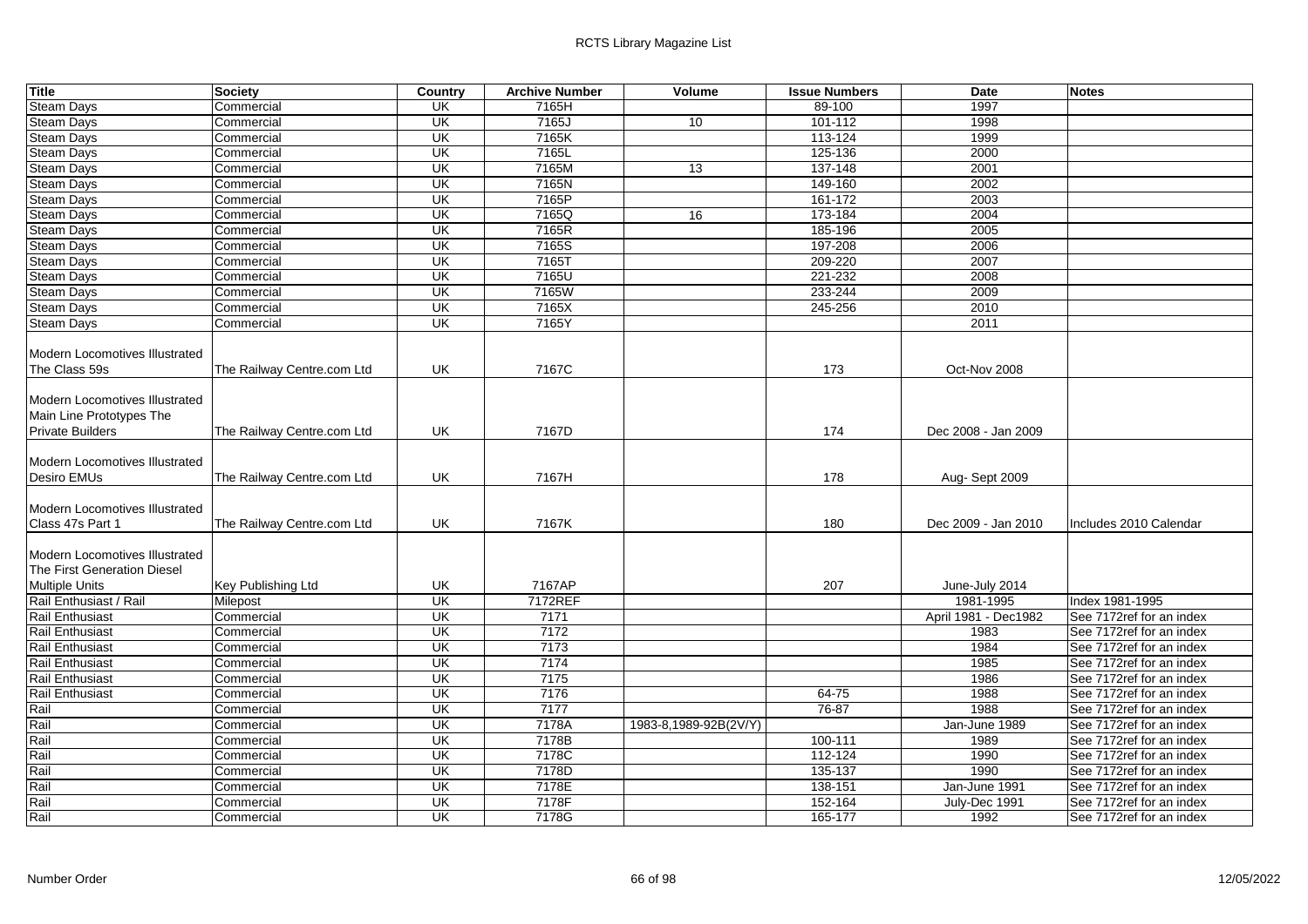| Title | Society | Country | Archive Number | Volume | Issue Numbers | Date | Notes |
|---|---|---|---|---|---|---|---|
| Steam Days | Commercial | UK | 7165H | | 89-100 | 1997 | |
| Steam Days | Commercial | UK | 7165J | 10 | 101-112 | 1998 | |
| Steam Days | Commercial | UK | 7165K | | 113-124 | 1999 | |
| Steam Days | Commercial | UK | 7165L | | 125-136 | 2000 | |
| Steam Days | Commercial | UK | 7165M | 13 | 137-148 | 2001 | |
| Steam Days | Commercial | UK | 7165N | | 149-160 | 2002 | |
| Steam Days | Commercial | UK | 7165P | | 161-172 | 2003 | |
| Steam Days | Commercial | UK | 7165Q | 16 | 173-184 | 2004 | |
| Steam Days | Commercial | UK | 7165R | | 185-196 | 2005 | |
| Steam Days | Commercial | UK | 7165S | | 197-208 | 2006 | |
| Steam Days | Commercial | UK | 7165T | | 209-220 | 2007 | |
| Steam Days | Commercial | UK | 7165U | | 221-232 | 2008 | |
| Steam Days | Commercial | UK | 7165W | | 233-244 | 2009 | |
| Steam Days | Commercial | UK | 7165X | | 245-256 | 2010 | |
| Steam Days | Commercial | UK | 7165Y | | | 2011 | |
| Modern Locomotives Illustrated The Class 59s | The Railway Centre.com Ltd | UK | 7167C | | 173 | Oct-Nov 2008 | |
| Modern Locomotives Illustrated Main Line Prototypes The Private Builders | The Railway Centre.com Ltd | UK | 7167D | | 174 | Dec 2008 - Jan 2009 | |
| Modern Locomotives Illustrated Desiro EMUs | The Railway Centre.com Ltd | UK | 7167H | | 178 | Aug- Sept 2009 | |
| Modern Locomotives Illustrated Class 47s Part 1 | The Railway Centre.com Ltd | UK | 7167K | | 180 | Dec 2009 - Jan 2010 | Includes 2010 Calendar |
| Modern Locomotives Illustrated The First Generation Diesel Multiple Units | Key Publishing Ltd | UK | 7167AP | | 207 | June-July 2014 | |
| Rail Enthusiast / Rail | Milepost | UK | 7172REF | | | 1981-1995 | Index 1981-1995 |
| Rail Enthusiast | Commercial | UK | 7171 | | | April 1981 - Dec1982 | See 7172ref for an index |
| Rail Enthusiast | Commercial | UK | 7172 | | | 1983 | See 7172ref for an index |
| Rail Enthusiast | Commercial | UK | 7173 | | | 1984 | See 7172ref for an index |
| Rail Enthusiast | Commercial | UK | 7174 | | | 1985 | See 7172ref for an index |
| Rail Enthusiast | Commercial | UK | 7175 | | | 1986 | See 7172ref for an index |
| Rail Enthusiast | Commercial | UK | 7176 | | 64-75 | 1988 | See 7172ref for an index |
| Rail | Commercial | UK | 7177 | | 76-87 | 1988 | See 7172ref for an index |
| Rail | Commercial | UK | 7178A | 1983-8,1989-92B(2V/Y) | | Jan-June 1989 | See 7172ref for an index |
| Rail | Commercial | UK | 7178B | | 100-111 | 1989 | See 7172ref for an index |
| Rail | Commercial | UK | 7178C | | 112-124 | 1990 | See 7172ref for an index |
| Rail | Commercial | UK | 7178D | | 135-137 | 1990 | See 7172ref for an index |
| Rail | Commercial | UK | 7178E | | 138-151 | Jan-June 1991 | See 7172ref for an index |
| Rail | Commercial | UK | 7178F | | 152-164 | July-Dec 1991 | See 7172ref for an index |
| Rail | Commercial | UK | 7178G | | 165-177 | 1992 | See 7172ref for an index |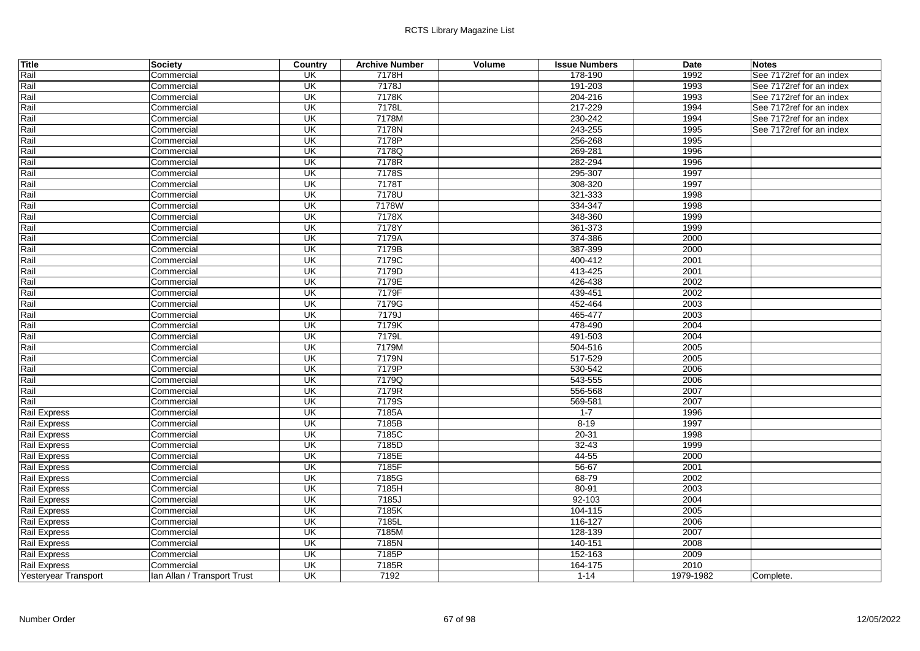| Title | Society | Country | Archive Number | Volume | Issue Numbers | Date | Notes |
|---|---|---|---|---|---|---|---|
| Rail | Commercial | UK | 7178H | | 178-190 | 1992 | See 7172ref for an index |
| Rail | Commercial | UK | 7178J | | 191-203 | 1993 | See 7172ref for an index |
| Rail | Commercial | UK | 7178K | | 204-216 | 1993 | See 7172ref for an index |
| Rail | Commercial | UK | 7178L | | 217-229 | 1994 | See 7172ref for an index |
| Rail | Commercial | UK | 7178M | | 230-242 | 1994 | See 7172ref for an index |
| Rail | Commercial | UK | 7178N | | 243-255 | 1995 | See 7172ref for an index |
| Rail | Commercial | UK | 7178P | | 256-268 | 1995 | |
| Rail | Commercial | UK | 7178Q | | 269-281 | 1996 | |
| Rail | Commercial | UK | 7178R | | 282-294 | 1996 | |
| Rail | Commercial | UK | 7178S | | 295-307 | 1997 | |
| Rail | Commercial | UK | 7178T | | 308-320 | 1997 | |
| Rail | Commercial | UK | 7178U | | 321-333 | 1998 | |
| Rail | Commercial | UK | 7178W | | 334-347 | 1998 | |
| Rail | Commercial | UK | 7178X | | 348-360 | 1999 | |
| Rail | Commercial | UK | 7178Y | | 361-373 | 1999 | |
| Rail | Commercial | UK | 7179A | | 374-386 | 2000 | |
| Rail | Commercial | UK | 7179B | | 387-399 | 2000 | |
| Rail | Commercial | UK | 7179C | | 400-412 | 2001 | |
| Rail | Commercial | UK | 7179D | | 413-425 | 2001 | |
| Rail | Commercial | UK | 7179E | | 426-438 | 2002 | |
| Rail | Commercial | UK | 7179F | | 439-451 | 2002 | |
| Rail | Commercial | UK | 7179G | | 452-464 | 2003 | |
| Rail | Commercial | UK | 7179J | | 465-477 | 2003 | |
| Rail | Commercial | UK | 7179K | | 478-490 | 2004 | |
| Rail | Commercial | UK | 7179L | | 491-503 | 2004 | |
| Rail | Commercial | UK | 7179M | | 504-516 | 2005 | |
| Rail | Commercial | UK | 7179N | | 517-529 | 2005 | |
| Rail | Commercial | UK | 7179P | | 530-542 | 2006 | |
| Rail | Commercial | UK | 7179Q | | 543-555 | 2006 | |
| Rail | Commercial | UK | 7179R | | 556-568 | 2007 | |
| Rail | Commercial | UK | 7179S | | 569-581 | 2007 | |
| Rail Express | Commercial | UK | 7185A | | 1-7 | 1996 | |
| Rail Express | Commercial | UK | 7185B | | 8-19 | 1997 | |
| Rail Express | Commercial | UK | 7185C | | 20-31 | 1998 | |
| Rail Express | Commercial | UK | 7185D | | 32-43 | 1999 | |
| Rail Express | Commercial | UK | 7185E | | 44-55 | 2000 | |
| Rail Express | Commercial | UK | 7185F | | 56-67 | 2001 | |
| Rail Express | Commercial | UK | 7185G | | 68-79 | 2002 | |
| Rail Express | Commercial | UK | 7185H | | 80-91 | 2003 | |
| Rail Express | Commercial | UK | 7185J | | 92-103 | 2004 | |
| Rail Express | Commercial | UK | 7185K | | 104-115 | 2005 | |
| Rail Express | Commercial | UK | 7185L | | 116-127 | 2006 | |
| Rail Express | Commercial | UK | 7185M | | 128-139 | 2007 | |
| Rail Express | Commercial | UK | 7185N | | 140-151 | 2008 | |
| Rail Express | Commercial | UK | 7185P | | 152-163 | 2009 | |
| Rail Express | Commercial | UK | 7185R | | 164-175 | 2010 | |
| Yesteryear Transport | Ian Allan / Transport Trust | UK | 7192 | | 1-14 | 1979-1982 | Complete. |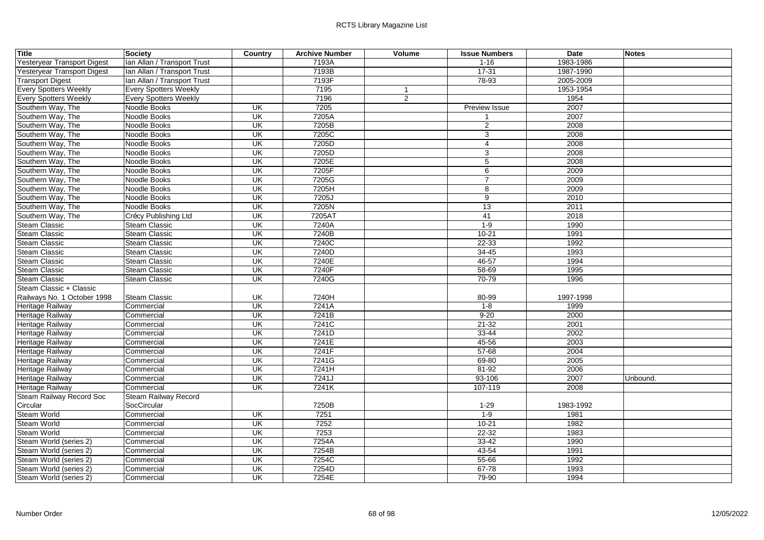| Title | Society | Country | Archive Number | Volume | Issue Numbers | Date | Notes |
|---|---|---|---|---|---|---|---|
| Yesteryear Transport Digest | Ian Allan / Transport Trust | | 7193A | | 1-16 | 1983-1986 | |
| Yesteryear Transport Digest | Ian Allan / Transport Trust | | 7193B | | 17-31 | 1987-1990 | |
| Transport Digest | Ian Allan / Transport Trust | | 7193F | | 78-93 | 2005-2009 | |
| Every Spotters Weekly | Every Spotters Weekly | | 7195 | 1 | | 1953-1954 | |
| Every Spotters Weekly | Every Spotters Weekly | | 7196 | 2 | | 1954 | |
| Southern Way, The | Noodle Books | UK | 7205 | | Preview Issue | 2007 | |
| Southern Way, The | Noodle Books | UK | 7205A | | 1 | 2007 | |
| Southern Way, The | Noodle Books | UK | 7205B | | 2 | 2008 | |
| Southern Way, The | Noodle Books | UK | 7205C | | 3 | 2008 | |
| Southern Way, The | Noodle Books | UK | 7205D | | 4 | 2008 | |
| Southern Way, The | Noodle Books | UK | 7205D | | 3 | 2008 | |
| Southern Way, The | Noodle Books | UK | 7205E | | 5 | 2008 | |
| Southern Way, The | Noodle Books | UK | 7205F | | 6 | 2009 | |
| Southern Way, The | Noodle Books | UK | 7205G | | 7 | 2009 | |
| Southern Way, The | Noodle Books | UK | 7205H | | 8 | 2009 | |
| Southern Way, The | Noodle Books | UK | 7205J | | 9 | 2010 | |
| Southern Way, The | Noodle Books | UK | 7205N | | 13 | 2011 | |
| Southern Way, The | Crécy Publishing Ltd | UK | 7205AT | | 41 | 2018 | |
| Steam Classic | Steam Classic | UK | 7240A | | 1-9 | 1990 | |
| Steam Classic | Steam Classic | UK | 7240B | | 10-21 | 1991 | |
| Steam Classic | Steam Classic | UK | 7240C | | 22-33 | 1992 | |
| Steam Classic | Steam Classic | UK | 7240D | | 34-45 | 1993 | |
| Steam Classic | Steam Classic | UK | 7240E | | 46-57 | 1994 | |
| Steam Classic | Steam Classic | UK | 7240F | | 58-69 | 1995 | |
| Steam Classic | Steam Classic | UK | 7240G | | 70-79 | 1996 | |
| Steam Classic + Classic Railways No. 1 October 1998 | Steam Classic | UK | 7240H | | 80-99 | 1997-1998 | |
| Heritage Railway | Commercial | UK | 7241A | | 1-8 | 1999 | |
| Heritage Railway | Commercial | UK | 7241B | | 9-20 | 2000 | |
| Heritage Railway | Commercial | UK | 7241C | | 21-32 | 2001 | |
| Heritage Railway | Commercial | UK | 7241D | | 33-44 | 2002 | |
| Heritage Railway | Commercial | UK | 7241E | | 45-56 | 2003 | |
| Heritage Railway | Commercial | UK | 7241F | | 57-68 | 2004 | |
| Heritage Railway | Commercial | UK | 7241G | | 69-80 | 2005 | |
| Heritage Railway | Commercial | UK | 7241H | | 81-92 | 2006 | |
| Heritage Railway | Commercial | UK | 7241J | | 93-106 | 2007 | Unbound. |
| Heritage Railway | Commercial | UK | 7241K | | 107-119 | 2008 | |
| Steam Railway Record Soc Circular | Steam Railway Record SocCircular | | 7250B | | 1-29 | 1983-1992 | |
| Steam World | Commercial | UK | 7251 | | 1-9 | 1981 | |
| Steam World | Commercial | UK | 7252 | | 10-21 | 1982 | |
| Steam World | Commercial | UK | 7253 | | 22-32 | 1983 | |
| Steam World (series 2) | Commercial | UK | 7254A | | 33-42 | 1990 | |
| Steam World (series 2) | Commercial | UK | 7254B | | 43-54 | 1991 | |
| Steam World (series 2) | Commercial | UK | 7254C | | 55-66 | 1992 | |
| Steam World (series 2) | Commercial | UK | 7254D | | 67-78 | 1993 | |
| Steam World (series 2) | Commercial | UK | 7254E | | 79-90 | 1994 | |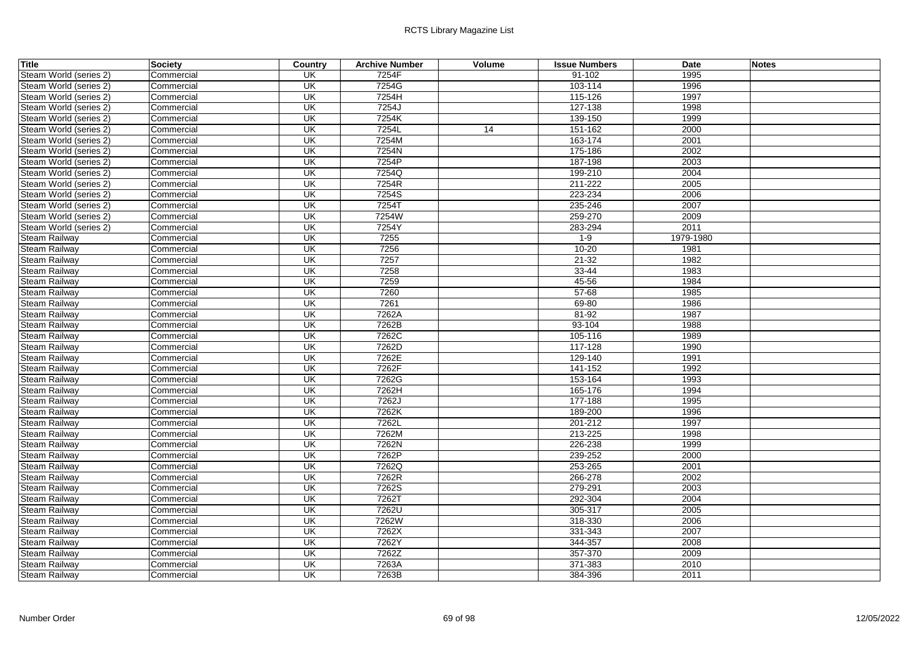| Title | Society | Country | Archive Number | Volume | Issue Numbers | Date | Notes |
|---|---|---|---|---|---|---|---|
| Steam World (series 2) | Commercial | UK | 7254F | | 91-102 | 1995 | |
| Steam World (series 2) | Commercial | UK | 7254G | | 103-114 | 1996 | |
| Steam World (series 2) | Commercial | UK | 7254H | | 115-126 | 1997 | |
| Steam World (series 2) | Commercial | UK | 7254J | | 127-138 | 1998 | |
| Steam World (series 2) | Commercial | UK | 7254K | | 139-150 | 1999 | |
| Steam World (series 2) | Commercial | UK | 7254L | 14 | 151-162 | 2000 | |
| Steam World (series 2) | Commercial | UK | 7254M | | 163-174 | 2001 | |
| Steam World (series 2) | Commercial | UK | 7254N | | 175-186 | 2002 | |
| Steam World (series 2) | Commercial | UK | 7254P | | 187-198 | 2003 | |
| Steam World (series 2) | Commercial | UK | 7254Q | | 199-210 | 2004 | |
| Steam World (series 2) | Commercial | UK | 7254R | | 211-222 | 2005 | |
| Steam World (series 2) | Commercial | UK | 7254S | | 223-234 | 2006 | |
| Steam World (series 2) | Commercial | UK | 7254T | | 235-246 | 2007 | |
| Steam World (series 2) | Commercial | UK | 7254W | | 259-270 | 2009 | |
| Steam World (series 2) | Commercial | UK | 7254Y | | 283-294 | 2011 | |
| Steam Railway | Commercial | UK | 7255 | | 1-9 | 1979-1980 | |
| Steam Railway | Commercial | UK | 7256 | | 10-20 | 1981 | |
| Steam Railway | Commercial | UK | 7257 | | 21-32 | 1982 | |
| Steam Railway | Commercial | UK | 7258 | | 33-44 | 1983 | |
| Steam Railway | Commercial | UK | 7259 | | 45-56 | 1984 | |
| Steam Railway | Commercial | UK | 7260 | | 57-68 | 1985 | |
| Steam Railway | Commercial | UK | 7261 | | 69-80 | 1986 | |
| Steam Railway | Commercial | UK | 7262A | | 81-92 | 1987 | |
| Steam Railway | Commercial | UK | 7262B | | 93-104 | 1988 | |
| Steam Railway | Commercial | UK | 7262C | | 105-116 | 1989 | |
| Steam Railway | Commercial | UK | 7262D | | 117-128 | 1990 | |
| Steam Railway | Commercial | UK | 7262E | | 129-140 | 1991 | |
| Steam Railway | Commercial | UK | 7262F | | 141-152 | 1992 | |
| Steam Railway | Commercial | UK | 7262G | | 153-164 | 1993 | |
| Steam Railway | Commercial | UK | 7262H | | 165-176 | 1994 | |
| Steam Railway | Commercial | UK | 7262J | | 177-188 | 1995 | |
| Steam Railway | Commercial | UK | 7262K | | 189-200 | 1996 | |
| Steam Railway | Commercial | UK | 7262L | | 201-212 | 1997 | |
| Steam Railway | Commercial | UK | 7262M | | 213-225 | 1998 | |
| Steam Railway | Commercial | UK | 7262N | | 226-238 | 1999 | |
| Steam Railway | Commercial | UK | 7262P | | 239-252 | 2000 | |
| Steam Railway | Commercial | UK | 7262Q | | 253-265 | 2001 | |
| Steam Railway | Commercial | UK | 7262R | | 266-278 | 2002 | |
| Steam Railway | Commercial | UK | 7262S | | 279-291 | 2003 | |
| Steam Railway | Commercial | UK | 7262T | | 292-304 | 2004 | |
| Steam Railway | Commercial | UK | 7262U | | 305-317 | 2005 | |
| Steam Railway | Commercial | UK | 7262W | | 318-330 | 2006 | |
| Steam Railway | Commercial | UK | 7262X | | 331-343 | 2007 | |
| Steam Railway | Commercial | UK | 7262Y | | 344-357 | 2008 | |
| Steam Railway | Commercial | UK | 7262Z | | 357-370 | 2009 | |
| Steam Railway | Commercial | UK | 7263A | | 371-383 | 2010 | |
| Steam Railway | Commercial | UK | 7263B | | 384-396 | 2011 | |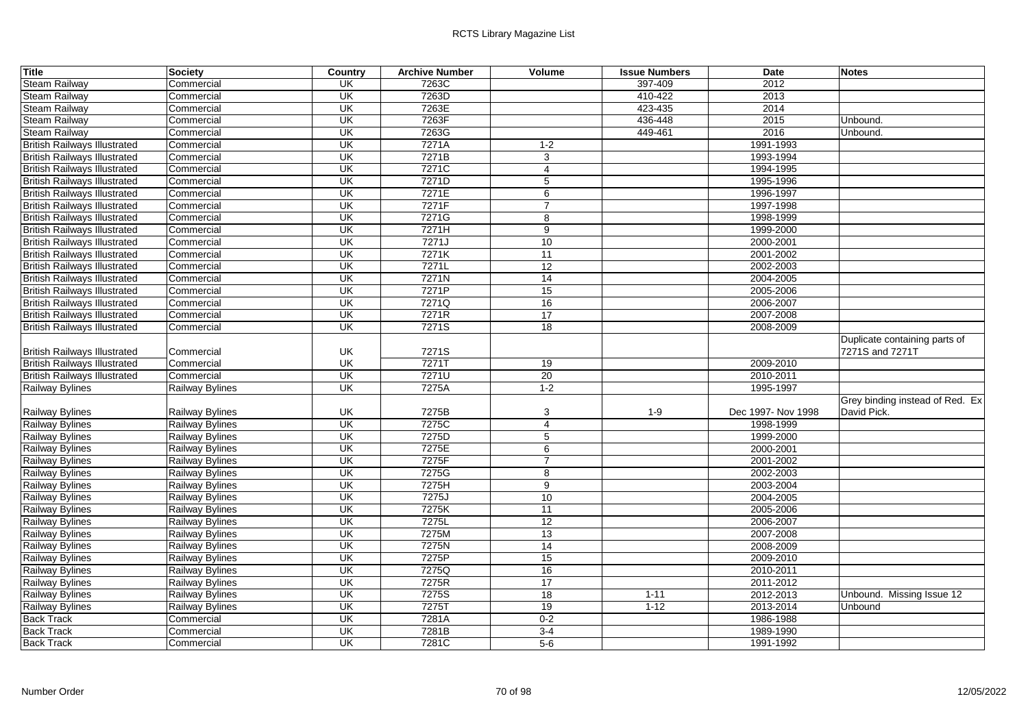| Title | Society | Country | Archive Number | Volume | Issue Numbers | Date | Notes |
|---|---|---|---|---|---|---|---|
| Steam Railway | Commercial | UK | 7263C | | 397-409 | 2012 | |
| Steam Railway | Commercial | UK | 7263D | | 410-422 | 2013 | |
| Steam Railway | Commercial | UK | 7263E | | 423-435 | 2014 | |
| Steam Railway | Commercial | UK | 7263F | | 436-448 | 2015 | Unbound. |
| Steam Railway | Commercial | UK | 7263G | | 449-461 | 2016 | Unbound. |
| British Railways Illustrated | Commercial | UK | 7271A | 1-2 | | 1991-1993 | |
| British Railways Illustrated | Commercial | UK | 7271B | 3 | | 1993-1994 | |
| British Railways Illustrated | Commercial | UK | 7271C | 4 | | 1994-1995 | |
| British Railways Illustrated | Commercial | UK | 7271D | 5 | | 1995-1996 | |
| British Railways Illustrated | Commercial | UK | 7271E | 6 | | 1996-1997 | |
| British Railways Illustrated | Commercial | UK | 7271F | 7 | | 1997-1998 | |
| British Railways Illustrated | Commercial | UK | 7271G | 8 | | 1998-1999 | |
| British Railways Illustrated | Commercial | UK | 7271H | 9 | | 1999-2000 | |
| British Railways Illustrated | Commercial | UK | 7271J | 10 | | 2000-2001 | |
| British Railways Illustrated | Commercial | UK | 7271K | 11 | | 2001-2002 | |
| British Railways Illustrated | Commercial | UK | 7271L | 12 | | 2002-2003 | |
| British Railways Illustrated | Commercial | UK | 7271N | 14 | | 2004-2005 | |
| British Railways Illustrated | Commercial | UK | 7271P | 15 | | 2005-2006 | |
| British Railways Illustrated | Commercial | UK | 7271Q | 16 | | 2006-2007 | |
| British Railways Illustrated | Commercial | UK | 7271R | 17 | | 2007-2008 | |
| British Railways Illustrated | Commercial | UK | 7271S | 18 | | 2008-2009 | |
| British Railways Illustrated | Commercial | UK | 7271S | | | | Duplicate containing parts of 7271S and 7271T |
| British Railways Illustrated | Commercial | UK | 7271T | 19 | | 2009-2010 | |
| British Railways Illustrated | Commercial | UK | 7271U | 20 | | 2010-2011 | |
| Railway Bylines | Railway Bylines | UK | 7275A | 1-2 | | 1995-1997 | |
| Railway Bylines | Railway Bylines | UK | 7275B | 3 | 1-9 | Dec 1997- Nov 1998 | Grey binding instead of Red. Ex David Pick. |
| Railway Bylines | Railway Bylines | UK | 7275C | 4 | | 1998-1999 | |
| Railway Bylines | Railway Bylines | UK | 7275D | 5 | | 1999-2000 | |
| Railway Bylines | Railway Bylines | UK | 7275E | 6 | | 2000-2001 | |
| Railway Bylines | Railway Bylines | UK | 7275F | 7 | | 2001-2002 | |
| Railway Bylines | Railway Bylines | UK | 7275G | 8 | | 2002-2003 | |
| Railway Bylines | Railway Bylines | UK | 7275H | 9 | | 2003-2004 | |
| Railway Bylines | Railway Bylines | UK | 7275J | 10 | | 2004-2005 | |
| Railway Bylines | Railway Bylines | UK | 7275K | 11 | | 2005-2006 | |
| Railway Bylines | Railway Bylines | UK | 7275L | 12 | | 2006-2007 | |
| Railway Bylines | Railway Bylines | UK | 7275M | 13 | | 2007-2008 | |
| Railway Bylines | Railway Bylines | UK | 7275N | 14 | | 2008-2009 | |
| Railway Bylines | Railway Bylines | UK | 7275P | 15 | | 2009-2010 | |
| Railway Bylines | Railway Bylines | UK | 7275Q | 16 | | 2010-2011 | |
| Railway Bylines | Railway Bylines | UK | 7275R | 17 | | 2011-2012 | |
| Railway Bylines | Railway Bylines | UK | 7275S | 18 | 1-11 | 2012-2013 | Unbound. Missing Issue 12 |
| Railway Bylines | Railway Bylines | UK | 7275T | 19 | 1-12 | 2013-2014 | Unbound |
| Back Track | Commercial | UK | 7281A | 0-2 | | 1986-1988 | |
| Back Track | Commercial | UK | 7281B | 3-4 | | 1989-1990 | |
| Back Track | Commercial | UK | 7281C | 5-6 | | 1991-1992 | |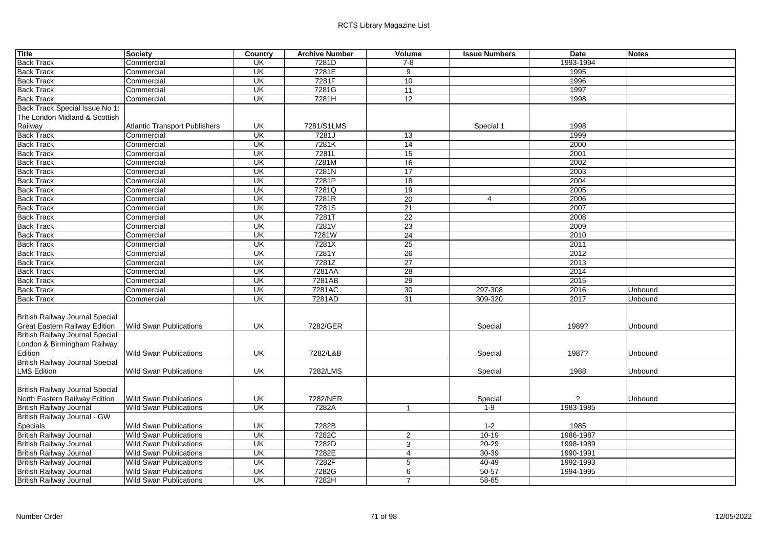| Title | Society | Country | Archive Number | Volume | Issue Numbers | Date | Notes |
|---|---|---|---|---|---|---|---|
| Back Track | Commercial | UK | 7281D | 7-8 | | 1993-1994 | |
| Back Track | Commercial | UK | 7281E | 9 | | 1995 | |
| Back Track | Commercial | UK | 7281F | 10 | | 1996 | |
| Back Track | Commercial | UK | 7281G | 11 | | 1997 | |
| Back Track | Commercial | UK | 7281H | 12 | | 1998 | |
| Back Track Special Issue No 1: The London Midland & Scottish Railway | Atlantic Transport Publishers | UK | 7281/S1LMS | | Special 1 | 1998 | |
| Back Track | Commercial | UK | 7281J | 13 | | 1999 | |
| Back Track | Commercial | UK | 7281K | 14 | | 2000 | |
| Back Track | Commercial | UK | 7281L | 15 | | 2001 | |
| Back Track | Commercial | UK | 7281M | 16 | | 2002 | |
| Back Track | Commercial | UK | 7281N | 17 | | 2003 | |
| Back Track | Commercial | UK | 7281P | 18 | | 2004 | |
| Back Track | Commercial | UK | 7281Q | 19 | | 2005 | |
| Back Track | Commercial | UK | 7281R | 20 | 4 | 2006 | |
| Back Track | Commercial | UK | 7281S | 21 | | 2007 | |
| Back Track | Commercial | UK | 7281T | 22 | | 2008 | |
| Back Track | Commercial | UK | 7281V | 23 | | 2009 | |
| Back Track | Commercial | UK | 7281W | 24 | | 2010 | |
| Back Track | Commercial | UK | 7281X | 25 | | 2011 | |
| Back Track | Commercial | UK | 7281Y | 26 | | 2012 | |
| Back Track | Commercial | UK | 7281Z | 27 | | 2013 | |
| Back Track | Commercial | UK | 7281AA | 28 | | 2014 | |
| Back Track | Commercial | UK | 7281AB | 29 | | 2015 | |
| Back Track | Commercial | UK | 7281AC | 30 | 297-308 | 2016 | Unbound |
| Back Track | Commercial | UK | 7281AD | 31 | 309-320 | 2017 | Unbound |
| British Railway Journal Special Great Eastern Railway Edition | Wild Swan Publications | UK | 7282/GER | | Special | 1989? | Unbound |
| British Railway Journal Special London & Birmingham Railway Edition | Wild Swan Publications | UK | 7282/L&B | | Special | 1987? | Unbound |
| British Railway Journal Special LMS Edition | Wild Swan Publications | UK | 7282/LMS | | Special | 1988 | Unbound |
| British Railway Journal Special North Eastern Railway Edition | Wild Swan Publications | UK | 7282/NER | | Special | ? | Unbound |
| British Railway Journal | Wild Swan Publications | UK | 7282A | 1 | 1-9 | 1983-1985 | |
| British Railway Journal - GW Specials | Wild Swan Publications | UK | 7282B | | 1-2 | 1985 | |
| British Railway Journal | Wild Swan Publications | UK | 7282C | 2 | 10-19 | 1986-1987 | |
| British Railway Journal | Wild Swan Publications | UK | 7282D | 3 | 20-29 | 1998-1989 | |
| British Railway Journal | Wild Swan Publications | UK | 7282E | 4 | 30-39 | 1990-1991 | |
| British Railway Journal | Wild Swan Publications | UK | 7282F | 5 | 40-49 | 1992-1993 | |
| British Railway Journal | Wild Swan Publications | UK | 7282G | 6 | 50-57 | 1994-1995 | |
| British Railway Journal | Wild Swan Publications | UK | 7282H | 7 | 58-65 | | |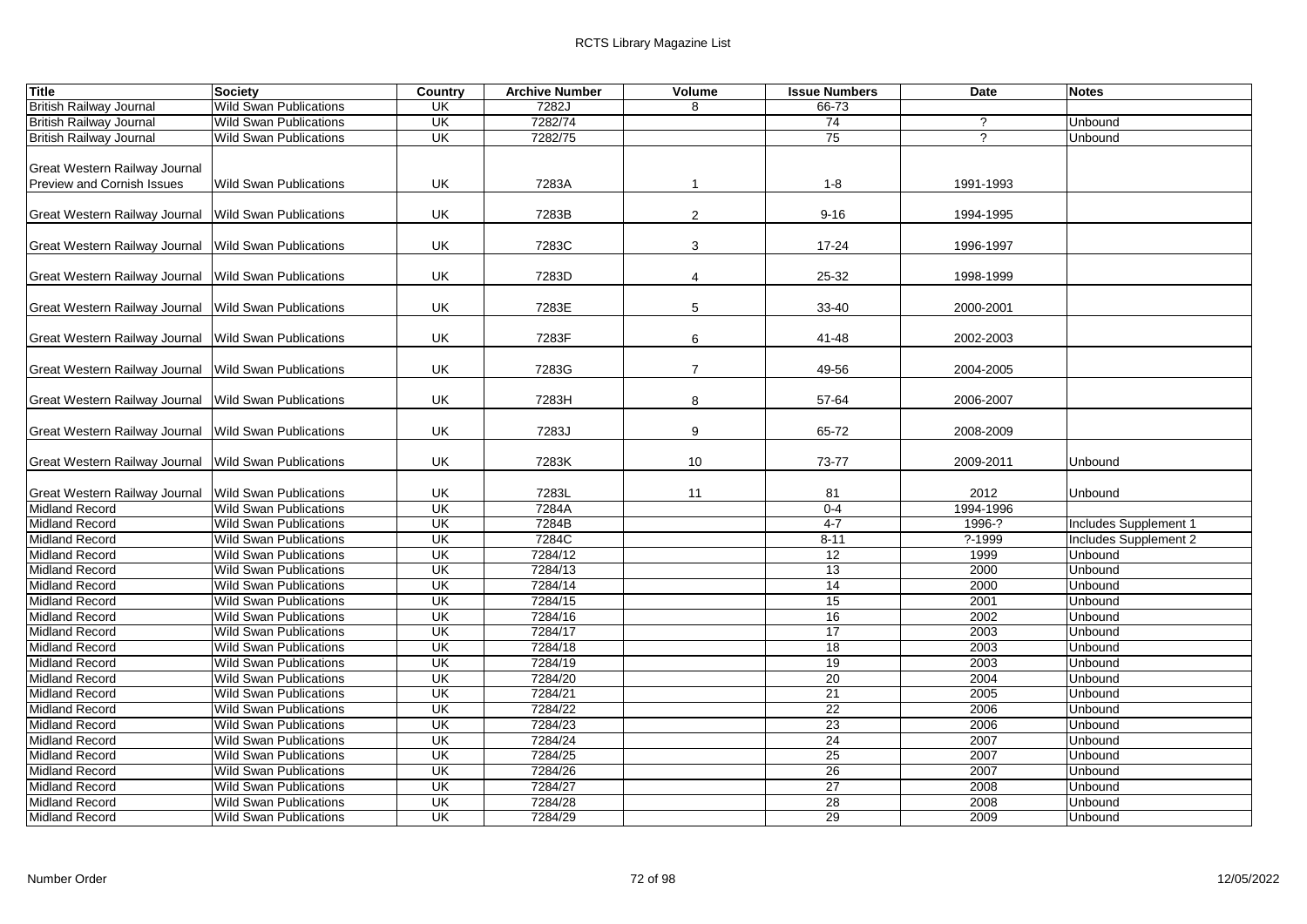| Title | Society | Country | Archive Number | Volume | Issue Numbers | Date | Notes |
|---|---|---|---|---|---|---|---|
| British Railway Journal | Wild Swan Publications | UK | 7282J | 8 | 66-73 | | |
| British Railway Journal | Wild Swan Publications | UK | 7282/74 | | 74 | ? | Unbound |
| British Railway Journal | Wild Swan Publications | UK | 7282/75 | | 75 | ? | Unbound |
| Great Western Railway Journal Preview and Cornish Issues | Wild Swan Publications | UK | 7283A | 1 | 1-8 | 1991-1993 | |
| Great Western Railway Journal | Wild Swan Publications | UK | 7283B | 2 | 9-16 | 1994-1995 | |
| Great Western Railway Journal | Wild Swan Publications | UK | 7283C | 3 | 17-24 | 1996-1997 | |
| Great Western Railway Journal | Wild Swan Publications | UK | 7283D | 4 | 25-32 | 1998-1999 | |
| Great Western Railway Journal | Wild Swan Publications | UK | 7283E | 5 | 33-40 | 2000-2001 | |
| Great Western Railway Journal | Wild Swan Publications | UK | 7283F | 6 | 41-48 | 2002-2003 | |
| Great Western Railway Journal | Wild Swan Publications | UK | 7283G | 7 | 49-56 | 2004-2005 | |
| Great Western Railway Journal | Wild Swan Publications | UK | 7283H | 8 | 57-64 | 2006-2007 | |
| Great Western Railway Journal | Wild Swan Publications | UK | 7283J | 9 | 65-72 | 2008-2009 | |
| Great Western Railway Journal | Wild Swan Publications | UK | 7283K | 10 | 73-77 | 2009-2011 | Unbound |
| Great Western Railway Journal | Wild Swan Publications | UK | 7283L | 11 | 81 | 2012 | Unbound |
| Midland Record | Wild Swan Publications | UK | 7284A | | 0-4 | 1994-1996 | |
| Midland Record | Wild Swan Publications | UK | 7284B | | 4-7 | 1996-? | Includes Supplement 1 |
| Midland Record | Wild Swan Publications | UK | 7284C | | 8-11 | ?-1999 | Includes Supplement 2 |
| Midland Record | Wild Swan Publications | UK | 7284/12 | | 12 | 1999 | Unbound |
| Midland Record | Wild Swan Publications | UK | 7284/13 | | 13 | 2000 | Unbound |
| Midland Record | Wild Swan Publications | UK | 7284/14 | | 14 | 2000 | Unbound |
| Midland Record | Wild Swan Publications | UK | 7284/15 | | 15 | 2001 | Unbound |
| Midland Record | Wild Swan Publications | UK | 7284/16 | | 16 | 2002 | Unbound |
| Midland Record | Wild Swan Publications | UK | 7284/17 | | 17 | 2003 | Unbound |
| Midland Record | Wild Swan Publications | UK | 7284/18 | | 18 | 2003 | Unbound |
| Midland Record | Wild Swan Publications | UK | 7284/19 | | 19 | 2003 | Unbound |
| Midland Record | Wild Swan Publications | UK | 7284/20 | | 20 | 2004 | Unbound |
| Midland Record | Wild Swan Publications | UK | 7284/21 | | 21 | 2005 | Unbound |
| Midland Record | Wild Swan Publications | UK | 7284/22 | | 22 | 2006 | Unbound |
| Midland Record | Wild Swan Publications | UK | 7284/23 | | 23 | 2006 | Unbound |
| Midland Record | Wild Swan Publications | UK | 7284/24 | | 24 | 2007 | Unbound |
| Midland Record | Wild Swan Publications | UK | 7284/25 | | 25 | 2007 | Unbound |
| Midland Record | Wild Swan Publications | UK | 7284/26 | | 26 | 2007 | Unbound |
| Midland Record | Wild Swan Publications | UK | 7284/27 | | 27 | 2008 | Unbound |
| Midland Record | Wild Swan Publications | UK | 7284/28 | | 28 | 2008 | Unbound |
| Midland Record | Wild Swan Publications | UK | 7284/29 | | 29 | 2009 | Unbound |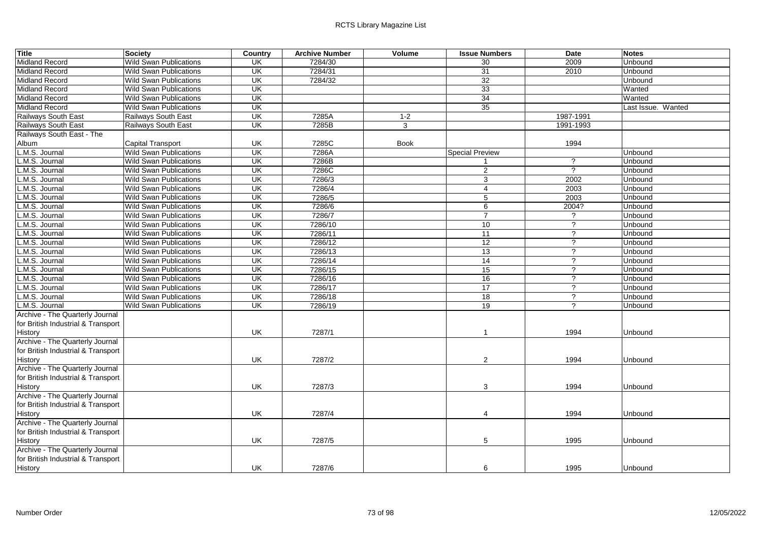| Title | Society | Country | Archive Number | Volume | Issue Numbers | Date | Notes |
|---|---|---|---|---|---|---|---|
| Midland Record | Wild Swan Publications | UK | 7284/30 | | 30 | 2009 | Unbound |
| Midland Record | Wild Swan Publications | UK | 7284/31 | | 31 | 2010 | Unbound |
| Midland Record | Wild Swan Publications | UK | 7284/32 | | 32 | | Unbound |
| Midland Record | Wild Swan Publications | UK | | | 33 | | Wanted |
| Midland Record | Wild Swan Publications | UK | | | 34 | | Wanted |
| Midland Record | Wild Swan Publications | UK | | | 35 | | Last Issue. Wanted |
| Railways South East | Railways South East | UK | 7285A | 1-2 | | 1987-1991 | |
| Railways South East | Railways South East | UK | 7285B | 3 | | 1991-1993 | |
| Railways South East - The Album | Capital Transport | UK | 7285C | Book | | 1994 | |
| L.M.S. Journal | Wild Swan Publications | UK | 7286A | | Special Preview | | Unbound |
| L.M.S. Journal | Wild Swan Publications | UK | 7286B | | 1 | ? | Unbound |
| L.M.S. Journal | Wild Swan Publications | UK | 7286C | | 2 | ? | Unbound |
| L.M.S. Journal | Wild Swan Publications | UK | 7286/3 | | 3 | 2002 | Unbound |
| L.M.S. Journal | Wild Swan Publications | UK | 7286/4 | | 4 | 2003 | Unbound |
| L.M.S. Journal | Wild Swan Publications | UK | 7286/5 | | 5 | 2003 | Unbound |
| L.M.S. Journal | Wild Swan Publications | UK | 7286/6 | | 6 | 2004? | Unbound |
| L.M.S. Journal | Wild Swan Publications | UK | 7286/7 | | 7 | ? | Unbound |
| L.M.S. Journal | Wild Swan Publications | UK | 7286/10 | | 10 | ? | Unbound |
| L.M.S. Journal | Wild Swan Publications | UK | 7286/11 | | 11 | ? | Unbound |
| L.M.S. Journal | Wild Swan Publications | UK | 7286/12 | | 12 | ? | Unbound |
| L.M.S. Journal | Wild Swan Publications | UK | 7286/13 | | 13 | ? | Unbound |
| L.M.S. Journal | Wild Swan Publications | UK | 7286/14 | | 14 | ? | Unbound |
| L.M.S. Journal | Wild Swan Publications | UK | 7286/15 | | 15 | ? | Unbound |
| L.M.S. Journal | Wild Swan Publications | UK | 7286/16 | | 16 | ? | Unbound |
| L.M.S. Journal | Wild Swan Publications | UK | 7286/17 | | 17 | ? | Unbound |
| L.M.S. Journal | Wild Swan Publications | UK | 7286/18 | | 18 | ? | Unbound |
| L.M.S. Journal | Wild Swan Publications | UK | 7286/19 | | 19 | ? | Unbound |
| Archive - The Quarterly Journal for British Industrial & Transport History | | UK | 7287/1 | | 1 | 1994 | Unbound |
| Archive - The Quarterly Journal for British Industrial & Transport History | | UK | 7287/2 | | 2 | 1994 | Unbound |
| Archive - The Quarterly Journal for British Industrial & Transport History | | UK | 7287/3 | | 3 | 1994 | Unbound |
| Archive - The Quarterly Journal for British Industrial & Transport History | | UK | 7287/4 | | 4 | 1994 | Unbound |
| Archive - The Quarterly Journal for British Industrial & Transport History | | UK | 7287/5 | | 5 | 1995 | Unbound |
| Archive - The Quarterly Journal for British Industrial & Transport History | | UK | 7287/6 | | 6 | 1995 | Unbound |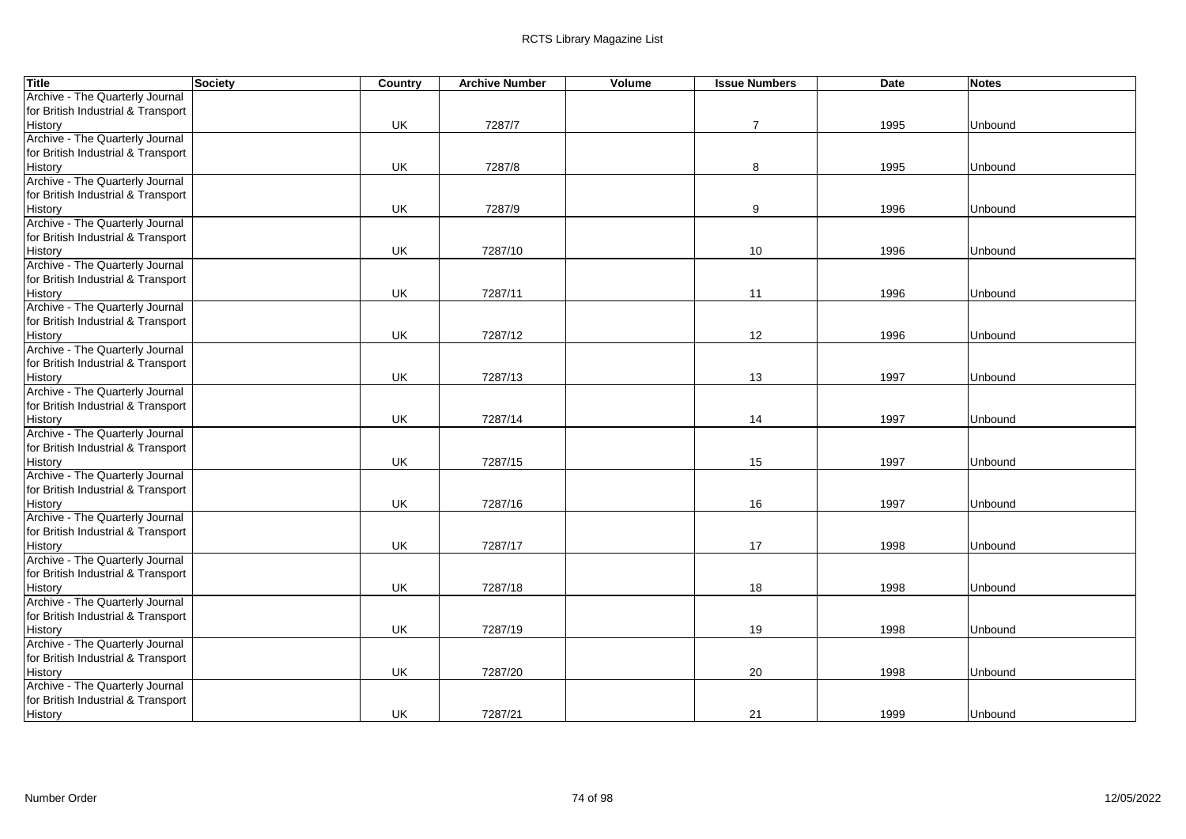| Title | Society | Country | Archive Number | Volume | Issue Numbers | Date | Notes |
|---|---|---|---|---|---|---|---|
| Archive - The Quarterly Journal for British Industrial & Transport History | | UK | 7287/7 | | 7 | 1995 | Unbound |
| Archive - The Quarterly Journal for British Industrial & Transport History | | UK | 7287/8 | | 8 | 1995 | Unbound |
| Archive - The Quarterly Journal for British Industrial & Transport History | | UK | 7287/9 | | 9 | 1996 | Unbound |
| Archive - The Quarterly Journal for British Industrial & Transport History | | UK | 7287/10 | | 10 | 1996 | Unbound |
| Archive - The Quarterly Journal for British Industrial & Transport History | | UK | 7287/11 | | 11 | 1996 | Unbound |
| Archive - The Quarterly Journal for British Industrial & Transport History | | UK | 7287/12 | | 12 | 1996 | Unbound |
| Archive - The Quarterly Journal for British Industrial & Transport History | | UK | 7287/13 | | 13 | 1997 | Unbound |
| Archive - The Quarterly Journal for British Industrial & Transport History | | UK | 7287/14 | | 14 | 1997 | Unbound |
| Archive - The Quarterly Journal for British Industrial & Transport History | | UK | 7287/15 | | 15 | 1997 | Unbound |
| Archive - The Quarterly Journal for British Industrial & Transport History | | UK | 7287/16 | | 16 | 1997 | Unbound |
| Archive - The Quarterly Journal for British Industrial & Transport History | | UK | 7287/17 | | 17 | 1998 | Unbound |
| Archive - The Quarterly Journal for British Industrial & Transport History | | UK | 7287/18 | | 18 | 1998 | Unbound |
| Archive - The Quarterly Journal for British Industrial & Transport History | | UK | 7287/19 | | 19 | 1998 | Unbound |
| Archive - The Quarterly Journal for British Industrial & Transport History | | UK | 7287/20 | | 20 | 1998 | Unbound |
| Archive - The Quarterly Journal for British Industrial & Transport History | | UK | 7287/21 | | 21 | 1999 | Unbound |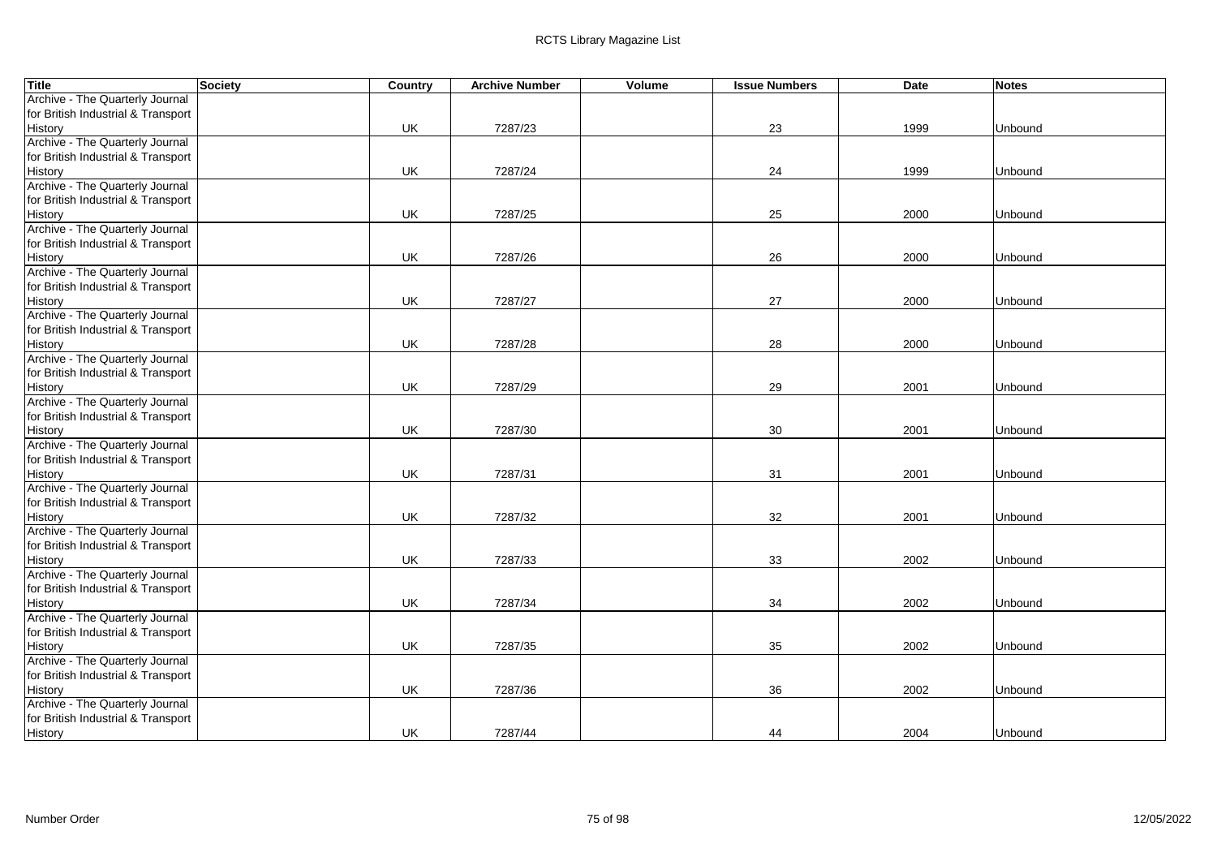| Title | Society | Country | Archive Number | Volume | Issue Numbers | Date | Notes |
| --- | --- | --- | --- | --- | --- | --- | --- |
| Archive - The Quarterly Journal for British Industrial & Transport History | | UK | 7287/23 | | 23 | 1999 | Unbound |
| Archive - The Quarterly Journal for British Industrial & Transport History | | UK | 7287/24 | | 24 | 1999 | Unbound |
| Archive - The Quarterly Journal for British Industrial & Transport History | | UK | 7287/25 | | 25 | 2000 | Unbound |
| Archive - The Quarterly Journal for British Industrial & Transport History | | UK | 7287/26 | | 26 | 2000 | Unbound |
| Archive - The Quarterly Journal for British Industrial & Transport History | | UK | 7287/27 | | 27 | 2000 | Unbound |
| Archive - The Quarterly Journal for British Industrial & Transport History | | UK | 7287/28 | | 28 | 2000 | Unbound |
| Archive - The Quarterly Journal for British Industrial & Transport History | | UK | 7287/29 | | 29 | 2001 | Unbound |
| Archive - The Quarterly Journal for British Industrial & Transport History | | UK | 7287/30 | | 30 | 2001 | Unbound |
| Archive - The Quarterly Journal for British Industrial & Transport History | | UK | 7287/31 | | 31 | 2001 | Unbound |
| Archive - The Quarterly Journal for British Industrial & Transport History | | UK | 7287/32 | | 32 | 2001 | Unbound |
| Archive - The Quarterly Journal for British Industrial & Transport History | | UK | 7287/33 | | 33 | 2002 | Unbound |
| Archive - The Quarterly Journal for British Industrial & Transport History | | UK | 7287/34 | | 34 | 2002 | Unbound |
| Archive - The Quarterly Journal for British Industrial & Transport History | | UK | 7287/35 | | 35 | 2002 | Unbound |
| Archive - The Quarterly Journal for British Industrial & Transport History | | UK | 7287/36 | | 36 | 2002 | Unbound |
| Archive - The Quarterly Journal for British Industrial & Transport History | | UK | 7287/44 | | 44 | 2004 | Unbound |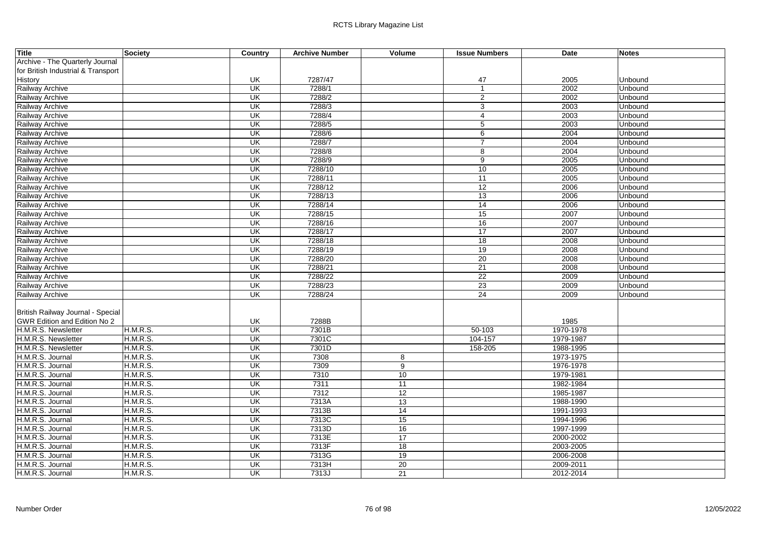| Title | Society | Country | Archive Number | Volume | Issue Numbers | Date | Notes |
|---|---|---|---|---|---|---|---|
| Archive - The Quarterly Journal for British Industrial & Transport History | | UK | 7287/47 | | 47 | 2005 | Unbound |
| Railway Archive | | UK | 7288/1 | | 1 | 2002 | Unbound |
| Railway Archive | | UK | 7288/2 | | 2 | 2002 | Unbound |
| Railway Archive | | UK | 7288/3 | | 3 | 2003 | Unbound |
| Railway Archive | | UK | 7288/4 | | 4 | 2003 | Unbound |
| Railway Archive | | UK | 7288/5 | | 5 | 2003 | Unbound |
| Railway Archive | | UK | 7288/6 | | 6 | 2004 | Unbound |
| Railway Archive | | UK | 7288/7 | | 7 | 2004 | Unbound |
| Railway Archive | | UK | 7288/8 | | 8 | 2004 | Unbound |
| Railway Archive | | UK | 7288/9 | | 9 | 2005 | Unbound |
| Railway Archive | | UK | 7288/10 | | 10 | 2005 | Unbound |
| Railway Archive | | UK | 7288/11 | | 11 | 2005 | Unbound |
| Railway Archive | | UK | 7288/12 | | 12 | 2006 | Unbound |
| Railway Archive | | UK | 7288/13 | | 13 | 2006 | Unbound |
| Railway Archive | | UK | 7288/14 | | 14 | 2006 | Unbound |
| Railway Archive | | UK | 7288/15 | | 15 | 2007 | Unbound |
| Railway Archive | | UK | 7288/16 | | 16 | 2007 | Unbound |
| Railway Archive | | UK | 7288/17 | | 17 | 2007 | Unbound |
| Railway Archive | | UK | 7288/18 | | 18 | 2008 | Unbound |
| Railway Archive | | UK | 7288/19 | | 19 | 2008 | Unbound |
| Railway Archive | | UK | 7288/20 | | 20 | 2008 | Unbound |
| Railway Archive | | UK | 7288/21 | | 21 | 2008 | Unbound |
| Railway Archive | | UK | 7288/22 | | 22 | 2009 | Unbound |
| Railway Archive | | UK | 7288/23 | | 23 | 2009 | Unbound |
| Railway Archive | | UK | 7288/24 | | 24 | 2009 | Unbound |
| British Railway Journal - Special GWR Edition and Edition No 2 | | UK | 7288B | | | 1985 | |
| H.M.R.S. Newsletter | H.M.R.S. | UK | 7301B | | 50-103 | 1970-1978 | |
| H.M.R.S. Newsletter | H.M.R.S. | UK | 7301C | | 104-157 | 1979-1987 | |
| H.M.R.S. Newsletter | H.M.R.S. | UK | 7301D | | 158-205 | 1988-1995 | |
| H.M.R.S. Journal | H.M.R.S. | UK | 7308 | 8 | | 1973-1975 | |
| H.M.R.S. Journal | H.M.R.S. | UK | 7309 | 9 | | 1976-1978 | |
| H.M.R.S. Journal | H.M.R.S. | UK | 7310 | 10 | | 1979-1981 | |
| H.M.R.S. Journal | H.M.R.S. | UK | 7311 | 11 | | 1982-1984 | |
| H.M.R.S. Journal | H.M.R.S. | UK | 7312 | 12 | | 1985-1987 | |
| H.M.R.S. Journal | H.M.R.S. | UK | 7313A | 13 | | 1988-1990 | |
| H.M.R.S. Journal | H.M.R.S. | UK | 7313B | 14 | | 1991-1993 | |
| H.M.R.S. Journal | H.M.R.S. | UK | 7313C | 15 | | 1994-1996 | |
| H.M.R.S. Journal | H.M.R.S. | UK | 7313D | 16 | | 1997-1999 | |
| H.M.R.S. Journal | H.M.R.S. | UK | 7313E | 17 | | 2000-2002 | |
| H.M.R.S. Journal | H.M.R.S. | UK | 7313F | 18 | | 2003-2005 | |
| H.M.R.S. Journal | H.M.R.S. | UK | 7313G | 19 | | 2006-2008 | |
| H.M.R.S. Journal | H.M.R.S. | UK | 7313H | 20 | | 2009-2011 | |
| H.M.R.S. Journal | H.M.R.S. | UK | 7313J | 21 | | 2012-2014 | |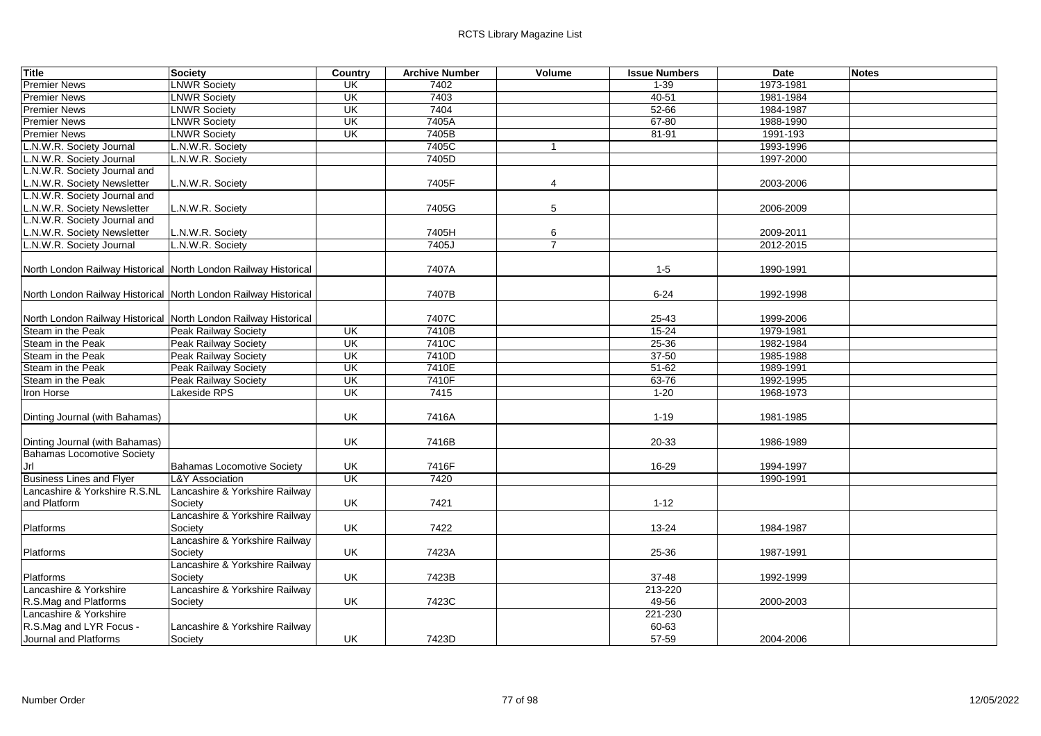| Title | Society | Country | Archive Number | Volume | Issue Numbers | Date | Notes |
|---|---|---|---|---|---|---|---|
| Premier News | LNWR Society | UK | 7402 | | 1-39 | 1973-1981 | |
| Premier News | LNWR Society | UK | 7403 | | 40-51 | 1981-1984 | |
| Premier News | LNWR Society | UK | 7404 | | 52-66 | 1984-1987 | |
| Premier News | LNWR Society | UK | 7405A | | 67-80 | 1988-1990 | |
| Premier News | LNWR Society | UK | 7405B | | 81-91 | 1991-193 | |
| L.N.W.R. Society Journal | L.N.W.R. Society | | 7405C | 1 | | 1993-1996 | |
| L.N.W.R. Society Journal | L.N.W.R. Society | | 7405D | | | 1997-2000 | |
| L.N.W.R. Society Journal and L.N.W.R. Society Newsletter | L.N.W.R. Society | | 7405F | 4 | | 2003-2006 | |
| L.N.W.R. Society Journal and L.N.W.R. Society Newsletter | L.N.W.R. Society | | 7405G | 5 | | 2006-2009 | |
| L.N.W.R. Society Journal and L.N.W.R. Society Newsletter | L.N.W.R. Society | | 7405H | 6 | | 2009-2011 | |
| L.N.W.R. Society Journal | L.N.W.R. Society | | 7405J | 7 | | 2012-2015 | |
| North London Railway Historical | North London Railway Historical | | 7407A | | 1-5 | 1990-1991 | |
| North London Railway Historical | North London Railway Historical | | 7407B | | 6-24 | 1992-1998 | |
| North London Railway Historical | North London Railway Historical | | 7407C | | 25-43 | 1999-2006 | |
| Steam in the Peak | Peak Railway Society | UK | 7410B | | 15-24 | 1979-1981 | |
| Steam in the Peak | Peak Railway Society | UK | 7410C | | 25-36 | 1982-1984 | |
| Steam in the Peak | Peak Railway Society | UK | 7410D | | 37-50 | 1985-1988 | |
| Steam in the Peak | Peak Railway Society | UK | 7410E | | 51-62 | 1989-1991 | |
| Steam in the Peak | Peak Railway Society | UK | 7410F | | 63-76 | 1992-1995 | |
| Iron Horse | Lakeside RPS | UK | 7415 | | 1-20 | 1968-1973 | |
| Dinting Journal (with Bahamas) | | UK | 7416A | | 1-19 | 1981-1985 | |
| Dinting Journal (with Bahamas) | | UK | 7416B | | 20-33 | 1986-1989 | |
| Bahamas Locomotive Society Jrl | Bahamas Locomotive Society | UK | 7416F | | 16-29 | 1994-1997 | |
| Business Lines and Flyer | L&Y Association | UK | 7420 | | | 1990-1991 | |
| Lancashire & Yorkshire R.S.NL and Platform | Lancashire & Yorkshire Railway Society | UK | 7421 | | 1-12 | | |
| Platforms | Lancashire & Yorkshire Railway Society | UK | 7422 | | 13-24 | 1984-1987 | |
| Platforms | Lancashire & Yorkshire Railway Society | UK | 7423A | | 25-36 | 1987-1991 | |
| Platforms | Lancashire & Yorkshire Railway Society | UK | 7423B | | 37-48 | 1992-1999 | |
| Lancashire & Yorkshire R.S.Mag and Platforms | Lancashire & Yorkshire Railway Society | UK | 7423C | | 213-220 49-56 | 2000-2003 | |
| Lancashire & Yorkshire R.S.Mag and LYR Focus - Journal and Platforms | Lancashire & Yorkshire Railway Society | UK | 7423D | | 221-230 60-63 57-59 | 2004-2006 | |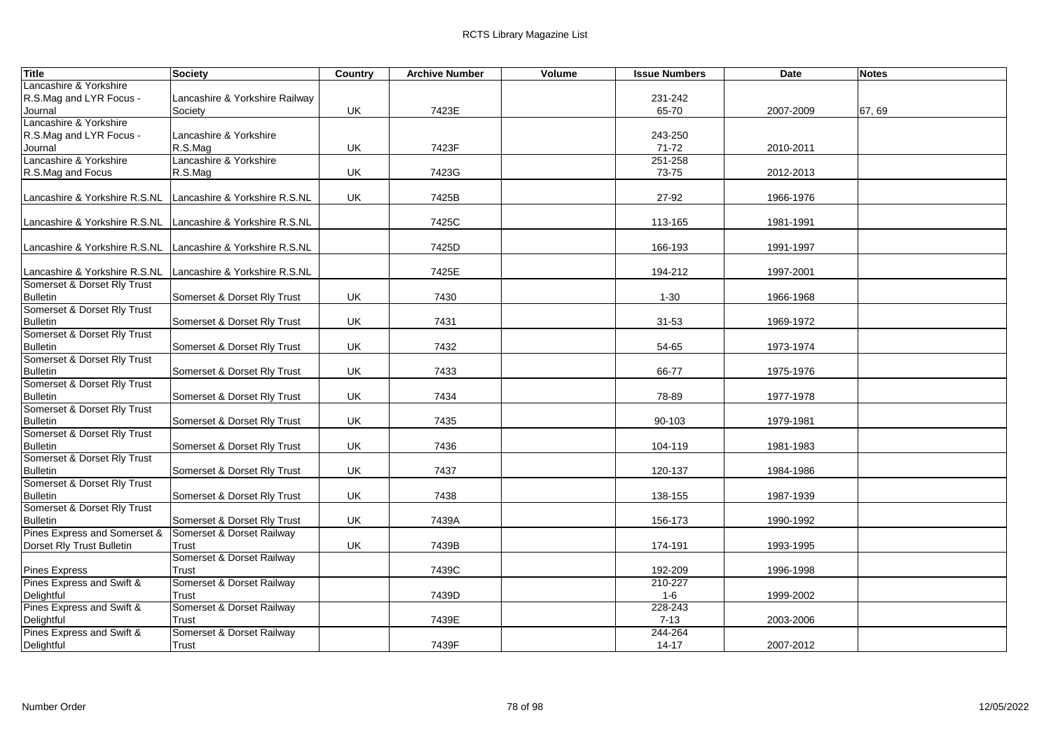| Title | Society | Country | Archive Number | Volume | Issue Numbers | Date | Notes |
|---|---|---|---|---|---|---|---|
| Lancashire & Yorkshire R.S.Mag and LYR Focus - Journal | Lancashire & Yorkshire Railway Society | UK | 7423E | | 231-242 65-70 | 2007-2009 | 67, 69 |
| Lancashire & Yorkshire R.S.Mag and LYR Focus - Journal | Lancashire & Yorkshire R.S.Mag | UK | 7423F | | 243-250 71-72 | 2010-2011 | |
| Lancashire & Yorkshire R.S.Mag and Focus | Lancashire & Yorkshire R.S.Mag | UK | 7423G | | 251-258 73-75 | 2012-2013 | |
| Lancashire & Yorkshire R.S.NL | Lancashire & Yorkshire R.S.NL | UK | 7425B | | 27-92 | 1966-1976 | |
| Lancashire & Yorkshire R.S.NL | Lancashire & Yorkshire R.S.NL | | 7425C | | 113-165 | 1981-1991 | |
| Lancashire & Yorkshire R.S.NL | Lancashire & Yorkshire R.S.NL | | 7425D | | 166-193 | 1991-1997 | |
| Lancashire & Yorkshire R.S.NL | Lancashire & Yorkshire R.S.NL | | 7425E | | 194-212 | 1997-2001 | |
| Somerset & Dorset Rly Trust Bulletin | Somerset & Dorset Rly Trust | UK | 7430 | | 1-30 | 1966-1968 | |
| Somerset & Dorset Rly Trust Bulletin | Somerset & Dorset Rly Trust | UK | 7431 | | 31-53 | 1969-1972 | |
| Somerset & Dorset Rly Trust Bulletin | Somerset & Dorset Rly Trust | UK | 7432 | | 54-65 | 1973-1974 | |
| Somerset & Dorset Rly Trust Bulletin | Somerset & Dorset Rly Trust | UK | 7433 | | 66-77 | 1975-1976 | |
| Somerset & Dorset Rly Trust Bulletin | Somerset & Dorset Rly Trust | UK | 7434 | | 78-89 | 1977-1978 | |
| Somerset & Dorset Rly Trust Bulletin | Somerset & Dorset Rly Trust | UK | 7435 | | 90-103 | 1979-1981 | |
| Somerset & Dorset Rly Trust Bulletin | Somerset & Dorset Rly Trust | UK | 7436 | | 104-119 | 1981-1983 | |
| Somerset & Dorset Rly Trust Bulletin | Somerset & Dorset Rly Trust | UK | 7437 | | 120-137 | 1984-1986 | |
| Somerset & Dorset Rly Trust Bulletin | Somerset & Dorset Rly Trust | UK | 7438 | | 138-155 | 1987-1939 | |
| Somerset & Dorset Rly Trust Bulletin | Somerset & Dorset Rly Trust | UK | 7439A | | 156-173 | 1990-1992 | |
| Pines Express and Somerset & Dorset Rly Trust Bulletin | Somerset & Dorset Railway Trust | UK | 7439B | | 174-191 | 1993-1995 | |
| Pines Express | Somerset & Dorset Railway Trust | | 7439C | | 192-209 | 1996-1998 | |
| Pines Express and Swift & Delightful | Somerset & Dorset Railway Trust | | 7439D | | 210-227 1-6 | 1999-2002 | |
| Pines Express and Swift & Delightful | Somerset & Dorset Railway Trust | | 7439E | | 228-243 7-13 | 2003-2006 | |
| Pines Express and Swift & Delightful | Somerset & Dorset Railway Trust | | 7439F | | 244-264 14-17 | 2007-2012 | |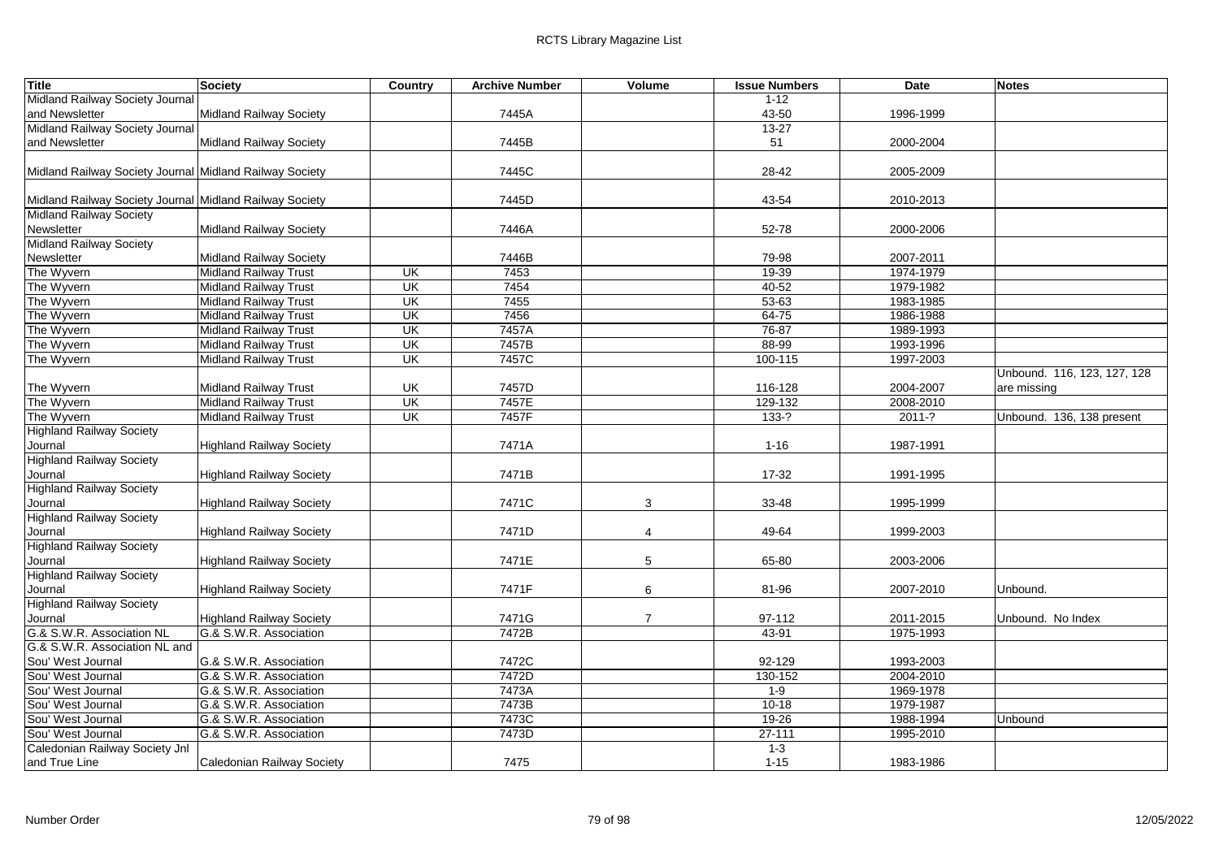| Title | Society | Country | Archive Number | Volume | Issue Numbers | Date | Notes |
|---|---|---|---|---|---|---|---|
| Midland Railway Society Journal and Newsletter | Midland Railway Society | | 7445A | | 1-12 43-50 | 1996-1999 | |
| Midland Railway Society Journal and Newsletter | Midland Railway Society | | 7445B | | 13-27 51 | 2000-2004 | |
| Midland Railway Society Journal | Midland Railway Society | | 7445C | | 28-42 | 2005-2009 | |
| Midland Railway Society Journal | Midland Railway Society | | 7445D | | 43-54 | 2010-2013 | |
| Midland Railway Society Newsletter | Midland Railway Society | | 7446A | | 52-78 | 2000-2006 | |
| Midland Railway Society Newsletter | Midland Railway Society | | 7446B | | 79-98 | 2007-2011 | |
| The Wyvern | Midland Railway Trust | UK | 7453 | | 19-39 | 1974-1979 | |
| The Wyvern | Midland Railway Trust | UK | 7454 | | 40-52 | 1979-1982 | |
| The Wyvern | Midland Railway Trust | UK | 7455 | | 53-63 | 1983-1985 | |
| The Wyvern | Midland Railway Trust | UK | 7456 | | 64-75 | 1986-1988 | |
| The Wyvern | Midland Railway Trust | UK | 7457A | | 76-87 | 1989-1993 | |
| The Wyvern | Midland Railway Trust | UK | 7457B | | 88-99 | 1993-1996 | |
| The Wyvern | Midland Railway Trust | UK | 7457C | | 100-115 | 1997-2003 | |
| The Wyvern | Midland Railway Trust | UK | 7457D | | 116-128 | 2004-2007 | Unbound. 116, 123, 127, 128 are missing |
| The Wyvern | Midland Railway Trust | UK | 7457E | | 129-132 | 2008-2010 | |
| The Wyvern | Midland Railway Trust | UK | 7457F | | 133-? | 2011-? | Unbound. 136, 138 present |
| Highland Railway Society Journal | Highland Railway Society | | 7471A | | 1-16 | 1987-1991 | |
| Highland Railway Society Journal | Highland Railway Society | | 7471B | | 17-32 | 1991-1995 | |
| Highland Railway Society Journal | Highland Railway Society | | 7471C | 3 | 33-48 | 1995-1999 | |
| Highland Railway Society Journal | Highland Railway Society | | 7471D | 4 | 49-64 | 1999-2003 | |
| Highland Railway Society Journal | Highland Railway Society | | 7471E | 5 | 65-80 | 2003-2006 | |
| Highland Railway Society Journal | Highland Railway Society | | 7471F | 6 | 81-96 | 2007-2010 | Unbound. |
| Highland Railway Society Journal | Highland Railway Society | | 7471G | 7 | 97-112 | 2011-2015 | Unbound. No Index |
| G.& S.W.R. Association NL | G.& S.W.R. Association | | 7472B | | 43-91 | 1975-1993 | |
| G.& S.W.R. Association NL and Sou' West Journal | G.& S.W.R. Association | | 7472C | | 92-129 | 1993-2003 | |
| Sou' West Journal | G.& S.W.R. Association | | 7472D | | 130-152 | 2004-2010 | |
| Sou' West Journal | G.& S.W.R. Association | | 7473A | | 1-9 | 1969-1978 | |
| Sou' West Journal | G.& S.W.R. Association | | 7473B | | 10-18 | 1979-1987 | |
| Sou' West Journal | G.& S.W.R. Association | | 7473C | | 19-26 | 1988-1994 | Unbound |
| Sou' West Journal | G.& S.W.R. Association | | 7473D | | 27-111 | 1995-2010 | |
| Caledonian Railway Society Jnl and True Line | Caledonian Railway Society | | 7475 | | 1-3 1-15 | 1983-1986 | |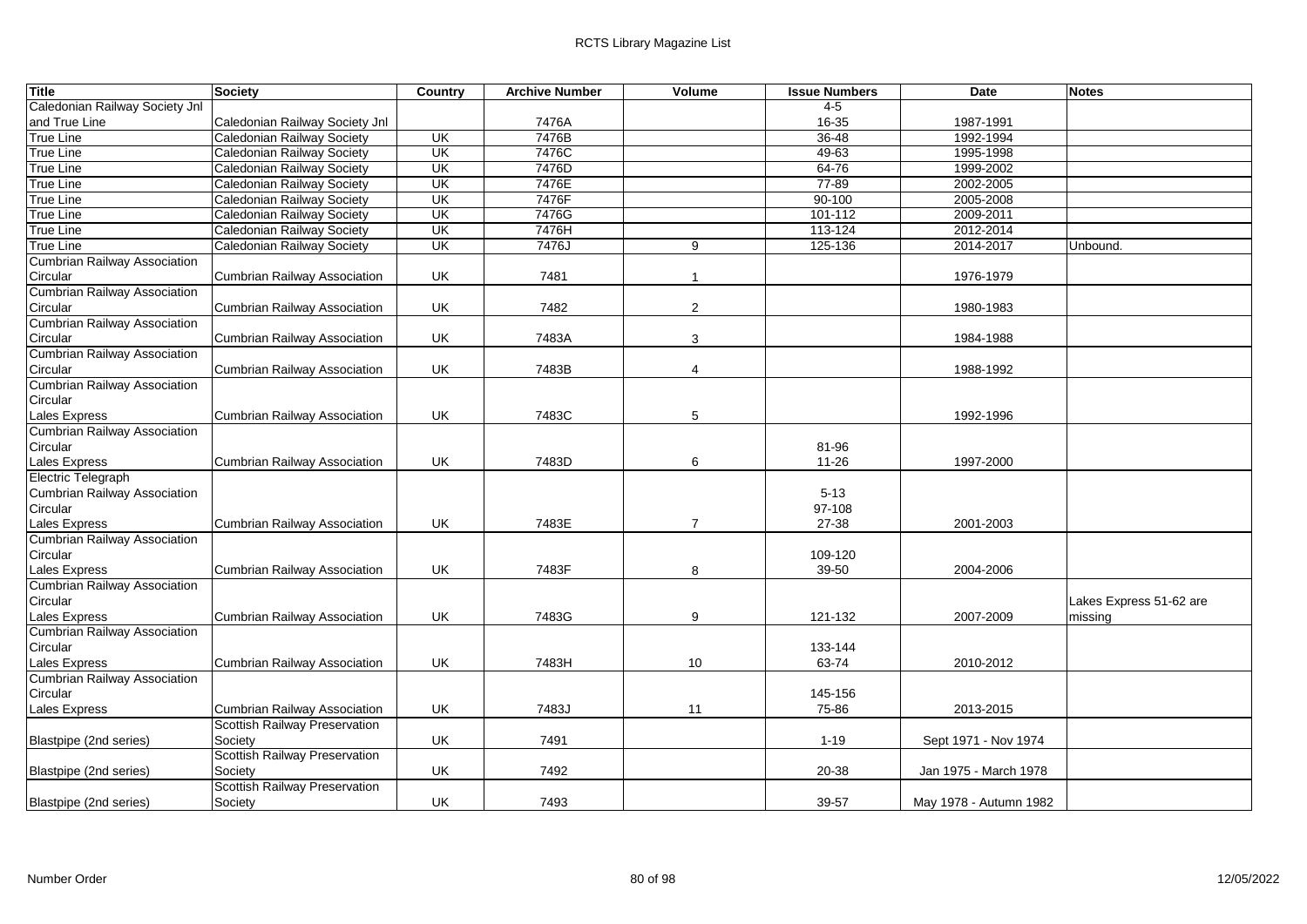| Title | Society | Country | Archive Number | Volume | Issue Numbers | Date | Notes |
|---|---|---|---|---|---|---|---|
| Caledonian Railway Society Jnl and True Line | Caledonian Railway Society Jnl | | 7476A | | 4-5 16-35 | 1987-1991 | |
| True Line | Caledonian Railway Society | UK | 7476B | | 36-48 | 1992-1994 | |
| True Line | Caledonian Railway Society | UK | 7476C | | 49-63 | 1995-1998 | |
| True Line | Caledonian Railway Society | UK | 7476D | | 64-76 | 1999-2002 | |
| True Line | Caledonian Railway Society | UK | 7476E | | 77-89 | 2002-2005 | |
| True Line | Caledonian Railway Society | UK | 7476F | | 90-100 | 2005-2008 | |
| True Line | Caledonian Railway Society | UK | 7476G | | 101-112 | 2009-2011 | |
| True Line | Caledonian Railway Society | UK | 7476H | | 113-124 | 2012-2014 | |
| True Line | Caledonian Railway Society | UK | 7476J | 9 | 125-136 | 2014-2017 | Unbound. |
| Cumbrian Railway Association Circular | Cumbrian Railway Association | UK | 7481 | 1 | | 1976-1979 | |
| Cumbrian Railway Association Circular | Cumbrian Railway Association | UK | 7482 | 2 | | 1980-1983 | |
| Cumbrian Railway Association Circular | Cumbrian Railway Association | UK | 7483A | 3 | | 1984-1988 | |
| Cumbrian Railway Association Circular | Cumbrian Railway Association | UK | 7483B | 4 | | 1988-1992 | |
| Cumbrian Railway Association Circular Lales Express | Cumbrian Railway Association | UK | 7483C | 5 | | 1992-1996 | |
| Cumbrian Railway Association Circular Lales Express | Cumbrian Railway Association | UK | 7483D | 6 | 81-96 11-26 | 1997-2000 | |
| Electric Telegraph Cumbrian Railway Association Circular Lales Express | Cumbrian Railway Association | UK | 7483E | 7 | 5-13 97-108 27-38 | 2001-2003 | |
| Cumbrian Railway Association Circular Lales Express | Cumbrian Railway Association | UK | 7483F | 8 | 109-120 39-50 | 2004-2006 | |
| Cumbrian Railway Association Circular Lales Express | Cumbrian Railway Association | UK | 7483G | 9 | 121-132 | 2007-2009 | Lakes Express 51-62 are missing |
| Cumbrian Railway Association Circular Lales Express | Cumbrian Railway Association | UK | 7483H | 10 | 133-144 63-74 | 2010-2012 | |
| Cumbrian Railway Association Circular Lales Express | Cumbrian Railway Association | UK | 7483J | 11 | 145-156 75-86 | 2013-2015 | |
| Blastpipe (2nd series) | Scottish Railway Preservation Society | UK | 7491 | | 1-19 | Sept 1971 - Nov 1974 | |
| Blastpipe (2nd series) | Scottish Railway Preservation Society | UK | 7492 | | 20-38 | Jan 1975 - March 1978 | |
| Blastpipe (2nd series) | Scottish Railway Preservation Society | UK | 7493 | | 39-57 | May 1978 - Autumn 1982 | |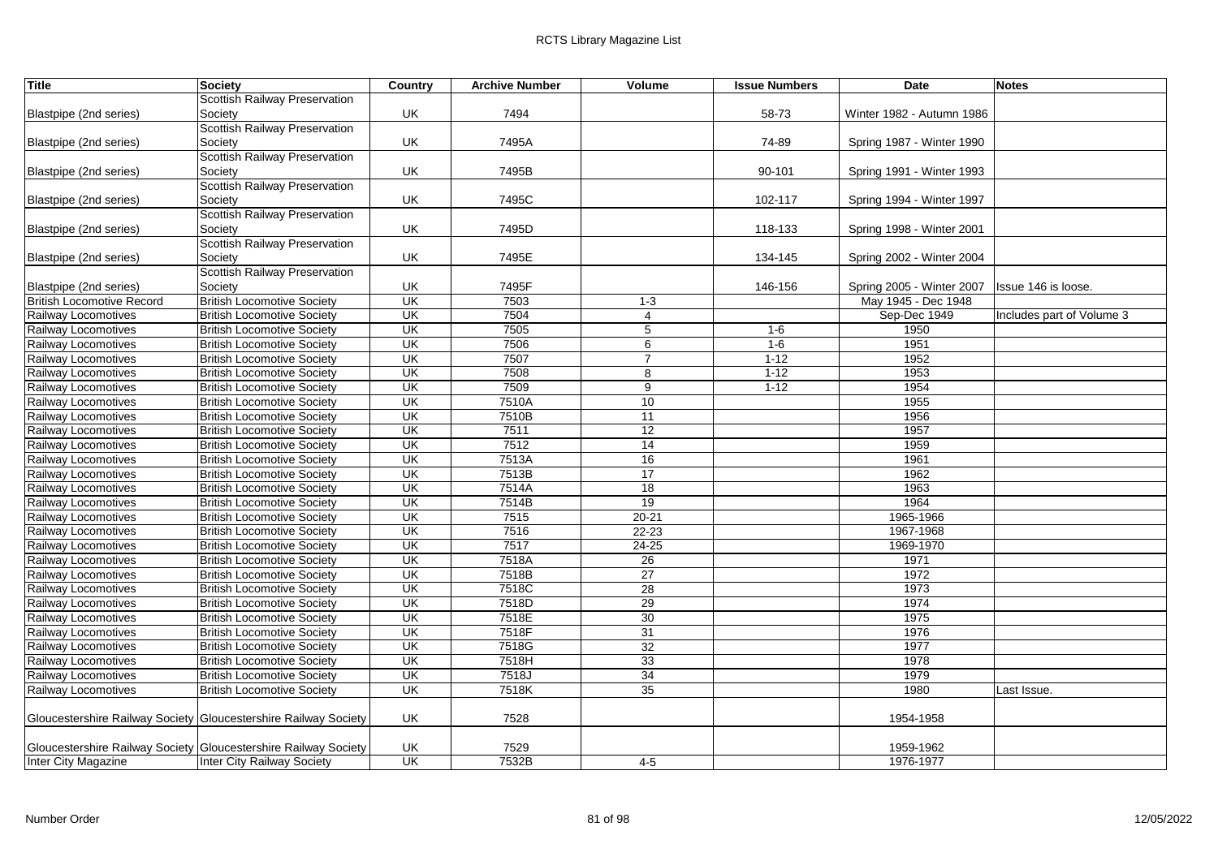| Title | Society | Country | Archive Number | Volume | Issue Numbers | Date | Notes |
|---|---|---|---|---|---|---|---|
| Blastpipe (2nd series) | Scottish Railway Preservation Society | UK | 7494 | | 58-73 | Winter 1982 - Autumn 1986 | |
| Blastpipe (2nd series) | Scottish Railway Preservation Society | UK | 7495A | | 74-89 | Spring 1987 - Winter 1990 | |
| Blastpipe (2nd series) | Scottish Railway Preservation Society | UK | 7495B | | 90-101 | Spring 1991 - Winter 1993 | |
| Blastpipe (2nd series) | Scottish Railway Preservation Society | UK | 7495C | | 102-117 | Spring 1994 - Winter 1997 | |
| Blastpipe (2nd series) | Scottish Railway Preservation Society | UK | 7495D | | 118-133 | Spring 1998 - Winter 2001 | |
| Blastpipe (2nd series) | Scottish Railway Preservation Society | UK | 7495E | | 134-145 | Spring 2002 - Winter 2004 | |
| Blastpipe (2nd series) | Scottish Railway Preservation Society | UK | 7495F | | 146-156 | Spring 2005 - Winter 2007 | Issue 146 is loose. |
| British Locomotive Record | British Locomotive Society | UK | 7503 | 1-3 | | May 1945 - Dec 1948 | |
| Railway Locomotives | British Locomotive Society | UK | 7504 | 4 | | Sep-Dec 1949 | Includes part of Volume 3 |
| Railway Locomotives | British Locomotive Society | UK | 7505 | 5 | 1-6 | 1950 | |
| Railway Locomotives | British Locomotive Society | UK | 7506 | 6 | 1-6 | 1951 | |
| Railway Locomotives | British Locomotive Society | UK | 7507 | 7 | 1-12 | 1952 | |
| Railway Locomotives | British Locomotive Society | UK | 7508 | 8 | 1-12 | 1953 | |
| Railway Locomotives | British Locomotive Society | UK | 7509 | 9 | 1-12 | 1954 | |
| Railway Locomotives | British Locomotive Society | UK | 7510A | 10 | | 1955 | |
| Railway Locomotives | British Locomotive Society | UK | 7510B | 11 | | 1956 | |
| Railway Locomotives | British Locomotive Society | UK | 7511 | 12 | | 1957 | |
| Railway Locomotives | British Locomotive Society | UK | 7512 | 14 | | 1959 | |
| Railway Locomotives | British Locomotive Society | UK | 7513A | 16 | | 1961 | |
| Railway Locomotives | British Locomotive Society | UK | 7513B | 17 | | 1962 | |
| Railway Locomotives | British Locomotive Society | UK | 7514A | 18 | | 1963 | |
| Railway Locomotives | British Locomotive Society | UK | 7514B | 19 | | 1964 | |
| Railway Locomotives | British Locomotive Society | UK | 7515 | 20-21 | | 1965-1966 | |
| Railway Locomotives | British Locomotive Society | UK | 7516 | 22-23 | | 1967-1968 | |
| Railway Locomotives | British Locomotive Society | UK | 7517 | 24-25 | | 1969-1970 | |
| Railway Locomotives | British Locomotive Society | UK | 7518A | 26 | | 1971 | |
| Railway Locomotives | British Locomotive Society | UK | 7518B | 27 | | 1972 | |
| Railway Locomotives | British Locomotive Society | UK | 7518C | 28 | | 1973 | |
| Railway Locomotives | British Locomotive Society | UK | 7518D | 29 | | 1974 | |
| Railway Locomotives | British Locomotive Society | UK | 7518E | 30 | | 1975 | |
| Railway Locomotives | British Locomotive Society | UK | 7518F | 31 | | 1976 | |
| Railway Locomotives | British Locomotive Society | UK | 7518G | 32 | | 1977 | |
| Railway Locomotives | British Locomotive Society | UK | 7518H | 33 | | 1978 | |
| Railway Locomotives | British Locomotive Society | UK | 7518J | 34 | | 1979 | |
| Railway Locomotives | British Locomotive Society | UK | 7518K | 35 | | 1980 | Last Issue. |
| Gloucestershire Railway Society | Gloucestershire Railway Society | UK | 7528 | | | 1954-1958 | |
| Gloucestershire Railway Society | Gloucestershire Railway Society | UK | 7529 | | | 1959-1962 | |
| Inter City Magazine | Inter City Railway Society | UK | 7532B | 4-5 | | 1976-1977 | |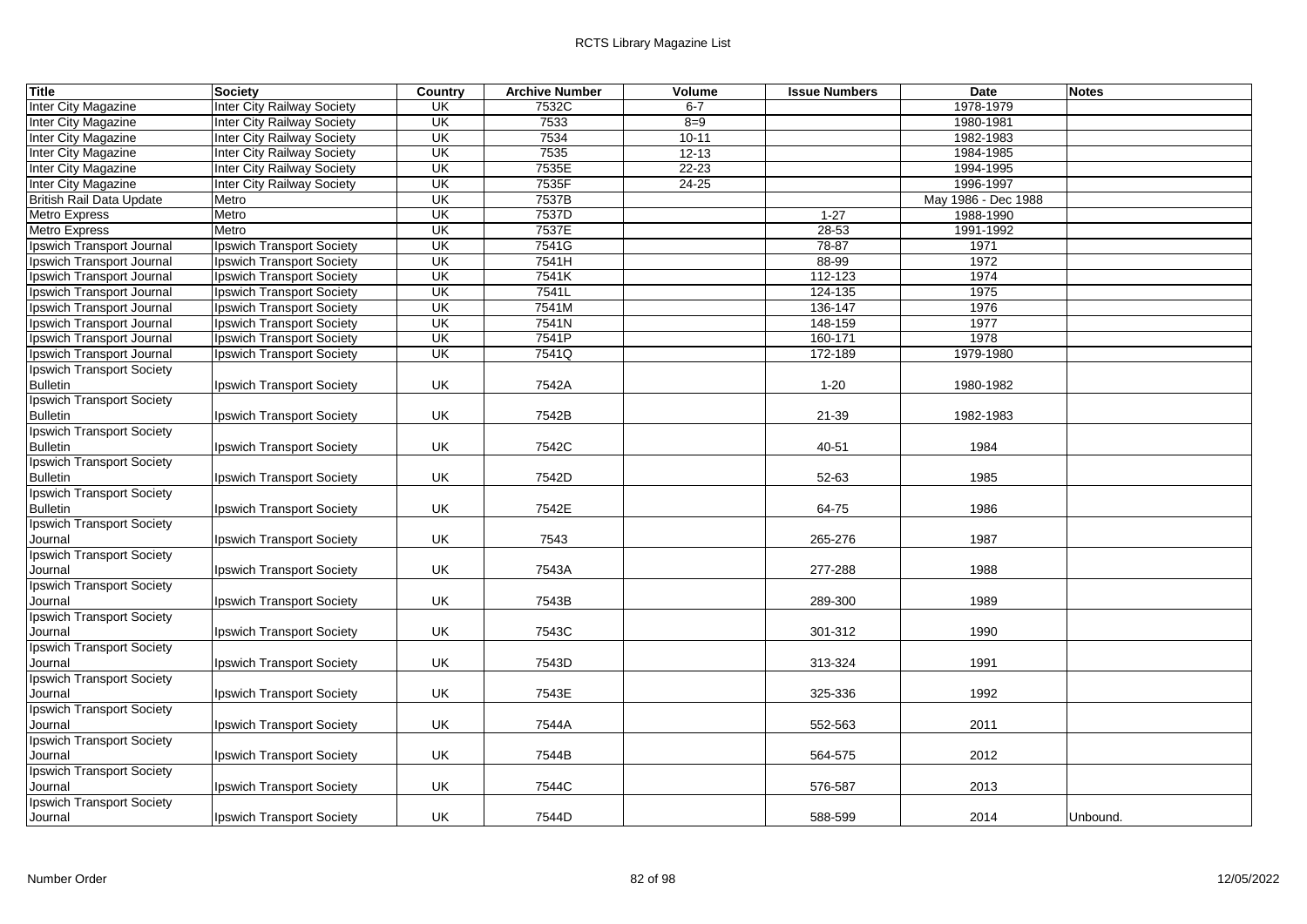| Title | Society | Country | Archive Number | Volume | Issue Numbers | Date | Notes |
|---|---|---|---|---|---|---|---|
| Inter City Magazine | Inter City Railway Society | UK | 7532C | 6-7 | | 1978-1979 | |
| Inter City Magazine | Inter City Railway Society | UK | 7533 | 8=9 | | 1980-1981 | |
| Inter City Magazine | Inter City Railway Society | UK | 7534 | 10-11 | | 1982-1983 | |
| Inter City Magazine | Inter City Railway Society | UK | 7535 | 12-13 | | 1984-1985 | |
| Inter City Magazine | Inter City Railway Society | UK | 7535E | 22-23 | | 1994-1995 | |
| Inter City Magazine | Inter City Railway Society | UK | 7535F | 24-25 | | 1996-1997 | |
| British Rail Data Update | Metro | UK | 7537B | | | May 1986 - Dec 1988 | |
| Metro Express | Metro | UK | 7537D | | 1-27 | 1988-1990 | |
| Metro Express | Metro | UK | 7537E | | 28-53 | 1991-1992 | |
| Ipswich Transport Journal | Ipswich Transport Society | UK | 7541G | | 78-87 | 1971 | |
| Ipswich Transport Journal | Ipswich Transport Society | UK | 7541H | | 88-99 | 1972 | |
| Ipswich Transport Journal | Ipswich Transport Society | UK | 7541K | | 112-123 | 1974 | |
| Ipswich Transport Journal | Ipswich Transport Society | UK | 7541L | | 124-135 | 1975 | |
| Ipswich Transport Journal | Ipswich Transport Society | UK | 7541M | | 136-147 | 1976 | |
| Ipswich Transport Journal | Ipswich Transport Society | UK | 7541N | | 148-159 | 1977 | |
| Ipswich Transport Journal | Ipswich Transport Society | UK | 7541P | | 160-171 | 1978 | |
| Ipswich Transport Journal | Ipswich Transport Society | UK | 7541Q | | 172-189 | 1979-1980 | |
| Ipswich Transport Society Bulletin | Ipswich Transport Society | UK | 7542A | | 1-20 | 1980-1982 | |
| Ipswich Transport Society Bulletin | Ipswich Transport Society | UK | 7542B | | 21-39 | 1982-1983 | |
| Ipswich Transport Society Bulletin | Ipswich Transport Society | UK | 7542C | | 40-51 | 1984 | |
| Ipswich Transport Society Bulletin | Ipswich Transport Society | UK | 7542D | | 52-63 | 1985 | |
| Ipswich Transport Society Bulletin | Ipswich Transport Society | UK | 7542E | | 64-75 | 1986 | |
| Ipswich Transport Society Journal | Ipswich Transport Society | UK | 7543 | | 265-276 | 1987 | |
| Ipswich Transport Society Journal | Ipswich Transport Society | UK | 7543A | | 277-288 | 1988 | |
| Ipswich Transport Society Journal | Ipswich Transport Society | UK | 7543B | | 289-300 | 1989 | |
| Ipswich Transport Society Journal | Ipswich Transport Society | UK | 7543C | | 301-312 | 1990 | |
| Ipswich Transport Society Journal | Ipswich Transport Society | UK | 7543D | | 313-324 | 1991 | |
| Ipswich Transport Society Journal | Ipswich Transport Society | UK | 7543E | | 325-336 | 1992 | |
| Ipswich Transport Society Journal | Ipswich Transport Society | UK | 7544A | | 552-563 | 2011 | |
| Ipswich Transport Society Journal | Ipswich Transport Society | UK | 7544B | | 564-575 | 2012 | |
| Ipswich Transport Society Journal | Ipswich Transport Society | UK | 7544C | | 576-587 | 2013 | |
| Ipswich Transport Society Journal | Ipswich Transport Society | UK | 7544D | | 588-599 | 2014 | Unbound. |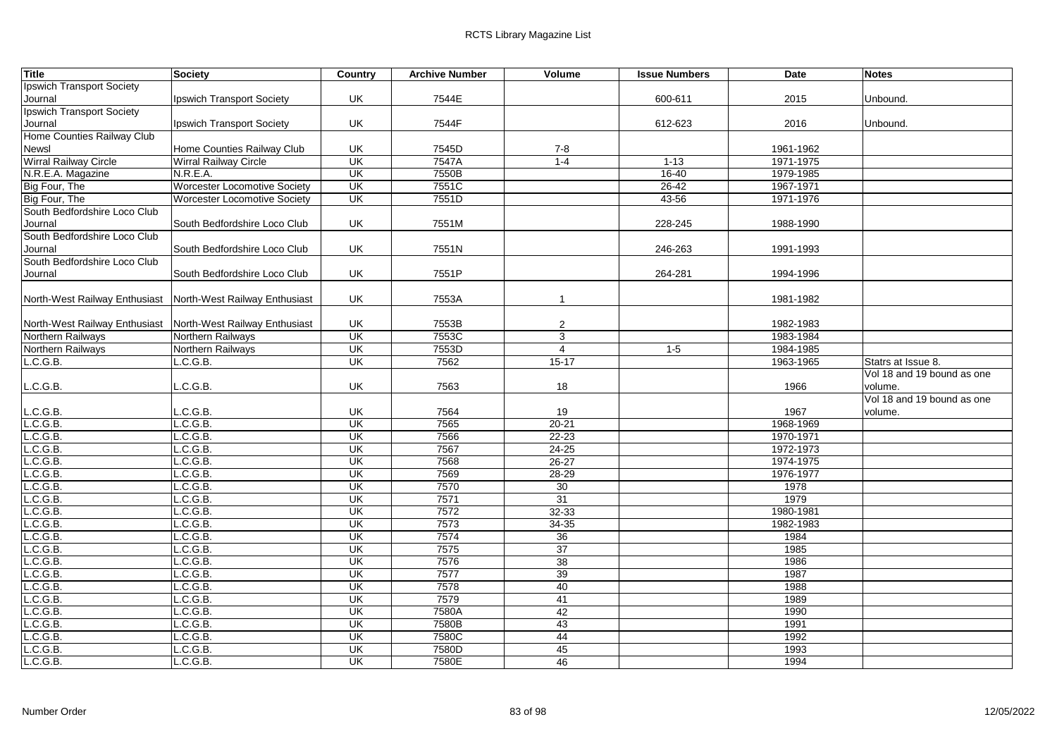| Title | Society | Country | Archive Number | Volume | Issue Numbers | Date | Notes |
|---|---|---|---|---|---|---|---|
| Ipswich Transport Society Journal | Ipswich Transport Society | UK | 7544E | | 600-611 | 2015 | Unbound. |
| Ipswich Transport Society Journal | Ipswich Transport Society | UK | 7544F | | 612-623 | 2016 | Unbound. |
| Home Counties Railway Club Newsl | Home Counties Railway Club | UK | 7545D | 7-8 | | 1961-1962 | |
| Wirral Railway Circle | Wirral Railway Circle | UK | 7547A | 1-4 | 1-13 | 1971-1975 | |
| N.R.E.A. Magazine | N.R.E.A. | UK | 7550B | | 16-40 | 1979-1985 | |
| Big Four, The | Worcester Locomotive Society | UK | 7551C | | 26-42 | 1967-1971 | |
| Big Four, The | Worcester Locomotive Society | UK | 7551D | | 43-56 | 1971-1976 | |
| South Bedfordshire Loco Club Journal | South Bedfordshire Loco Club | UK | 7551M | | 228-245 | 1988-1990 | |
| South Bedfordshire Loco Club Journal | South Bedfordshire Loco Club | UK | 7551N | | 246-263 | 1991-1993 | |
| South Bedfordshire Loco Club Journal | South Bedfordshire Loco Club | UK | 7551P | | 264-281 | 1994-1996 | |
| North-West Railway Enthusiast | North-West Railway Enthusiast | UK | 7553A | 1 | | 1981-1982 | |
| North-West Railway Enthusiast | North-West Railway Enthusiast | UK | 7553B | 2 | | 1982-1983 | |
| Northern Railways | Northern Railways | UK | 7553C | 3 | | 1983-1984 | |
| Northern Railways | Northern Railways | UK | 7553D | 4 | 1-5 | 1984-1985 | |
| L.C.G.B. | L.C.G.B. | UK | 7562 | 15-17 | | 1963-1965 | Statrs at Issue 8. |
| L.C.G.B. | L.C.G.B. | UK | 7563 | 18 | | 1966 | Vol 18 and 19 bound as one volume. |
| L.C.G.B. | L.C.G.B. | UK | 7564 | 19 | | 1967 | Vol 18 and 19 bound as one volume. |
| L.C.G.B. | L.C.G.B. | UK | 7565 | 20-21 | | 1968-1969 | |
| L.C.G.B. | L.C.G.B. | UK | 7566 | 22-23 | | 1970-1971 | |
| L.C.G.B. | L.C.G.B. | UK | 7567 | 24-25 | | 1972-1973 | |
| L.C.G.B. | L.C.G.B. | UK | 7568 | 26-27 | | 1974-1975 | |
| L.C.G.B. | L.C.G.B. | UK | 7569 | 28-29 | | 1976-1977 | |
| L.C.G.B. | L.C.G.B. | UK | 7570 | 30 | | 1978 | |
| L.C.G.B. | L.C.G.B. | UK | 7571 | 31 | | 1979 | |
| L.C.G.B. | L.C.G.B. | UK | 7572 | 32-33 | | 1980-1981 | |
| L.C.G.B. | L.C.G.B. | UK | 7573 | 34-35 | | 1982-1983 | |
| L.C.G.B. | L.C.G.B. | UK | 7574 | 36 | | 1984 | |
| L.C.G.B. | L.C.G.B. | UK | 7575 | 37 | | 1985 | |
| L.C.G.B. | L.C.G.B. | UK | 7576 | 38 | | 1986 | |
| L.C.G.B. | L.C.G.B. | UK | 7577 | 39 | | 1987 | |
| L.C.G.B. | L.C.G.B. | UK | 7578 | 40 | | 1988 | |
| L.C.G.B. | L.C.G.B. | UK | 7579 | 41 | | 1989 | |
| L.C.G.B. | L.C.G.B. | UK | 7580A | 42 | | 1990 | |
| L.C.G.B. | L.C.G.B. | UK | 7580B | 43 | | 1991 | |
| L.C.G.B. | L.C.G.B. | UK | 7580C | 44 | | 1992 | |
| L.C.G.B. | L.C.G.B. | UK | 7580D | 45 | | 1993 | |
| L.C.G.B. | L.C.G.B. | UK | 7580E | 46 | | 1994 | |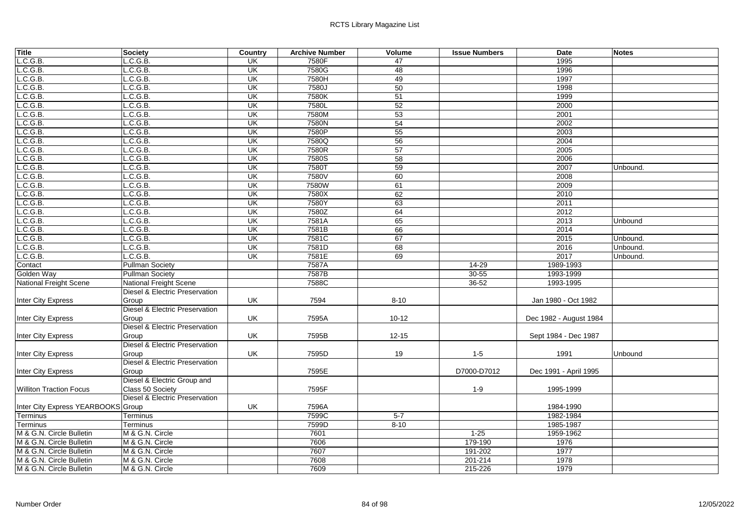| Title | Society | Country | Archive Number | Volume | Issue Numbers | Date | Notes |
|---|---|---|---|---|---|---|---|
| L.C.G.B. | L.C.G.B. | UK | 7580F | 47 | | 1995 | |
| L.C.G.B. | L.C.G.B. | UK | 7580G | 48 | | 1996 | |
| L.C.G.B. | L.C.G.B. | UK | 7580H | 49 | | 1997 | |
| L.C.G.B. | L.C.G.B. | UK | 7580J | 50 | | 1998 | |
| L.C.G.B. | L.C.G.B. | UK | 7580K | 51 | | 1999 | |
| L.C.G.B. | L.C.G.B. | UK | 7580L | 52 | | 2000 | |
| L.C.G.B. | L.C.G.B. | UK | 7580M | 53 | | 2001 | |
| L.C.G.B. | L.C.G.B. | UK | 7580N | 54 | | 2002 | |
| L.C.G.B. | L.C.G.B. | UK | 7580P | 55 | | 2003 | |
| L.C.G.B. | L.C.G.B. | UK | 7580Q | 56 | | 2004 | |
| L.C.G.B. | L.C.G.B. | UK | 7580R | 57 | | 2005 | |
| L.C.G.B. | L.C.G.B. | UK | 7580S | 58 | | 2006 | |
| L.C.G.B. | L.C.G.B. | UK | 7580T | 59 | | 2007 | Unbound. |
| L.C.G.B. | L.C.G.B. | UK | 7580V | 60 | | 2008 | |
| L.C.G.B. | L.C.G.B. | UK | 7580W | 61 | | 2009 | |
| L.C.G.B. | L.C.G.B. | UK | 7580X | 62 | | 2010 | |
| L.C.G.B. | L.C.G.B. | UK | 7580Y | 63 | | 2011 | |
| L.C.G.B. | L.C.G.B. | UK | 7580Z | 64 | | 2012 | |
| L.C.G.B. | L.C.G.B. | UK | 7581A | 65 | | 2013 | Unbound |
| L.C.G.B. | L.C.G.B. | UK | 7581B | 66 | | 2014 | |
| L.C.G.B. | L.C.G.B. | UK | 7581C | 67 | | 2015 | Unbound. |
| L.C.G.B. | L.C.G.B. | UK | 7581D | 68 | | 2016 | Unbound. |
| L.C.G.B. | L.C.G.B. | UK | 7581E | 69 | | 2017 | Unbound. |
| Contact | Pullman Society | | 7587A | | 14-29 | 1989-1993 | |
| Golden Way | Pullman Society | | 7587B | | 30-55 | 1993-1999 | |
| National Freight Scene | National Freight Scene | | 7588C | | 36-52 | 1993-1995 | |
| Inter City Express | Diesel & Electric Preservation Group | UK | 7594 | 8-10 | | Jan 1980 - Oct 1982 | |
| Inter City Express | Diesel & Electric Preservation Group | UK | 7595A | 10-12 | | Dec 1982 - August 1984 | |
| Inter City Express | Diesel & Electric Preservation Group | UK | 7595B | 12-15 | | Sept 1984 - Dec 1987 | |
| Inter City Express | Diesel & Electric Preservation Group | UK | 7595D | 19 | 1-5 | 1991 | Unbound |
| Inter City Express | Diesel & Electric Preservation Group | | 7595E | | D7000-D7012 | Dec 1991 - April 1995 | |
| Williton Traction Focus | Diesel & Electric Group and Class 50 Society | | 7595F | | 1-9 | 1995-1999 | |
| Inter City Express YEARBOOKS | Diesel & Electric Preservation Group | UK | 7596A | | | 1984-1990 | |
| Terminus | Terminus | | 7599C | 5-7 | | 1982-1984 | |
| Terminus | Terminus | | 7599D | 8-10 | | 1985-1987 | |
| M & G.N. Circle Bulletin | M & G.N. Circle | | 7601 | | 1-25 | 1959-1962 | |
| M & G.N. Circle Bulletin | M & G.N. Circle | | 7606 | | 179-190 | 1976 | |
| M & G.N. Circle Bulletin | M & G.N. Circle | | 7607 | | 191-202 | 1977 | |
| M & G.N. Circle Bulletin | M & G.N. Circle | | 7608 | | 201-214 | 1978 | |
| M & G.N. Circle Bulletin | M & G.N. Circle | | 7609 | | 215-226 | 1979 | |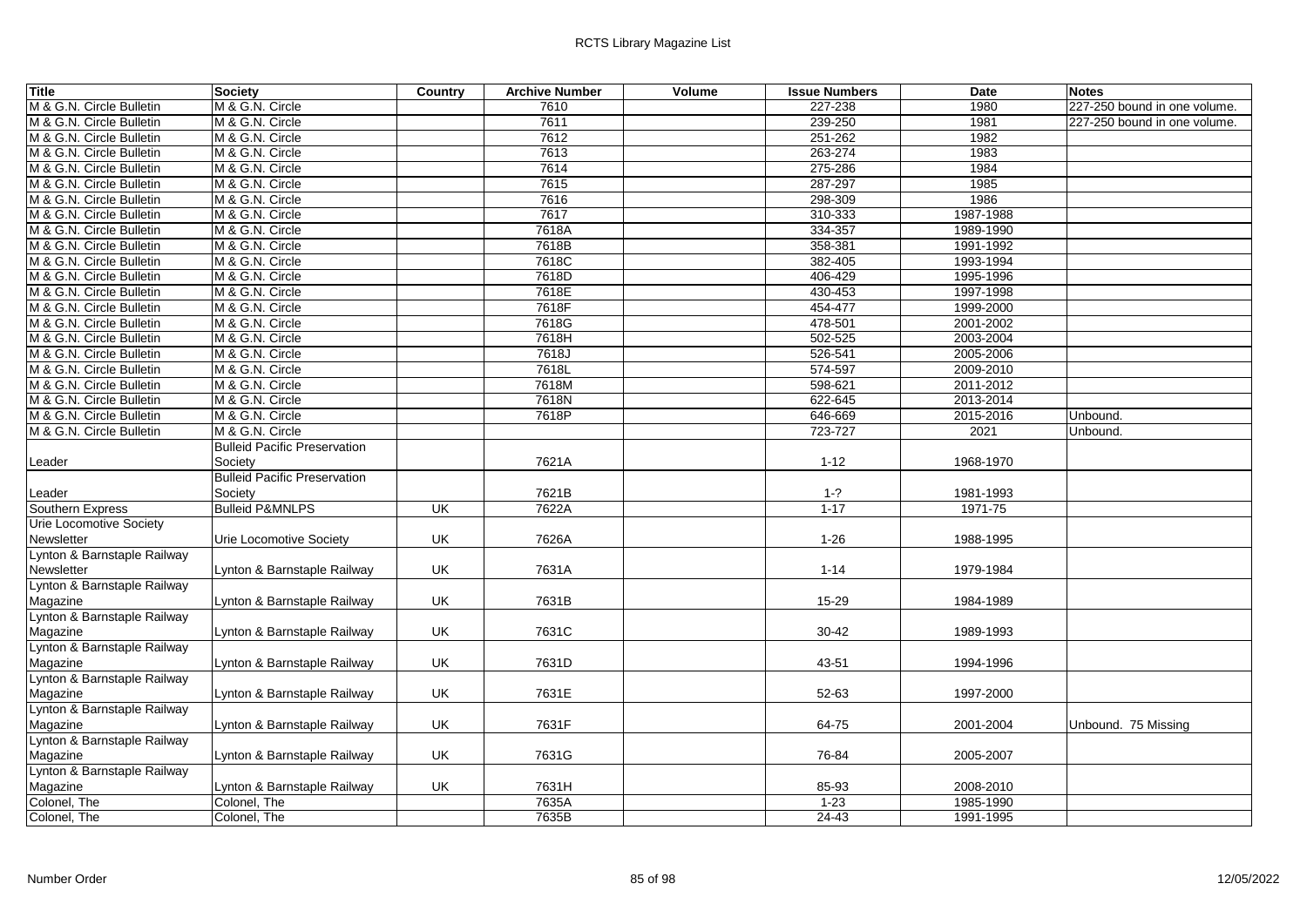| Title | Society | Country | Archive Number | Volume | Issue Numbers | Date | Notes |
|---|---|---|---|---|---|---|---|
| M & G.N. Circle Bulletin | M & G.N. Circle | | 7610 | | 227-238 | 1980 | 227-250 bound in one volume. |
| M & G.N. Circle Bulletin | M & G.N. Circle | | 7611 | | 239-250 | 1981 | 227-250 bound in one volume. |
| M & G.N. Circle Bulletin | M & G.N. Circle | | 7612 | | 251-262 | 1982 | |
| M & G.N. Circle Bulletin | M & G.N. Circle | | 7613 | | 263-274 | 1983 | |
| M & G.N. Circle Bulletin | M & G.N. Circle | | 7614 | | 275-286 | 1984 | |
| M & G.N. Circle Bulletin | M & G.N. Circle | | 7615 | | 287-297 | 1985 | |
| M & G.N. Circle Bulletin | M & G.N. Circle | | 7616 | | 298-309 | 1986 | |
| M & G.N. Circle Bulletin | M & G.N. Circle | | 7617 | | 310-333 | 1987-1988 | |
| M & G.N. Circle Bulletin | M & G.N. Circle | | 7618A | | 334-357 | 1989-1990 | |
| M & G.N. Circle Bulletin | M & G.N. Circle | | 7618B | | 358-381 | 1991-1992 | |
| M & G.N. Circle Bulletin | M & G.N. Circle | | 7618C | | 382-405 | 1993-1994 | |
| M & G.N. Circle Bulletin | M & G.N. Circle | | 7618D | | 406-429 | 1995-1996 | |
| M & G.N. Circle Bulletin | M & G.N. Circle | | 7618E | | 430-453 | 1997-1998 | |
| M & G.N. Circle Bulletin | M & G.N. Circle | | 7618F | | 454-477 | 1999-2000 | |
| M & G.N. Circle Bulletin | M & G.N. Circle | | 7618G | | 478-501 | 2001-2002 | |
| M & G.N. Circle Bulletin | M & G.N. Circle | | 7618H | | 502-525 | 2003-2004 | |
| M & G.N. Circle Bulletin | M & G.N. Circle | | 7618J | | 526-541 | 2005-2006 | |
| M & G.N. Circle Bulletin | M & G.N. Circle | | 7618L | | 574-597 | 2009-2010 | |
| M & G.N. Circle Bulletin | M & G.N. Circle | | 7618M | | 598-621 | 2011-2012 | |
| M & G.N. Circle Bulletin | M & G.N. Circle | | 7618N | | 622-645 | 2013-2014 | |
| M & G.N. Circle Bulletin | M & G.N. Circle | | 7618P | | 646-669 | 2015-2016 | Unbound. |
| M & G.N. Circle Bulletin | M & G.N. Circle | | | | 723-727 | 2021 | Unbound. |
| Leader | Bulleid Pacific Preservation Society | | 7621A | | 1-12 | 1968-1970 | |
| Leader | Bulleid Pacific Preservation Society | | 7621B | | 1-? | 1981-1993 | |
| Southern Express | Bulleid P&MNLPS | UK | 7622A | | 1-17 | 1971-75 | |
| Urie Locomotive Society Newsletter | Urie Locomotive Society | UK | 7626A | | 1-26 | 1988-1995 | |
| Lynton & Barnstaple Railway Newsletter | Lynton & Barnstaple Railway | UK | 7631A | | 1-14 | 1979-1984 | |
| Lynton & Barnstaple Railway Magazine | Lynton & Barnstaple Railway | UK | 7631B | | 15-29 | 1984-1989 | |
| Lynton & Barnstaple Railway Magazine | Lynton & Barnstaple Railway | UK | 7631C | | 30-42 | 1989-1993 | |
| Lynton & Barnstaple Railway Magazine | Lynton & Barnstaple Railway | UK | 7631D | | 43-51 | 1994-1996 | |
| Lynton & Barnstaple Railway Magazine | Lynton & Barnstaple Railway | UK | 7631E | | 52-63 | 1997-2000 | |
| Lynton & Barnstaple Railway Magazine | Lynton & Barnstaple Railway | UK | 7631F | | 64-75 | 2001-2004 | Unbound. 75 Missing |
| Lynton & Barnstaple Railway Magazine | Lynton & Barnstaple Railway | UK | 7631G | | 76-84 | 2005-2007 | |
| Lynton & Barnstaple Railway Magazine | Lynton & Barnstaple Railway | UK | 7631H | | 85-93 | 2008-2010 | |
| Colonel, The | Colonel, The | | 7635A | | 1-23 | 1985-1990 | |
| Colonel, The | Colonel, The | | 7635B | | 24-43 | 1991-1995 | |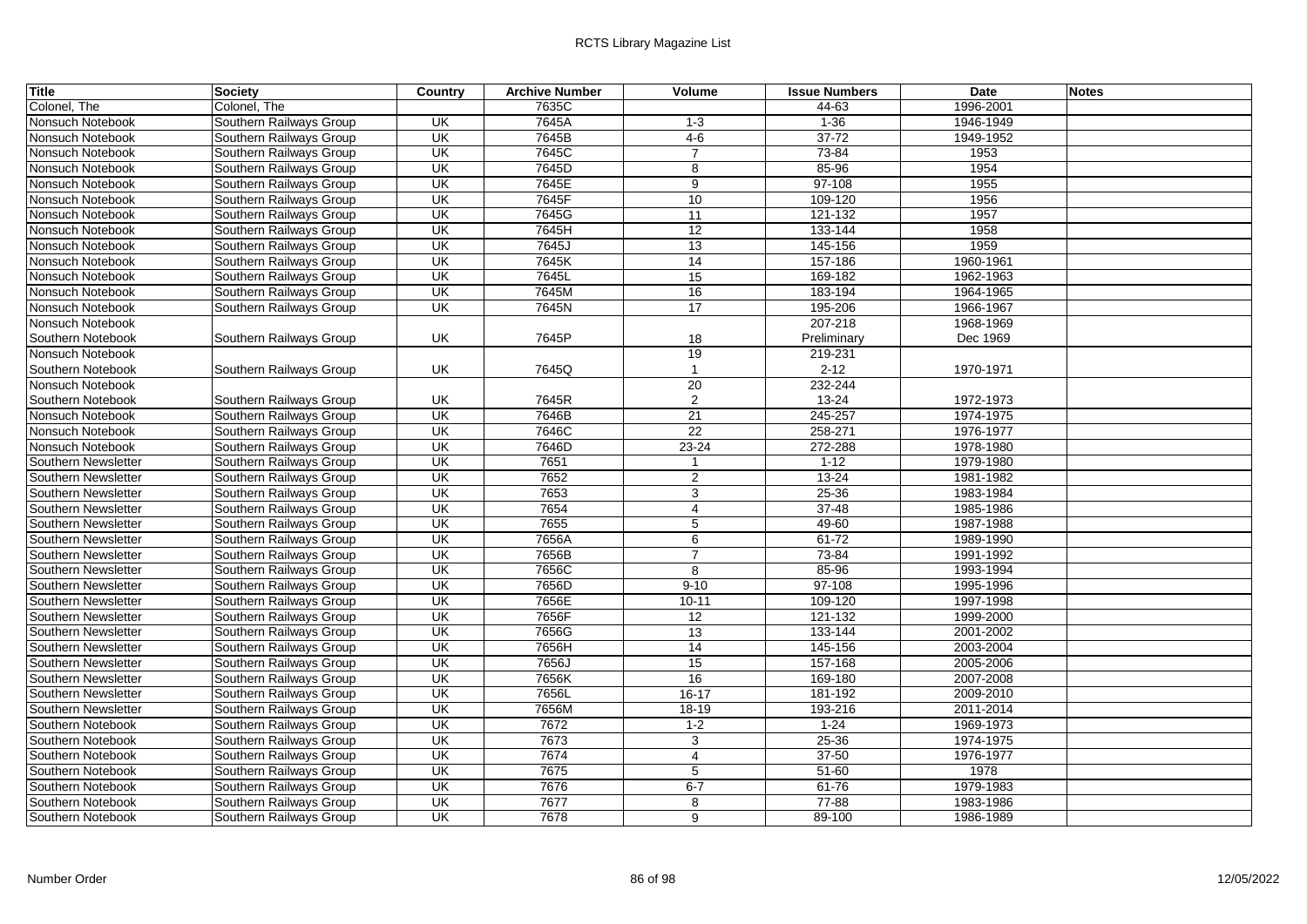| Title | Society | Country | Archive Number | Volume | Issue Numbers | Date | Notes |
|---|---|---|---|---|---|---|---|
| Colonel, The | Colonel, The | | 7635C | | 44-63 | 1996-2001 | |
| Nonsuch Notebook | Southern Railways Group | UK | 7645A | 1-3 | 1-36 | 1946-1949 | |
| Nonsuch Notebook | Southern Railways Group | UK | 7645B | 4-6 | 37-72 | 1949-1952 | |
| Nonsuch Notebook | Southern Railways Group | UK | 7645C | 7 | 73-84 | 1953 | |
| Nonsuch Notebook | Southern Railways Group | UK | 7645D | 8 | 85-96 | 1954 | |
| Nonsuch Notebook | Southern Railways Group | UK | 7645E | 9 | 97-108 | 1955 | |
| Nonsuch Notebook | Southern Railways Group | UK | 7645F | 10 | 109-120 | 1956 | |
| Nonsuch Notebook | Southern Railways Group | UK | 7645G | 11 | 121-132 | 1957 | |
| Nonsuch Notebook | Southern Railways Group | UK | 7645H | 12 | 133-144 | 1958 | |
| Nonsuch Notebook | Southern Railways Group | UK | 7645J | 13 | 145-156 | 1959 | |
| Nonsuch Notebook | Southern Railways Group | UK | 7645K | 14 | 157-186 | 1960-1961 | |
| Nonsuch Notebook | Southern Railways Group | UK | 7645L | 15 | 169-182 | 1962-1963 | |
| Nonsuch Notebook | Southern Railways Group | UK | 7645M | 16 | 183-194 | 1964-1965 | |
| Nonsuch Notebook | Southern Railways Group | UK | 7645N | 17 | 195-206 | 1966-1967 | |
| Nonsuch Notebook<br>Southern Notebook | Southern Railways Group | UK | 7645P | 18 | 207-218<br>Preliminary | 1968-1969<br>Dec 1969 | |
| Nonsuch Notebook<br>Southern Notebook | Southern Railways Group | UK | 7645Q | 19<br>1 | 219-231<br>2-12 | 1970-1971 | |
| Nonsuch Notebook<br>Southern Notebook | Southern Railways Group | UK | 7645R | 20<br>2 | 232-244<br>13-24 | 1972-1973 | |
| Nonsuch Notebook | Southern Railways Group | UK | 7646B | 21 | 245-257 | 1974-1975 | |
| Nonsuch Notebook | Southern Railways Group | UK | 7646C | 22 | 258-271 | 1976-1977 | |
| Nonsuch Notebook | Southern Railways Group | UK | 7646D | 23-24 | 272-288 | 1978-1980 | |
| Southern Newsletter | Southern Railways Group | UK | 7651 | 1 | 1-12 | 1979-1980 | |
| Southern Newsletter | Southern Railways Group | UK | 7652 | 2 | 13-24 | 1981-1982 | |
| Southern Newsletter | Southern Railways Group | UK | 7653 | 3 | 25-36 | 1983-1984 | |
| Southern Newsletter | Southern Railways Group | UK | 7654 | 4 | 37-48 | 1985-1986 | |
| Southern Newsletter | Southern Railways Group | UK | 7655 | 5 | 49-60 | 1987-1988 | |
| Southern Newsletter | Southern Railways Group | UK | 7656A | 6 | 61-72 | 1989-1990 | |
| Southern Newsletter | Southern Railways Group | UK | 7656B | 7 | 73-84 | 1991-1992 | |
| Southern Newsletter | Southern Railways Group | UK | 7656C | 8 | 85-96 | 1993-1994 | |
| Southern Newsletter | Southern Railways Group | UK | 7656D | 9-10 | 97-108 | 1995-1996 | |
| Southern Newsletter | Southern Railways Group | UK | 7656E | 10-11 | 109-120 | 1997-1998 | |
| Southern Newsletter | Southern Railways Group | UK | 7656F | 12 | 121-132 | 1999-2000 | |
| Southern Newsletter | Southern Railways Group | UK | 7656G | 13 | 133-144 | 2001-2002 | |
| Southern Newsletter | Southern Railways Group | UK | 7656H | 14 | 145-156 | 2003-2004 | |
| Southern Newsletter | Southern Railways Group | UK | 7656J | 15 | 157-168 | 2005-2006 | |
| Southern Newsletter | Southern Railways Group | UK | 7656K | 16 | 169-180 | 2007-2008 | |
| Southern Newsletter | Southern Railways Group | UK | 7656L | 16-17 | 181-192 | 2009-2010 | |
| Southern Newsletter | Southern Railways Group | UK | 7656M | 18-19 | 193-216 | 2011-2014 | |
| Southern Notebook | Southern Railways Group | UK | 7672 | 1-2 | 1-24 | 1969-1973 | |
| Southern Notebook | Southern Railways Group | UK | 7673 | 3 | 25-36 | 1974-1975 | |
| Southern Notebook | Southern Railways Group | UK | 7674 | 4 | 37-50 | 1976-1977 | |
| Southern Notebook | Southern Railways Group | UK | 7675 | 5 | 51-60 | 1978 | |
| Southern Notebook | Southern Railways Group | UK | 7676 | 6-7 | 61-76 | 1979-1983 | |
| Southern Notebook | Southern Railways Group | UK | 7677 | 8 | 77-88 | 1983-1986 | |
| Southern Notebook | Southern Railways Group | UK | 7678 | 9 | 89-100 | 1986-1989 | |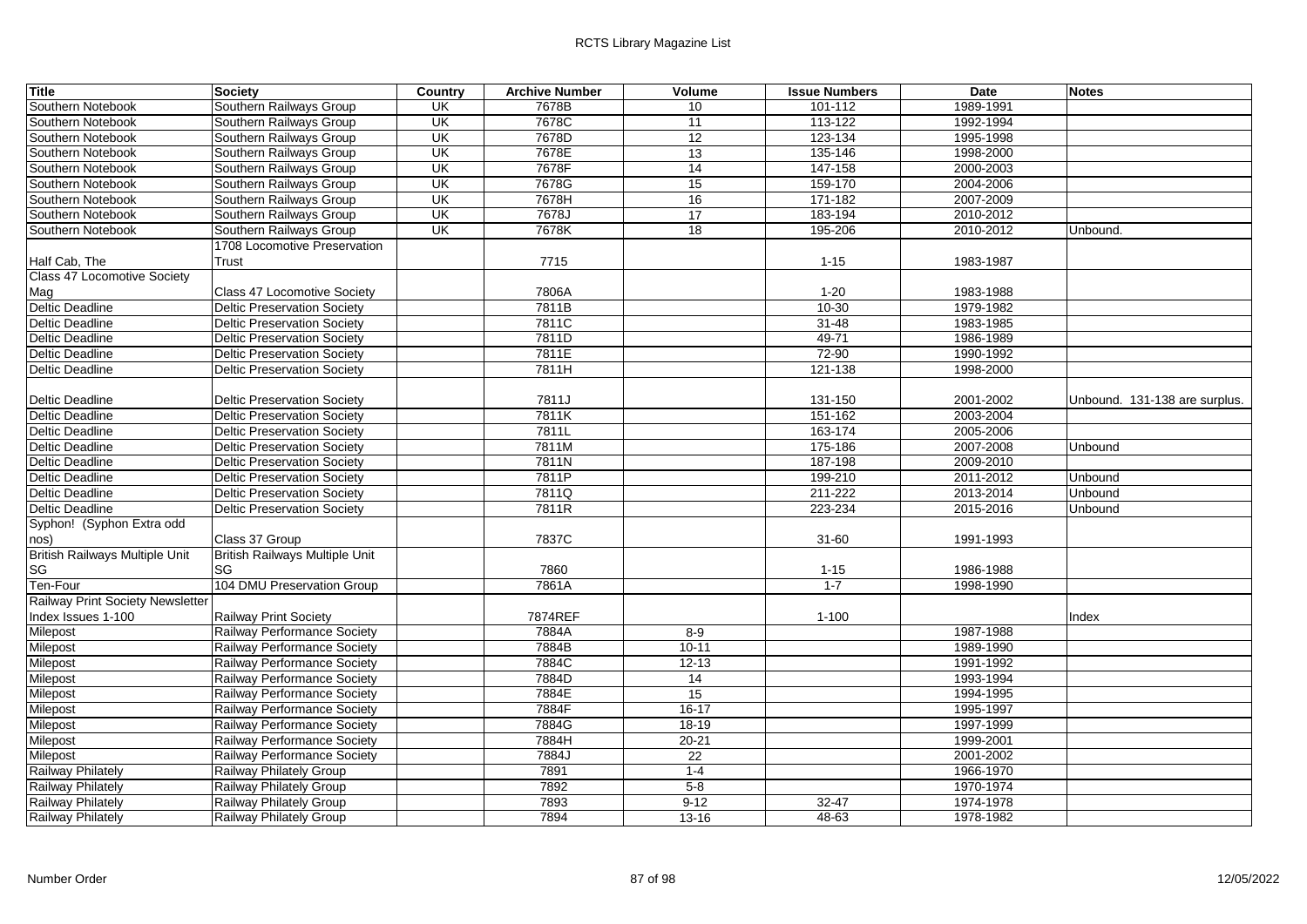| Title | Society | Country | Archive Number | Volume | Issue Numbers | Date | Notes |
|---|---|---|---|---|---|---|---|
| Southern Notebook | Southern Railways Group | UK | 7678B | 10 | 101-112 | 1989-1991 | |
| Southern Notebook | Southern Railways Group | UK | 7678C | 11 | 113-122 | 1992-1994 | |
| Southern Notebook | Southern Railways Group | UK | 7678D | 12 | 123-134 | 1995-1998 | |
| Southern Notebook | Southern Railways Group | UK | 7678E | 13 | 135-146 | 1998-2000 | |
| Southern Notebook | Southern Railways Group | UK | 7678F | 14 | 147-158 | 2000-2003 | |
| Southern Notebook | Southern Railways Group | UK | 7678G | 15 | 159-170 | 2004-2006 | |
| Southern Notebook | Southern Railways Group | UK | 7678H | 16 | 171-182 | 2007-2009 | |
| Southern Notebook | Southern Railways Group | UK | 7678J | 17 | 183-194 | 2010-2012 | |
| Southern Notebook | Southern Railways Group | UK | 7678K | 18 | 195-206 | 2010-2012 | Unbound. |
| Half Cab, The | 1708 Locomotive Preservation Trust | | 7715 | | 1-15 | 1983-1987 | |
| Class 47 Locomotive Society Mag | Class 47 Locomotive Society | | 7806A | | 1-20 | 1983-1988 | |
| Deltic Deadline | Deltic Preservation Society | | 7811B | | 10-30 | 1979-1982 | |
| Deltic Deadline | Deltic Preservation Society | | 7811C | | 31-48 | 1983-1985 | |
| Deltic Deadline | Deltic Preservation Society | | 7811D | | 49-71 | 1986-1989 | |
| Deltic Deadline | Deltic Preservation Society | | 7811E | | 72-90 | 1990-1992 | |
| Deltic Deadline | Deltic Preservation Society | | 7811H | | 121-138 | 1998-2000 | |
| Deltic Deadline | Deltic Preservation Society | | 7811J | | 131-150 | 2001-2002 | Unbound. 131-138 are surplus. |
| Deltic Deadline | Deltic Preservation Society | | 7811K | | 151-162 | 2003-2004 | |
| Deltic Deadline | Deltic Preservation Society | | 7811L | | 163-174 | 2005-2006 | |
| Deltic Deadline | Deltic Preservation Society | | 7811M | | 175-186 | 2007-2008 | Unbound |
| Deltic Deadline | Deltic Preservation Society | | 7811N | | 187-198 | 2009-2010 | |
| Deltic Deadline | Deltic Preservation Society | | 7811P | | 199-210 | 2011-2012 | Unbound |
| Deltic Deadline | Deltic Preservation Society | | 7811Q | | 211-222 | 2013-2014 | Unbound |
| Deltic Deadline | Deltic Preservation Society | | 7811R | | 223-234 | 2015-2016 | Unbound |
| Syphon! (Syphon Extra odd nos) | Class 37 Group | | 7837C | | 31-60 | 1991-1993 | |
| British Railways Multiple Unit SG | British Railways Multiple Unit SG | | 7860 | | 1-15 | 1986-1988 | |
| Ten-Four | 104 DMU Preservation Group | | 7861A | | 1-7 | 1998-1990 | |
| Railway Print Society Newsletter Index Issues 1-100 | Railway Print Society | | 7874REF | | 1-100 | | Index |
| Milepost | Railway Performance Society | | 7884A | 8-9 | | 1987-1988 | |
| Milepost | Railway Performance Society | | 7884B | 10-11 | | 1989-1990 | |
| Milepost | Railway Performance Society | | 7884C | 12-13 | | 1991-1992 | |
| Milepost | Railway Performance Society | | 7884D | 14 | | 1993-1994 | |
| Milepost | Railway Performance Society | | 7884E | 15 | | 1994-1995 | |
| Milepost | Railway Performance Society | | 7884F | 16-17 | | 1995-1997 | |
| Milepost | Railway Performance Society | | 7884G | 18-19 | | 1997-1999 | |
| Milepost | Railway Performance Society | | 7884H | 20-21 | | 1999-2001 | |
| Milepost | Railway Performance Society | | 7884J | 22 | | 2001-2002 | |
| Railway Philately | Railway Philately Group | | 7891 | 1-4 | | 1966-1970 | |
| Railway Philately | Railway Philately Group | | 7892 | 5-8 | | 1970-1974 | |
| Railway Philately | Railway Philately Group | | 7893 | 9-12 | 32-47 | 1974-1978 | |
| Railway Philately | Railway Philately Group | | 7894 | 13-16 | 48-63 | 1978-1982 | |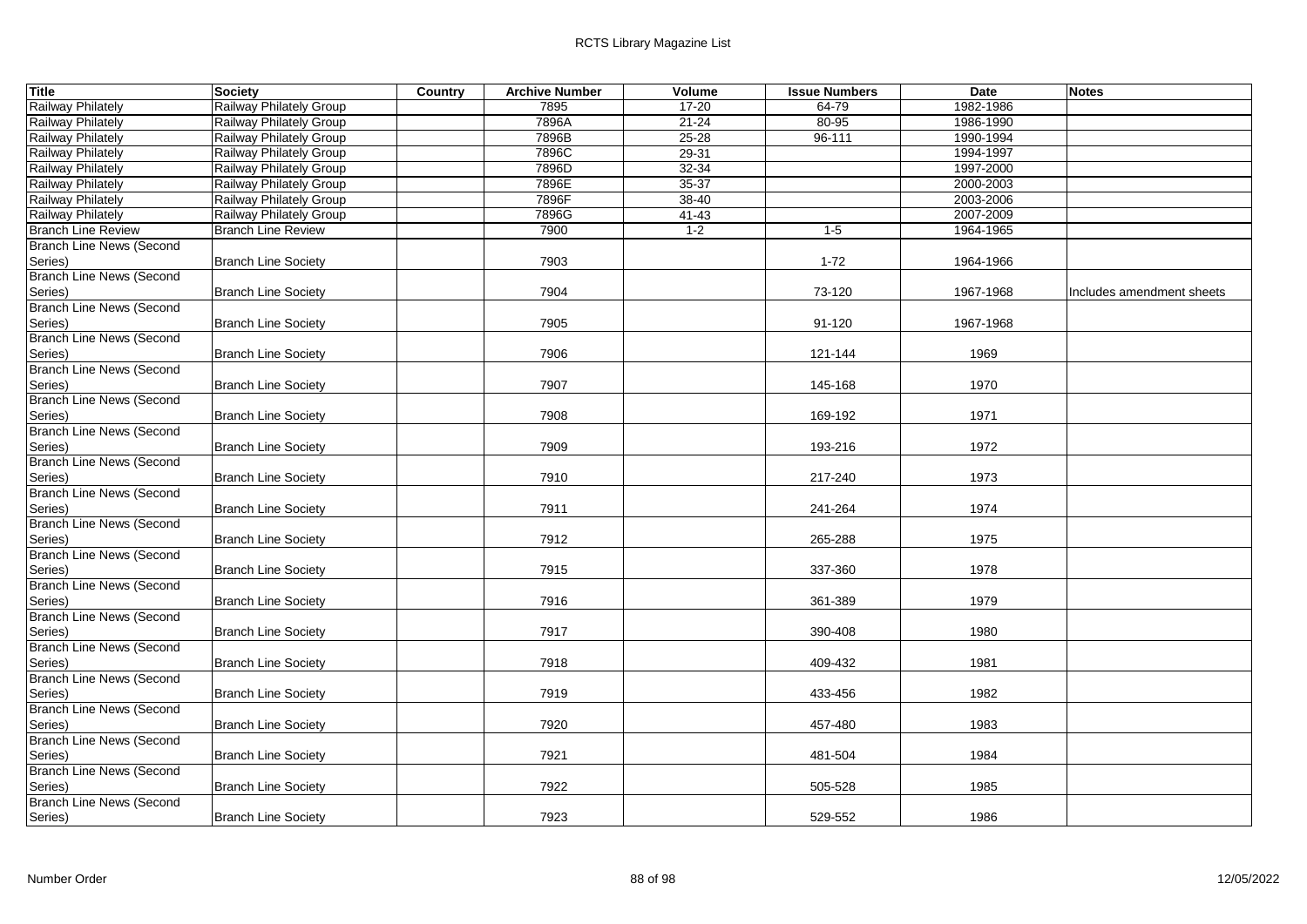| Title | Society | Country | Archive Number | Volume | Issue Numbers | Date | Notes |
|---|---|---|---|---|---|---|---|
| Railway Philately | Railway Philately Group | | 7895 | 17-20 | 64-79 | 1982-1986 | |
| Railway Philately | Railway Philately Group | | 7896A | 21-24 | 80-95 | 1986-1990 | |
| Railway Philately | Railway Philately Group | | 7896B | 25-28 | 96-111 | 1990-1994 | |
| Railway Philately | Railway Philately Group | | 7896C | 29-31 | | 1994-1997 | |
| Railway Philately | Railway Philately Group | | 7896D | 32-34 | | 1997-2000 | |
| Railway Philately | Railway Philately Group | | 7896E | 35-37 | | 2000-2003 | |
| Railway Philately | Railway Philately Group | | 7896F | 38-40 | | 2003-2006 | |
| Railway Philately | Railway Philately Group | | 7896G | 41-43 | | 2007-2009 | |
| Branch Line Review | Branch Line Review | | 7900 | 1-2 | 1-5 | 1964-1965 | |
| Branch Line News (Second Series) | Branch Line Society | | 7903 | | 1-72 | 1964-1966 | |
| Branch Line News (Second Series) | Branch Line Society | | 7904 | | 73-120 | 1967-1968 | Includes amendment sheets |
| Branch Line News (Second Series) | Branch Line Society | | 7905 | | 91-120 | 1967-1968 | |
| Branch Line News (Second Series) | Branch Line Society | | 7906 | | 121-144 | 1969 | |
| Branch Line News (Second Series) | Branch Line Society | | 7907 | | 145-168 | 1970 | |
| Branch Line News (Second Series) | Branch Line Society | | 7908 | | 169-192 | 1971 | |
| Branch Line News (Second Series) | Branch Line Society | | 7909 | | 193-216 | 1972 | |
| Branch Line News (Second Series) | Branch Line Society | | 7910 | | 217-240 | 1973 | |
| Branch Line News (Second Series) | Branch Line Society | | 7911 | | 241-264 | 1974 | |
| Branch Line News (Second Series) | Branch Line Society | | 7912 | | 265-288 | 1975 | |
| Branch Line News (Second Series) | Branch Line Society | | 7915 | | 337-360 | 1978 | |
| Branch Line News (Second Series) | Branch Line Society | | 7916 | | 361-389 | 1979 | |
| Branch Line News (Second Series) | Branch Line Society | | 7917 | | 390-408 | 1980 | |
| Branch Line News (Second Series) | Branch Line Society | | 7918 | | 409-432 | 1981 | |
| Branch Line News (Second Series) | Branch Line Society | | 7919 | | 433-456 | 1982 | |
| Branch Line News (Second Series) | Branch Line Society | | 7920 | | 457-480 | 1983 | |
| Branch Line News (Second Series) | Branch Line Society | | 7921 | | 481-504 | 1984 | |
| Branch Line News (Second Series) | Branch Line Society | | 7922 | | 505-528 | 1985 | |
| Branch Line News (Second Series) | Branch Line Society | | 7923 | | 529-552 | 1986 | |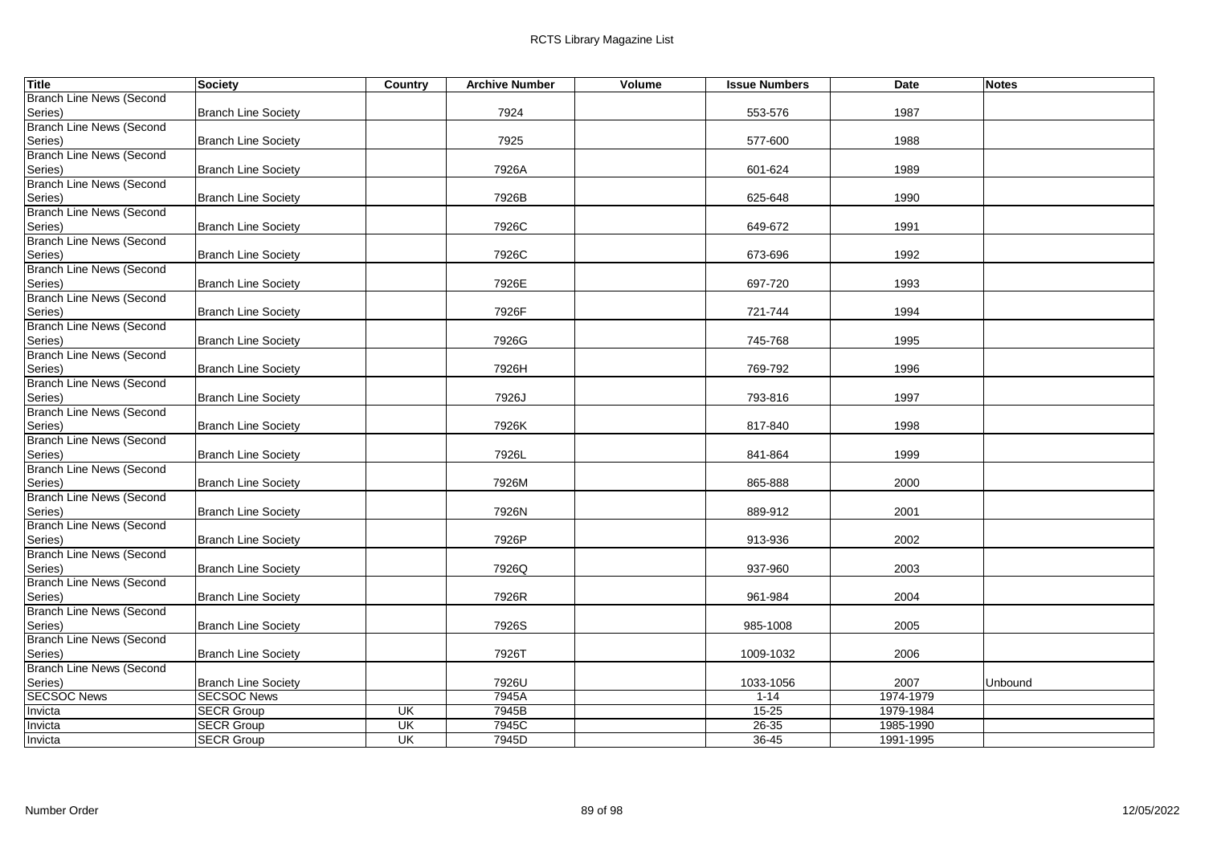| Title | Society | Country | Archive Number | Volume | Issue Numbers | Date | Notes |
|---|---|---|---|---|---|---|---|
| Branch Line News (Second Series) | Branch Line Society | | 7924 | | 553-576 | 1987 | |
| Branch Line News (Second Series) | Branch Line Society | | 7925 | | 577-600 | 1988 | |
| Branch Line News (Second Series) | Branch Line Society | | 7926A | | 601-624 | 1989 | |
| Branch Line News (Second Series) | Branch Line Society | | 7926B | | 625-648 | 1990 | |
| Branch Line News (Second Series) | Branch Line Society | | 7926C | | 649-672 | 1991 | |
| Branch Line News (Second Series) | Branch Line Society | | 7926C | | 673-696 | 1992 | |
| Branch Line News (Second Series) | Branch Line Society | | 7926E | | 697-720 | 1993 | |
| Branch Line News (Second Series) | Branch Line Society | | 7926F | | 721-744 | 1994 | |
| Branch Line News (Second Series) | Branch Line Society | | 7926G | | 745-768 | 1995 | |
| Branch Line News (Second Series) | Branch Line Society | | 7926H | | 769-792 | 1996 | |
| Branch Line News (Second Series) | Branch Line Society | | 7926J | | 793-816 | 1997 | |
| Branch Line News (Second Series) | Branch Line Society | | 7926K | | 817-840 | 1998 | |
| Branch Line News (Second Series) | Branch Line Society | | 7926L | | 841-864 | 1999 | |
| Branch Line News (Second Series) | Branch Line Society | | 7926M | | 865-888 | 2000 | |
| Branch Line News (Second Series) | Branch Line Society | | 7926N | | 889-912 | 2001 | |
| Branch Line News (Second Series) | Branch Line Society | | 7926P | | 913-936 | 2002 | |
| Branch Line News (Second Series) | Branch Line Society | | 7926Q | | 937-960 | 2003 | |
| Branch Line News (Second Series) | Branch Line Society | | 7926R | | 961-984 | 2004 | |
| Branch Line News (Second Series) | Branch Line Society | | 7926S | | 985-1008 | 2005 | |
| Branch Line News (Second Series) | Branch Line Society | | 7926T | | 1009-1032 | 2006 | |
| Branch Line News (Second Series) | Branch Line Society | | 7926U | | 1033-1056 | 2007 | Unbound |
| SECSOC News | SECSOC News | | 7945A | | 1-14 | 1974-1979 | |
| Invicta | SECR Group | UK | 7945B | | 15-25 | 1979-1984 | |
| Invicta | SECR Group | UK | 7945C | | 26-35 | 1985-1990 | |
| Invicta | SECR Group | UK | 7945D | | 36-45 | 1991-1995 | |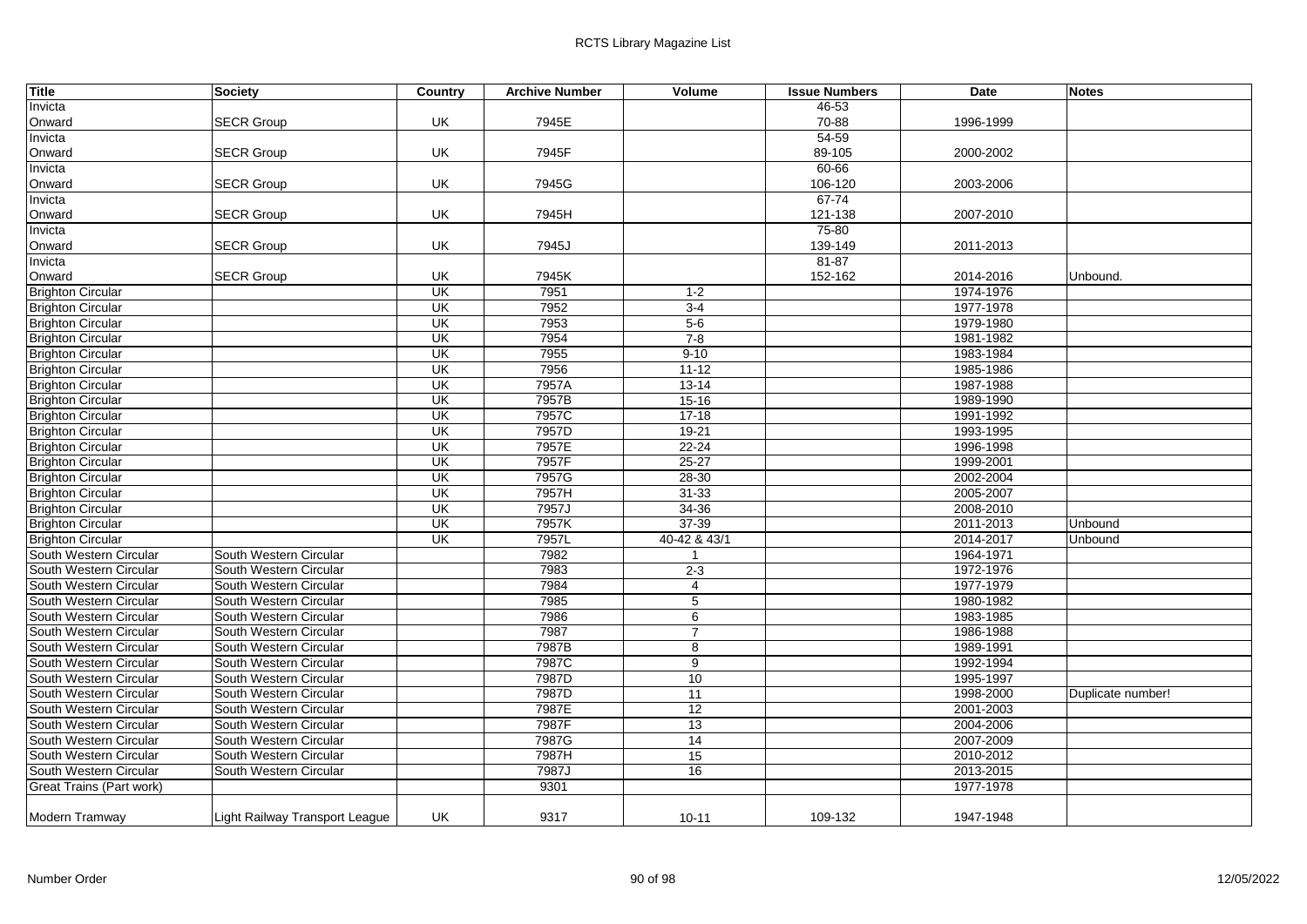| Title | Society | Country | Archive Number | Volume | Issue Numbers | Date | Notes |
|---|---|---|---|---|---|---|---|
| Invicta<br>Onward | SECR Group | UK | 7945E | | 46-53<br>70-88 | 1996-1999 | |
| Invicta<br>Onward | SECR Group | UK | 7945F | | 54-59<br>89-105 | 2000-2002 | |
| Invicta<br>Onward | SECR Group | UK | 7945G | | 60-66<br>106-120 | 2003-2006 | |
| Invicta<br>Onward | SECR Group | UK | 7945H | | 67-74<br>121-138 | 2007-2010 | |
| Invicta<br>Onward | SECR Group | UK | 7945J | | 75-80<br>139-149 | 2011-2013 | |
| Invicta<br>Onward | SECR Group | UK | 7945K | | 81-87<br>152-162 | 2014-2016 | Unbound. |
| Brighton Circular | | UK | 7951 | 1-2 | | 1974-1976 | |
| Brighton Circular | | UK | 7952 | 3-4 | | 1977-1978 | |
| Brighton Circular | | UK | 7953 | 5-6 | | 1979-1980 | |
| Brighton Circular | | UK | 7954 | 7-8 | | 1981-1982 | |
| Brighton Circular | | UK | 7955 | 9-10 | | 1983-1984 | |
| Brighton Circular | | UK | 7956 | 11-12 | | 1985-1986 | |
| Brighton Circular | | UK | 7957A | 13-14 | | 1987-1988 | |
| Brighton Circular | | UK | 7957B | 15-16 | | 1989-1990 | |
| Brighton Circular | | UK | 7957C | 17-18 | | 1991-1992 | |
| Brighton Circular | | UK | 7957D | 19-21 | | 1993-1995 | |
| Brighton Circular | | UK | 7957E | 22-24 | | 1996-1998 | |
| Brighton Circular | | UK | 7957F | 25-27 | | 1999-2001 | |
| Brighton Circular | | UK | 7957G | 28-30 | | 2002-2004 | |
| Brighton Circular | | UK | 7957H | 31-33 | | 2005-2007 | |
| Brighton Circular | | UK | 7957J | 34-36 | | 2008-2010 | |
| Brighton Circular | | UK | 7957K | 37-39 | | 2011-2013 | Unbound |
| Brighton Circular | | UK | 7957L | 40-42 & 43/1 | | 2014-2017 | Unbound |
| South Western Circular | South Western Circular | | 7982 | 1 | | 1964-1971 | |
| South Western Circular | South Western Circular | | 7983 | 2-3 | | 1972-1976 | |
| South Western Circular | South Western Circular | | 7984 | 4 | | 1977-1979 | |
| South Western Circular | South Western Circular | | 7985 | 5 | | 1980-1982 | |
| South Western Circular | South Western Circular | | 7986 | 6 | | 1983-1985 | |
| South Western Circular | South Western Circular | | 7987 | 7 | | 1986-1988 | |
| South Western Circular | South Western Circular | | 7987B | 8 | | 1989-1991 | |
| South Western Circular | South Western Circular | | 7987C | 9 | | 1992-1994 | |
| South Western Circular | South Western Circular | | 7987D | 10 | | 1995-1997 | |
| South Western Circular | South Western Circular | | 7987D | 11 | | 1998-2000 | Duplicate number! |
| South Western Circular | South Western Circular | | 7987E | 12 | | 2001-2003 | |
| South Western Circular | South Western Circular | | 7987F | 13 | | 2004-2006 | |
| South Western Circular | South Western Circular | | 7987G | 14 | | 2007-2009 | |
| South Western Circular | South Western Circular | | 7987H | 15 | | 2010-2012 | |
| South Western Circular | South Western Circular | | 7987J | 16 | | 2013-2015 | |
| Great Trains (Part work) | | | 9301 | | | 1977-1978 | |
| Modern Tramway | Light Railway Transport League | UK | 9317 | 10-11 | 109-132 | 1947-1948 | |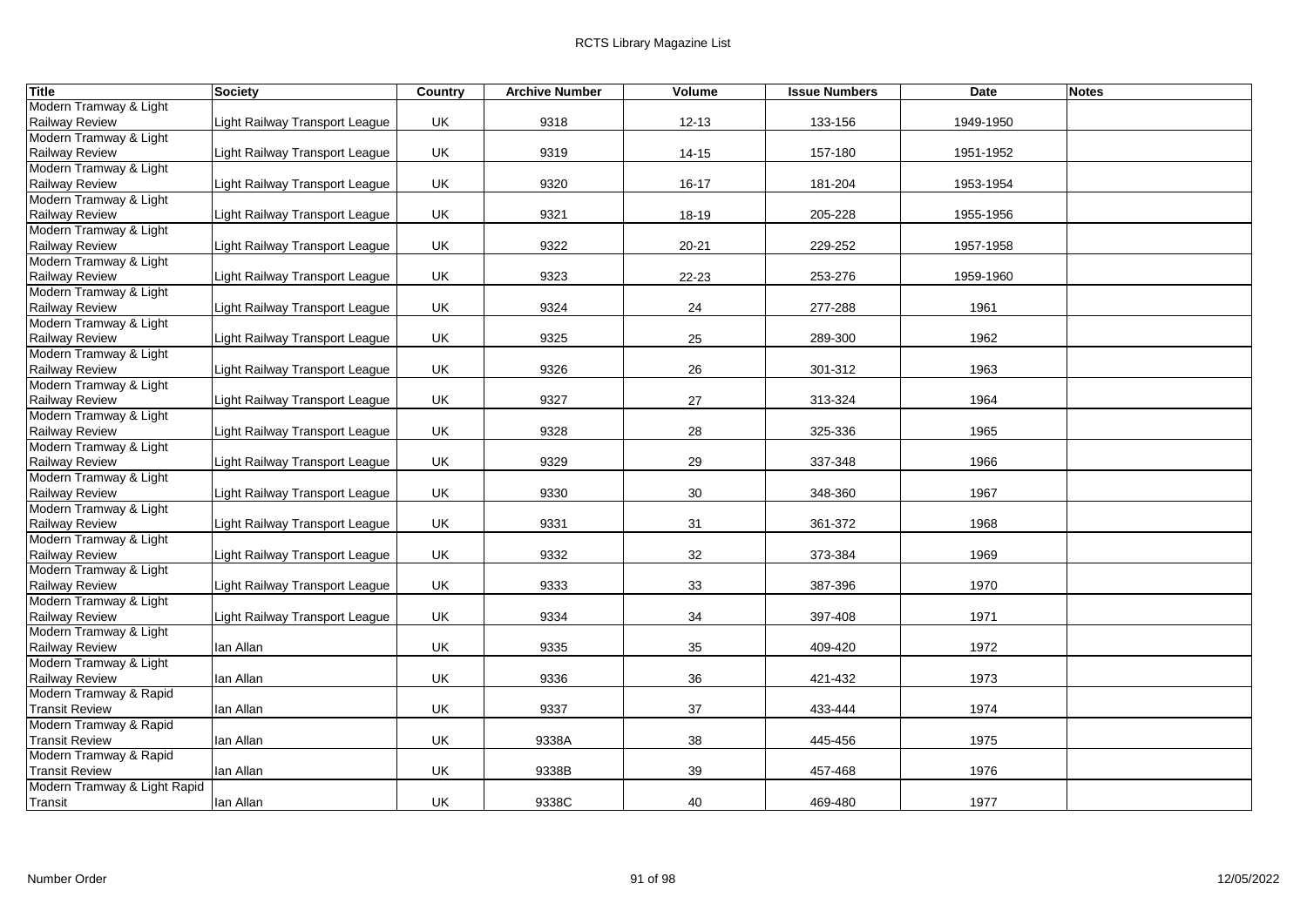| Title | Society | Country | Archive Number | Volume | Issue Numbers | Date | Notes |
|---|---|---|---|---|---|---|---|
| Modern Tramway & Light Railway Review | Light Railway Transport League | UK | 9318 | 12-13 | 133-156 | 1949-1950 | |
| Modern Tramway & Light Railway Review | Light Railway Transport League | UK | 9319 | 14-15 | 157-180 | 1951-1952 | |
| Modern Tramway & Light Railway Review | Light Railway Transport League | UK | 9320 | 16-17 | 181-204 | 1953-1954 | |
| Modern Tramway & Light Railway Review | Light Railway Transport League | UK | 9321 | 18-19 | 205-228 | 1955-1956 | |
| Modern Tramway & Light Railway Review | Light Railway Transport League | UK | 9322 | 20-21 | 229-252 | 1957-1958 | |
| Modern Tramway & Light Railway Review | Light Railway Transport League | UK | 9323 | 22-23 | 253-276 | 1959-1960 | |
| Modern Tramway & Light Railway Review | Light Railway Transport League | UK | 9324 | 24 | 277-288 | 1961 | |
| Modern Tramway & Light Railway Review | Light Railway Transport League | UK | 9325 | 25 | 289-300 | 1962 | |
| Modern Tramway & Light Railway Review | Light Railway Transport League | UK | 9326 | 26 | 301-312 | 1963 | |
| Modern Tramway & Light Railway Review | Light Railway Transport League | UK | 9327 | 27 | 313-324 | 1964 | |
| Modern Tramway & Light Railway Review | Light Railway Transport League | UK | 9328 | 28 | 325-336 | 1965 | |
| Modern Tramway & Light Railway Review | Light Railway Transport League | UK | 9329 | 29 | 337-348 | 1966 | |
| Modern Tramway & Light Railway Review | Light Railway Transport League | UK | 9330 | 30 | 348-360 | 1967 | |
| Modern Tramway & Light Railway Review | Light Railway Transport League | UK | 9331 | 31 | 361-372 | 1968 | |
| Modern Tramway & Light Railway Review | Light Railway Transport League | UK | 9332 | 32 | 373-384 | 1969 | |
| Modern Tramway & Light Railway Review | Light Railway Transport League | UK | 9333 | 33 | 387-396 | 1970 | |
| Modern Tramway & Light Railway Review | Light Railway Transport League | UK | 9334 | 34 | 397-408 | 1971 | |
| Modern Tramway & Light Railway Review | Ian Allan | UK | 9335 | 35 | 409-420 | 1972 | |
| Modern Tramway & Light Railway Review | Ian Allan | UK | 9336 | 36 | 421-432 | 1973 | |
| Modern Tramway & Rapid Transit Review | Ian Allan | UK | 9337 | 37 | 433-444 | 1974 | |
| Modern Tramway & Rapid Transit Review | Ian Allan | UK | 9338A | 38 | 445-456 | 1975 | |
| Modern Tramway & Rapid Transit Review | Ian Allan | UK | 9338B | 39 | 457-468 | 1976 | |
| Modern Tramway & Light Rapid Transit | Ian Allan | UK | 9338C | 40 | 469-480 | 1977 | |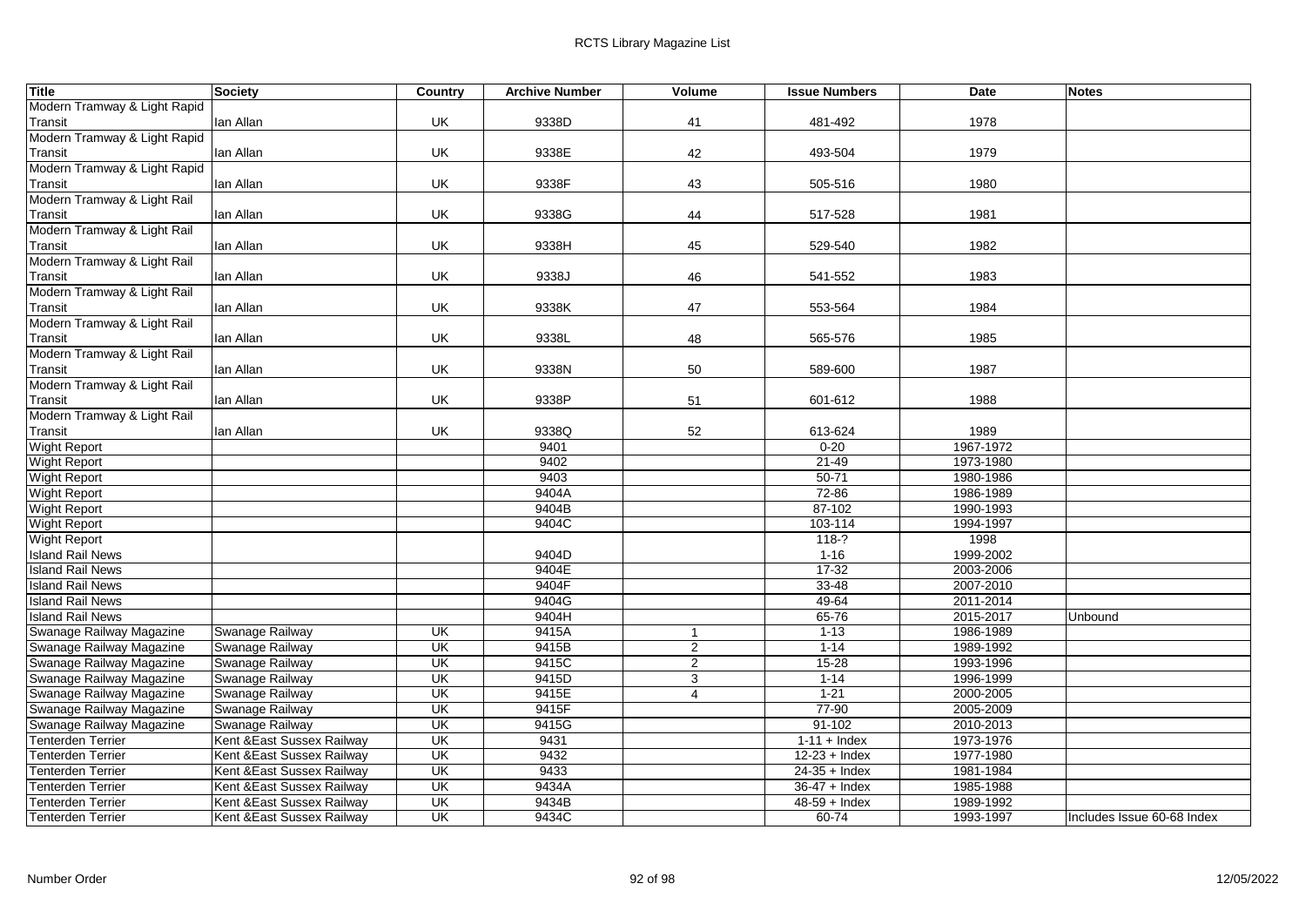| Title | Society | Country | Archive Number | Volume | Issue Numbers | Date | Notes |
|---|---|---|---|---|---|---|---|
| Modern Tramway & Light Rapid Transit | Ian Allan | UK | 9338D | 41 | 481-492 | 1978 | |
| Modern Tramway & Light Rapid Transit | Ian Allan | UK | 9338E | 42 | 493-504 | 1979 | |
| Modern Tramway & Light Rapid Transit | Ian Allan | UK | 9338F | 43 | 505-516 | 1980 | |
| Modern Tramway & Light Rail Transit | Ian Allan | UK | 9338G | 44 | 517-528 | 1981 | |
| Modern Tramway & Light Rail Transit | Ian Allan | UK | 9338H | 45 | 529-540 | 1982 | |
| Modern Tramway & Light Rail Transit | Ian Allan | UK | 9338J | 46 | 541-552 | 1983 | |
| Modern Tramway & Light Rail Transit | Ian Allan | UK | 9338K | 47 | 553-564 | 1984 | |
| Modern Tramway & Light Rail Transit | Ian Allan | UK | 9338L | 48 | 565-576 | 1985 | |
| Modern Tramway & Light Rail Transit | Ian Allan | UK | 9338N | 50 | 589-600 | 1987 | |
| Modern Tramway & Light Rail Transit | Ian Allan | UK | 9338P | 51 | 601-612 | 1988 | |
| Modern Tramway & Light Rail Transit | Ian Allan | UK | 9338Q | 52 | 613-624 | 1989 | |
| Wight Report | | | 9401 | | 0-20 | 1967-1972 | |
| Wight Report | | | 9402 | | 21-49 | 1973-1980 | |
| Wight Report | | | 9403 | | 50-71 | 1980-1986 | |
| Wight Report | | | 9404A | | 72-86 | 1986-1989 | |
| Wight Report | | | 9404B | | 87-102 | 1990-1993 | |
| Wight Report | | | 9404C | | 103-114 | 1994-1997 | |
| Wight Report | | | | | 118-? | 1998 | |
| Island Rail News | | | 9404D | | 1-16 | 1999-2002 | |
| Island Rail News | | | 9404E | | 17-32 | 2003-2006 | |
| Island Rail News | | | 9404F | | 33-48 | 2007-2010 | |
| Island Rail News | | | 9404G | | 49-64 | 2011-2014 | |
| Island Rail News | | | 9404H | | 65-76 | 2015-2017 | Unbound |
| Swanage Railway Magazine | Swanage Railway | UK | 9415A | 1 | 1-13 | 1986-1989 | |
| Swanage Railway Magazine | Swanage Railway | UK | 9415B | 2 | 1-14 | 1989-1992 | |
| Swanage Railway Magazine | Swanage Railway | UK | 9415C | 2 | 15-28 | 1993-1996 | |
| Swanage Railway Magazine | Swanage Railway | UK | 9415D | 3 | 1-14 | 1996-1999 | |
| Swanage Railway Magazine | Swanage Railway | UK | 9415E | 4 | 1-21 | 2000-2005 | |
| Swanage Railway Magazine | Swanage Railway | UK | 9415F | | 77-90 | 2005-2009 | |
| Swanage Railway Magazine | Swanage Railway | UK | 9415G | | 91-102 | 2010-2013 | |
| Tenterden Terrier | Kent &East Sussex Railway | UK | 9431 | | 1-11 + Index | 1973-1976 | |
| Tenterden Terrier | Kent &East Sussex Railway | UK | 9432 | | 12-23 + Index | 1977-1980 | |
| Tenterden Terrier | Kent &East Sussex Railway | UK | 9433 | | 24-35 + Index | 1981-1984 | |
| Tenterden Terrier | Kent &East Sussex Railway | UK | 9434A | | 36-47 + Index | 1985-1988 | |
| Tenterden Terrier | Kent &East Sussex Railway | UK | 9434B | | 48-59 + Index | 1989-1992 | |
| Tenterden Terrier | Kent &East Sussex Railway | UK | 9434C | | 60-74 | 1993-1997 | Includes Issue 60-68 Index |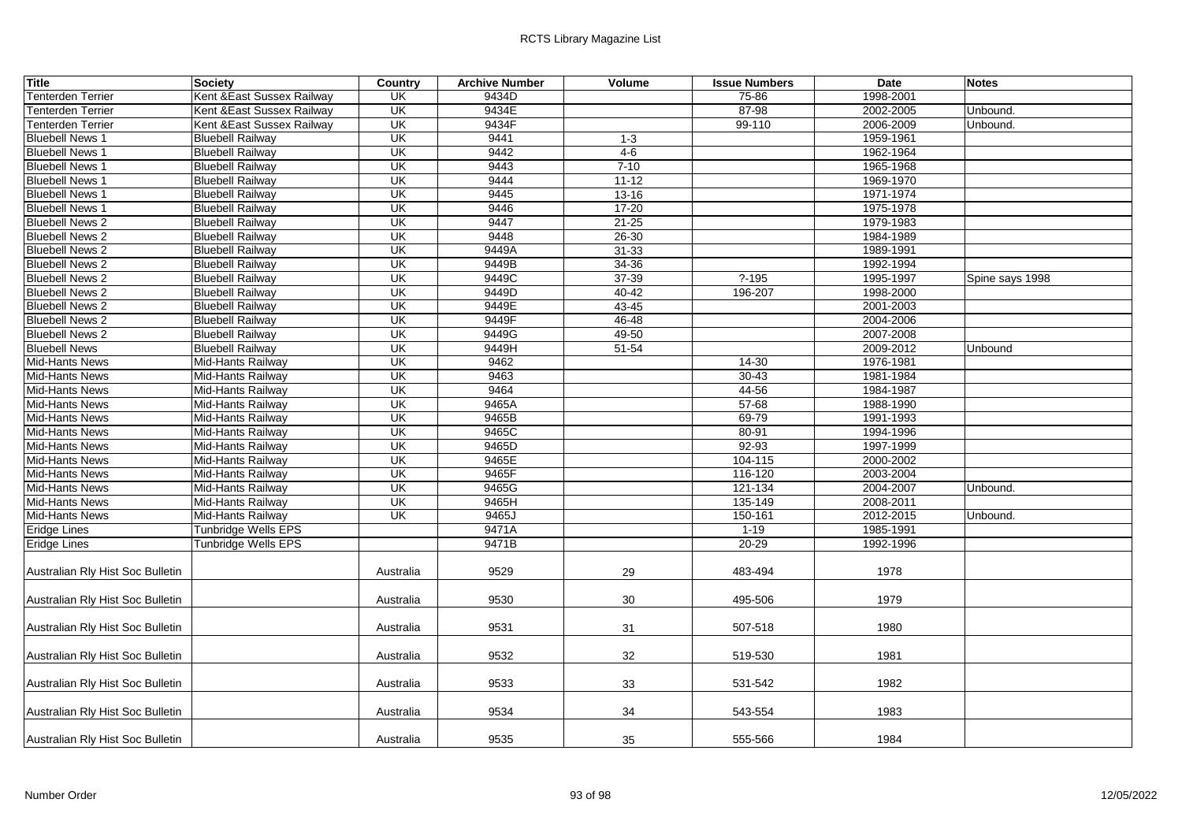| Title | Society | Country | Archive Number | Volume | Issue Numbers | Date | Notes |
|---|---|---|---|---|---|---|---|
| Tenterden Terrier | Kent &East Sussex Railway | UK | 9434D | | 75-86 | 1998-2001 | |
| Tenterden Terrier | Kent &East Sussex Railway | UK | 9434E | | 87-98 | 2002-2005 | Unbound. |
| Tenterden Terrier | Kent &East Sussex Railway | UK | 9434F | | 99-110 | 2006-2009 | Unbound. |
| Bluebell News 1 | Bluebell Railway | UK | 9441 | 1-3 | | 1959-1961 | |
| Bluebell News 1 | Bluebell Railway | UK | 9442 | 4-6 | | 1962-1964 | |
| Bluebell News 1 | Bluebell Railway | UK | 9443 | 7-10 | | 1965-1968 | |
| Bluebell News 1 | Bluebell Railway | UK | 9444 | 11-12 | | 1969-1970 | |
| Bluebell News 1 | Bluebell Railway | UK | 9445 | 13-16 | | 1971-1974 | |
| Bluebell News 1 | Bluebell Railway | UK | 9446 | 17-20 | | 1975-1978 | |
| Bluebell News 2 | Bluebell Railway | UK | 9447 | 21-25 | | 1979-1983 | |
| Bluebell News 2 | Bluebell Railway | UK | 9448 | 26-30 | | 1984-1989 | |
| Bluebell News 2 | Bluebell Railway | UK | 9449A | 31-33 | | 1989-1991 | |
| Bluebell News 2 | Bluebell Railway | UK | 9449B | 34-36 | | 1992-1994 | |
| Bluebell News 2 | Bluebell Railway | UK | 9449C | 37-39 | ?-195 | 1995-1997 | Spine says 1998 |
| Bluebell News 2 | Bluebell Railway | UK | 9449D | 40-42 | 196-207 | 1998-2000 | |
| Bluebell News 2 | Bluebell Railway | UK | 9449E | 43-45 | | 2001-2003 | |
| Bluebell News 2 | Bluebell Railway | UK | 9449F | 46-48 | | 2004-2006 | |
| Bluebell News 2 | Bluebell Railway | UK | 9449G | 49-50 | | 2007-2008 | |
| Bluebell News | Bluebell Railway | UK | 9449H | 51-54 | | 2009-2012 | Unbound |
| Mid-Hants News | Mid-Hants Railway | UK | 9462 | | 14-30 | 1976-1981 | |
| Mid-Hants News | Mid-Hants Railway | UK | 9463 | | 30-43 | 1981-1984 | |
| Mid-Hants News | Mid-Hants Railway | UK | 9464 | | 44-56 | 1984-1987 | |
| Mid-Hants News | Mid-Hants Railway | UK | 9465A | | 57-68 | 1988-1990 | |
| Mid-Hants News | Mid-Hants Railway | UK | 9465B | | 69-79 | 1991-1993 | |
| Mid-Hants News | Mid-Hants Railway | UK | 9465C | | 80-91 | 1994-1996 | |
| Mid-Hants News | Mid-Hants Railway | UK | 9465D | | 92-93 | 1997-1999 | |
| Mid-Hants News | Mid-Hants Railway | UK | 9465E | | 104-115 | 2000-2002 | |
| Mid-Hants News | Mid-Hants Railway | UK | 9465F | | 116-120 | 2003-2004 | |
| Mid-Hants News | Mid-Hants Railway | UK | 9465G | | 121-134 | 2004-2007 | Unbound. |
| Mid-Hants News | Mid-Hants Railway | UK | 9465H | | 135-149 | 2008-2011 | |
| Mid-Hants News | Mid-Hants Railway | UK | 9465J | | 150-161 | 2012-2015 | Unbound. |
| Eridge Lines | Tunbridge Wells EPS | | 9471A | | 1-19 | 1985-1991 | |
| Eridge Lines | Tunbridge Wells EPS | | 9471B | | 20-29 | 1992-1996 | |
| Australian Rly Hist Soc Bulletin | | Australia | 9529 | 29 | 483-494 | 1978 | |
| Australian Rly Hist Soc Bulletin | | Australia | 9530 | 30 | 495-506 | 1979 | |
| Australian Rly Hist Soc Bulletin | | Australia | 9531 | 31 | 507-518 | 1980 | |
| Australian Rly Hist Soc Bulletin | | Australia | 9532 | 32 | 519-530 | 1981 | |
| Australian Rly Hist Soc Bulletin | | Australia | 9533 | 33 | 531-542 | 1982 | |
| Australian Rly Hist Soc Bulletin | | Australia | 9534 | 34 | 543-554 | 1983 | |
| Australian Rly Hist Soc Bulletin | | Australia | 9535 | 35 | 555-566 | 1984 | |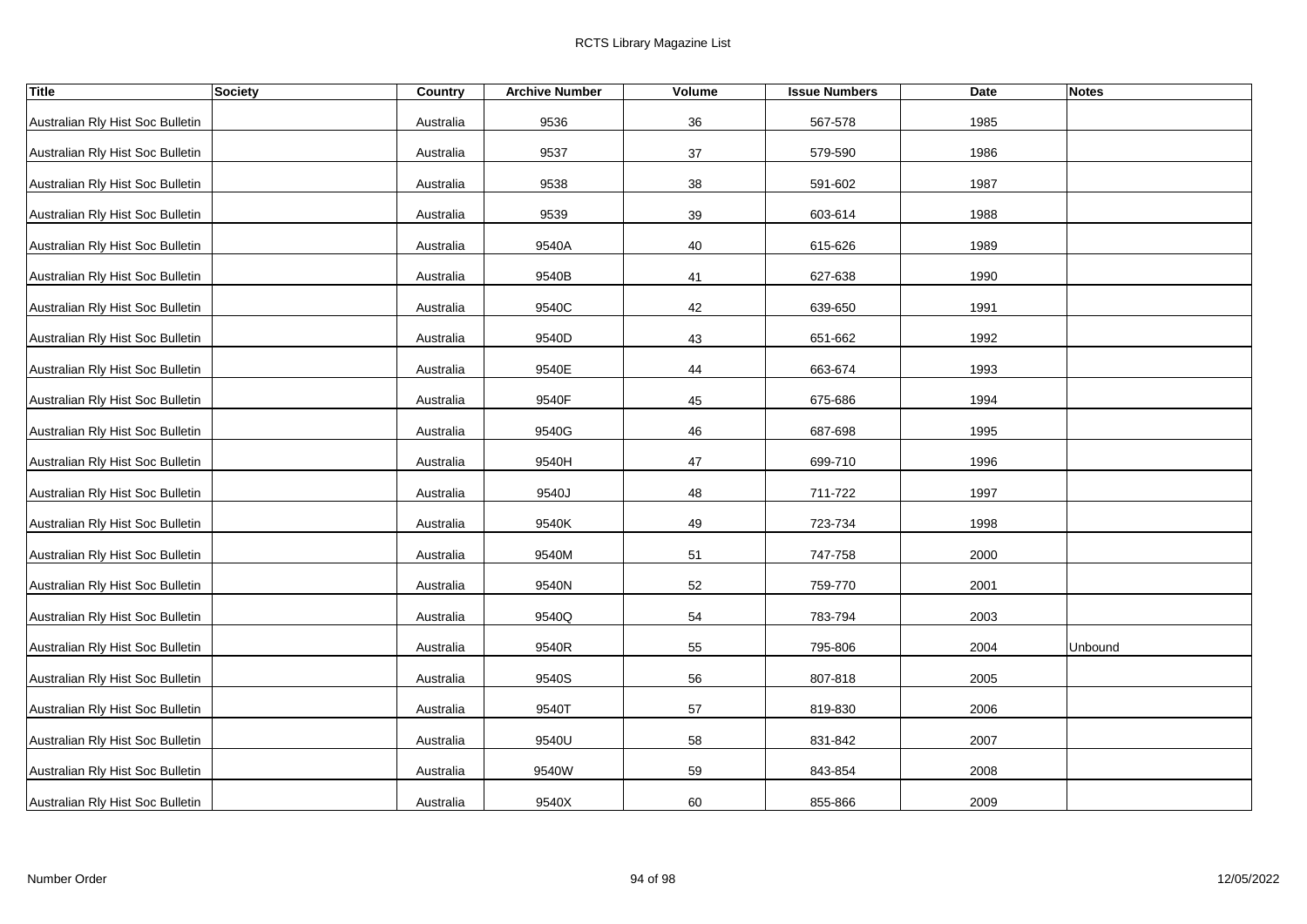| Title | Society | Country | Archive Number | Volume | Issue Numbers | Date | Notes |
|---|---|---|---|---|---|---|---|
| Australian Rly Hist Soc Bulletin | | Australia | 9536 | 36 | 567-578 | 1985 | |
| Australian Rly Hist Soc Bulletin | | Australia | 9537 | 37 | 579-590 | 1986 | |
| Australian Rly Hist Soc Bulletin | | Australia | 9538 | 38 | 591-602 | 1987 | |
| Australian Rly Hist Soc Bulletin | | Australia | 9539 | 39 | 603-614 | 1988 | |
| Australian Rly Hist Soc Bulletin | | Australia | 9540A | 40 | 615-626 | 1989 | |
| Australian Rly Hist Soc Bulletin | | Australia | 9540B | 41 | 627-638 | 1990 | |
| Australian Rly Hist Soc Bulletin | | Australia | 9540C | 42 | 639-650 | 1991 | |
| Australian Rly Hist Soc Bulletin | | Australia | 9540D | 43 | 651-662 | 1992 | |
| Australian Rly Hist Soc Bulletin | | Australia | 9540E | 44 | 663-674 | 1993 | |
| Australian Rly Hist Soc Bulletin | | Australia | 9540F | 45 | 675-686 | 1994 | |
| Australian Rly Hist Soc Bulletin | | Australia | 9540G | 46 | 687-698 | 1995 | |
| Australian Rly Hist Soc Bulletin | | Australia | 9540H | 47 | 699-710 | 1996 | |
| Australian Rly Hist Soc Bulletin | | Australia | 9540J | 48 | 711-722 | 1997 | |
| Australian Rly Hist Soc Bulletin | | Australia | 9540K | 49 | 723-734 | 1998 | |
| Australian Rly Hist Soc Bulletin | | Australia | 9540M | 51 | 747-758 | 2000 | |
| Australian Rly Hist Soc Bulletin | | Australia | 9540N | 52 | 759-770 | 2001 | |
| Australian Rly Hist Soc Bulletin | | Australia | 9540Q | 54 | 783-794 | 2003 | |
| Australian Rly Hist Soc Bulletin | | Australia | 9540R | 55 | 795-806 | 2004 | Unbound |
| Australian Rly Hist Soc Bulletin | | Australia | 9540S | 56 | 807-818 | 2005 | |
| Australian Rly Hist Soc Bulletin | | Australia | 9540T | 57 | 819-830 | 2006 | |
| Australian Rly Hist Soc Bulletin | | Australia | 9540U | 58 | 831-842 | 2007 | |
| Australian Rly Hist Soc Bulletin | | Australia | 9540W | 59 | 843-854 | 2008 | |
| Australian Rly Hist Soc Bulletin | | Australia | 9540X | 60 | 855-866 | 2009 | |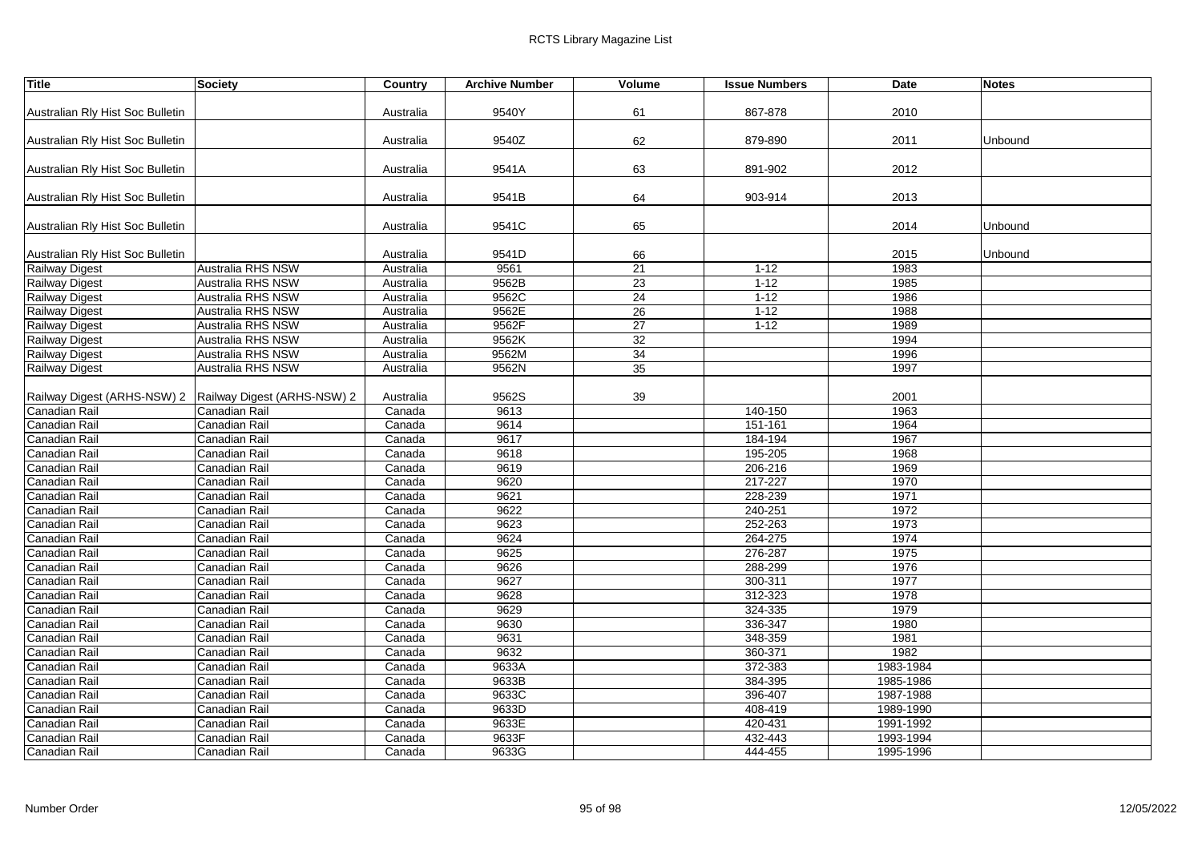| Title | Society | Country | Archive Number | Volume | Issue Numbers | Date | Notes |
|---|---|---|---|---|---|---|---|
| Australian Rly Hist Soc Bulletin | | Australia | 9540Y | 61 | 867-878 | 2010 | |
| Australian Rly Hist Soc Bulletin | | Australia | 9540Z | 62 | 879-890 | 2011 | Unbound |
| Australian Rly Hist Soc Bulletin | | Australia | 9541A | 63 | 891-902 | 2012 | |
| Australian Rly Hist Soc Bulletin | | Australia | 9541B | 64 | 903-914 | 2013 | |
| Australian Rly Hist Soc Bulletin | | Australia | 9541C | 65 | | 2014 | Unbound |
| Australian Rly Hist Soc Bulletin | | Australia | 9541D | 66 | | 2015 | Unbound |
| Railway Digest | Australia RHS NSW | Australia | 9561 | 21 | 1-12 | 1983 | |
| Railway Digest | Australia RHS NSW | Australia | 9562B | 23 | 1-12 | 1985 | |
| Railway Digest | Australia RHS NSW | Australia | 9562C | 24 | 1-12 | 1986 | |
| Railway Digest | Australia RHS NSW | Australia | 9562E | 26 | 1-12 | 1988 | |
| Railway Digest | Australia RHS NSW | Australia | 9562F | 27 | 1-12 | 1989 | |
| Railway Digest | Australia RHS NSW | Australia | 9562K | 32 | | 1994 | |
| Railway Digest | Australia RHS NSW | Australia | 9562M | 34 | | 1996 | |
| Railway Digest | Australia RHS NSW | Australia | 9562N | 35 | | 1997 | |
| Railway Digest (ARHS-NSW) 2 | Railway Digest (ARHS-NSW) 2 | Australia | 9562S | 39 | | 2001 | |
| Canadian Rail | Canadian Rail | Canada | 9613 | | 140-150 | 1963 | |
| Canadian Rail | Canadian Rail | Canada | 9614 | | 151-161 | 1964 | |
| Canadian Rail | Canadian Rail | Canada | 9617 | | 184-194 | 1967 | |
| Canadian Rail | Canadian Rail | Canada | 9618 | | 195-205 | 1968 | |
| Canadian Rail | Canadian Rail | Canada | 9619 | | 206-216 | 1969 | |
| Canadian Rail | Canadian Rail | Canada | 9620 | | 217-227 | 1970 | |
| Canadian Rail | Canadian Rail | Canada | 9621 | | 228-239 | 1971 | |
| Canadian Rail | Canadian Rail | Canada | 9622 | | 240-251 | 1972 | |
| Canadian Rail | Canadian Rail | Canada | 9623 | | 252-263 | 1973 | |
| Canadian Rail | Canadian Rail | Canada | 9624 | | 264-275 | 1974 | |
| Canadian Rail | Canadian Rail | Canada | 9625 | | 276-287 | 1975 | |
| Canadian Rail | Canadian Rail | Canada | 9626 | | 288-299 | 1976 | |
| Canadian Rail | Canadian Rail | Canada | 9627 | | 300-311 | 1977 | |
| Canadian Rail | Canadian Rail | Canada | 9628 | | 312-323 | 1978 | |
| Canadian Rail | Canadian Rail | Canada | 9629 | | 324-335 | 1979 | |
| Canadian Rail | Canadian Rail | Canada | 9630 | | 336-347 | 1980 | |
| Canadian Rail | Canadian Rail | Canada | 9631 | | 348-359 | 1981 | |
| Canadian Rail | Canadian Rail | Canada | 9632 | | 360-371 | 1982 | |
| Canadian Rail | Canadian Rail | Canada | 9633A | | 372-383 | 1983-1984 | |
| Canadian Rail | Canadian Rail | Canada | 9633B | | 384-395 | 1985-1986 | |
| Canadian Rail | Canadian Rail | Canada | 9633C | | 396-407 | 1987-1988 | |
| Canadian Rail | Canadian Rail | Canada | 9633D | | 408-419 | 1989-1990 | |
| Canadian Rail | Canadian Rail | Canada | 9633E | | 420-431 | 1991-1992 | |
| Canadian Rail | Canadian Rail | Canada | 9633F | | 432-443 | 1993-1994 | |
| Canadian Rail | Canadian Rail | Canada | 9633G | | 444-455 | 1995-1996 | |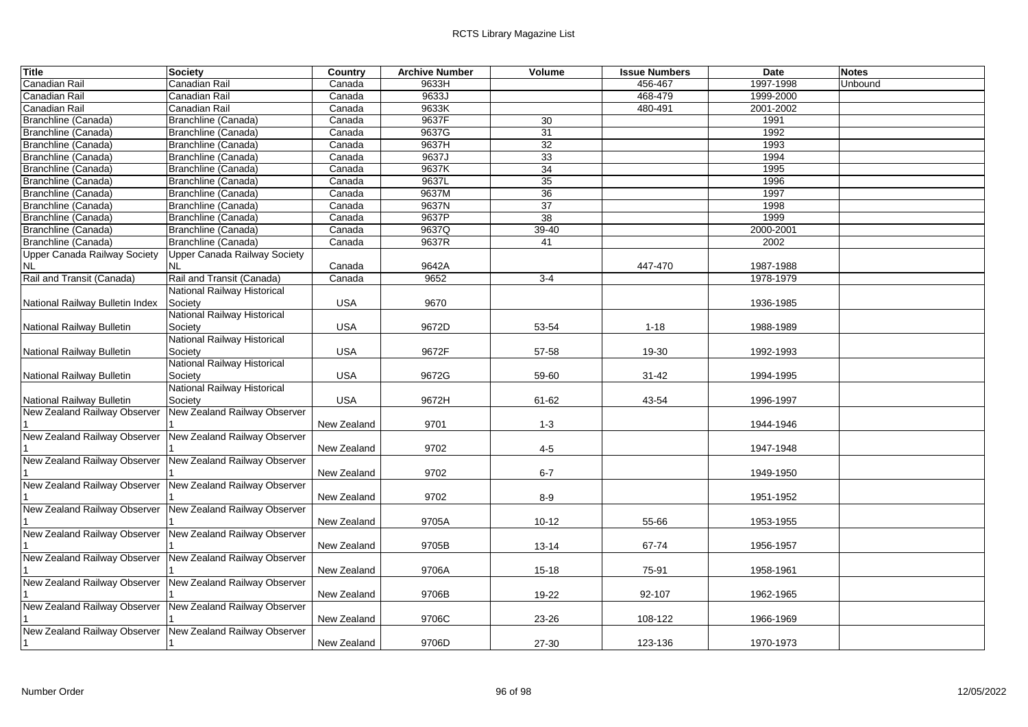| Title | Society | Country | Archive Number | Volume | Issue Numbers | Date | Notes |
|---|---|---|---|---|---|---|---|
| Canadian Rail | Canadian Rail | Canada | 9633H | | 456-467 | 1997-1998 | Unbound |
| Canadian Rail | Canadian Rail | Canada | 9633J | | 468-479 | 1999-2000 | |
| Canadian Rail | Canadian Rail | Canada | 9633K | | 480-491 | 2001-2002 | |
| Branchline (Canada) | Branchline (Canada) | Canada | 9637F | 30 | | 1991 | |
| Branchline (Canada) | Branchline (Canada) | Canada | 9637G | 31 | | 1992 | |
| Branchline (Canada) | Branchline (Canada) | Canada | 9637H | 32 | | 1993 | |
| Branchline (Canada) | Branchline (Canada) | Canada | 9637J | 33 | | 1994 | |
| Branchline (Canada) | Branchline (Canada) | Canada | 9637K | 34 | | 1995 | |
| Branchline (Canada) | Branchline (Canada) | Canada | 9637L | 35 | | 1996 | |
| Branchline (Canada) | Branchline (Canada) | Canada | 9637M | 36 | | 1997 | |
| Branchline (Canada) | Branchline (Canada) | Canada | 9637N | 37 | | 1998 | |
| Branchline (Canada) | Branchline (Canada) | Canada | 9637P | 38 | | 1999 | |
| Branchline (Canada) | Branchline (Canada) | Canada | 9637Q | 39-40 | | 2000-2001 | |
| Branchline (Canada) | Branchline (Canada) | Canada | 9637R | 41 | | 2002 | |
| Upper Canada Railway Society NL | Upper Canada Railway Society NL | Canada | 9642A | | 447-470 | 1987-1988 | |
| Rail and Transit (Canada) | Rail and Transit (Canada) | Canada | 9652 | 3-4 | | 1978-1979 | |
| National Railway Bulletin Index | National Railway Historical Society | USA | 9670 | | | 1936-1985 | |
| National Railway Bulletin | National Railway Historical Society | USA | 9672D | 53-54 | 1-18 | 1988-1989 | |
| National Railway Bulletin | National Railway Historical Society | USA | 9672F | 57-58 | 19-30 | 1992-1993 | |
| National Railway Bulletin | National Railway Historical Society | USA | 9672G | 59-60 | 31-42 | 1994-1995 | |
| National Railway Bulletin | National Railway Historical Society | USA | 9672H | 61-62 | 43-54 | 1996-1997 | |
| New Zealand Railway Observer 1 | New Zealand Railway Observer 1 | New Zealand | 9701 | 1-3 | | 1944-1946 | |
| New Zealand Railway Observer 1 | New Zealand Railway Observer 1 | New Zealand | 9702 | 4-5 | | 1947-1948 | |
| New Zealand Railway Observer 1 | New Zealand Railway Observer 1 | New Zealand | 9702 | 6-7 | | 1949-1950 | |
| New Zealand Railway Observer 1 | New Zealand Railway Observer 1 | New Zealand | 9702 | 8-9 | | 1951-1952 | |
| New Zealand Railway Observer 1 | New Zealand Railway Observer 1 | New Zealand | 9705A | 10-12 | 55-66 | 1953-1955 | |
| New Zealand Railway Observer 1 | New Zealand Railway Observer 1 | New Zealand | 9705B | 13-14 | 67-74 | 1956-1957 | |
| New Zealand Railway Observer 1 | New Zealand Railway Observer 1 | New Zealand | 9706A | 15-18 | 75-91 | 1958-1961 | |
| New Zealand Railway Observer 1 | New Zealand Railway Observer 1 | New Zealand | 9706B | 19-22 | 92-107 | 1962-1965 | |
| New Zealand Railway Observer 1 | New Zealand Railway Observer 1 | New Zealand | 9706C | 23-26 | 108-122 | 1966-1969 | |
| New Zealand Railway Observer 1 | New Zealand Railway Observer 1 | New Zealand | 9706D | 27-30 | 123-136 | 1970-1973 | |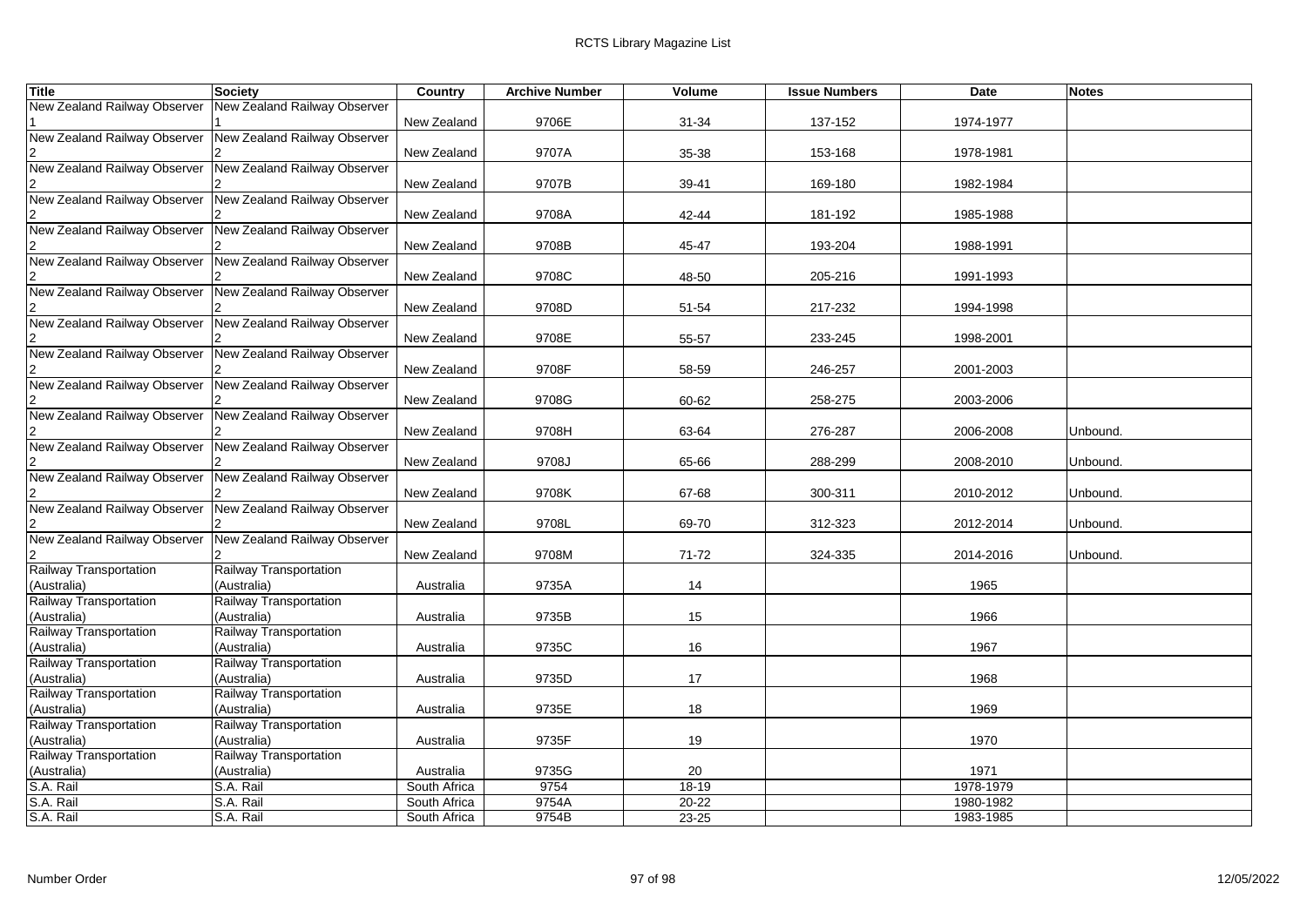| Title | Society | Country | Archive Number | Volume | Issue Numbers | Date | Notes |
|---|---|---|---|---|---|---|---|
| New Zealand Railway Observer 1 | New Zealand Railway Observer 1 | New Zealand | 9706E | 31-34 | 137-152 | 1974-1977 | |
| New Zealand Railway Observer 2 | New Zealand Railway Observer 2 | New Zealand | 9707A | 35-38 | 153-168 | 1978-1981 | |
| New Zealand Railway Observer 2 | New Zealand Railway Observer 2 | New Zealand | 9707B | 39-41 | 169-180 | 1982-1984 | |
| New Zealand Railway Observer 2 | New Zealand Railway Observer 2 | New Zealand | 9708A | 42-44 | 181-192 | 1985-1988 | |
| New Zealand Railway Observer 2 | New Zealand Railway Observer 2 | New Zealand | 9708B | 45-47 | 193-204 | 1988-1991 | |
| New Zealand Railway Observer 2 | New Zealand Railway Observer 2 | New Zealand | 9708C | 48-50 | 205-216 | 1991-1993 | |
| New Zealand Railway Observer 2 | New Zealand Railway Observer 2 | New Zealand | 9708D | 51-54 | 217-232 | 1994-1998 | |
| New Zealand Railway Observer 2 | New Zealand Railway Observer 2 | New Zealand | 9708E | 55-57 | 233-245 | 1998-2001 | |
| New Zealand Railway Observer 2 | New Zealand Railway Observer 2 | New Zealand | 9708F | 58-59 | 246-257 | 2001-2003 | |
| New Zealand Railway Observer 2 | New Zealand Railway Observer 2 | New Zealand | 9708G | 60-62 | 258-275 | 2003-2006 | |
| New Zealand Railway Observer 2 | New Zealand Railway Observer 2 | New Zealand | 9708H | 63-64 | 276-287 | 2006-2008 | Unbound. |
| New Zealand Railway Observer 2 | New Zealand Railway Observer 2 | New Zealand | 9708J | 65-66 | 288-299 | 2008-2010 | Unbound. |
| New Zealand Railway Observer 2 | New Zealand Railway Observer 2 | New Zealand | 9708K | 67-68 | 300-311 | 2010-2012 | Unbound. |
| New Zealand Railway Observer 2 | New Zealand Railway Observer 2 | New Zealand | 9708L | 69-70 | 312-323 | 2012-2014 | Unbound. |
| New Zealand Railway Observer 2 | New Zealand Railway Observer 2 | New Zealand | 9708M | 71-72 | 324-335 | 2014-2016 | Unbound. |
| Railway Transportation (Australia) | Railway Transportation (Australia) | Australia | 9735A | 14 | | 1965 | |
| Railway Transportation (Australia) | Railway Transportation (Australia) | Australia | 9735B | 15 | | 1966 | |
| Railway Transportation (Australia) | Railway Transportation (Australia) | Australia | 9735C | 16 | | 1967 | |
| Railway Transportation (Australia) | Railway Transportation (Australia) | Australia | 9735D | 17 | | 1968 | |
| Railway Transportation (Australia) | Railway Transportation (Australia) | Australia | 9735E | 18 | | 1969 | |
| Railway Transportation (Australia) | Railway Transportation (Australia) | Australia | 9735F | 19 | | 1970 | |
| Railway Transportation (Australia) | Railway Transportation (Australia) | Australia | 9735G | 20 | | 1971 | |
| S.A. Rail | S.A. Rail | South Africa | 9754 | 18-19 | | 1978-1979 | |
| S.A. Rail | S.A. Rail | South Africa | 9754A | 20-22 | | 1980-1982 | |
| S.A. Rail | S.A. Rail | South Africa | 9754B | 23-25 | | 1983-1985 | |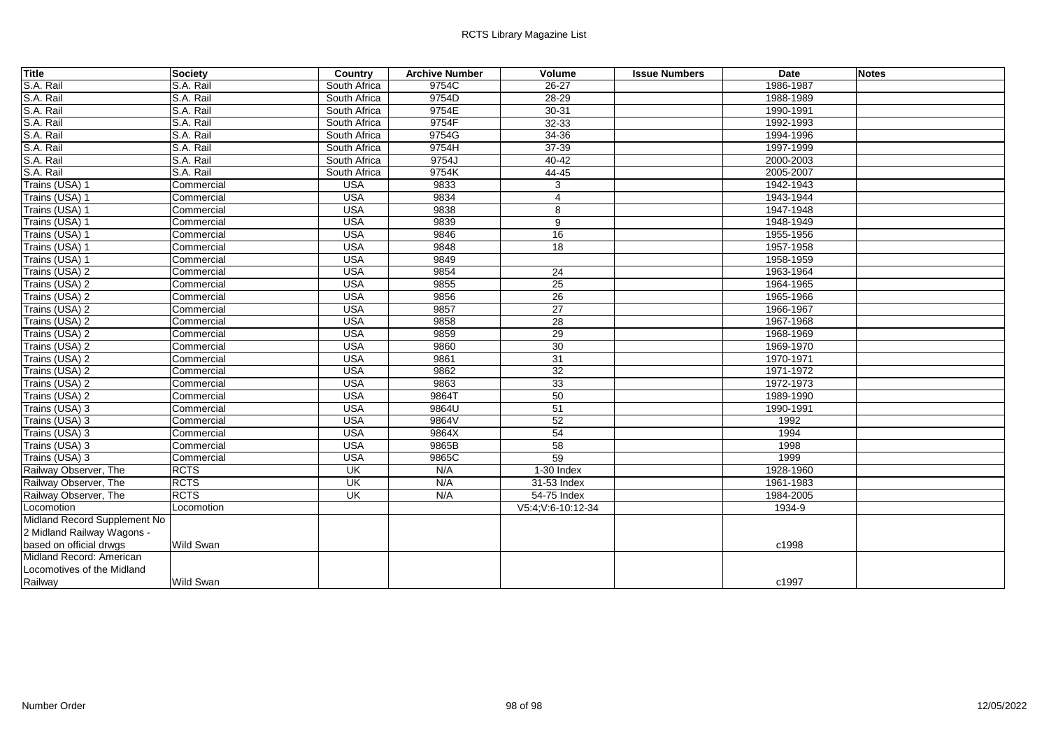| Title | Society | Country | Archive Number | Volume | Issue Numbers | Date | Notes |
|---|---|---|---|---|---|---|---|
| S.A. Rail | S.A. Rail | South Africa | 9754C | 26-27 | | 1986-1987 | |
| S.A. Rail | S.A. Rail | South Africa | 9754D | 28-29 | | 1988-1989 | |
| S.A. Rail | S.A. Rail | South Africa | 9754E | 30-31 | | 1990-1991 | |
| S.A. Rail | S.A. Rail | South Africa | 9754F | 32-33 | | 1992-1993 | |
| S.A. Rail | S.A. Rail | South Africa | 9754G | 34-36 | | 1994-1996 | |
| S.A. Rail | S.A. Rail | South Africa | 9754H | 37-39 | | 1997-1999 | |
| S.A. Rail | S.A. Rail | South Africa | 9754J | 40-42 | | 2000-2003 | |
| S.A. Rail | S.A. Rail | South Africa | 9754K | 44-45 | | 2005-2007 | |
| Trains (USA) 1 | Commercial | USA | 9833 | 3 | | 1942-1943 | |
| Trains (USA) 1 | Commercial | USA | 9834 | 4 | | 1943-1944 | |
| Trains (USA) 1 | Commercial | USA | 9838 | 8 | | 1947-1948 | |
| Trains (USA) 1 | Commercial | USA | 9839 | 9 | | 1948-1949 | |
| Trains (USA) 1 | Commercial | USA | 9846 | 16 | | 1955-1956 | |
| Trains (USA) 1 | Commercial | USA | 9848 | 18 | | 1957-1958 | |
| Trains (USA) 1 | Commercial | USA | 9849 | | | 1958-1959 | |
| Trains (USA) 2 | Commercial | USA | 9854 | 24 | | 1963-1964 | |
| Trains (USA) 2 | Commercial | USA | 9855 | 25 | | 1964-1965 | |
| Trains (USA) 2 | Commercial | USA | 9856 | 26 | | 1965-1966 | |
| Trains (USA) 2 | Commercial | USA | 9857 | 27 | | 1966-1967 | |
| Trains (USA) 2 | Commercial | USA | 9858 | 28 | | 1967-1968 | |
| Trains (USA) 2 | Commercial | USA | 9859 | 29 | | 1968-1969 | |
| Trains (USA) 2 | Commercial | USA | 9860 | 30 | | 1969-1970 | |
| Trains (USA) 2 | Commercial | USA | 9861 | 31 | | 1970-1971 | |
| Trains (USA) 2 | Commercial | USA | 9862 | 32 | | 1971-1972 | |
| Trains (USA) 2 | Commercial | USA | 9863 | 33 | | 1972-1973 | |
| Trains (USA) 2 | Commercial | USA | 9864T | 50 | | 1989-1990 | |
| Trains (USA) 3 | Commercial | USA | 9864U | 51 | | 1990-1991 | |
| Trains (USA) 3 | Commercial | USA | 9864V | 52 | | 1992 | |
| Trains (USA) 3 | Commercial | USA | 9864X | 54 | | 1994 | |
| Trains (USA) 3 | Commercial | USA | 9865B | 58 | | 1998 | |
| Trains (USA) 3 | Commercial | USA | 9865C | 59 | | 1999 | |
| Railway Observer, The | RCTS | UK | N/A | 1-30 Index | | 1928-1960 | |
| Railway Observer, The | RCTS | UK | N/A | 31-53 Index | | 1961-1983 | |
| Railway Observer, The | RCTS | UK | N/A | 54-75 Index | | 1984-2005 | |
| Locomotion | Locomotion | | | V5:4;V:6-10:12-34 | | 1934-9 | |
| Midland Record Supplement No 2 Midland Railway Wagons - based on official drwgs | Wild Swan | | | | | c1998 | |
| Midland Record: American Locomotives of the Midland Railway | Wild Swan | | | | | c1997 | |